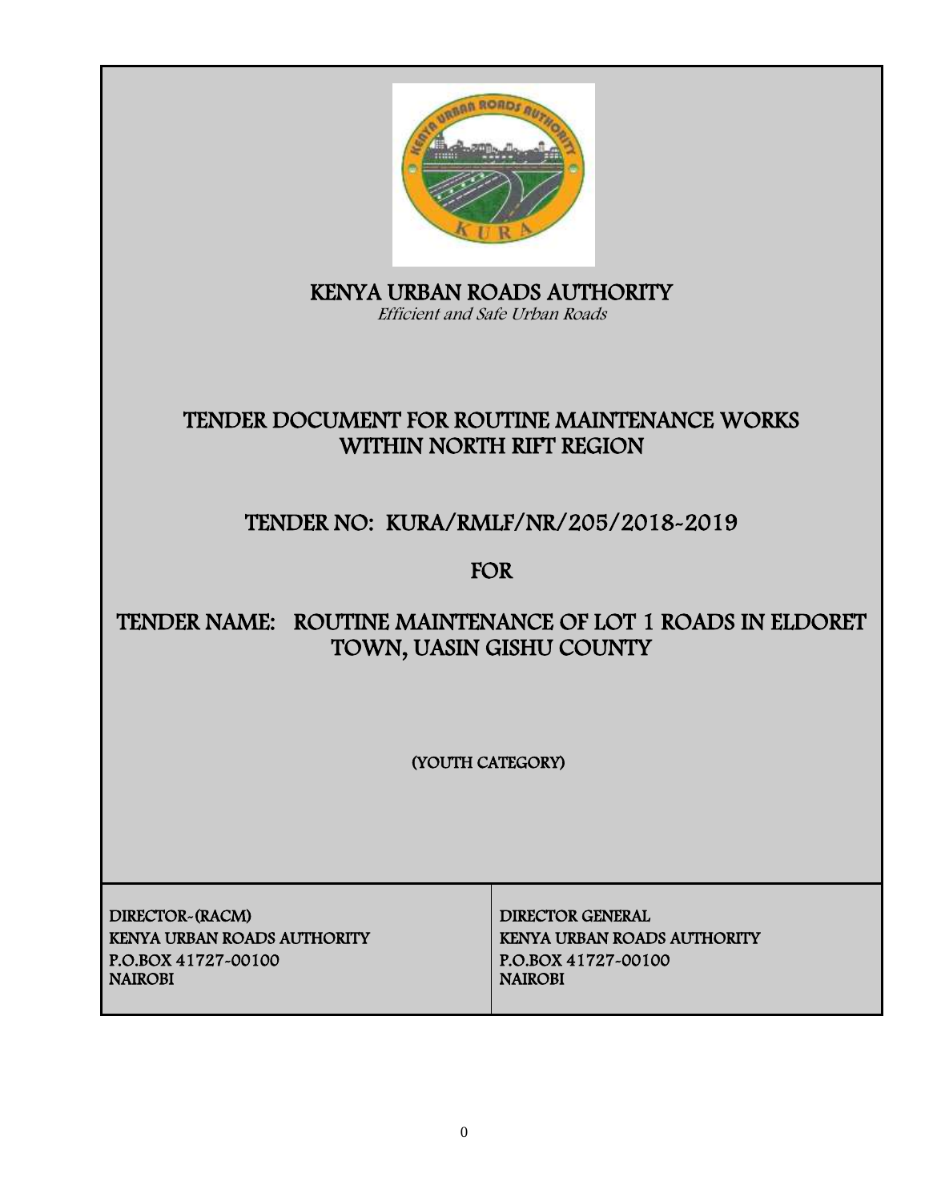# KENYA URBAN ROADS AUTHORITY

*Efficient and Safe Urban Roads*

## TENDER DOCUMENT FOR ROUTINE MAINTENANCE WORKS WITHIN NORTH RIFT REGION

## TENDER NO: KURA/RMLF/NR/205/2018-2019

## FOR

## TENDER NAME: ROUTINE MAINTENANCE OF LOT 1 ROADS IN ELDORET TOWN, UASIN GISHU COUNTY

(YOUTH CATEGORY)

| DIRECTOR-(RACM)<br>KENYA URBAN ROADS AUTHORITY<br>P.O.BOX 41727-00100<br>NAIROBI | DIRECTOR GENERAL<br>KENYA URBAN ROADS AUTHORITY<br>P.O.BOX 41727-00100<br>NAIROBI |
|---|---|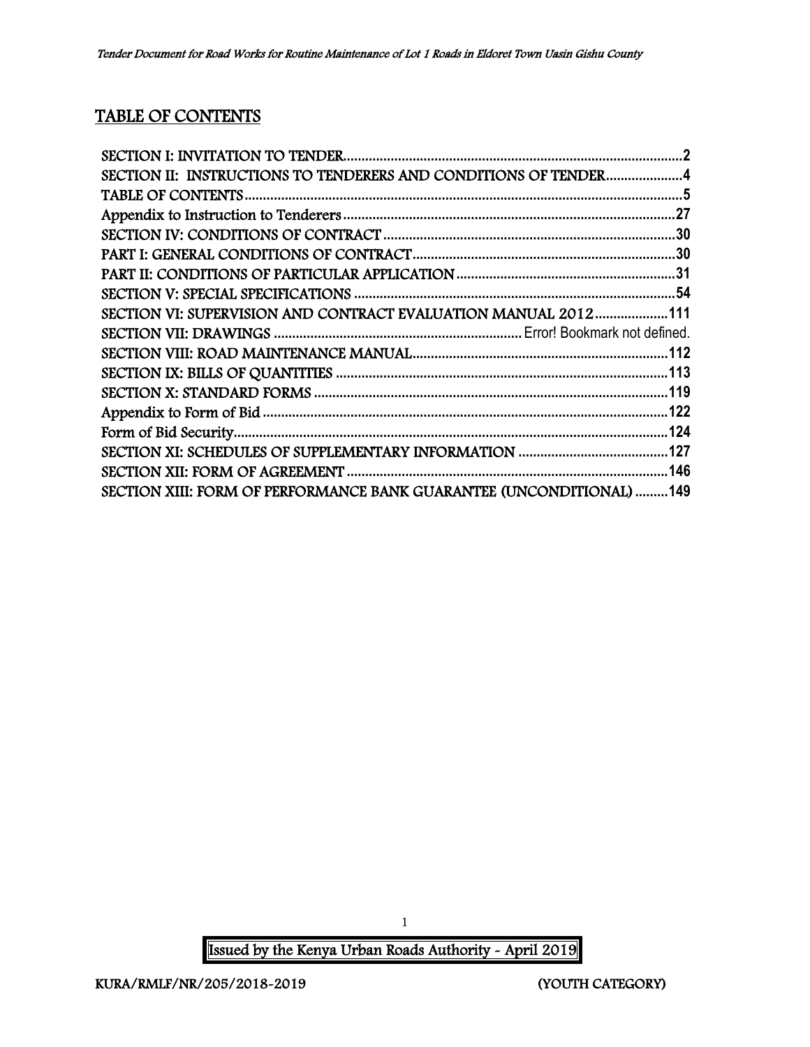# TABLE OF CONTENTS

SECTION I: INVITATION TO TENDER.....2
SECTION II: INSTRUCTIONS TO TENDERERS AND CONDITIONS OF TENDER.....4
TABLE OF CONTENTS.....5
Appendix to Instruction to Tenderers.....27
SECTION IV: CONDITIONS OF CONTRACT.....30
PART I: GENERAL CONDITIONS OF CONTRACT.....30
PART II: CONDITIONS OF PARTICULAR APPLICATION.....31
SECTION V: SPECIAL SPECIFICATIONS.....54
SECTION VI: SUPERVISION AND CONTRACT EVALUATION MANUAL 2012.....111
SECTION VII: DRAWINGS..... Error! Bookmark not defined.
SECTION VIII: ROAD MAINTENANCE MANUAL.....112
SECTION IX: BILLS OF QUANTITIES.....113
SECTION X: STANDARD FORMS.....119
Appendix to Form of Bid.....122
Form of Bid Security.....124
SECTION XI: SCHEDULES OF SUPPLEMENTARY INFORMATION.....127
SECTION XII: FORM OF AGREEMENT.....146
SECTION XIII: FORM OF PERFORMANCE BANK GUARANTEE (UNCONDITIONAL).....149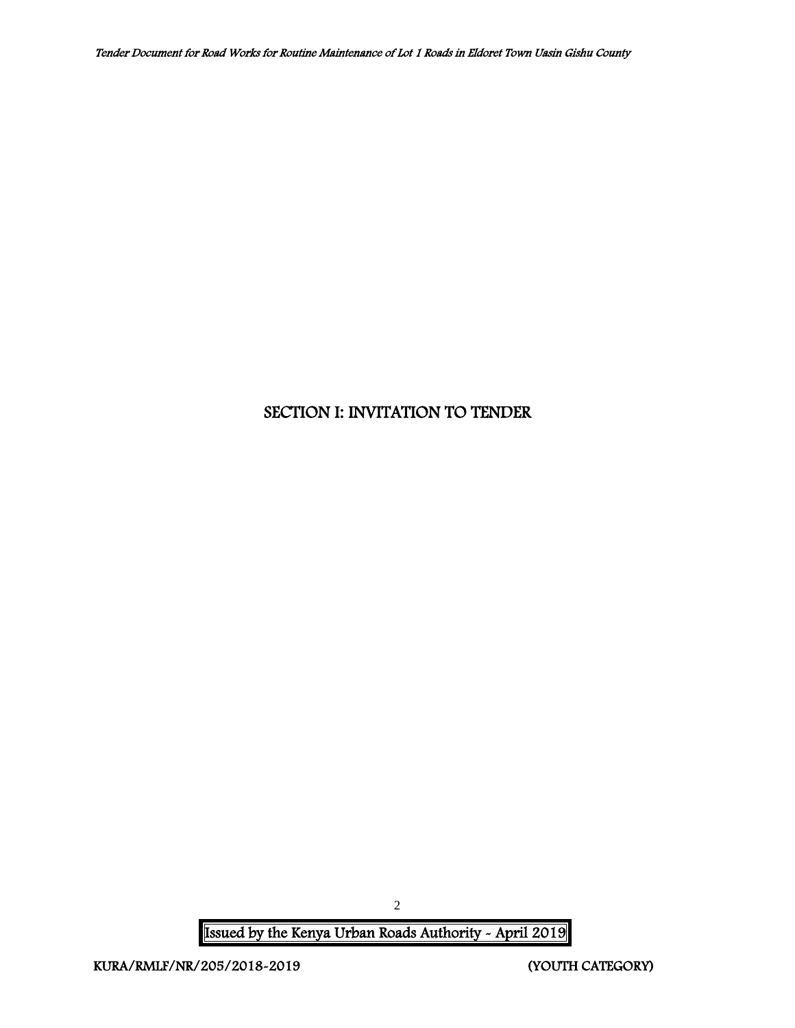# SECTION I: INVITATION TO TENDER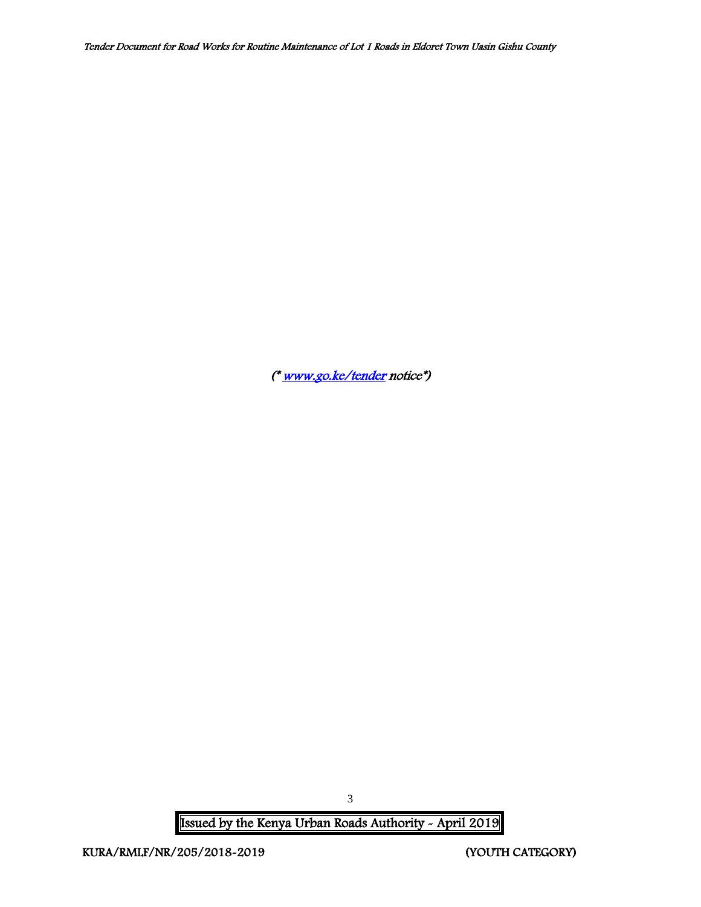*(\* [www.go.ke/tender](http://www.go.ke/tender) notice\*)*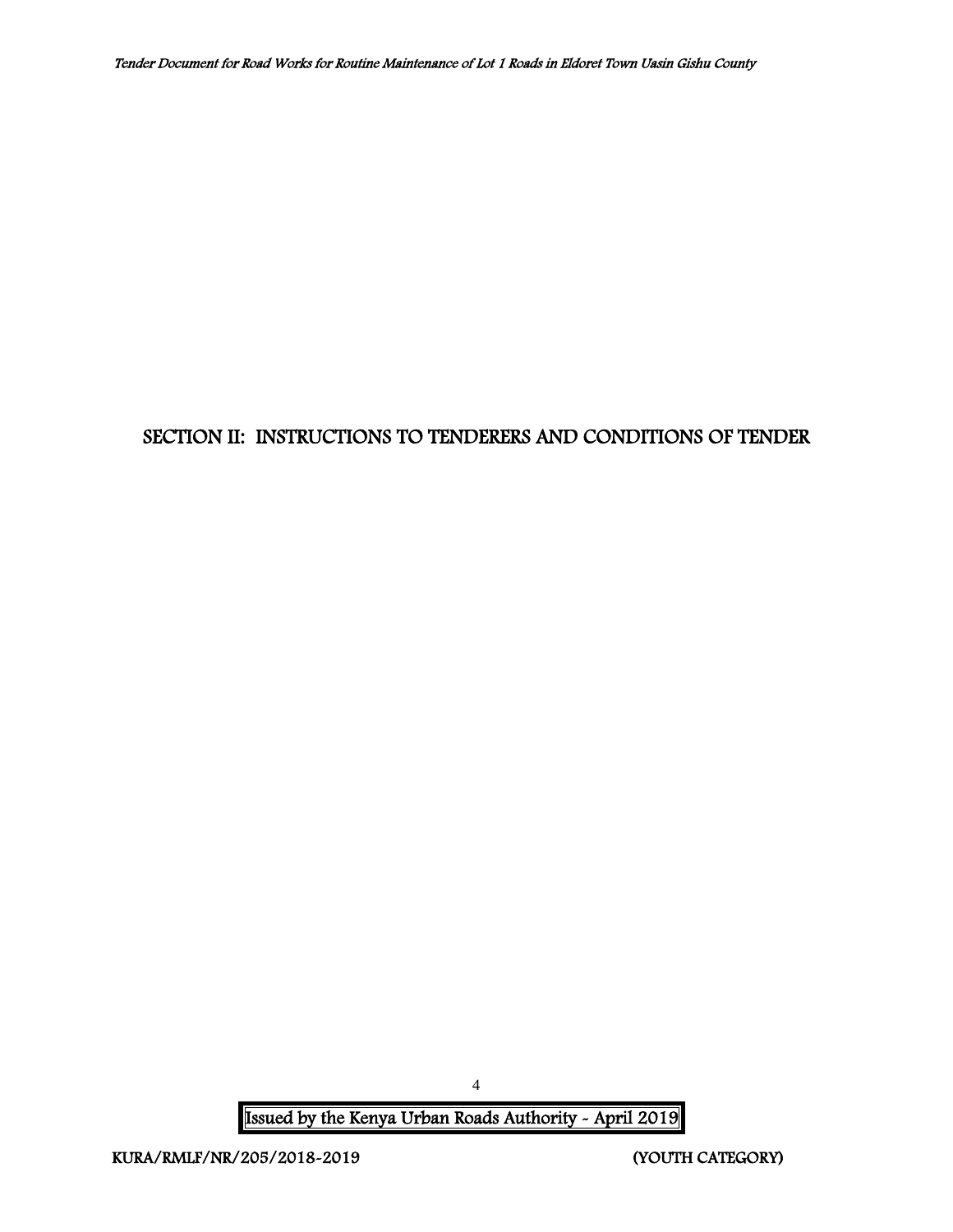# SECTION II: INSTRUCTIONS TO TENDERERS AND CONDITIONS OF TENDER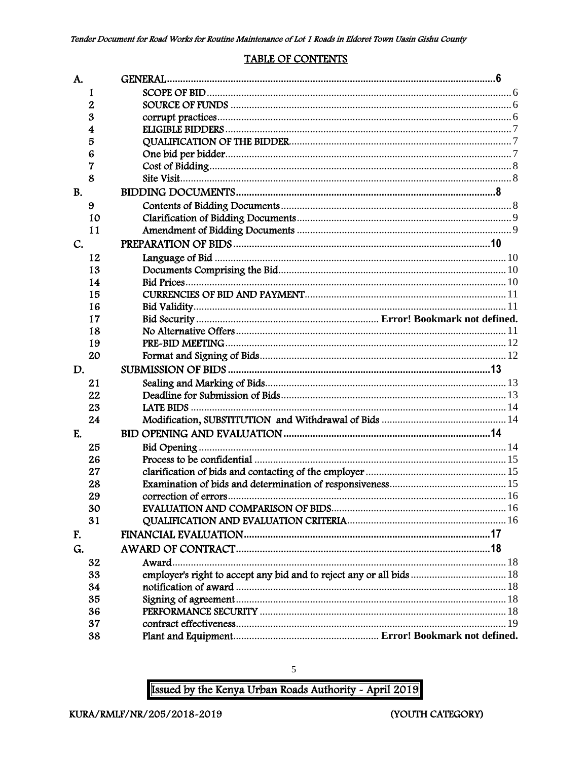## TABLE OF CONTENTS

| | | |
|---|---|---|
| A. | GENERAL | 6 |
| 1 | SCOPE OF BID | 6 |
| 2 | SOURCE OF FUNDS | 6 |
| 3 | corrupt practices | 6 |
| 4 | ELIGIBLE BIDDERS | 7 |
| 5 | QUALIFICATION OF THE BIDDER | 7 |
| 6 | One bid per bidder | 7 |
| 7 | Cost of Bidding | 8 |
| 8 | Site Visit | 8 |
| B. | BIDDING DOCUMENTS | 8 |
| 9 | Contents of Bidding Documents | 8 |
| 10 | Clarification of Bidding Documents | 9 |
| 11 | Amendment of Bidding Documents | 9 |
| C. | PREPARATION OF BIDS | 10 |
| 12 | Language of Bid | 10 |
| 13 | Documents Comprising the Bid | 10 |
| 14 | Bid Prices | 10 |
| 15 | CURRENCIES OF BID AND PAYMENT | 11 |
| 16 | Bid Validity | 11 |
| 17 | Bid Security | Error! Bookmark not defined. |
| 18 | No Alternative Offers | 11 |
| 19 | PRE-BID MEETING | 12 |
| 20 | Format and Signing of Bids | 12 |
| D. | SUBMISSION OF BIDS | 13 |
| 21 | Sealing and Marking of Bids | 13 |
| 22 | Deadline for Submission of Bids | 13 |
| 23 | LATE BIDS | 14 |
| 24 | Modification, SUBSTITUTION and Withdrawal of Bids | 14 |
| E. | BID OPENING AND EVALUATION | 14 |
| 25 | Bid Opening | 14 |
| 26 | Process to be confidential | 15 |
| 27 | clarification of bids and contacting of the employer | 15 |
| 28 | Examination of bids and determination of responsiveness | 15 |
| 29 | correction of errors | 16 |
| 30 | EVALUATION AND COMPARISON OF BIDS | 16 |
| 31 | QUALIFICATION AND EVALUATION CRITERIA | 16 |
| F. | FINANCIAL EVALUATION | 17 |
| G. | AWARD OF CONTRACT | 18 |
| 32 | Award | 18 |
| 33 | employer's right to accept any bid and to reject any or all bids | 18 |
| 34 | notification of award | 18 |
| 35 | Signing of agreement | 18 |
| 36 | PERFORMANCE SECURITY | 18 |
| 37 | contract effectiveness | 19 |
| 38 | Plant and Equipment | Error! Bookmark not defined. |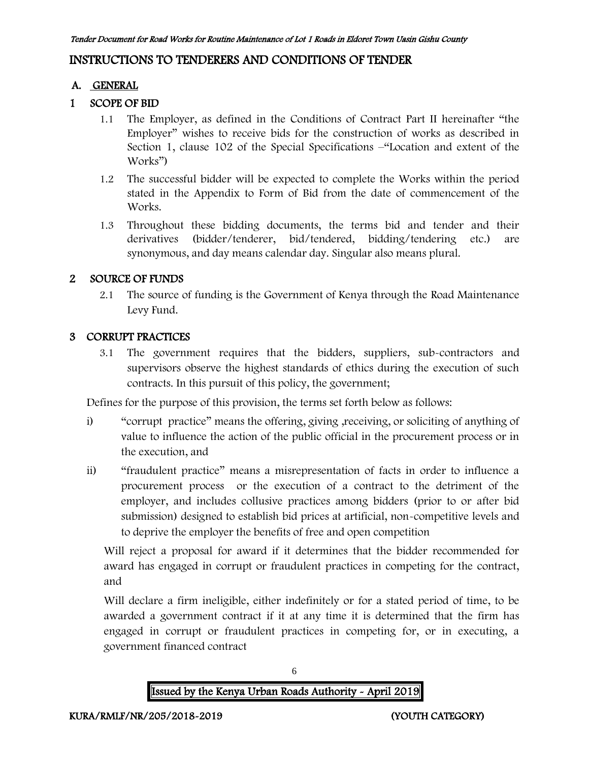# INSTRUCTIONS TO TENDERERS AND CONDITIONS OF TENDER

## A. GENERAL

## 1 SCOPE OF BID

1.1 The Employer, as defined in the Conditions of Contract Part II hereinafter "the Employer" wishes to receive bids for the construction of works as described in Section 1, clause 102 of the Special Specifications –"Location and extent of the Works")

1.2 The successful bidder will be expected to complete the Works within the period stated in the Appendix to Form of Bid from the date of commencement of the Works.

1.3 Throughout these bidding documents, the terms bid and tender and their derivatives (bidder/tenderer, bid/tendered, bidding/tendering etc.) are synonymous, and day means calendar day. Singular also means plural.

## 2 SOURCE OF FUNDS

2.1 The source of funding is the Government of Kenya through the Road Maintenance Levy Fund.

## 3 CORRUPT PRACTICES

3.1 The government requires that the bidders, suppliers, sub-contractors and supervisors observe the highest standards of ethics during the execution of such contracts. In this pursuit of this policy, the government;

Defines for the purpose of this provision, the terms set forth below as follows:

i) "corrupt practice" means the offering, giving ,receiving, or soliciting of anything of value to influence the action of the public official in the procurement process or in the execution, and

ii) "fraudulent practice" means a misrepresentation of facts in order to influence a procurement process or the execution of a contract to the detriment of the employer, and includes collusive practices among bidders (prior to or after bid submission) designed to establish bid prices at artificial, non-competitive levels and to deprive the employer the benefits of free and open competition

Will reject a proposal for award if it determines that the bidder recommended for award has engaged in corrupt or fraudulent practices in competing for the contract, and

Will declare a firm ineligible, either indefinitely or for a stated period of time, to be awarded a government contract if it at any time it is determined that the firm has engaged in corrupt or fraudulent practices in competing for, or in executing, a government financed contract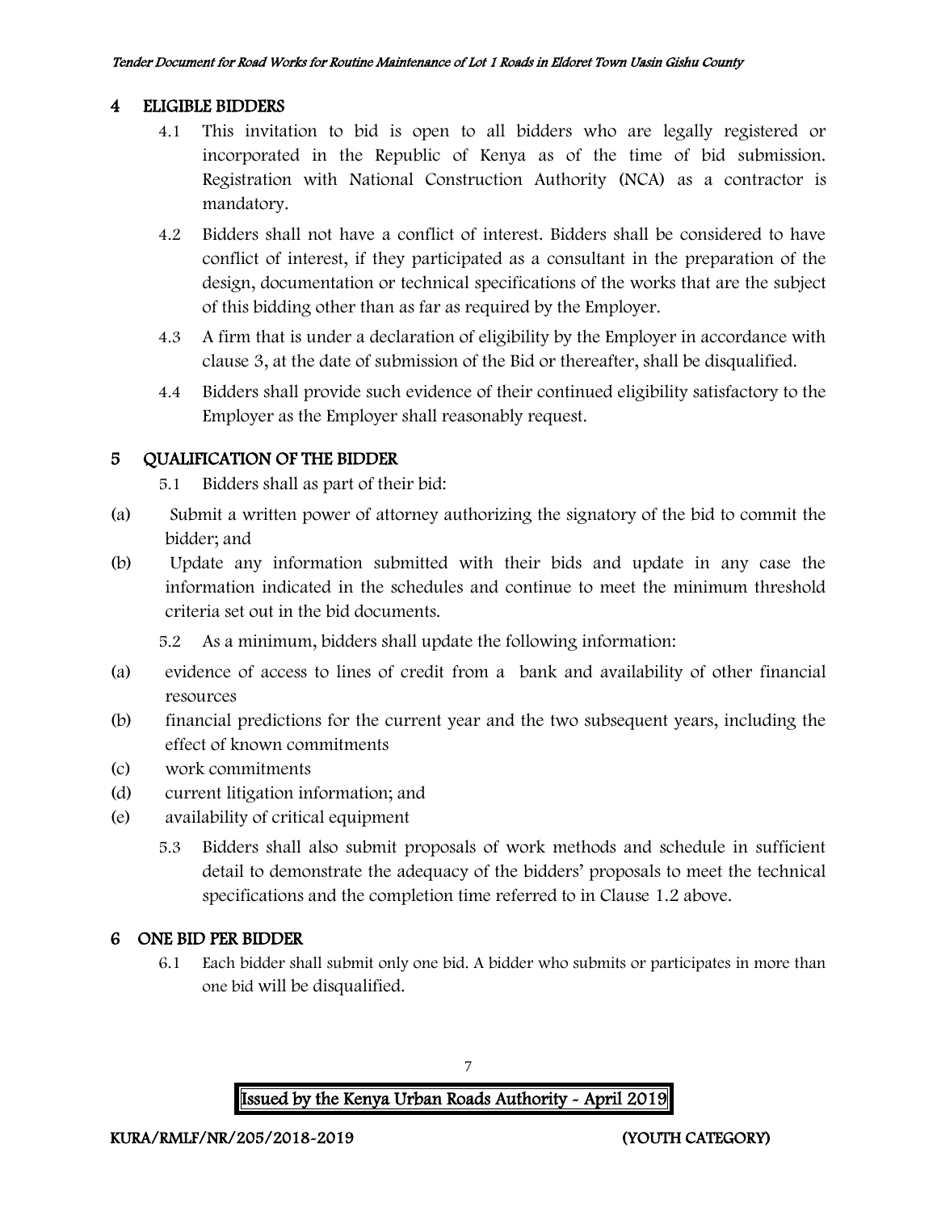## 4 ELIGIBLE BIDDERS

4.1 This invitation to bid is open to all bidders who are legally registered or incorporated in the Republic of Kenya as of the time of bid submission. Registration with National Construction Authority (NCA) as a contractor is mandatory.

4.2 Bidders shall not have a conflict of interest. Bidders shall be considered to have conflict of interest, if they participated as a consultant in the preparation of the design, documentation or technical specifications of the works that are the subject of this bidding other than as far as required by the Employer.

4.3 A firm that is under a declaration of eligibility by the Employer in accordance with clause 3, at the date of submission of the Bid or thereafter, shall be disqualified.

4.4 Bidders shall provide such evidence of their continued eligibility satisfactory to the Employer as the Employer shall reasonably request.

## 5 QUALIFICATION OF THE BIDDER

5.1 Bidders shall as part of their bid:

(a) Submit a written power of attorney authorizing the signatory of the bid to commit the bidder; and

(b) Update any information submitted with their bids and update in any case the information indicated in the schedules and continue to meet the minimum threshold criteria set out in the bid documents.

5.2 As a minimum, bidders shall update the following information:

(a) evidence of access to lines of credit from a bank and availability of other financial resources

(b) financial predictions for the current year and the two subsequent years, including the effect of known commitments

(c) work commitments

(d) current litigation information; and

(e) availability of critical equipment

5.3 Bidders shall also submit proposals of work methods and schedule in sufficient detail to demonstrate the adequacy of the bidders' proposals to meet the technical specifications and the completion time referred to in Clause 1.2 above.

## 6 ONE BID PER BIDDER

6.1 Each bidder shall submit only one bid. A bidder who submits or participates in more than one bid will be disqualified.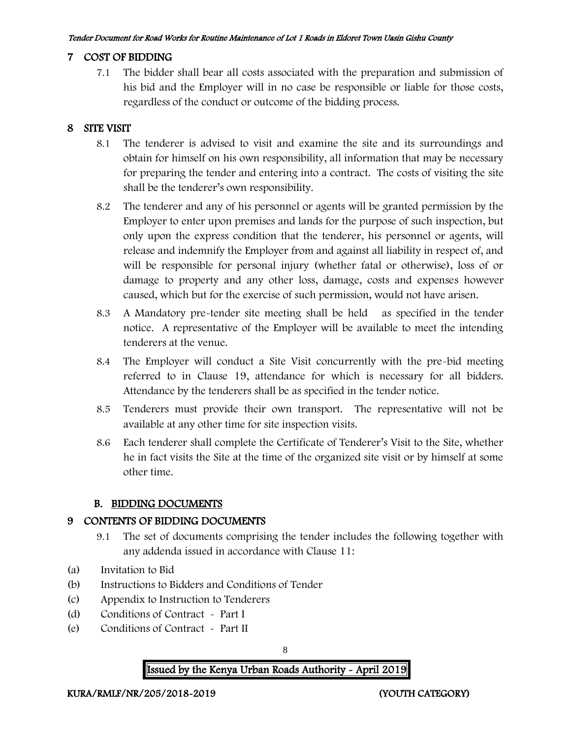## 7 COST OF BIDDING

7.1 The bidder shall bear all costs associated with the preparation and submission of his bid and the Employer will in no case be responsible or liable for those costs, regardless of the conduct or outcome of the bidding process.

## 8 SITE VISIT

8.1 The tenderer is advised to visit and examine the site and its surroundings and obtain for himself on his own responsibility, all information that may be necessary for preparing the tender and entering into a contract. The costs of visiting the site shall be the tenderer's own responsibility.

8.2 The tenderer and any of his personnel or agents will be granted permission by the Employer to enter upon premises and lands for the purpose of such inspection, but only upon the express condition that the tenderer, his personnel or agents, will release and indemnify the Employer from and against all liability in respect of, and will be responsible for personal injury (whether fatal or otherwise), loss of or damage to property and any other loss, damage, costs and expenses however caused, which but for the exercise of such permission, would not have arisen.

8.3 A Mandatory pre-tender site meeting shall be held as specified in the tender notice. A representative of the Employer will be available to meet the intending tenderers at the venue.

8.4 The Employer will conduct a Site Visit concurrently with the pre-bid meeting referred to in Clause 19, attendance for which is necessary for all bidders. Attendance by the tenderers shall be as specified in the tender notice.

8.5 Tenderers must provide their own transport. The representative will not be available at any other time for site inspection visits.

8.6 Each tenderer shall complete the Certificate of Tenderer's Visit to the Site, whether he in fact visits the Site at the time of the organized site visit or by himself at some other time.

### B. BIDDING DOCUMENTS

## 9 CONTENTS OF BIDDING DOCUMENTS

9.1 The set of documents comprising the tender includes the following together with any addenda issued in accordance with Clause 11:

(a) Invitation to Bid
(b) Instructions to Bidders and Conditions of Tender
(c) Appendix to Instruction to Tenderers
(d) Conditions of Contract - Part I
(e) Conditions of Contract - Part II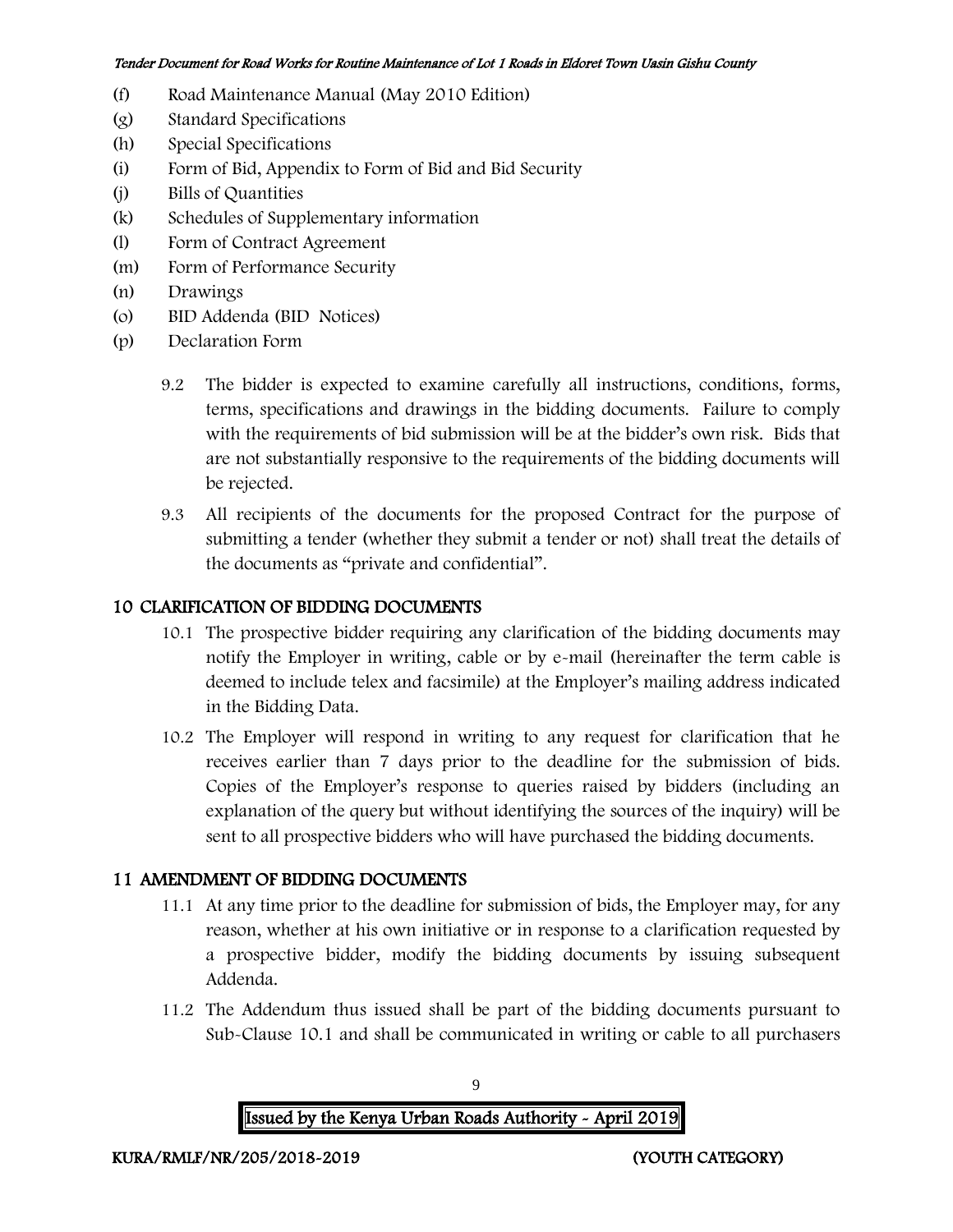(f) Road Maintenance Manual (May 2010 Edition)

(g) Standard Specifications

(h) Special Specifications

(i) Form of Bid, Appendix to Form of Bid and Bid Security

(j) Bills of Quantities

(k) Schedules of Supplementary information

(l) Form of Contract Agreement

(m) Form of Performance Security

(n) Drawings

(o) BID Addenda (BID Notices)

(p) Declaration Form

9.2 The bidder is expected to examine carefully all instructions, conditions, forms, terms, specifications and drawings in the bidding documents. Failure to comply with the requirements of bid submission will be at the bidder's own risk. Bids that are not substantially responsive to the requirements of the bidding documents will be rejected.

9.3 All recipients of the documents for the proposed Contract for the purpose of submitting a tender (whether they submit a tender or not) shall treat the details of the documents as "private and confidential".

## 10 CLARIFICATION OF BIDDING DOCUMENTS

10.1 The prospective bidder requiring any clarification of the bidding documents may notify the Employer in writing, cable or by e-mail (hereinafter the term cable is deemed to include telex and facsimile) at the Employer's mailing address indicated in the Bidding Data.

10.2 The Employer will respond in writing to any request for clarification that he receives earlier than 7 days prior to the deadline for the submission of bids. Copies of the Employer's response to queries raised by bidders (including an explanation of the query but without identifying the sources of the inquiry) will be sent to all prospective bidders who will have purchased the bidding documents.

## 11 AMENDMENT OF BIDDING DOCUMENTS

11.1 At any time prior to the deadline for submission of bids, the Employer may, for any reason, whether at his own initiative or in response to a clarification requested by a prospective bidder, modify the bidding documents by issuing subsequent Addenda.

11.2 The Addendum thus issued shall be part of the bidding documents pursuant to Sub-Clause 10.1 and shall be communicated in writing or cable to all purchasers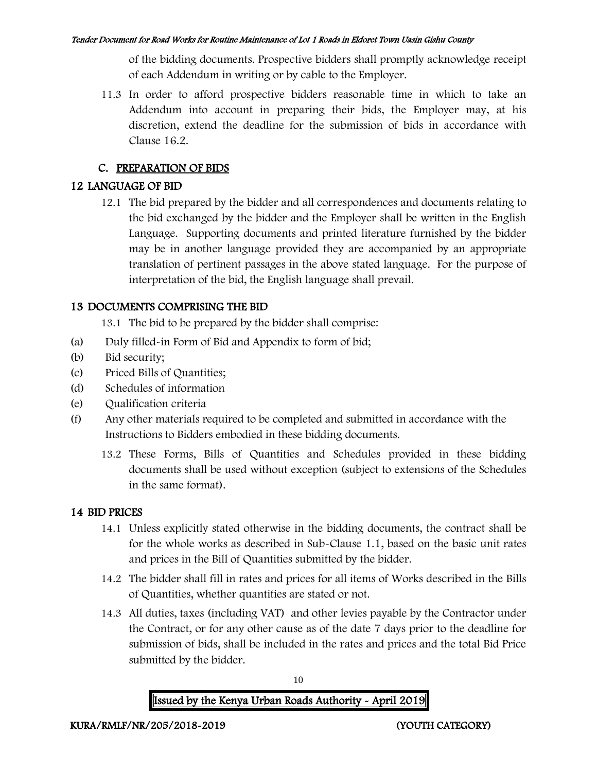of the bidding documents. Prospective bidders shall promptly acknowledge receipt of each Addendum in writing or by cable to the Employer.

11.3 In order to afford prospective bidders reasonable time in which to take an Addendum into account in preparing their bids, the Employer may, at his discretion, extend the deadline for the submission of bids in accordance with Clause 16.2.

## C. PREPARATION OF BIDS

## 12 LANGUAGE OF BID

12.1 The bid prepared by the bidder and all correspondences and documents relating to the bid exchanged by the bidder and the Employer shall be written in the English Language. Supporting documents and printed literature furnished by the bidder may be in another language provided they are accompanied by an appropriate translation of pertinent passages in the above stated language. For the purpose of interpretation of the bid, the English language shall prevail.

## 13 DOCUMENTS COMPRISING THE BID

13.1 The bid to be prepared by the bidder shall comprise:

(a) Duly filled-in Form of Bid and Appendix to form of bid;
(b) Bid security;
(c) Priced Bills of Quantities;
(d) Schedules of information
(e) Qualification criteria
(f) Any other materials required to be completed and submitted in accordance with the Instructions to Bidders embodied in these bidding documents.

13.2 These Forms, Bills of Quantities and Schedules provided in these bidding documents shall be used without exception (subject to extensions of the Schedules in the same format).

## 14 BID PRICES

14.1 Unless explicitly stated otherwise in the bidding documents, the contract shall be for the whole works as described in Sub-Clause 1.1, based on the basic unit rates and prices in the Bill of Quantities submitted by the bidder.

14.2 The bidder shall fill in rates and prices for all items of Works described in the Bills of Quantities, whether quantities are stated or not.

14.3 All duties, taxes (including VAT) and other levies payable by the Contractor under the Contract, or for any other cause as of the date 7 days prior to the deadline for submission of bids, shall be included in the rates and prices and the total Bid Price submitted by the bidder.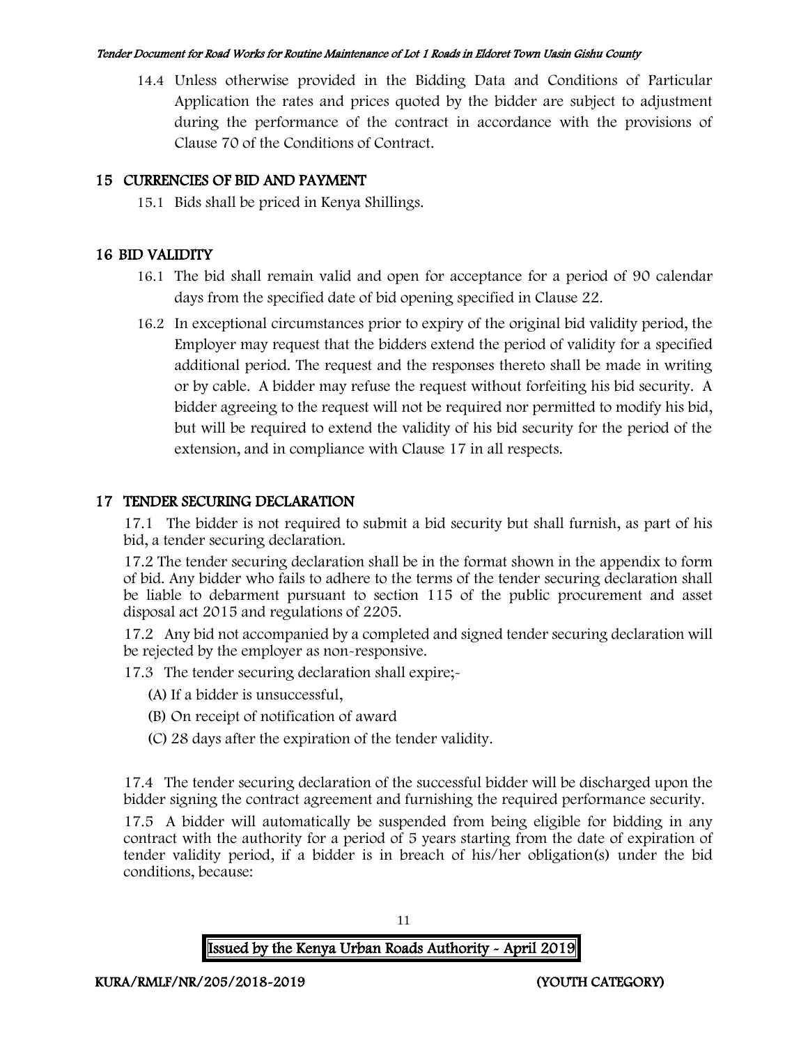14.4 Unless otherwise provided in the Bidding Data and Conditions of Particular Application the rates and prices quoted by the bidder are subject to adjustment during the performance of the contract in accordance with the provisions of Clause 70 of the Conditions of Contract.

## 15 CURRENCIES OF BID AND PAYMENT

15.1 Bids shall be priced in Kenya Shillings.

## 16 BID VALIDITY

16.1 The bid shall remain valid and open for acceptance for a period of 90 calendar days from the specified date of bid opening specified in Clause 22.

16.2 In exceptional circumstances prior to expiry of the original bid validity period, the Employer may request that the bidders extend the period of validity for a specified additional period. The request and the responses thereto shall be made in writing or by cable. A bidder may refuse the request without forfeiting his bid security. A bidder agreeing to the request will not be required nor permitted to modify his bid, but will be required to extend the validity of his bid security for the period of the extension, and in compliance with Clause 17 in all respects.

## 17 TENDER SECURING DECLARATION

17.1 The bidder is not required to submit a bid security but shall furnish, as part of his bid, a tender securing declaration.

17.2 The tender securing declaration shall be in the format shown in the appendix to form of bid. Any bidder who fails to adhere to the terms of the tender securing declaration shall be liable to debarment pursuant to section 115 of the public procurement and asset disposal act 2015 and regulations of 2205.

17.2 Any bid not accompanied by a completed and signed tender securing declaration will be rejected by the employer as non-responsive.

17.3 The tender securing declaration shall expire;-

(A) If a bidder is unsuccessful,

(B) On receipt of notification of award

(C) 28 days after the expiration of the tender validity.

17.4 The tender securing declaration of the successful bidder will be discharged upon the bidder signing the contract agreement and furnishing the required performance security.

17.5 A bidder will automatically be suspended from being eligible for bidding in any contract with the authority for a period of 5 years starting from the date of expiration of tender validity period, if a bidder is in breach of his/her obligation(s) under the bid conditions, because: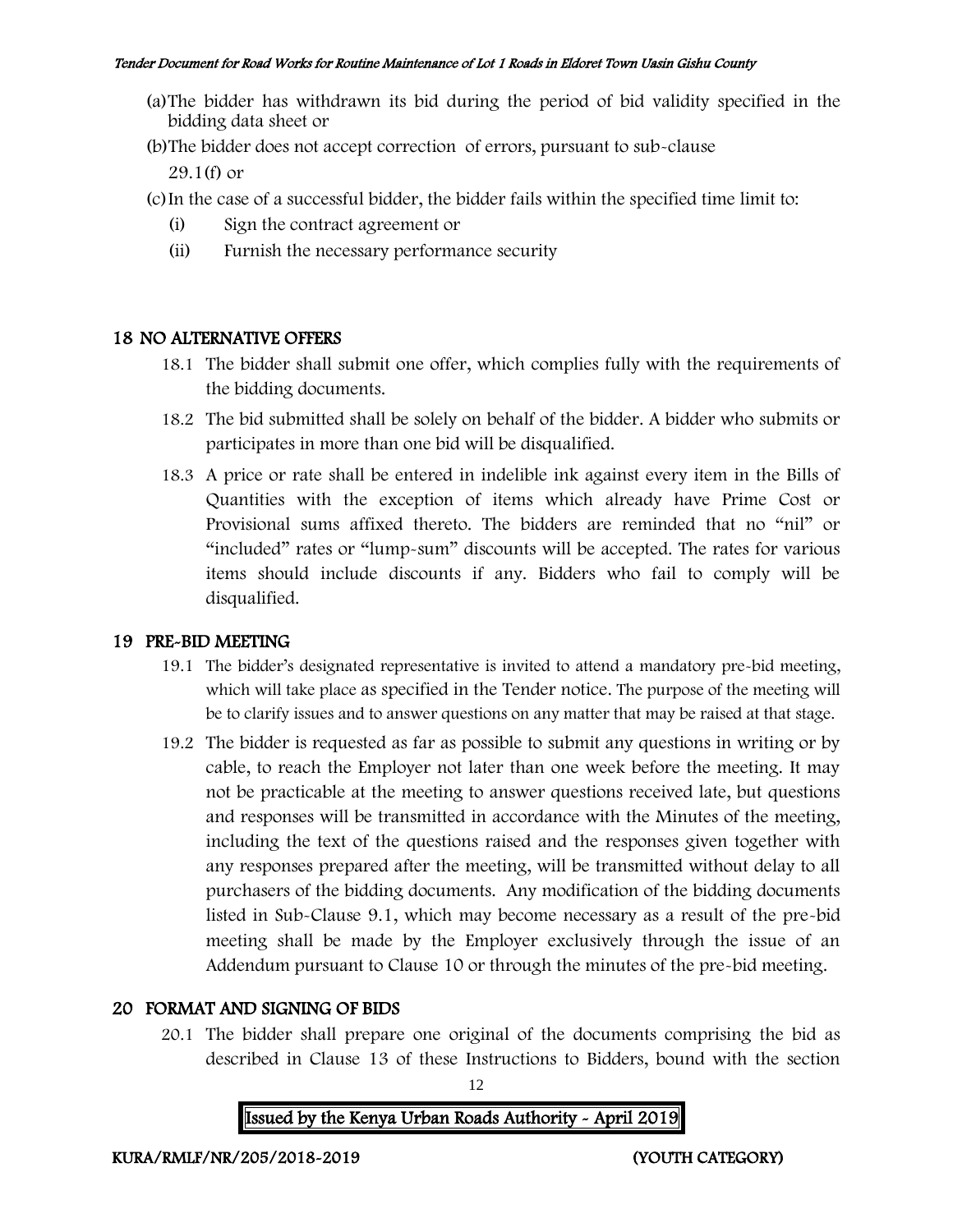(a) The bidder has withdrawn its bid during the period of bid validity specified in the bidding data sheet or

(b) The bidder does not accept correction of errors, pursuant to sub-clause 29.1(f) or

(c) In the case of a successful bidder, the bidder fails within the specified time limit to:

   (i) Sign the contract agreement or

   (ii) Furnish the necessary performance security

## 18 NO ALTERNATIVE OFFERS

18.1 The bidder shall submit one offer, which complies fully with the requirements of the bidding documents.

18.2 The bid submitted shall be solely on behalf of the bidder. A bidder who submits or participates in more than one bid will be disqualified.

18.3 A price or rate shall be entered in indelible ink against every item in the Bills of Quantities with the exception of items which already have Prime Cost or Provisional sums affixed thereto. The bidders are reminded that no "nil" or "included" rates or "lump-sum" discounts will be accepted. The rates for various items should include discounts if any. Bidders who fail to comply will be disqualified.

## 19 PRE-BID MEETING

19.1 The bidder's designated representative is invited to attend a mandatory pre-bid meeting, which will take place as specified in the Tender notice. The purpose of the meeting will be to clarify issues and to answer questions on any matter that may be raised at that stage.

19.2 The bidder is requested as far as possible to submit any questions in writing or by cable, to reach the Employer not later than one week before the meeting. It may not be practicable at the meeting to answer questions received late, but questions and responses will be transmitted in accordance with the Minutes of the meeting, including the text of the questions raised and the responses given together with any responses prepared after the meeting, will be transmitted without delay to all purchasers of the bidding documents. Any modification of the bidding documents listed in Sub-Clause 9.1, which may become necessary as a result of the pre-bid meeting shall be made by the Employer exclusively through the issue of an Addendum pursuant to Clause 10 or through the minutes of the pre-bid meeting.

## 20 FORMAT AND SIGNING OF BIDS

20.1 The bidder shall prepare one original of the documents comprising the bid as described in Clause 13 of these Instructions to Bidders, bound with the section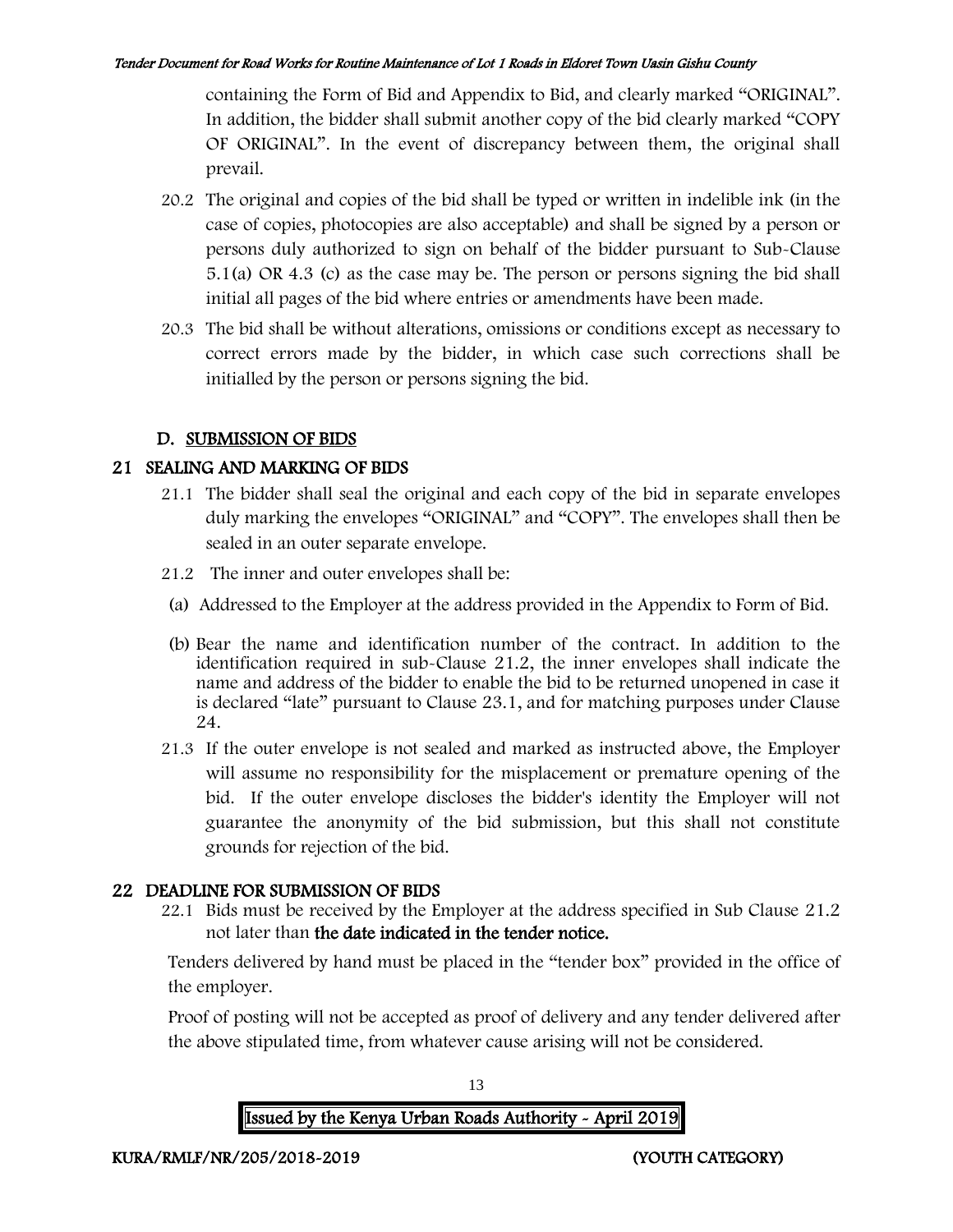containing the Form of Bid and Appendix to Bid, and clearly marked "ORIGINAL". In addition, the bidder shall submit another copy of the bid clearly marked "COPY OF ORIGINAL". In the event of discrepancy between them, the original shall prevail.

20.2 The original and copies of the bid shall be typed or written in indelible ink (in the case of copies, photocopies are also acceptable) and shall be signed by a person or persons duly authorized to sign on behalf of the bidder pursuant to Sub-Clause 5.1(a) OR 4.3 (c) as the case may be. The person or persons signing the bid shall initial all pages of the bid where entries or amendments have been made.

20.3 The bid shall be without alterations, omissions or conditions except as necessary to correct errors made by the bidder, in which case such corrections shall be initialled by the person or persons signing the bid.

## D. SUBMISSION OF BIDS

## 21 SEALING AND MARKING OF BIDS

21.1 The bidder shall seal the original and each copy of the bid in separate envelopes duly marking the envelopes "ORIGINAL" and "COPY". The envelopes shall then be sealed in an outer separate envelope.

21.2 The inner and outer envelopes shall be:

(a) Addressed to the Employer at the address provided in the Appendix to Form of Bid.

(b) Bear the name and identification number of the contract. In addition to the identification required in sub-Clause 21.2, the inner envelopes shall indicate the name and address of the bidder to enable the bid to be returned unopened in case it is declared "late" pursuant to Clause 23.1, and for matching purposes under Clause 24.

21.3 If the outer envelope is not sealed and marked as instructed above, the Employer will assume no responsibility for the misplacement or premature opening of the bid. If the outer envelope discloses the bidder's identity the Employer will not guarantee the anonymity of the bid submission, but this shall not constitute grounds for rejection of the bid.

## 22 DEADLINE FOR SUBMISSION OF BIDS

22.1 Bids must be received by the Employer at the address specified in Sub Clause 21.2 not later than **the date indicated in the tender notice.**

Tenders delivered by hand must be placed in the "tender box" provided in the office of the employer.

Proof of posting will not be accepted as proof of delivery and any tender delivered after the above stipulated time, from whatever cause arising will not be considered.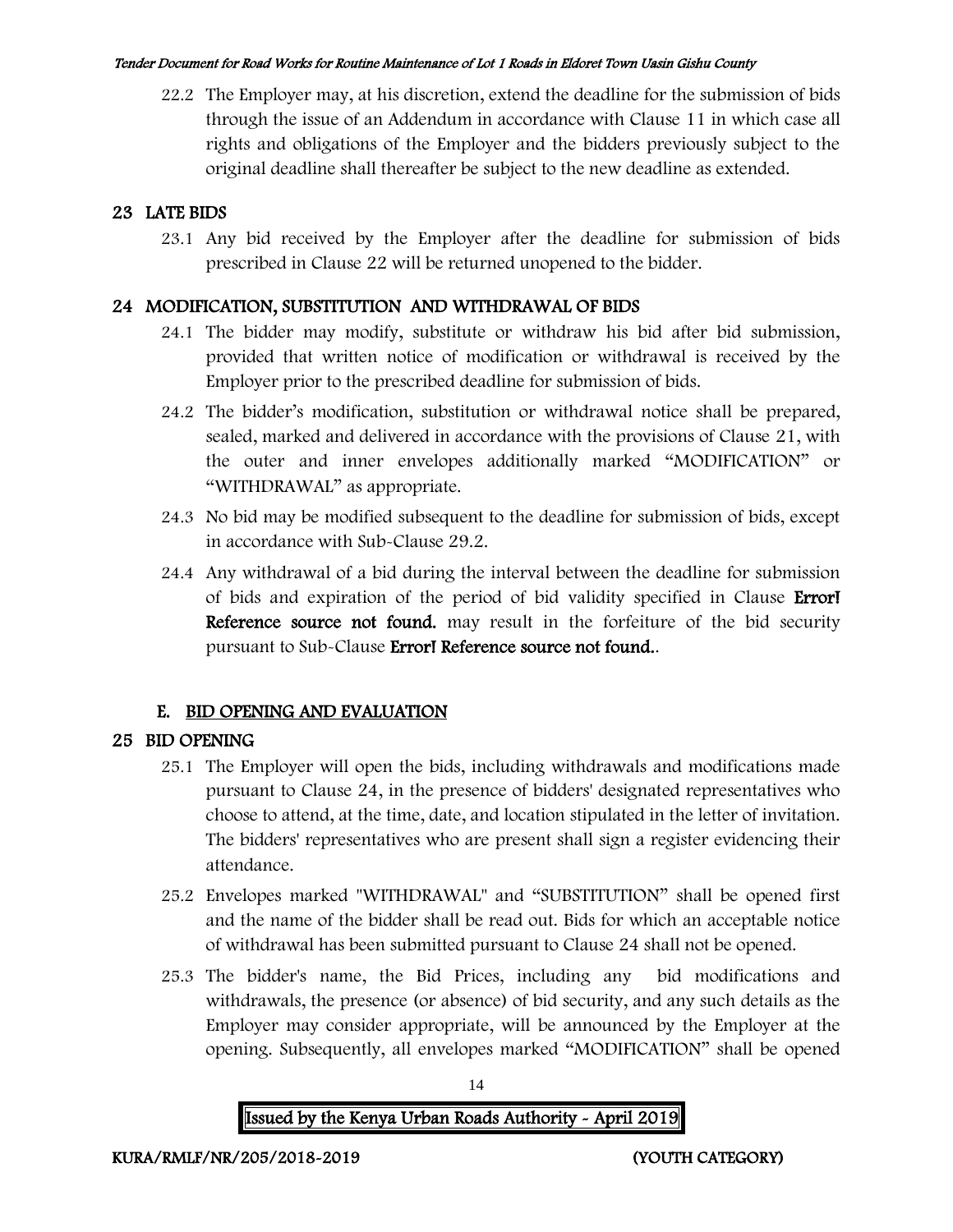22.2 The Employer may, at his discretion, extend the deadline for the submission of bids through the issue of an Addendum in accordance with Clause 11 in which case all rights and obligations of the Employer and the bidders previously subject to the original deadline shall thereafter be subject to the new deadline as extended.

## 23 LATE BIDS

23.1 Any bid received by the Employer after the deadline for submission of bids prescribed in Clause 22 will be returned unopened to the bidder.

## 24 MODIFICATION, SUBSTITUTION AND WITHDRAWAL OF BIDS

24.1 The bidder may modify, substitute or withdraw his bid after bid submission, provided that written notice of modification or withdrawal is received by the Employer prior to the prescribed deadline for submission of bids.

24.2 The bidder's modification, substitution or withdrawal notice shall be prepared, sealed, marked and delivered in accordance with the provisions of Clause 21, with the outer and inner envelopes additionally marked "MODIFICATION" or "WITHDRAWAL" as appropriate.

24.3 No bid may be modified subsequent to the deadline for submission of bids, except in accordance with Sub-Clause 29.2.

24.4 Any withdrawal of a bid during the interval between the deadline for submission of bids and expiration of the period of bid validity specified in Clause **Error! Reference source not found.** may result in the forfeiture of the bid security pursuant to Sub-Clause **Error! Reference source not found.**.

## E. BID OPENING AND EVALUATION

## 25 BID OPENING

25.1 The Employer will open the bids, including withdrawals and modifications made pursuant to Clause 24, in the presence of bidders' designated representatives who choose to attend, at the time, date, and location stipulated in the letter of invitation. The bidders' representatives who are present shall sign a register evidencing their attendance.

25.2 Envelopes marked "WITHDRAWAL" and "SUBSTITUTION" shall be opened first and the name of the bidder shall be read out. Bids for which an acceptable notice of withdrawal has been submitted pursuant to Clause 24 shall not be opened.

25.3 The bidder's name, the Bid Prices, including any bid modifications and withdrawals, the presence (or absence) of bid security, and any such details as the Employer may consider appropriate, will be announced by the Employer at the opening. Subsequently, all envelopes marked "MODIFICATION" shall be opened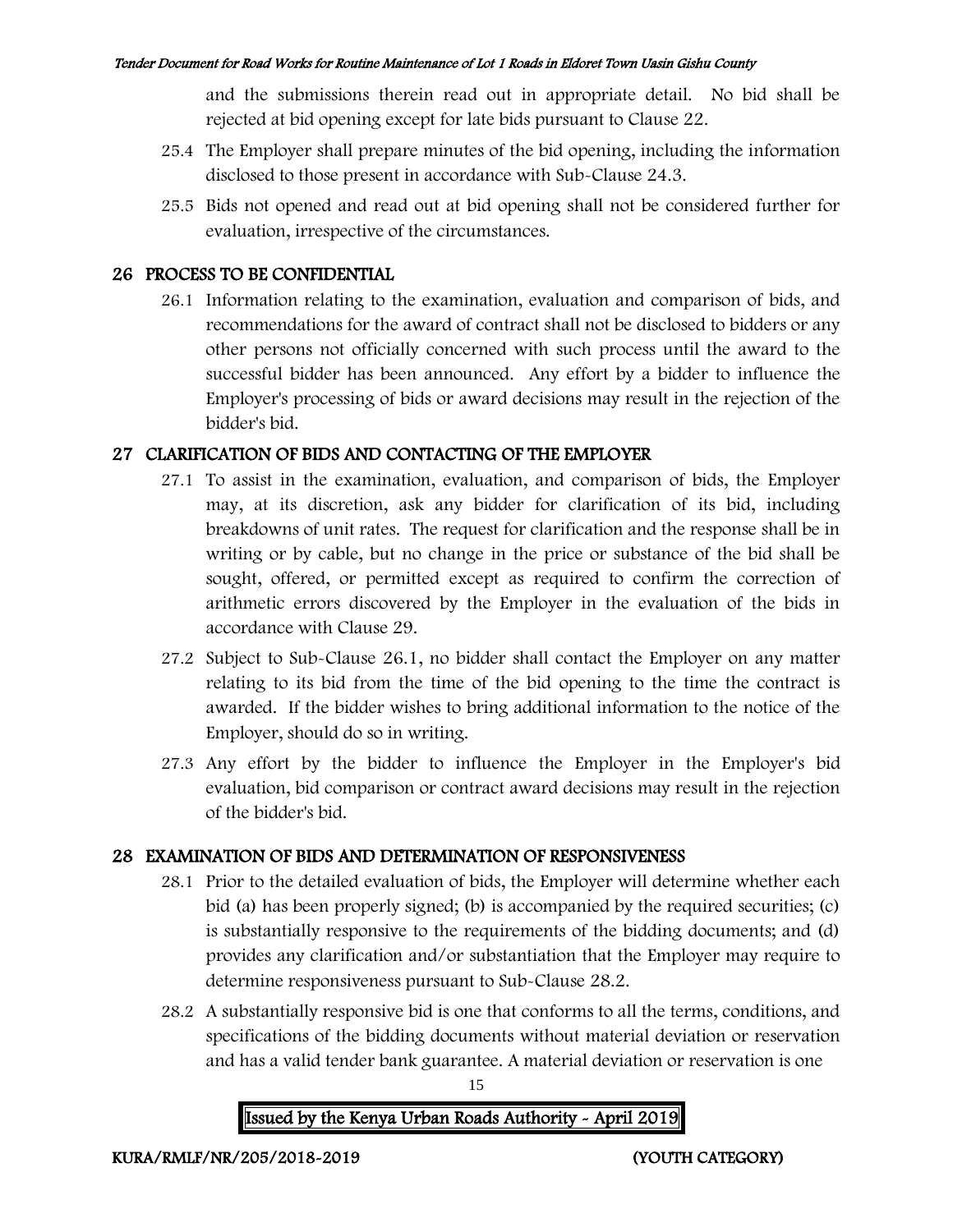and the submissions therein read out in appropriate detail. No bid shall be rejected at bid opening except for late bids pursuant to Clause 22.

25.4 The Employer shall prepare minutes of the bid opening, including the information disclosed to those present in accordance with Sub-Clause 24.3.

25.5 Bids not opened and read out at bid opening shall not be considered further for evaluation, irrespective of the circumstances.

## 26 PROCESS TO BE CONFIDENTIAL

26.1 Information relating to the examination, evaluation and comparison of bids, and recommendations for the award of contract shall not be disclosed to bidders or any other persons not officially concerned with such process until the award to the successful bidder has been announced. Any effort by a bidder to influence the Employer's processing of bids or award decisions may result in the rejection of the bidder's bid.

## 27 CLARIFICATION OF BIDS AND CONTACTING OF THE EMPLOYER

27.1 To assist in the examination, evaluation, and comparison of bids, the Employer may, at its discretion, ask any bidder for clarification of its bid, including breakdowns of unit rates. The request for clarification and the response shall be in writing or by cable, but no change in the price or substance of the bid shall be sought, offered, or permitted except as required to confirm the correction of arithmetic errors discovered by the Employer in the evaluation of the bids in accordance with Clause 29.

27.2 Subject to Sub-Clause 26.1, no bidder shall contact the Employer on any matter relating to its bid from the time of the bid opening to the time the contract is awarded. If the bidder wishes to bring additional information to the notice of the Employer, should do so in writing.

27.3 Any effort by the bidder to influence the Employer in the Employer's bid evaluation, bid comparison or contract award decisions may result in the rejection of the bidder's bid.

## 28 EXAMINATION OF BIDS AND DETERMINATION OF RESPONSIVENESS

28.1 Prior to the detailed evaluation of bids, the Employer will determine whether each bid (a) has been properly signed; (b) is accompanied by the required securities; (c) is substantially responsive to the requirements of the bidding documents; and (d) provides any clarification and/or substantiation that the Employer may require to determine responsiveness pursuant to Sub-Clause 28.2.

28.2 A substantially responsive bid is one that conforms to all the terms, conditions, and specifications of the bidding documents without material deviation or reservation and has a valid tender bank guarantee. A material deviation or reservation is one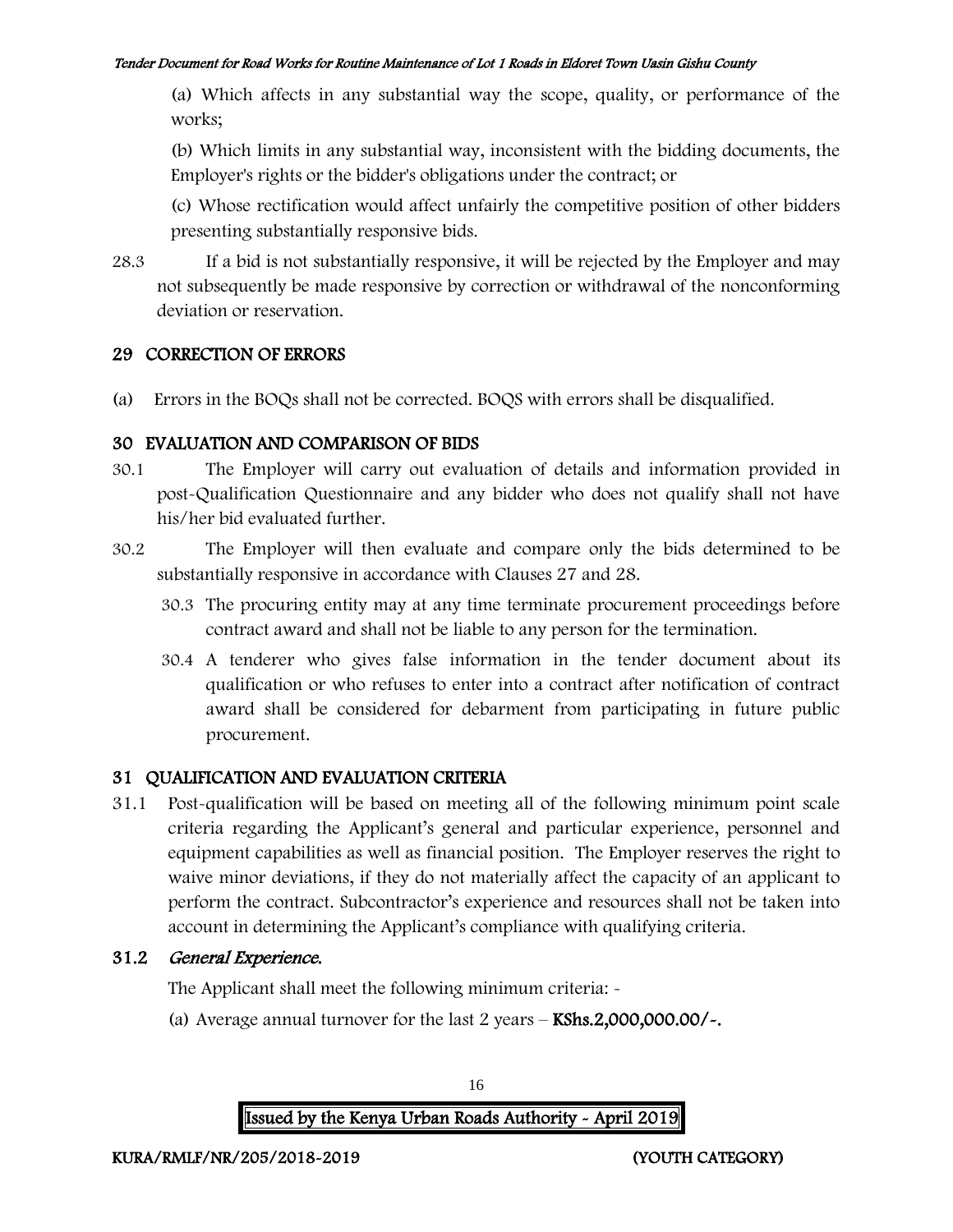(a) Which affects in any substantial way the scope, quality, or performance of the works;

(b) Which limits in any substantial way, inconsistent with the bidding documents, the Employer's rights or the bidder's obligations under the contract; or

(c) Whose rectification would affect unfairly the competitive position of other bidders presenting substantially responsive bids.

28.3 If a bid is not substantially responsive, it will be rejected by the Employer and may not subsequently be made responsive by correction or withdrawal of the nonconforming deviation or reservation.

## 29 CORRECTION OF ERRORS

(a) Errors in the BOQs shall not be corrected. BOQS with errors shall be disqualified.

## 30 EVALUATION AND COMPARISON OF BIDS

30.1 The Employer will carry out evaluation of details and information provided in post-Qualification Questionnaire and any bidder who does not qualify shall not have his/her bid evaluated further.

30.2 The Employer will then evaluate and compare only the bids determined to be substantially responsive in accordance with Clauses 27 and 28.

30.3 The procuring entity may at any time terminate procurement proceedings before contract award and shall not be liable to any person for the termination.

30.4 A tenderer who gives false information in the tender document about its qualification or who refuses to enter into a contract after notification of contract award shall be considered for debarment from participating in future public procurement.

## 31 QUALIFICATION AND EVALUATION CRITERIA

31.1 Post-qualification will be based on meeting all of the following minimum point scale criteria regarding the Applicant's general and particular experience, personnel and equipment capabilities as well as financial position. The Employer reserves the right to waive minor deviations, if they do not materially affect the capacity of an applicant to perform the contract. Subcontractor's experience and resources shall not be taken into account in determining the Applicant's compliance with qualifying criteria.

### 31.2 *General Experience.*

The Applicant shall meet the following minimum criteria: -

(a) Average annual turnover for the last 2 years – **KShs.2,000,000.00/-.**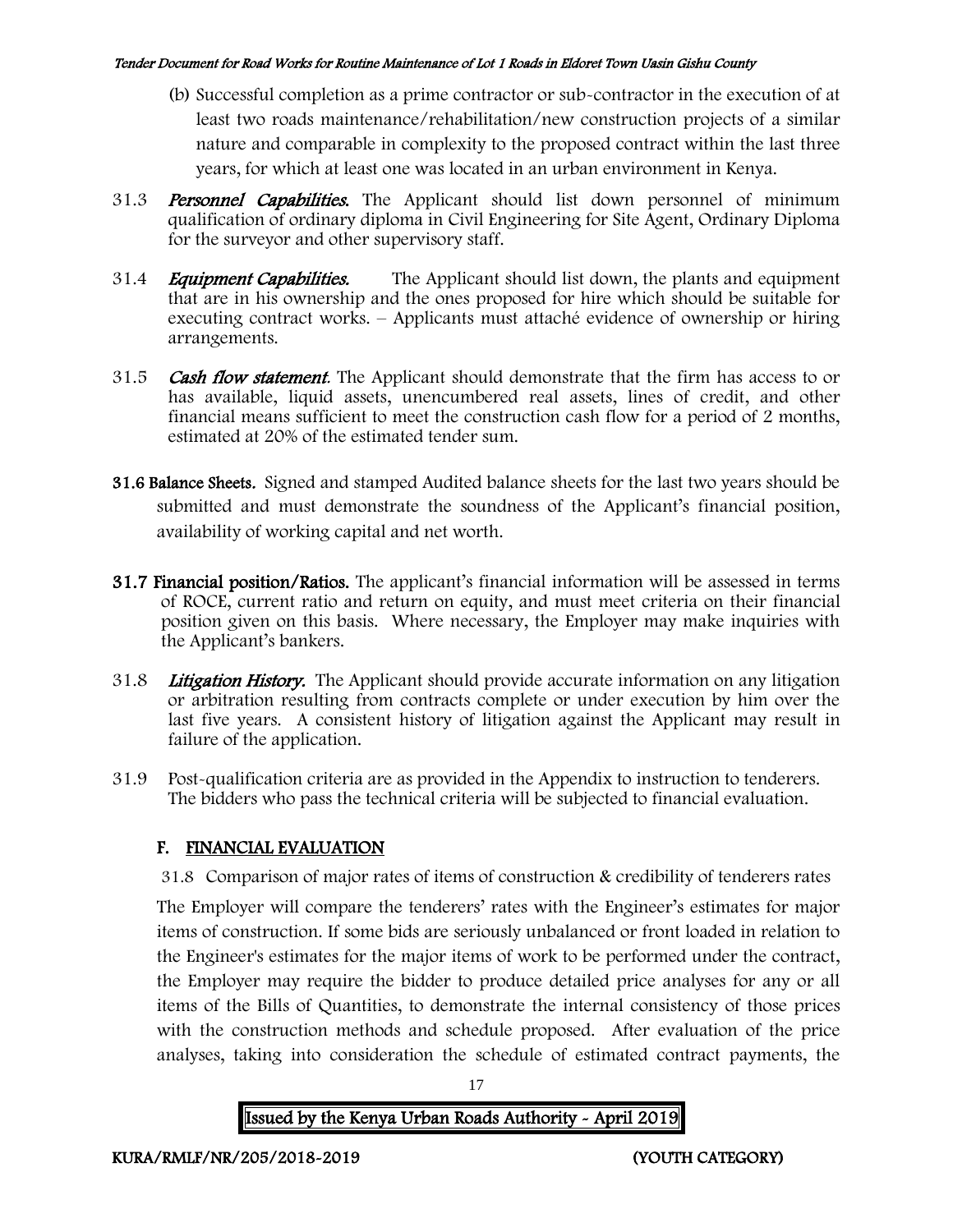(b) Successful completion as a prime contractor or sub-contractor in the execution of at least two roads maintenance/rehabilitation/new construction projects of a similar nature and comparable in complexity to the proposed contract within the last three years, for which at least one was located in an urban environment in Kenya.

31.3 ***Personnel Capabilities.*** The Applicant should list down personnel of minimum qualification of ordinary diploma in Civil Engineering for Site Agent, Ordinary Diploma for the surveyor and other supervisory staff.

31.4 ***Equipment Capabilities.*** The Applicant should list down, the plants and equipment that are in his ownership and the ones proposed for hire which should be suitable for executing contract works. – Applicants must attaché evidence of ownership or hiring arrangements.

31.5 ***Cash flow statement.*** The Applicant should demonstrate that the firm has access to or has available, liquid assets, unencumbered real assets, lines of credit, and other financial means sufficient to meet the construction cash flow for a period of 2 months, estimated at 20% of the estimated tender sum.

**31.6 Balance Sheets.** Signed and stamped Audited balance sheets for the last two years should be submitted and must demonstrate the soundness of the Applicant's financial position, availability of working capital and net worth.

**31.7 Financial position/Ratios.** The applicant's financial information will be assessed in terms of ROCE, current ratio and return on equity, and must meet criteria on their financial position given on this basis. Where necessary, the Employer may make inquiries with the Applicant's bankers.

31.8 ***Litigation History.*** The Applicant should provide accurate information on any litigation or arbitration resulting from contracts complete or under execution by him over the last five years. A consistent history of litigation against the Applicant may result in failure of the application.

31.9 Post-qualification criteria are as provided in the Appendix to instruction to tenderers. The bidders who pass the technical criteria will be subjected to financial evaluation.

## F. FINANCIAL EVALUATION

31.8 Comparison of major rates of items of construction & credibility of tenderers rates

The Employer will compare the tenderers' rates with the Engineer's estimates for major items of construction. If some bids are seriously unbalanced or front loaded in relation to the Engineer's estimates for the major items of work to be performed under the contract, the Employer may require the bidder to produce detailed price analyses for any or all items of the Bills of Quantities, to demonstrate the internal consistency of those prices with the construction methods and schedule proposed. After evaluation of the price analyses, taking into consideration the schedule of estimated contract payments, the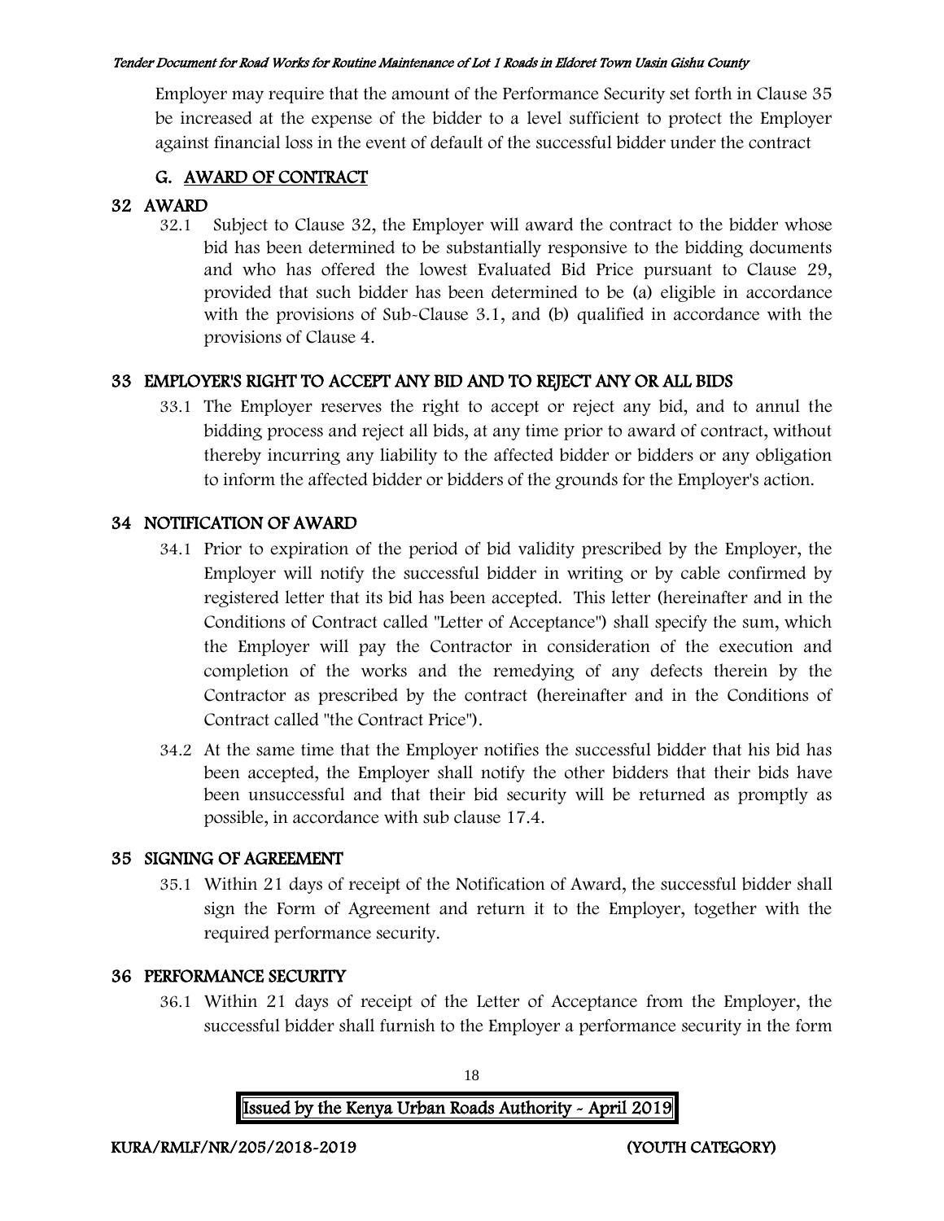Employer may require that the amount of the Performance Security set forth in Clause 35 be increased at the expense of the bidder to a level sufficient to protect the Employer against financial loss in the event of default of the successful bidder under the contract

## G. AWARD OF CONTRACT

### 32 AWARD

32.1 Subject to Clause 32, the Employer will award the contract to the bidder whose bid has been determined to be substantially responsive to the bidding documents and who has offered the lowest Evaluated Bid Price pursuant to Clause 29, provided that such bidder has been determined to be (a) eligible in accordance with the provisions of Sub-Clause 3.1, and (b) qualified in accordance with the provisions of Clause 4.

### 33 EMPLOYER'S RIGHT TO ACCEPT ANY BID AND TO REJECT ANY OR ALL BIDS

33.1 The Employer reserves the right to accept or reject any bid, and to annul the bidding process and reject all bids, at any time prior to award of contract, without thereby incurring any liability to the affected bidder or bidders or any obligation to inform the affected bidder or bidders of the grounds for the Employer's action.

### 34 NOTIFICATION OF AWARD

34.1 Prior to expiration of the period of bid validity prescribed by the Employer, the Employer will notify the successful bidder in writing or by cable confirmed by registered letter that its bid has been accepted. This letter (hereinafter and in the Conditions of Contract called "Letter of Acceptance") shall specify the sum, which the Employer will pay the Contractor in consideration of the execution and completion of the works and the remedying of any defects therein by the Contractor as prescribed by the contract (hereinafter and in the Conditions of Contract called "the Contract Price").

34.2 At the same time that the Employer notifies the successful bidder that his bid has been accepted, the Employer shall notify the other bidders that their bids have been unsuccessful and that their bid security will be returned as promptly as possible, in accordance with sub clause 17.4.

### 35 SIGNING OF AGREEMENT

35.1 Within 21 days of receipt of the Notification of Award, the successful bidder shall sign the Form of Agreement and return it to the Employer, together with the required performance security.

### 36 PERFORMANCE SECURITY

36.1 Within 21 days of receipt of the Letter of Acceptance from the Employer, the successful bidder shall furnish to the Employer a performance security in the form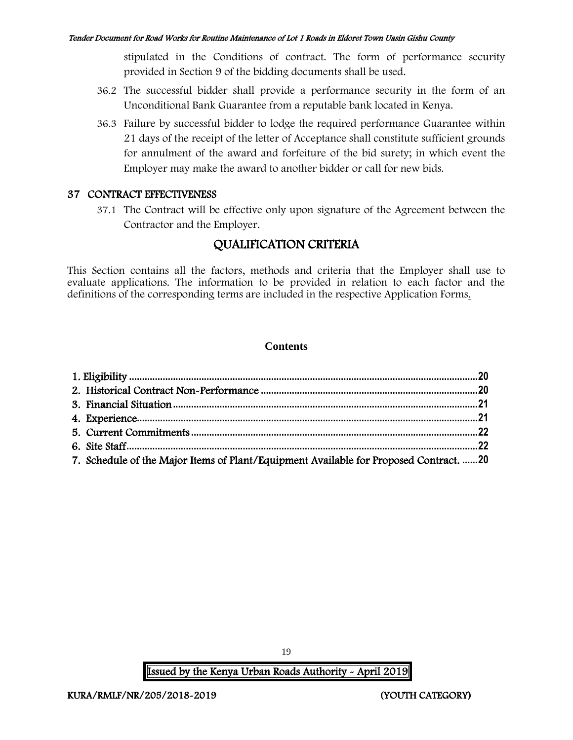stipulated in the Conditions of contract. The form of performance security provided in Section 9 of the bidding documents shall be used.

36.2 The successful bidder shall provide a performance security in the form of an Unconditional Bank Guarantee from a reputable bank located in Kenya.

36.3 Failure by successful bidder to lodge the required performance Guarantee within 21 days of the receipt of the letter of Acceptance shall constitute sufficient grounds for annulment of the award and forfeiture of the bid surety; in which event the Employer may make the award to another bidder or call for new bids.

## 37 CONTRACT EFFECTIVENESS

37.1 The Contract will be effective only upon signature of the Agreement between the Contractor and the Employer.

# QUALIFICATION CRITERIA

This Section contains all the factors, methods and criteria that the Employer shall use to evaluate applications. The information to be provided in relation to each factor and the definitions of the corresponding terms are included in the respective Application Forms.

**Contents**

1. Eligibility ....................................................................................................................................20
2. Historical Contract Non-Performance ...................................................................................20
3. Financial Situation .....................................................................................................................21
4. Experience....................................................................................................................................21
5. Current Commitments ..............................................................................................................22
6. Site Staff.......................................................................................................................................22
7. Schedule of the Major Items of Plant/Equipment Available for Proposed Contract. ......20

**Issued by the Kenya Urban Roads Authority - April 2019**

**KURA/RMLF/NR/205/2018-2019** **(YOUTH CATEGORY)**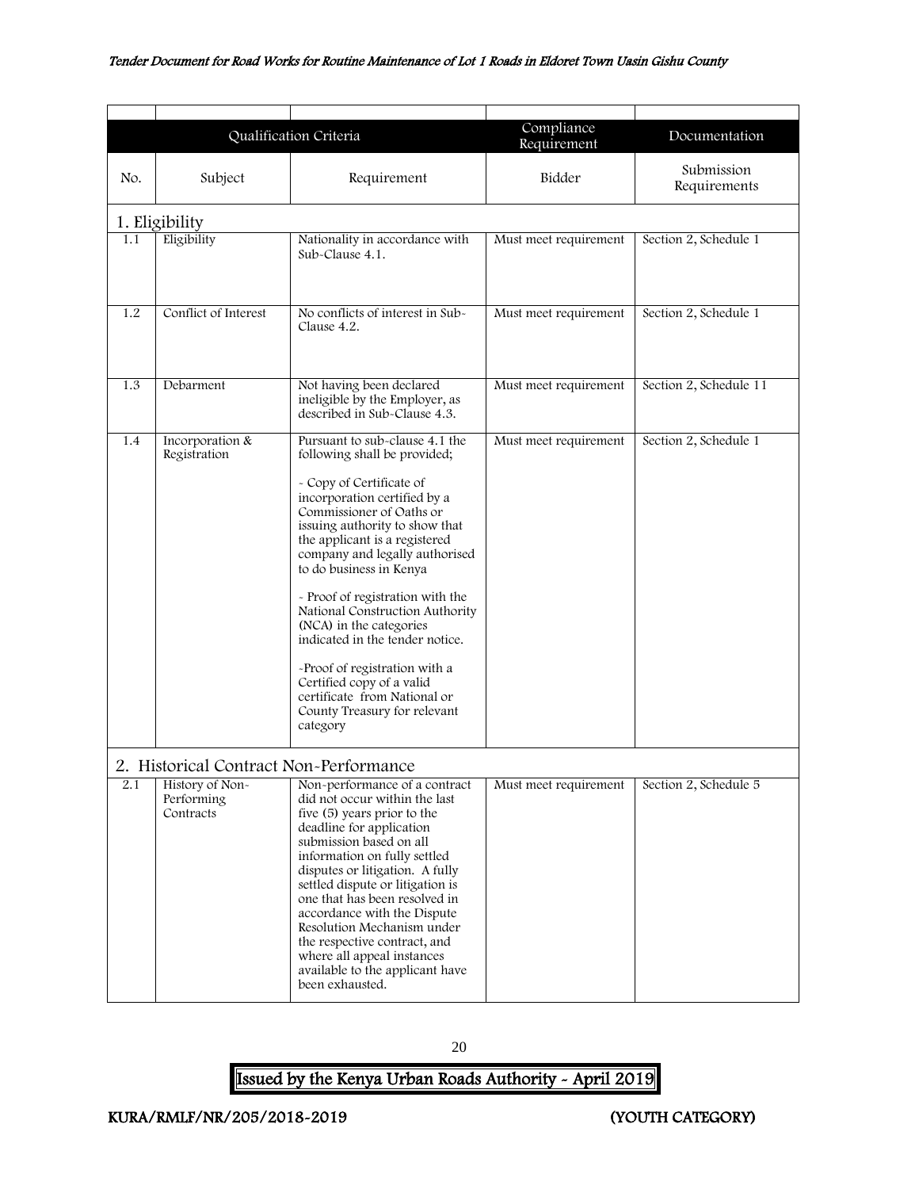| Qualification Criteria | | | Compliance Requirement | Documentation |
|---|---|---|---|---|
| No. | Subject | Requirement | Bidder | Submission Requirements |
| **1. Eligibility** | | | | |
| 1.1 | Eligibility | Nationality in accordance with Sub-Clause 4.1. | Must meet requirement | Section 2, Schedule 1 |
| 1.2 | Conflict of Interest | No conflicts of interest in Sub-Clause 4.2. | Must meet requirement | Section 2, Schedule 1 |
| 1.3 | Debarment | Not having been declared ineligible by the Employer, as described in Sub-Clause 4.3. | Must meet requirement | Section 2, Schedule 11 |
| 1.4 | Incorporation & Registration | Pursuant to sub-clause 4.1 the following shall be provided;<br><br>- Copy of Certificate of incorporation certified by a Commissioner of Oaths or issuing authority to show that the applicant is a registered company and legally authorised to do business in Kenya<br><br>- Proof of registration with the National Construction Authority (NCA) in the categories indicated in the tender notice.<br><br>-Proof of registration with a Certified copy of a valid certificate from National or County Treasury for relevant category | Must meet requirement | Section 2, Schedule 1 |
| **2. Historical Contract Non-Performance** | | | | |
| 2.1 | History of Non-Performing Contracts | Non-performance of a contract did not occur within the last five (5) years prior to the deadline for application submission based on all information on fully settled disputes or litigation. A fully settled dispute or litigation is one that has been resolved in accordance with the Dispute Resolution Mechanism under the respective contract, and where all appeal instances available to the applicant have been exhausted. | Must meet requirement | Section 2, Schedule 5 |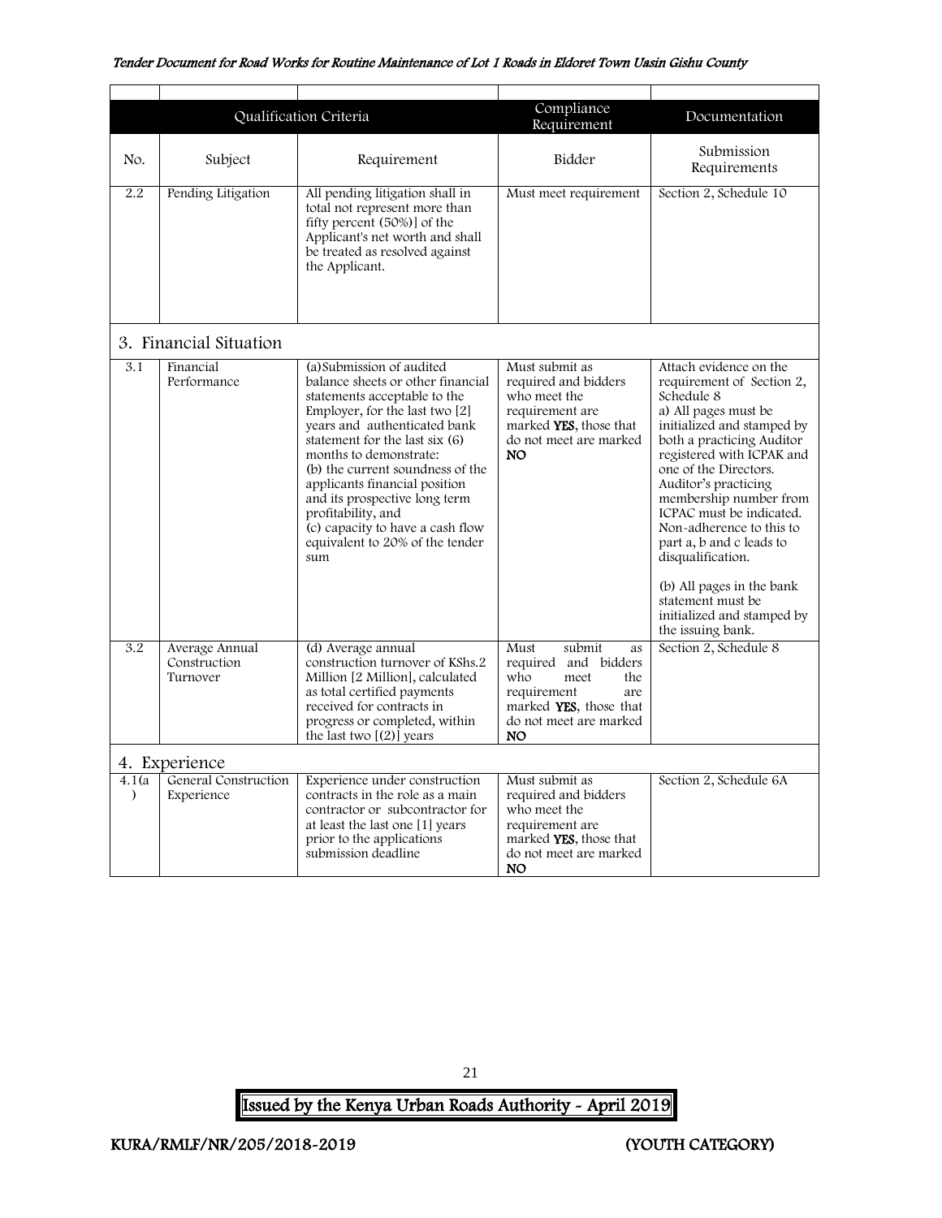| | Qualification Criteria | | Compliance Requirement | Documentation |
|---|---|---|---|---|
| No. | Subject | Requirement | Bidder | Submission Requirements |
| 2.2 | Pending Litigation | All pending litigation shall in total not represent more than fifty percent (50%)] of the Applicant's net worth and shall be treated as resolved against the Applicant. | Must meet requirement | Section 2, Schedule 10 |
| **3. Financial Situation** | | | | |
| 3.1 | Financial Performance | (a)Submission of audited balance sheets or other financial statements acceptable to the Employer, for the last two [2] years and authenticated bank statement for the last six (6) months to demonstrate:<br>(b) the current soundness of the applicants financial position and its prospective long term profitability, and<br>(c) capacity to have a cash flow equivalent to 20% of the tender sum | Must submit as required and bidders who meet the requirement are marked **YES**, those that do not meet are marked **NO** | Attach evidence on the requirement of Section 2, Schedule 8<br>a) All pages must be initialized and stamped by both a practicing Auditor registered with ICPAK and one of the Directors. Auditor's practicing membership number from ICPAC must be indicated. Non-adherence to this to part a, b and c leads to disqualification.<br><br>(b) All pages in the bank statement must be initialized and stamped by the issuing bank. |
| 3.2 | Average Annual Construction Turnover | (d) Average annual construction turnover of KShs.2 Million [2 Million], calculated as total certified payments received for contracts in progress or completed, within the last two [(2)] years | Must submit as required and bidders who meet the requirement are marked **YES**, those that do not meet are marked **NO** | Section 2, Schedule 8 |
| **4. Experience** | | | | |
| 4.1(a) | General Construction Experience | Experience under construction contracts in the role as a main contractor or subcontractor for at least the last one [1] years prior to the applications submission deadline | Must submit as required and bidders who meet the requirement are marked **YES**, those that do not meet are marked **NO** | Section 2, Schedule 6A |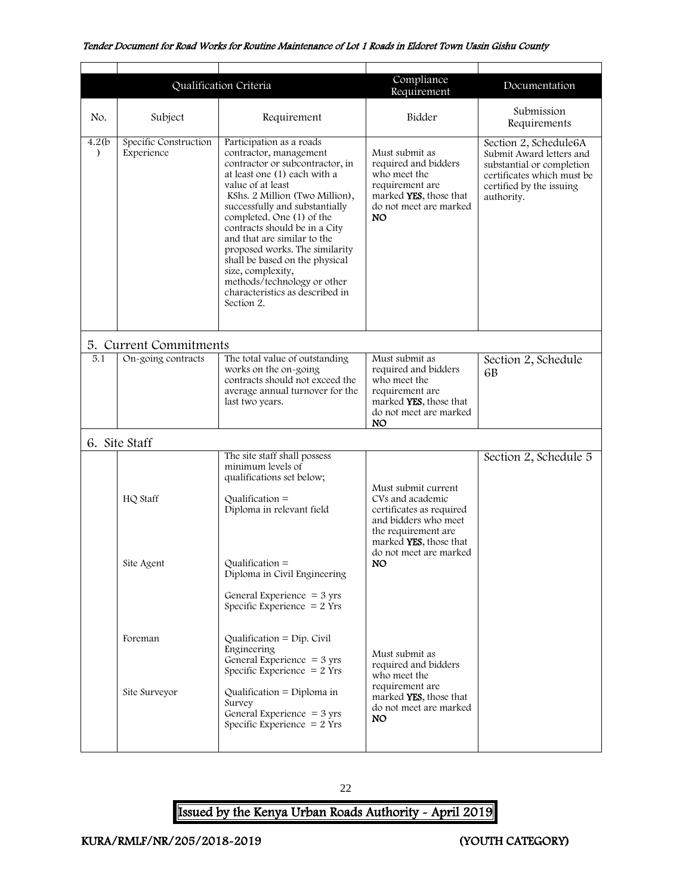| Qualification Criteria | | | Compliance Requirement | Documentation |
|---|---|---|---|---|
| No. | Subject | Requirement | Bidder | Submission Requirements |
| 4.2(b) | Specific Construction Experience | Participation as a roads contractor, management contractor or subcontractor, in at least one (1) each with a value of at least KShs. 2 Million (Two Million), successfully and substantially completed. One (1) of the contracts should be in a City and that are similar to the proposed works. The similarity shall be based on the physical size, complexity, methods/technology or other characteristics as described in Section 2. | Must submit as required and bidders who meet the requirement are marked **YES**, those that do not meet are marked **NO** | Section 2, Schedule6A Submit Award letters and substantial or completion certificates which must be certified by the issuing authority. |
| **5. Current Commitments** | | | | |
| 5.1 | On-going contracts | The total value of outstanding works on the on-going contracts should not exceed the average annual turnover for the last two years. | Must submit as required and bidders who meet the requirement are marked **YES**, those that do not meet are marked **NO** | Section 2, Schedule 6B |
| **6. Site Staff** | | | | |
| | | The site staff shall possess minimum levels of qualifications set below; | | Section 2, Schedule 5 |
| | HQ Staff | Qualification = Diploma in relevant field | Must submit current CVs and academic certificates as required and bidders who meet the requirement are marked **YES**, those that do not meet are marked **NO** | |
| | Site Agent | Qualification = Diploma in Civil Engineering<br>General Experience = 3 yrs<br>Specific Experience = 2 Yrs | | |
| | Foreman | Qualification = Dip. Civil Engineering<br>General Experience = 3 yrs<br>Specific Experience = 2 Yrs | Must submit as required and bidders who meet the requirement are marked **YES**, those that do not meet are marked **NO** | |
| | Site Surveyor | Qualification = Diploma in Survey<br>General Experience = 3 yrs<br>Specific Experience = 2 Yrs | | |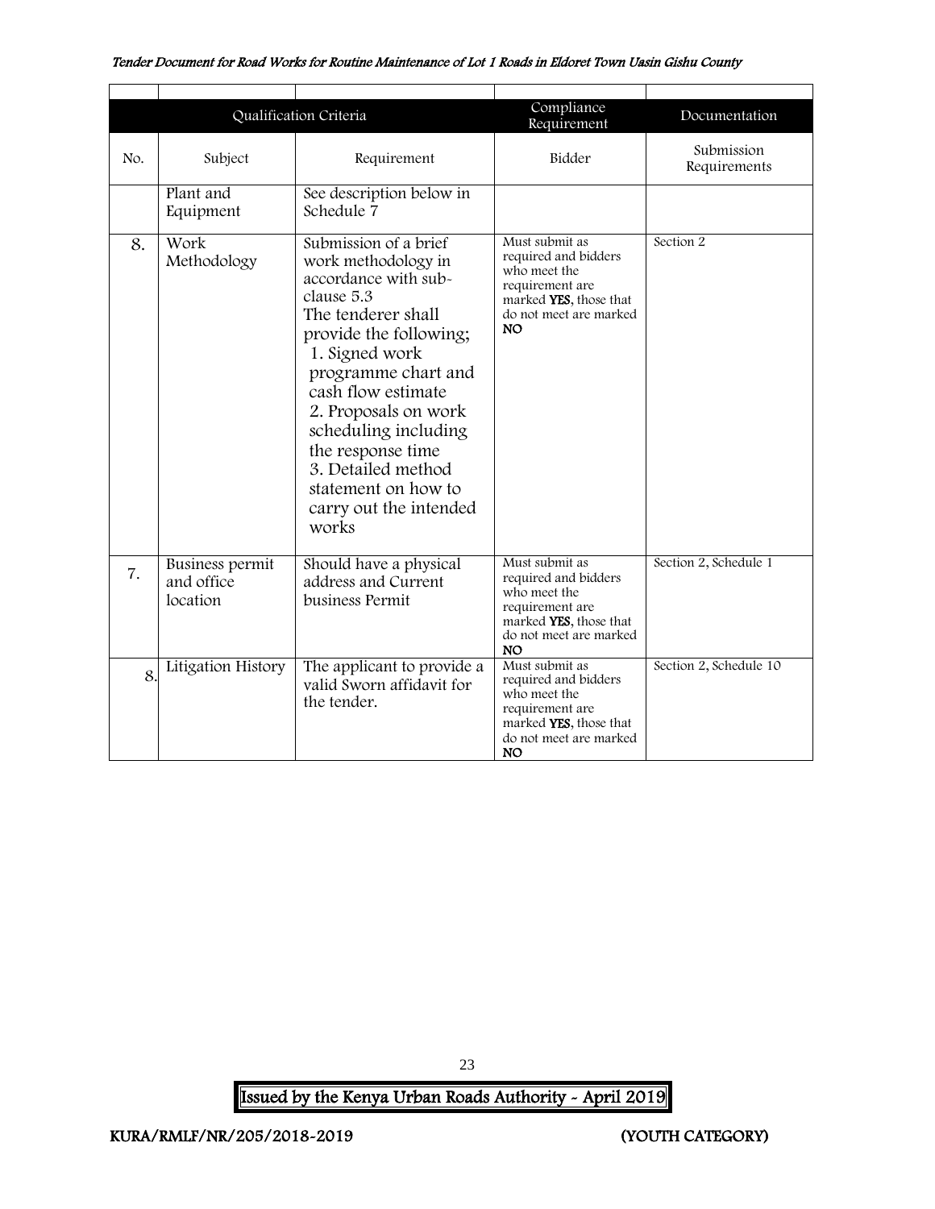| | Qualification Criteria | | Compliance Requirement | Documentation |
|---|---|---|---|---|
| No. | Subject | Requirement | Bidder | Submission Requirements |
| | Plant and Equipment | See description below in Schedule 7 | | |
| 8. | Work Methodology | Submission of a brief work methodology in accordance with sub-clause 5.3<br>The tenderer shall provide the following;<br>1. Signed work programme chart and cash flow estimate<br>2. Proposals on work scheduling including the response time<br>3. Detailed method statement on how to carry out the intended works | Must submit as required and bidders who meet the requirement are marked **YES**, those that do not meet are marked **NO** | Section 2 |
| 7. | Business permit and office location | Should have a physical address and Current business Permit | Must submit as required and bidders who meet the requirement are marked **YES**, those that do not meet are marked **NO** | Section 2, Schedule 1 |
| 8. | Litigation History | The applicant to provide a valid Sworn affidavit for the tender. | Must submit as required and bidders who meet the requirement are marked **YES**, those that do not meet are marked **NO** | Section 2, Schedule 10 |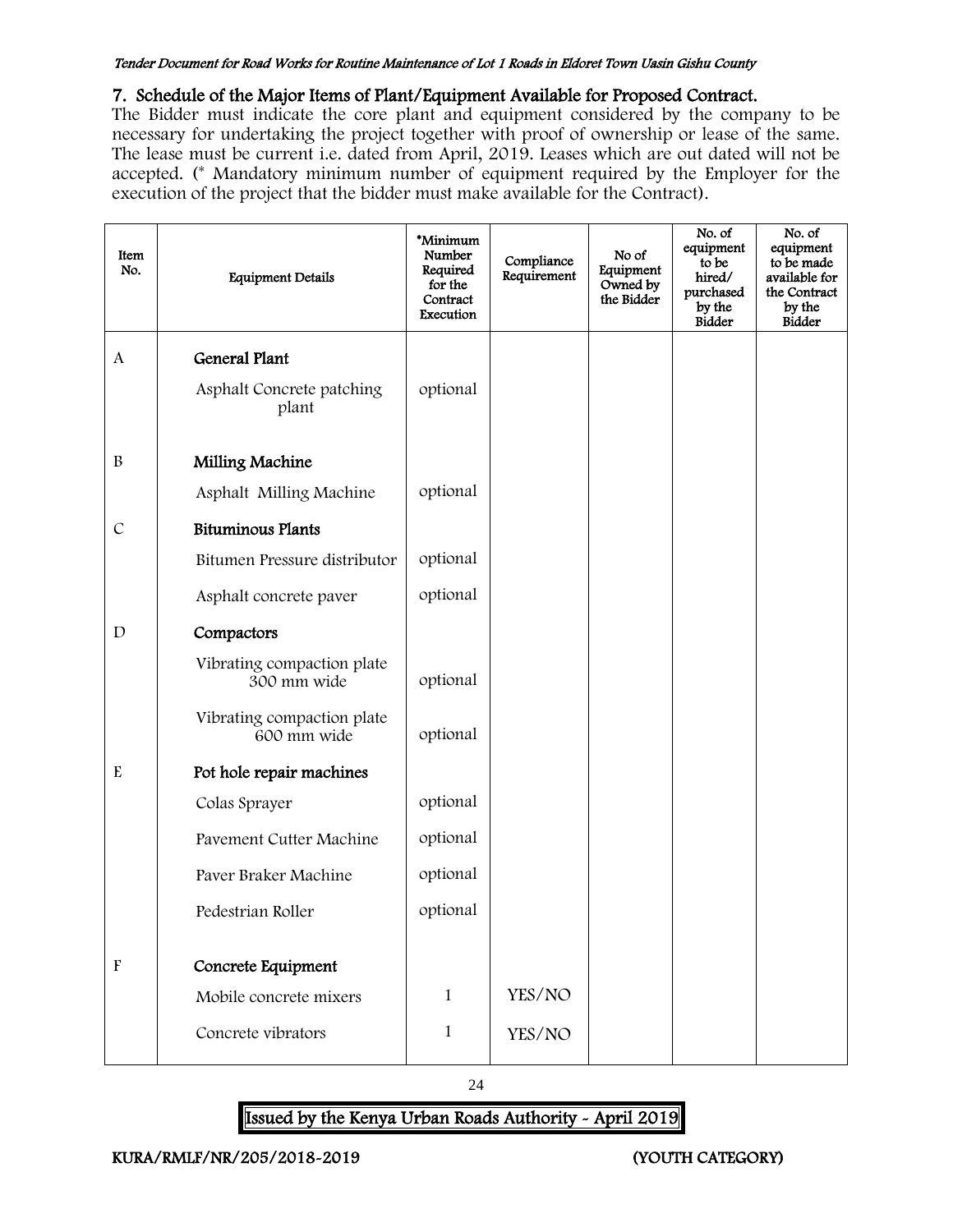## 7. Schedule of the Major Items of Plant/Equipment Available for Proposed Contract.

The Bidder must indicate the core plant and equipment considered by the company to be necessary for undertaking the project together with proof of ownership or lease of the same. The lease must be current i.e. dated from April, 2019. Leases which are out dated will not be accepted. (* Mandatory minimum number of equipment required by the Employer for the execution of the project that the bidder must make available for the Contract).

| Item No. | Equipment Details | *Minimum Number Required for the Contract Execution | Compliance Requirement | No of Equipment Owned by the Bidder | No. of equipment to be hired/ purchased by the Bidder | No. of equipment to be made available for the Contract by the Bidder |
|---|---|---|---|---|---|---|
| A | **General Plant** | | | | | |
| | Asphalt Concrete patching plant | optional | | | | |
| B | **Milling Machine** | | | | | |
| | Asphalt Milling Machine | optional | | | | |
| C | **Bituminous Plants** | | | | | |
| | Bitumen Pressure distributor | optional | | | | |
| | Asphalt concrete paver | optional | | | | |
| D | **Compactors** | | | | | |
| | Vibrating compaction plate 300 mm wide | optional | | | | |
| | Vibrating compaction plate 600 mm wide | optional | | | | |
| E | **Pot hole repair machines** | | | | | |
| | Colas Sprayer | optional | | | | |
| | Pavement Cutter Machine | optional | | | | |
| | Paver Braker Machine | optional | | | | |
| | Pedestrian Roller | optional | | | | |
| F | **Concrete Equipment** | | | | | |
| | Mobile concrete mixers | 1 | YES/NO | | | |
| | Concrete vibrators | 1 | YES/NO | | | |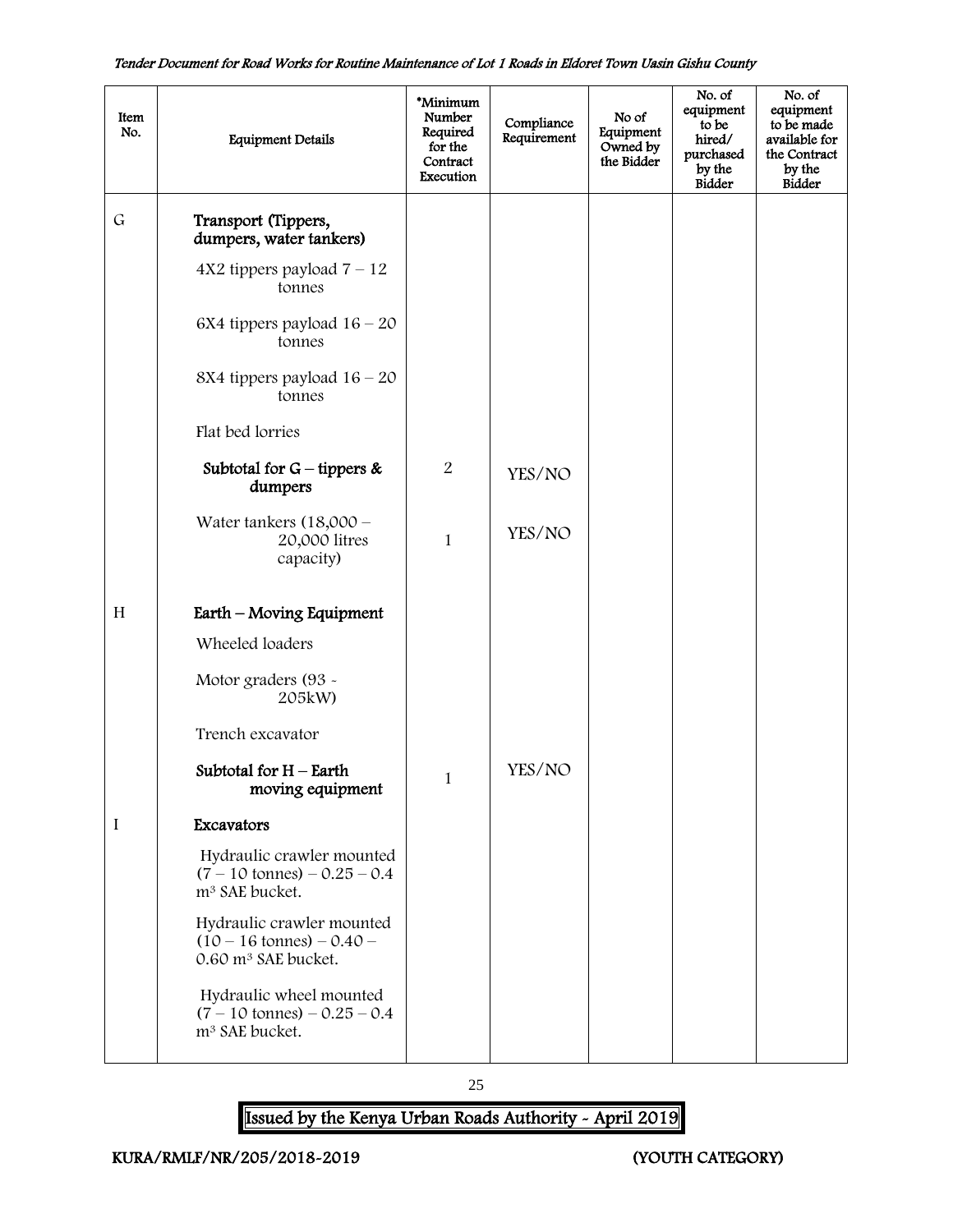| Item No. | Equipment Details | *Minimum Number Required for the Contract Execution | Compliance Requirement | No of Equipment Owned by the Bidder | No. of equipment to be hired/ purchased by the Bidder | No. of equipment to be made available for the Contract by the Bidder |
|---|---|---|---|---|---|---|
| G | **Transport (Tippers, dumpers, water tankers)** | | | | | |
| | 4X2 tippers payload 7 – 12 tonnes | | | | | |
| | 6X4 tippers payload 16 – 20 tonnes | | | | | |
| | 8X4 tippers payload 16 – 20 tonnes | | | | | |
| | Flat bed lorries | | | | | |
| | **Subtotal for G – tippers & dumpers** | 2 | YES/NO | | | |
| | Water tankers (18,000 – 20,000 litres capacity) | 1 | YES/NO | | | |
| H | **Earth – Moving Equipment** | | | | | |
| | Wheeled loaders | | | | | |
| | Motor graders (93 - 205kW) | | | | | |
| | Trench excavator | | | | | |
| | **Subtotal for H – Earth moving equipment** | 1 | YES/NO | | | |
| I | **Excavators** | | | | | |
| | Hydraulic crawler mounted (7 – 10 tonnes) – 0.25 – 0.4 $m^3$ SAE bucket. | | | | | |
| | Hydraulic crawler mounted (10 – 16 tonnes) – 0.40 – 0.60 $m^3$ SAE bucket. | | | | | |
| | Hydraulic wheel mounted (7 – 10 tonnes) – 0.25 – 0.4 $m^3$ SAE bucket. | | | | | |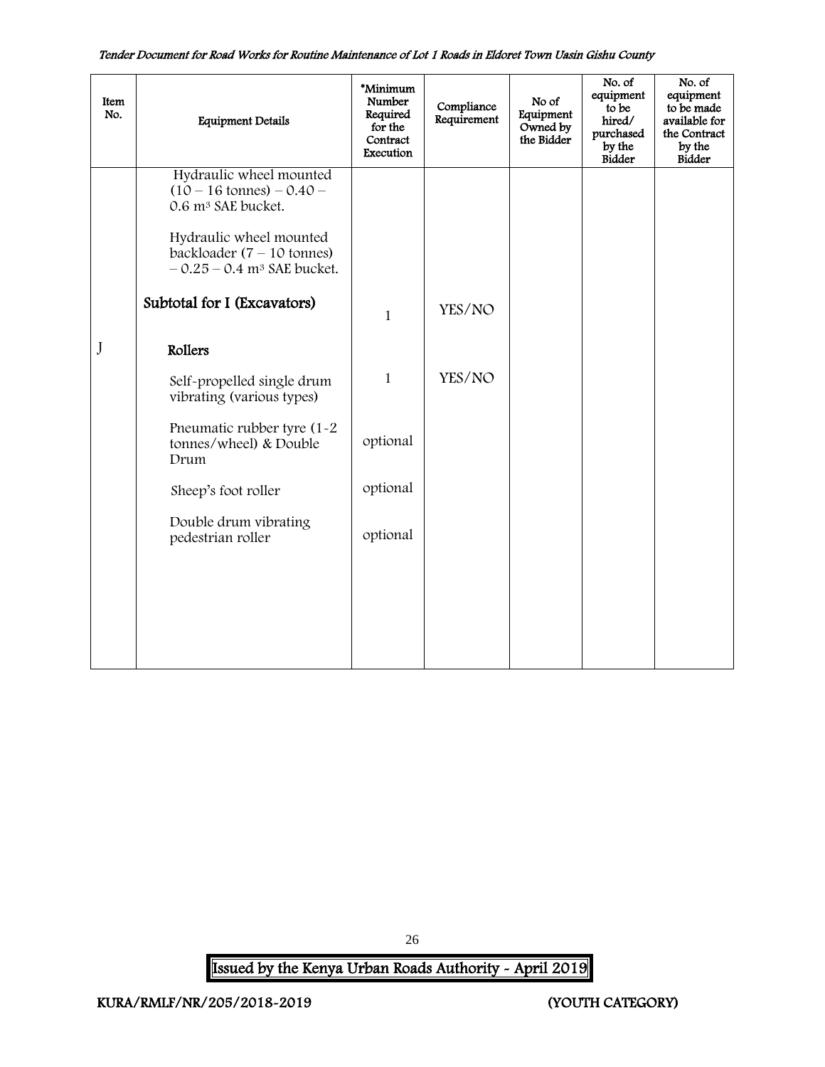| Item No. | Equipment Details | *Minimum Number Required for the Contract Execution | Compliance Requirement | No of Equipment Owned by the Bidder | No. of equipment to be hired/ purchased by the Bidder | No. of equipment to be made available for the Contract by the Bidder |
|---|---|---|---|---|---|---|
| | Hydraulic wheel mounted (10 – 16 tonnes) – 0.40 – 0.6 m³ SAE bucket. | | | | | |
| | Hydraulic wheel mounted backloader (7 – 10 tonnes) – 0.25 – 0.4 m³ SAE bucket. | | | | | |
| | **Subtotal for I (Excavators)** | 1 | YES/NO | | | |
| J | **Rollers** | | | | | |
| | Self-propelled single drum vibrating (various types) | 1 | YES/NO | | | |
| | Pneumatic rubber tyre (1-2 tonnes/wheel) & Double Drum | optional | | | | |
| | Sheep's foot roller | optional | | | | |
| | Double drum vibrating pedestrian roller | optional | | | | |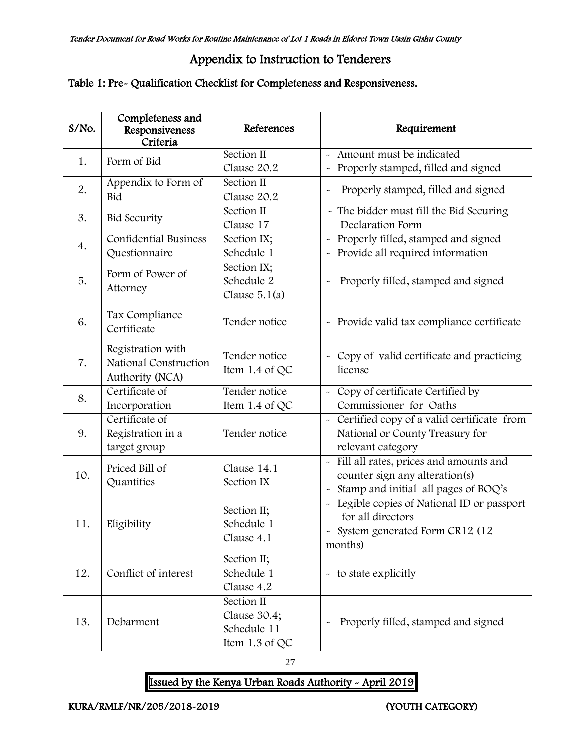# Appendix to Instruction to Tenderers

## Table 1: Pre- Qualification Checklist for Completeness and Responsiveness.

| S/No. | Completeness and Responsiveness Criteria | References | Requirement |
|---|---|---|---|
| 1. | Form of Bid | Section II Clause 20.2 | - Amount must be indicated<br>- Properly stamped, filled and signed |
| 2. | Appendix to Form of Bid | Section II Clause 20.2 | - Properly stamped, filled and signed |
| 3. | Bid Security | Section II Clause 17 | - The bidder must fill the Bid Securing Declaration Form |
| 4. | Confidential Business Questionnaire | Section IX; Schedule 1 | - Properly filled, stamped and signed<br>- Provide all required information |
| 5. | Form of Power of Attorney | Section IX; Schedule 2 Clause 5.1(a) | - Properly filled, stamped and signed |
| 6. | Tax Compliance Certificate | Tender notice | - Provide valid tax compliance certificate |
| 7. | Registration with National Construction Authority (NCA) | Tender notice Item 1.4 of QC | - Copy of valid certificate and practicing license |
| 8. | Certificate of Incorporation | Tender notice Item 1.4 of QC | - Copy of certificate Certified by Commissioner for Oaths |
| 9. | Certificate of Registration in a target group | Tender notice | - Certified copy of a valid certificate from National or County Treasury for relevant category |
| 10. | Priced Bill of Quantities | Clause 14.1 Section IX | - Fill all rates, prices and amounts and counter sign any alteration(s)<br>- Stamp and initial all pages of BOQ's |
| 11. | Eligibility | Section II; Schedule 1 Clause 4.1 | - Legible copies of National ID or passport for all directors<br>- System generated Form CR12 (12 months) |
| 12. | Conflict of interest | Section II; Schedule 1 Clause 4.2 | - to state explicitly |
| 13. | Debarment | Section II Clause 30.4; Schedule 11 Item 1.3 of QC | - Properly filled, stamped and signed |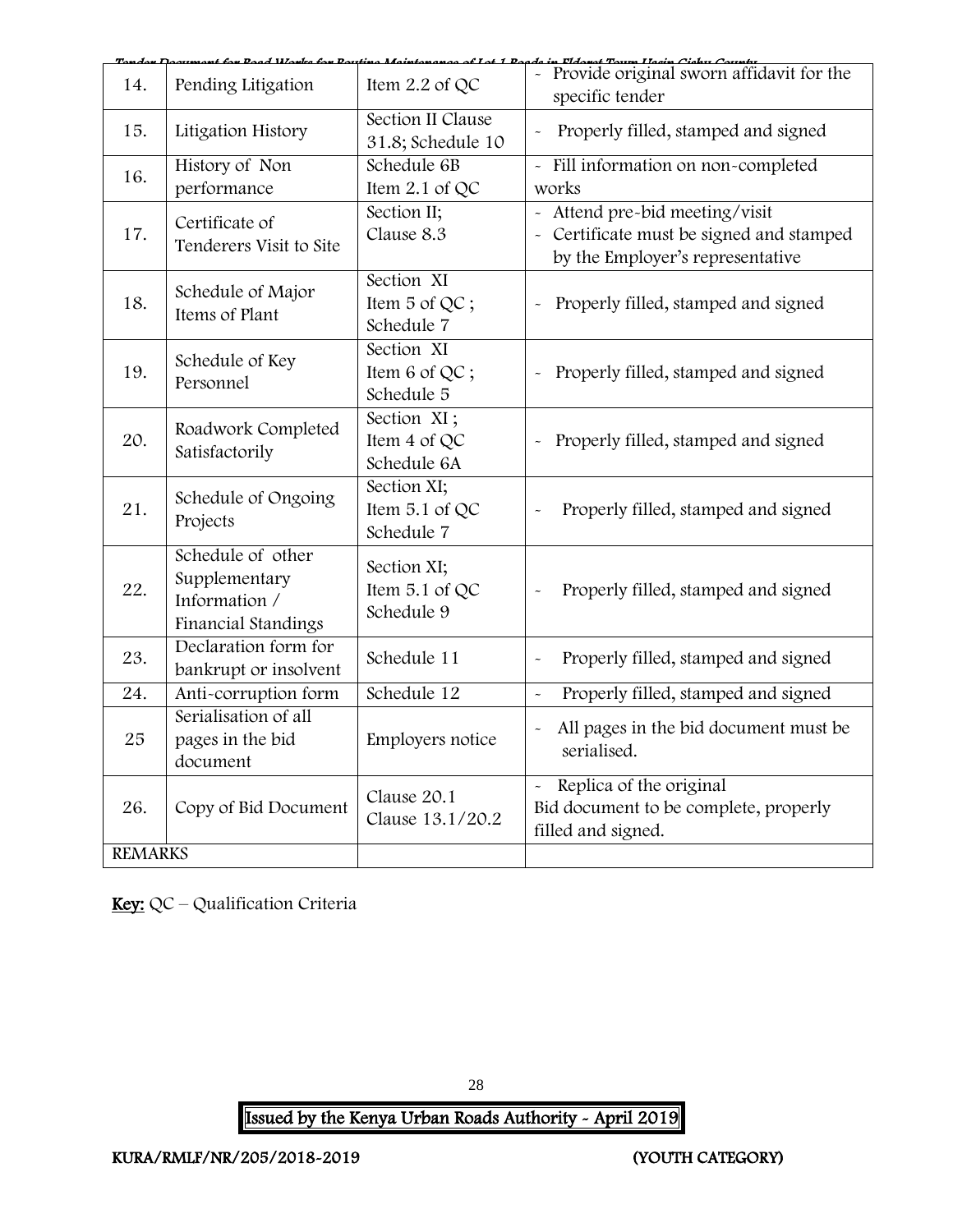| 14. | Pending Litigation | Item 2.2 of QC | - Provide original sworn affidavit for the specific tender |
|---|---|---|---|
| 15. | Litigation History | Section II Clause 31.8; Schedule 10 | - Properly filled, stamped and signed |
| 16. | History of Non performance | Schedule 6B Item 2.1 of QC | - Fill information on non-completed works |
| 17. | Certificate of Tenderers Visit to Site | Section II; Clause 8.3 | - Attend pre-bid meeting/visit<br>- Certificate must be signed and stamped by the Employer's representative |
| 18. | Schedule of Major Items of Plant | Section XI Item 5 of QC ; Schedule 7 | - Properly filled, stamped and signed |
| 19. | Schedule of Key Personnel | Section XI Item 6 of QC ; Schedule 5 | - Properly filled, stamped and signed |
| 20. | Roadwork Completed Satisfactorily | Section XI ; Item 4 of QC Schedule 6A | - Properly filled, stamped and signed |
| 21. | Schedule of Ongoing Projects | Section XI; Item 5.1 of QC Schedule 7 | - Properly filled, stamped and signed |
| 22. | Schedule of other Supplementary Information / Financial Standings | Section XI; Item 5.1 of QC Schedule 9 | - Properly filled, stamped and signed |
| 23. | Declaration form for bankrupt or insolvent | Schedule 11 | - Properly filled, stamped and signed |
| 24. | Anti-corruption form | Schedule 12 | - Properly filled, stamped and signed |
| 25 | Serialisation of all pages in the bid document | Employers notice | - All pages in the bid document must be serialised. |
| 26. | Copy of Bid Document | Clause 20.1 Clause 13.1/20.2 | - Replica of the original Bid document to be complete, properly filled and signed. |
| REMARKS | | | |

**Key:** QC – Qualification Criteria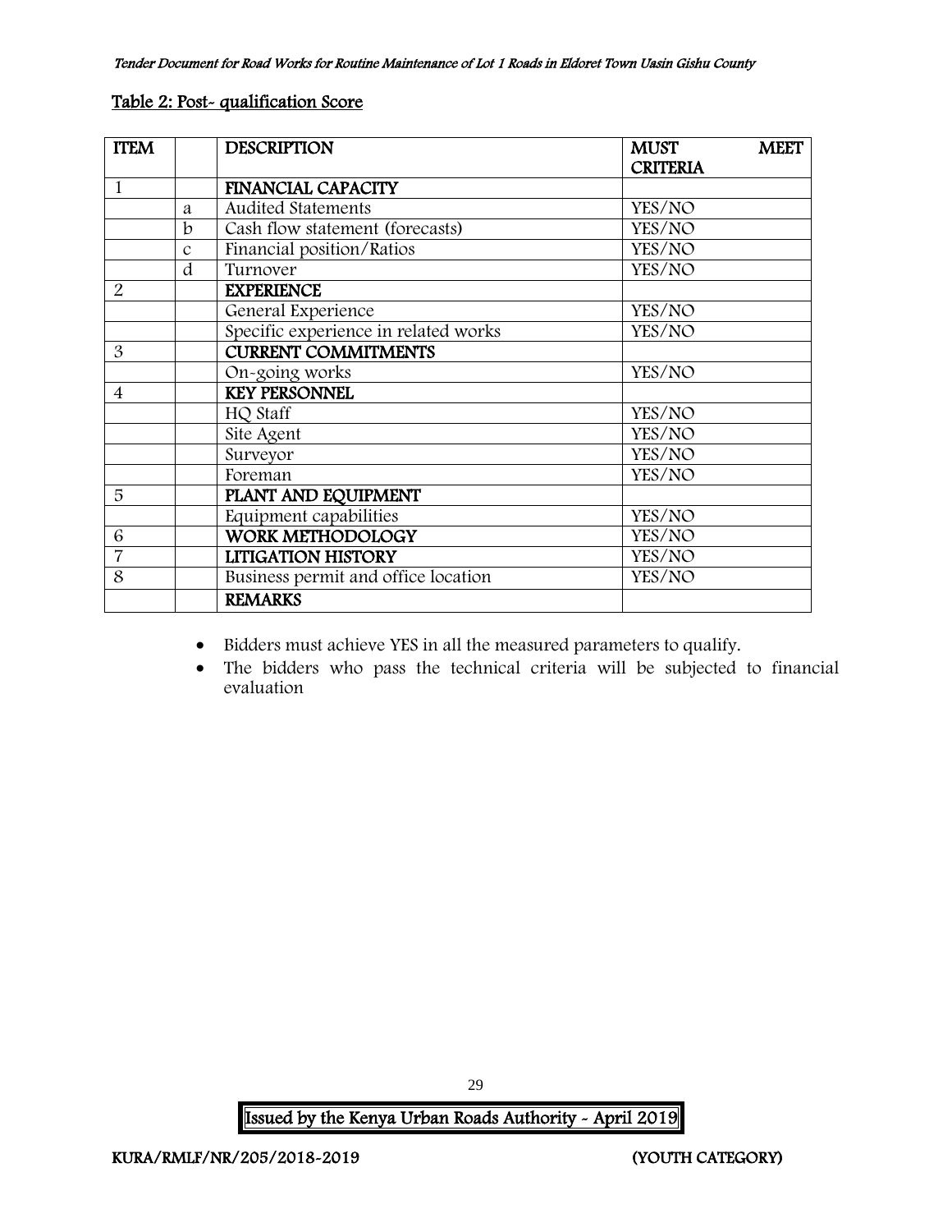**Table 2: Post- qualification Score**

| ITEM | | DESCRIPTION | MUST MEET CRITERIA |
|---|---|---|---|
| 1 | | **FINANCIAL CAPACITY** | |
| | a | Audited Statements | YES/NO |
| | b | Cash flow statement (forecasts) | YES/NO |
| | c | Financial position/Ratios | YES/NO |
| | d | Turnover | YES/NO |
| 2 | | **EXPERIENCE** | |
| | | General Experience | YES/NO |
| | | Specific experience in related works | YES/NO |
| 3 | | **CURRENT COMMITMENTS** | |
| | | On-going works | YES/NO |
| 4 | | **KEY PERSONNEL** | |
| | | HQ Staff | YES/NO |
| | | Site Agent | YES/NO |
| | | Surveyor | YES/NO |
| | | Foreman | YES/NO |
| 5 | | **PLANT AND EQUIPMENT** | |
| | | Equipment capabilities | YES/NO |
| 6 | | **WORK METHODOLOGY** | YES/NO |
| 7 | | **LITIGATION HISTORY** | YES/NO |
| 8 | | Business permit and office location | YES/NO |
| | | **REMARKS** | |

- Bidders must achieve YES in all the measured parameters to qualify.
- The bidders who pass the technical criteria will be subjected to financial evaluation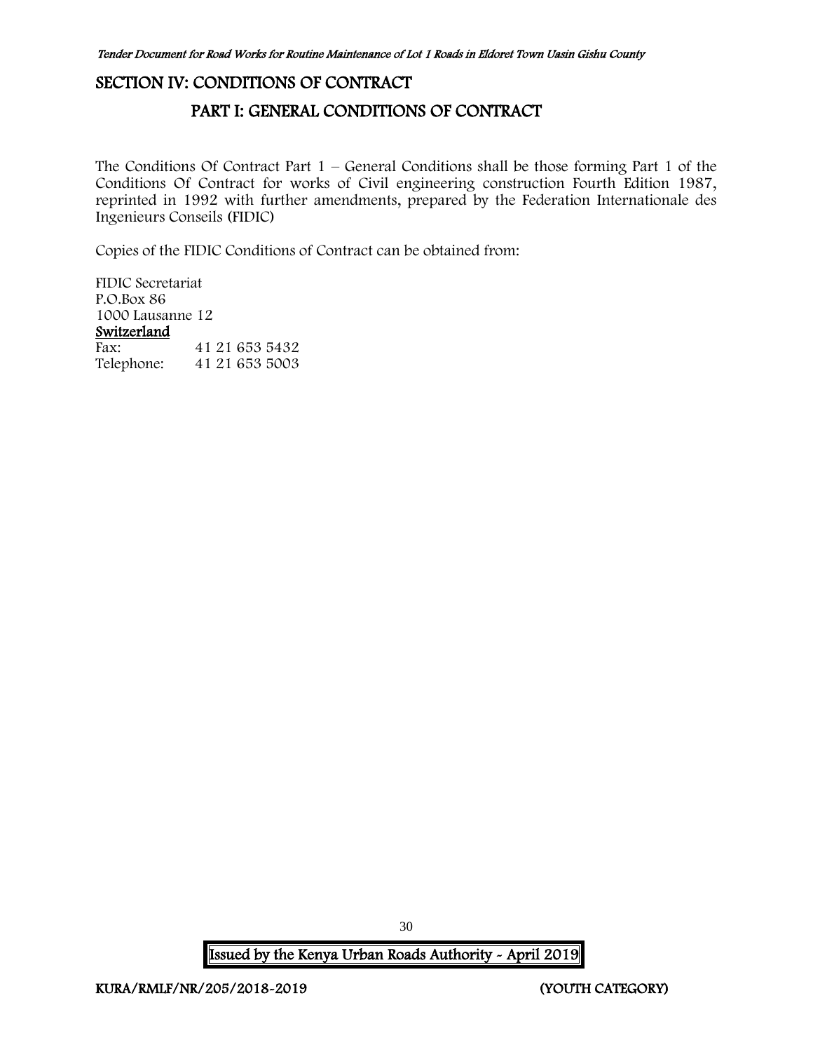# SECTION IV: CONDITIONS OF CONTRACT

## PART I: GENERAL CONDITIONS OF CONTRACT

The Conditions Of Contract Part 1 – General Conditions shall be those forming Part 1 of the Conditions Of Contract for works of Civil engineering construction Fourth Edition 1987, reprinted in 1992 with further amendments, prepared by the Federation Internationale des Ingenieurs Conseils (FIDIC)

Copies of the FIDIC Conditions of Contract can be obtained from:

FIDIC Secretariat
P.O.Box 86
1000 Lausanne 12
**Switzerland**

| | |
|---|---|
| Fax: | 41 21 653 5432 |
| Telephone: | 41 21 653 5003 |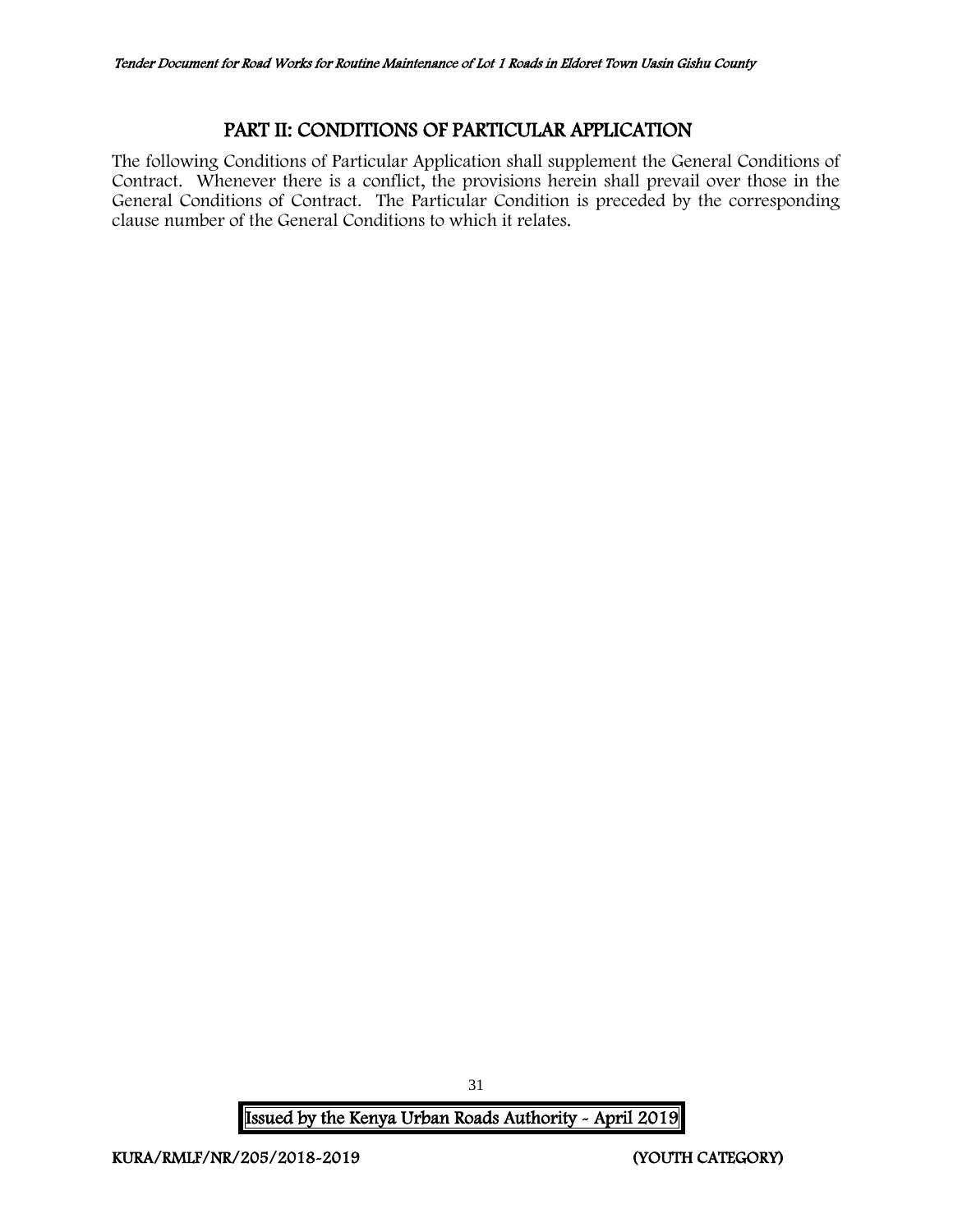## PART II: CONDITIONS OF PARTICULAR APPLICATION

The following Conditions of Particular Application shall supplement the General Conditions of Contract. Whenever there is a conflict, the provisions herein shall prevail over those in the General Conditions of Contract. The Particular Condition is preceded by the corresponding clause number of the General Conditions to which it relates.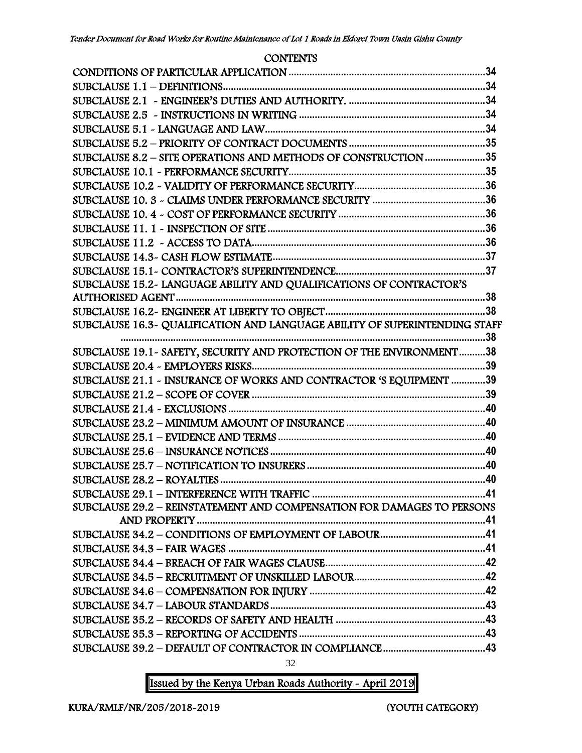## CONTENTS

| | |
|---|---|
| CONDITIONS OF PARTICULAR APPLICATION | 34 |
| SUBCLAUSE 1.1 – DEFINITIONS | 34 |
| SUBCLAUSE 2.1 - ENGINEER'S DUTIES AND AUTHORITY. | 34 |
| SUBCLAUSE 2.5 - INSTRUCTIONS IN WRITING | 34 |
| SUBCLAUSE 5.1 - LANGUAGE AND LAW | 34 |
| SUBCLAUSE 5.2 – PRIORITY OF CONTRACT DOCUMENTS | 35 |
| SUBCLAUSE 8.2 – SITE OPERATIONS AND METHODS OF CONSTRUCTION | 35 |
| SUBCLAUSE 10.1 - PERFORMANCE SECURITY | 35 |
| SUBCLAUSE 10.2 - VALIDITY OF PERFORMANCE SECURITY | 36 |
| SUBCLAUSE 10. 3 - CLAIMS UNDER PERFORMANCE SECURITY | 36 |
| SUBCLAUSE 10. 4 - COST OF PERFORMANCE SECURITY | 36 |
| SUBCLAUSE 11. 1 - INSPECTION OF SITE | 36 |
| SUBCLAUSE 11.2 - ACCESS TO DATA | 36 |
| SUBCLAUSE 14.3- CASH FLOW ESTIMATE | 37 |
| SUBCLAUSE 15.1- CONTRACTOR'S SUPERINTENDENCE | 37 |
| SUBCLAUSE 15.2- LANGUAGE ABILITY AND QUALIFICATIONS OF CONTRACTOR'S AUTHORISED AGENT | 38 |
| SUBCLAUSE 16.2- ENGINEER AT LIBERTY TO OBJECT | 38 |
| SUBCLAUSE 16.3- QUALIFICATION AND LANGUAGE ABILITY OF SUPERINTENDING STAFF | 38 |
| SUBCLAUSE 19.1- SAFETY, SECURITY AND PROTECTION OF THE ENVIRONMENT | 38 |
| SUBCLAUSE 20.4 - EMPLOYERS RISKS | 39 |
| SUBCLAUSE 21.1 - INSURANCE OF WORKS AND CONTRACTOR 'S EQUIPMENT | 39 |
| SUBCLAUSE 21.2 – SCOPE OF COVER | 39 |
| SUBCLAUSE 21.4 - EXCLUSIONS | 40 |
| SUBCLAUSE 23.2 – MINIMUM AMOUNT OF INSURANCE | 40 |
| SUBCLAUSE 25.1 – EVIDENCE AND TERMS | 40 |
| SUBCLAUSE 25.6 – INSURANCE NOTICES | 40 |
| SUBCLAUSE 25.7 – NOTIFICATION TO INSURERS | 40 |
| SUBCLAUSE 28.2 – ROYALTIES | 40 |
| SUBCLAUSE 29.1 – INTERFERENCE WITH TRAFFIC | 41 |
| SUBCLAUSE 29.2 – REINSTATEMENT AND COMPENSATION FOR DAMAGES TO PERSONS AND PROPERTY | 41 |
| SUBCLAUSE 34.2 – CONDITIONS OF EMPLOYMENT OF LABOUR | 41 |
| SUBCLAUSE 34.3 – FAIR WAGES | 41 |
| SUBCLAUSE 34.4 – BREACH OF FAIR WAGES CLAUSE | 42 |
| SUBCLAUSE 34.5 – RECRUITMENT OF UNSKILLED LABOUR | 42 |
| SUBCLAUSE 34.6 – COMPENSATION FOR INJURY | 42 |
| SUBCLAUSE 34.7 – LABOUR STANDARDS | 43 |
| SUBCLAUSE 35.2 – RECORDS OF SAFETY AND HEALTH | 43 |
| SUBCLAUSE 35.3 – REPORTING OF ACCIDENTS | 43 |
| SUBCLAUSE 39.2 – DEFAULT OF CONTRACTOR IN COMPLIANCE | 43 |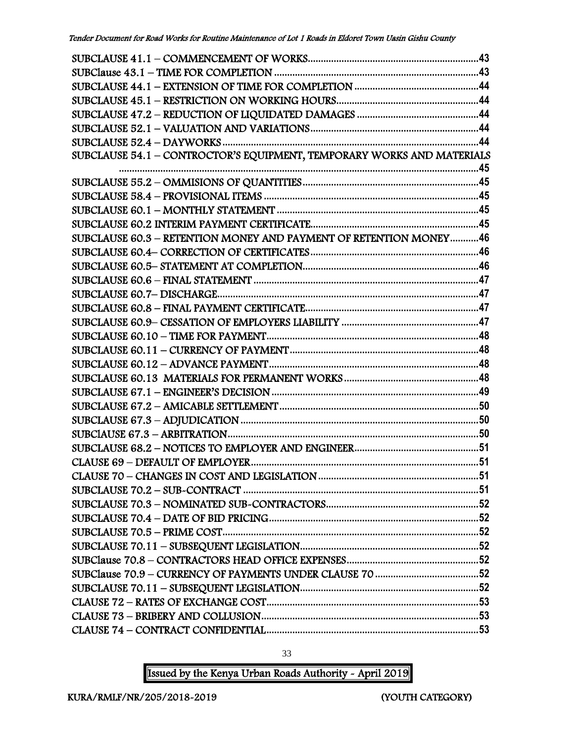SUBCLAUSE 41.1 – COMMENCEMENT OF WORKS....43
SUBClause 43.1 – TIME FOR COMPLETION....43
SUBCLAUSE 44.1 – EXTENSION OF TIME FOR COMPLETION....44
SUBCLAUSE 45.1 – RESTRICTION ON WORKING HOURS....44
SUBCLAUSE 47.2 – REDUCTION OF LIQUIDATED DAMAGES....44
SUBCLAUSE 52.1 – VALUATION AND VARIATIONS....44
SUBCLAUSE 52.4 – DAYWORKS....44
SUBCLAUSE 54.1 – CONTROCTOR'S EQUIPMENT, TEMPORARY WORKS AND MATERIALS....45
SUBCLAUSE 55.2 – OMMISIONS OF QUANTITIES....45
SUBCLAUSE 58.4 – PROVISIONAL ITEMS....45
SUBCLAUSE 60.1 – MONTHLY STATEMENT....45
SUBCLAUSE 60.2 INTERIM PAYMENT CERTIFICATE....45
SUBCLAUSE 60.3 – RETENTION MONEY AND PAYMENT OF RETENTION MONEY....46
SUBCLAUSE 60.4– CORRECTION OF CERTIFICATES....46
SUBCLAUSE 60.5– STATEMENT AT COMPLETION....46
SUBCLAUSE 60.6 – FINAL STATEMENT....47
SUBCLAUSE 60.7– DISCHARGE....47
SUBCLAUSE 60.8 – FINAL PAYMENT CERTIFICATE....47
SUBCLAUSE 60.9– CESSATION OF EMPLOYERS LIABILITY....47
SUBCLAUSE 60.10 – TIME FOR PAYMENT....48
SUBCLAUSE 60.11 – CURRENCY OF PAYMENT....48
SUBCLAUSE 60.12 – ADVANCE PAYMENT....48
SUBCLAUSE 60.13 MATERIALS FOR PERMANENT WORKS....48
SUBCLAUSE 67.1 – ENGINEER'S DECISION....49
SUBCLAUSE 67.2 – AMICABLE SETTLEMENT....50
SUBCLAUSE 67.3 – ADJUDICATION....50
SUBClAUSE 67.3 – ARBITRATION....50
SUBCLAUSE 68.2 – NOTICES TO EMPLOYER AND ENGINEER....51
CLAUSE 69 – DEFAULT OF EMPLOYER....51
CLAUSE 70 – CHANGES IN COST AND LEGISLATION....51
SUBCLAUSE 70.2 – SUB-CONTRACT....51
SUBCLAUSE 70.3 – NOMINATED SUB-CONTRACTORS....52
SUBCLAUSE 70.4 – DATE OF BID PRICING....52
SUBCLAUSE 70.5 – PRIME COST....52
SUBCLAUSE 70.11 – SUBSEQUENT LEGISLATION....52
SUBClause 70.8 – CONTRACTORS HEAD OFFICE EXPENSES....52
SUBClause 70.9 – CURRENCY OF PAYMENTS UNDER CLAUSE 70....52
SUBCLAUSE 70.11 – SUBSEQUENT LEGISLATION....52
CLAUSE 72 – RATES OF EXCHANGE COST....53
CLAUSE 73 – BRIBERY AND COLLUSION....53
CLAUSE 74 – CONTRACT CONFIDENTIAL....53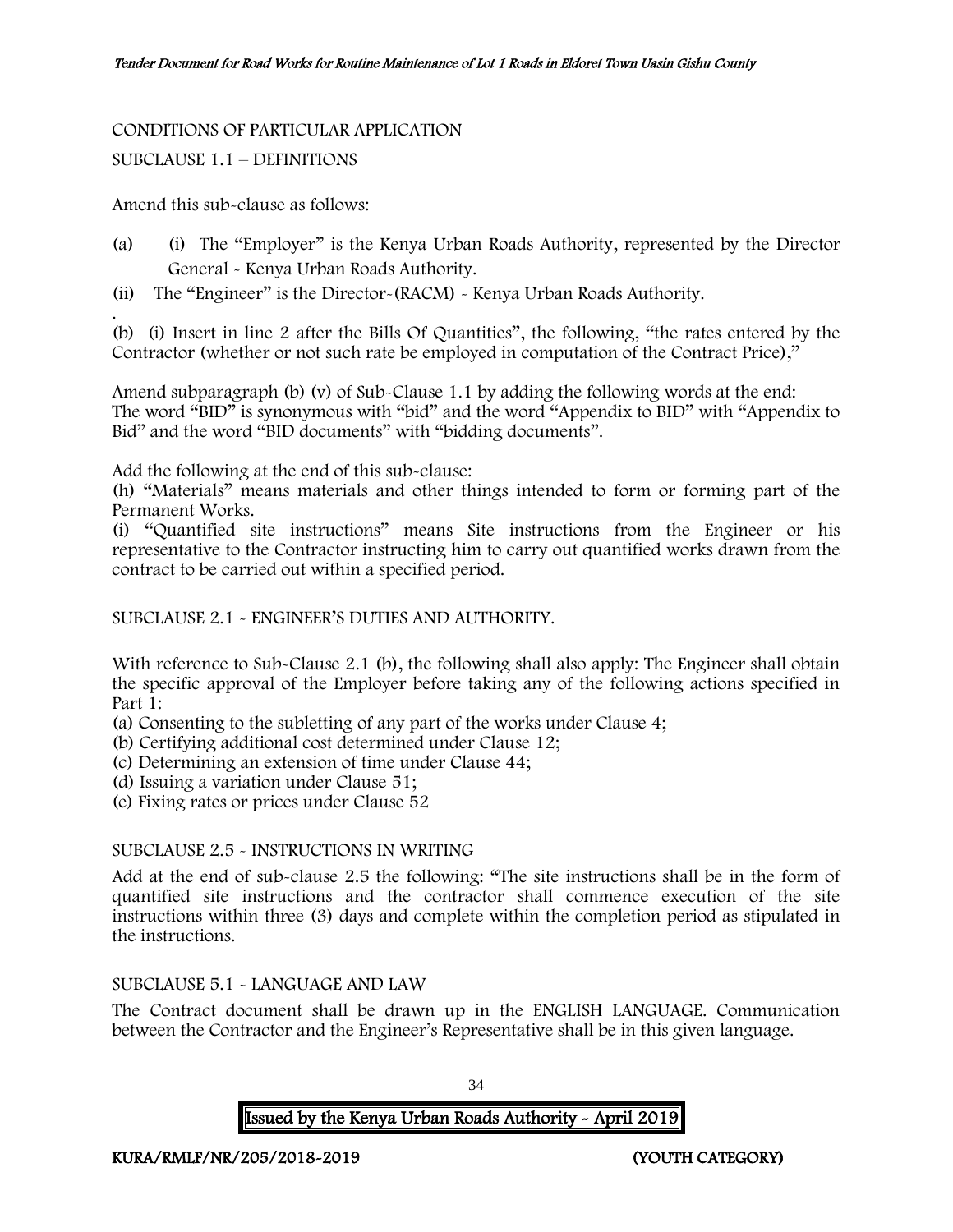CONDITIONS OF PARTICULAR APPLICATION

SUBCLAUSE 1.1 – DEFINITIONS

Amend this sub-clause as follows:

(a) (i) The "Employer" is the Kenya Urban Roads Authority, represented by the Director General - Kenya Urban Roads Authority.

(ii) The "Engineer" is the Director-(RACM) - Kenya Urban Roads Authority.

.

(b) (i) Insert in line 2 after the Bills Of Quantities", the following, "the rates entered by the Contractor (whether or not such rate be employed in computation of the Contract Price),"

Amend subparagraph (b) (v) of Sub-Clause 1.1 by adding the following words at the end: The word "BID" is synonymous with "bid" and the word "Appendix to BID" with "Appendix to Bid" and the word "BID documents" with "bidding documents".

Add the following at the end of this sub-clause:

(h) "Materials" means materials and other things intended to form or forming part of the Permanent Works.

(i) "Quantified site instructions" means Site instructions from the Engineer or his representative to the Contractor instructing him to carry out quantified works drawn from the contract to be carried out within a specified period.

SUBCLAUSE 2.1 - ENGINEER'S DUTIES AND AUTHORITY.

With reference to Sub-Clause 2.1 (b), the following shall also apply: The Engineer shall obtain the specific approval of the Employer before taking any of the following actions specified in Part 1:

(a) Consenting to the subletting of any part of the works under Clause 4;
(b) Certifying additional cost determined under Clause 12;
(c) Determining an extension of time under Clause 44;
(d) Issuing a variation under Clause 51;
(e) Fixing rates or prices under Clause 52

SUBCLAUSE 2.5 - INSTRUCTIONS IN WRITING

Add at the end of sub-clause 2.5 the following: "The site instructions shall be in the form of quantified site instructions and the contractor shall commence execution of the site instructions within three (3) days and complete within the completion period as stipulated in the instructions.

SUBCLAUSE 5.1 - LANGUAGE AND LAW

The Contract document shall be drawn up in the ENGLISH LANGUAGE. Communication between the Contractor and the Engineer's Representative shall be in this given language.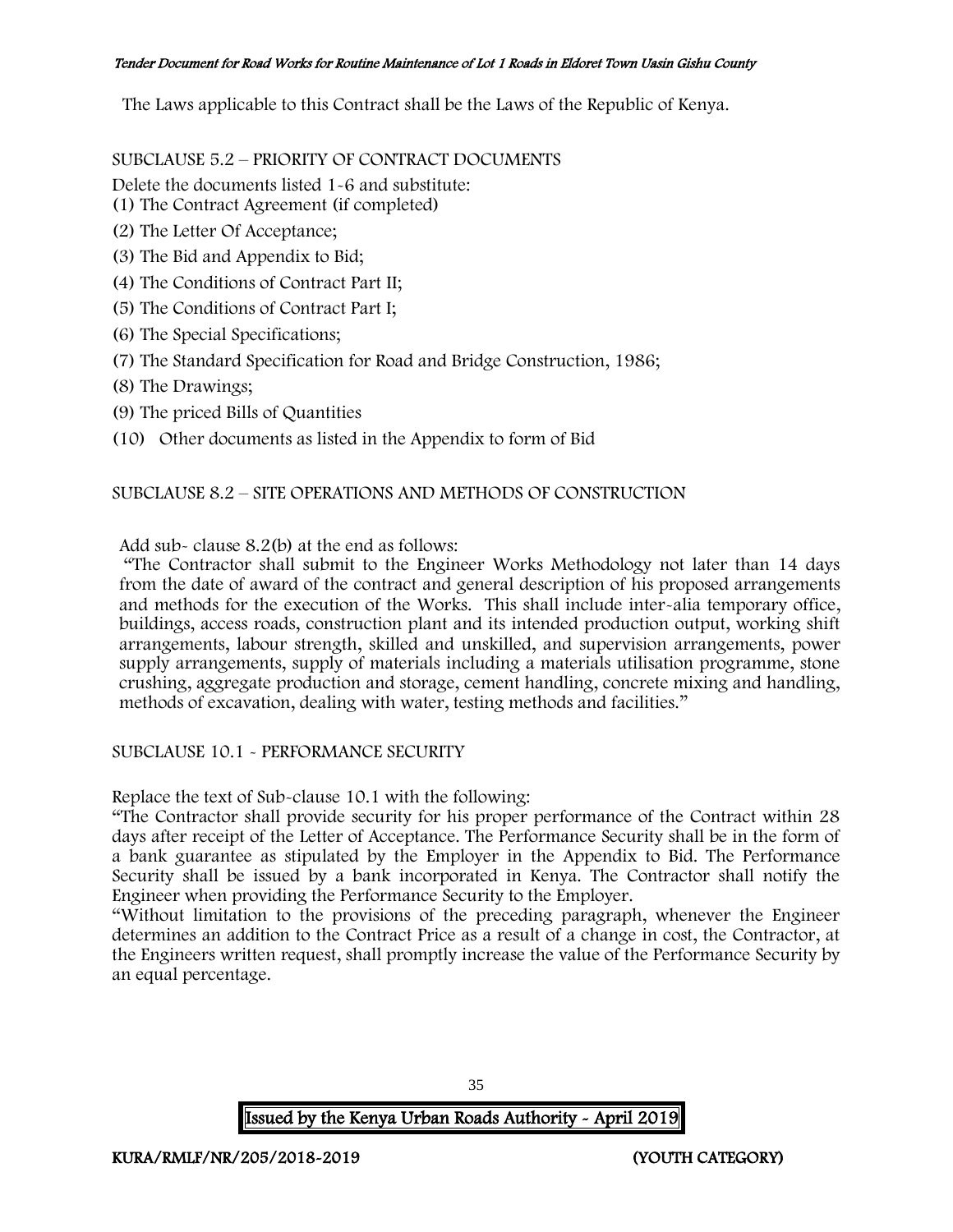The Laws applicable to this Contract shall be the Laws of the Republic of Kenya.

SUBCLAUSE 5.2 – PRIORITY OF CONTRACT DOCUMENTS

Delete the documents listed 1-6 and substitute:

(1) The Contract Agreement (if completed)

(2) The Letter Of Acceptance;

(3) The Bid and Appendix to Bid;

(4) The Conditions of Contract Part II;

(5) The Conditions of Contract Part I;

(6) The Special Specifications;

(7) The Standard Specification for Road and Bridge Construction, 1986;

(8) The Drawings;

(9) The priced Bills of Quantities

(10) Other documents as listed in the Appendix to form of Bid

SUBCLAUSE 8.2 – SITE OPERATIONS AND METHODS OF CONSTRUCTION

Add sub- clause 8.2(b) at the end as follows:

"The Contractor shall submit to the Engineer Works Methodology not later than 14 days from the date of award of the contract and general description of his proposed arrangements and methods for the execution of the Works. This shall include inter-alia temporary office, buildings, access roads, construction plant and its intended production output, working shift arrangements, labour strength, skilled and unskilled, and supervision arrangements, power supply arrangements, supply of materials including a materials utilisation programme, stone crushing, aggregate production and storage, cement handling, concrete mixing and handling, methods of excavation, dealing with water, testing methods and facilities."

SUBCLAUSE 10.1 - PERFORMANCE SECURITY

Replace the text of Sub-clause 10.1 with the following:

"The Contractor shall provide security for his proper performance of the Contract within 28 days after receipt of the Letter of Acceptance. The Performance Security shall be in the form of a bank guarantee as stipulated by the Employer in the Appendix to Bid. The Performance Security shall be issued by a bank incorporated in Kenya. The Contractor shall notify the Engineer when providing the Performance Security to the Employer.

"Without limitation to the provisions of the preceding paragraph, whenever the Engineer determines an addition to the Contract Price as a result of a change in cost, the Contractor, at the Engineers written request, shall promptly increase the value of the Performance Security by an equal percentage.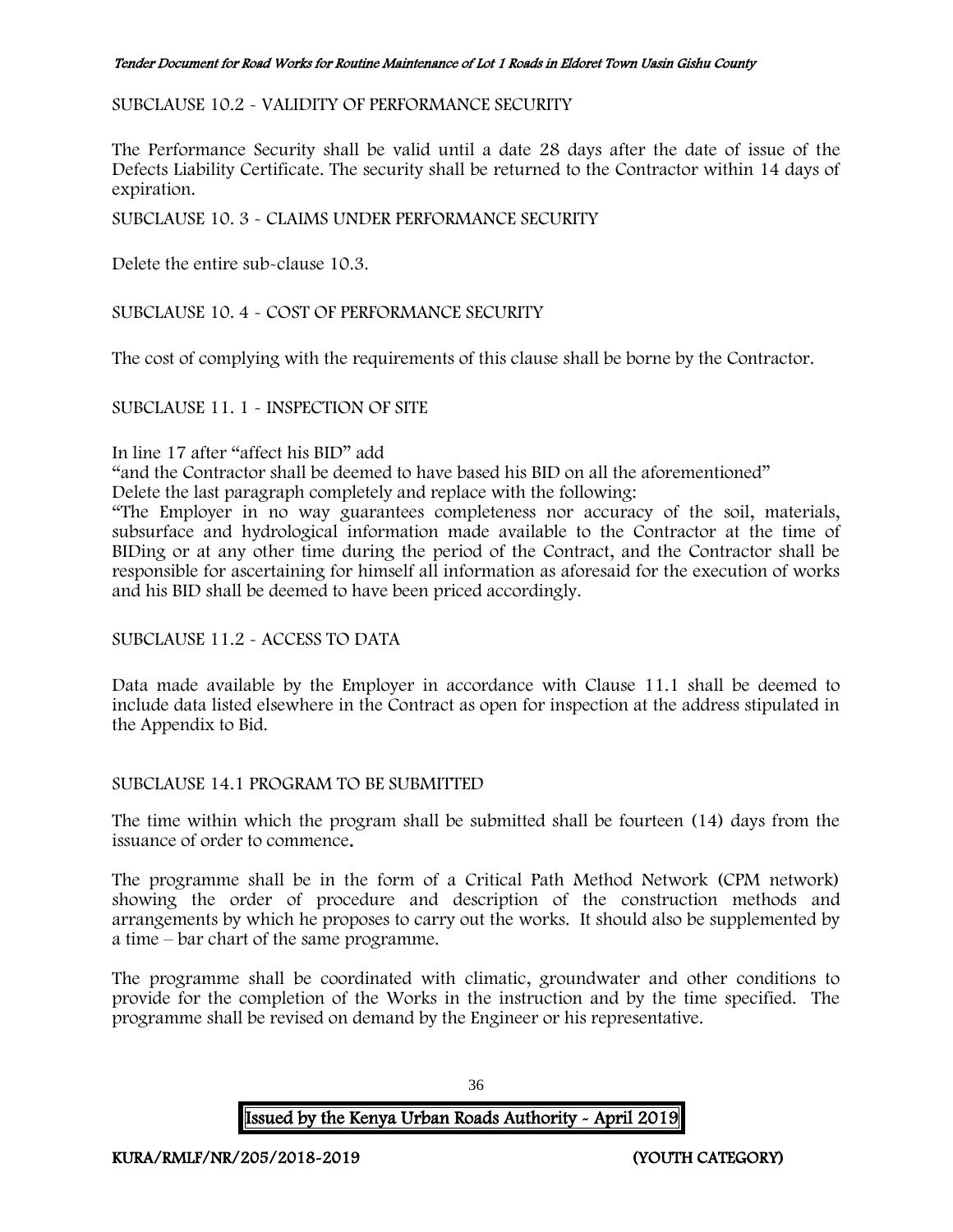SUBCLAUSE 10.2 - VALIDITY OF PERFORMANCE SECURITY

The Performance Security shall be valid until a date 28 days after the date of issue of the Defects Liability Certificate. The security shall be returned to the Contractor within 14 days of expiration.

SUBCLAUSE 10. 3 - CLAIMS UNDER PERFORMANCE SECURITY

Delete the entire sub-clause 10.3.

SUBCLAUSE 10. 4 - COST OF PERFORMANCE SECURITY

The cost of complying with the requirements of this clause shall be borne by the Contractor.

SUBCLAUSE 11. 1 - INSPECTION OF SITE

In line 17 after "affect his BID" add

"and the Contractor shall be deemed to have based his BID on all the aforementioned"

Delete the last paragraph completely and replace with the following:

"The Employer in no way guarantees completeness nor accuracy of the soil, materials, subsurface and hydrological information made available to the Contractor at the time of BIDing or at any other time during the period of the Contract, and the Contractor shall be responsible for ascertaining for himself all information as aforesaid for the execution of works and his BID shall be deemed to have been priced accordingly.

SUBCLAUSE 11.2 - ACCESS TO DATA

Data made available by the Employer in accordance with Clause 11.1 shall be deemed to include data listed elsewhere in the Contract as open for inspection at the address stipulated in the Appendix to Bid.

SUBCLAUSE 14.1 PROGRAM TO BE SUBMITTED

The time within which the program shall be submitted shall be fourteen (14) days from the issuance of order to commence.

The programme shall be in the form of a Critical Path Method Network (CPM network) showing the order of procedure and description of the construction methods and arrangements by which he proposes to carry out the works. It should also be supplemented by a time – bar chart of the same programme.

The programme shall be coordinated with climatic, groundwater and other conditions to provide for the completion of the Works in the instruction and by the time specified. The programme shall be revised on demand by the Engineer or his representative.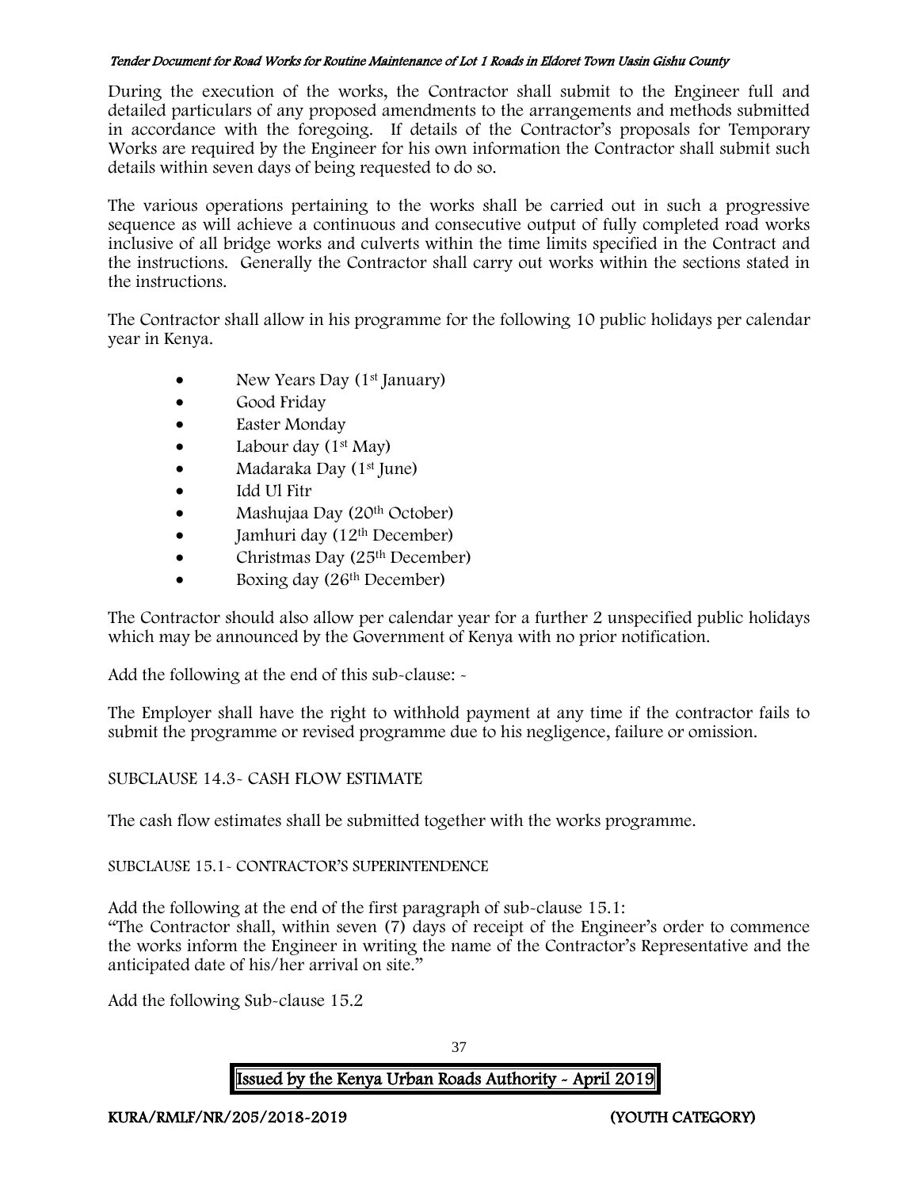During the execution of the works, the Contractor shall submit to the Engineer full and detailed particulars of any proposed amendments to the arrangements and methods submitted in accordance with the foregoing. If details of the Contractor's proposals for Temporary Works are required by the Engineer for his own information the Contractor shall submit such details within seven days of being requested to do so.

The various operations pertaining to the works shall be carried out in such a progressive sequence as will achieve a continuous and consecutive output of fully completed road works inclusive of all bridge works and culverts within the time limits specified in the Contract and the instructions. Generally the Contractor shall carry out works within the sections stated in the instructions.

The Contractor shall allow in his programme for the following 10 public holidays per calendar year in Kenya.

- New Years Day (1st January)
- Good Friday
- Easter Monday
- Labour day (1st May)
- Madaraka Day (1st June)
- Idd Ul Fitr
- Mashujaa Day (20th October)
- Jamhuri day (12th December)
- Christmas Day (25th December)
- Boxing day (26th December)

The Contractor should also allow per calendar year for a further 2 unspecified public holidays which may be announced by the Government of Kenya with no prior notification.

Add the following at the end of this sub-clause: -

The Employer shall have the right to withhold payment at any time if the contractor fails to submit the programme or revised programme due to his negligence, failure or omission.

SUBCLAUSE 14.3- CASH FLOW ESTIMATE

The cash flow estimates shall be submitted together with the works programme.

SUBCLAUSE 15.1- CONTRACTOR'S SUPERINTENDENCE

Add the following at the end of the first paragraph of sub-clause 15.1:
"The Contractor shall, within seven (7) days of receipt of the Engineer's order to commence the works inform the Engineer in writing the name of the Contractor's Representative and the anticipated date of his/her arrival on site."

Add the following Sub-clause 15.2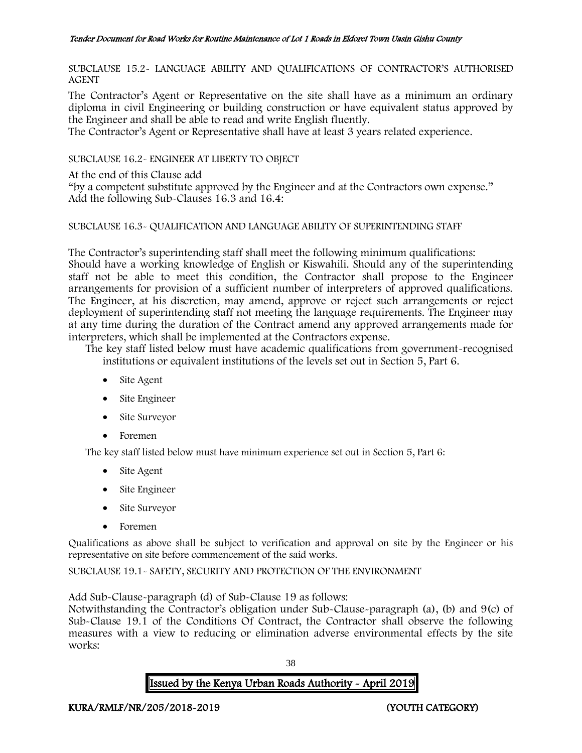SUBCLAUSE 15.2- LANGUAGE ABILITY AND QUALIFICATIONS OF CONTRACTOR'S AUTHORISED AGENT

The Contractor's Agent or Representative on the site shall have as a minimum an ordinary diploma in civil Engineering or building construction or have equivalent status approved by the Engineer and shall be able to read and write English fluently.
The Contractor's Agent or Representative shall have at least 3 years related experience.

SUBCLAUSE 16.2- ENGINEER AT LIBERTY TO OBJECT

At the end of this Clause add
"by a competent substitute approved by the Engineer and at the Contractors own expense."
Add the following Sub-Clauses 16.3 and 16.4:

SUBCLAUSE 16.3- QUALIFICATION AND LANGUAGE ABILITY OF SUPERINTENDING STAFF

The Contractor's superintending staff shall meet the following minimum qualifications:
Should have a working knowledge of English or Kiswahili. Should any of the superintending staff not be able to meet this condition, the Contractor shall propose to the Engineer arrangements for provision of a sufficient number of interpreters of approved qualifications. The Engineer, at his discretion, may amend, approve or reject such arrangements or reject deployment of superintending staff not meeting the language requirements. The Engineer may at any time during the duration of the Contract amend any approved arrangements made for interpreters, which shall be implemented at the Contractors expense.

The key staff listed below must have academic qualifications from government-recognised institutions or equivalent institutions of the levels set out in Section 5, Part 6.

- Site Agent
- Site Engineer
- Site Surveyor
- Foremen

The key staff listed below must have minimum experience set out in Section 5, Part 6:

- Site Agent
- Site Engineer
- Site Surveyor
- Foremen

Qualifications as above shall be subject to verification and approval on site by the Engineer or his representative on site before commencement of the said works.

SUBCLAUSE 19.1- SAFETY, SECURITY AND PROTECTION OF THE ENVIRONMENT

Add Sub-Clause-paragraph (d) of Sub-Clause 19 as follows:
Notwithstanding the Contractor's obligation under Sub-Clause-paragraph (a), (b) and 9(c) of Sub-Clause 19.1 of the Conditions Of Contract, the Contractor shall observe the following measures with a view to reducing or elimination adverse environmental effects by the site works: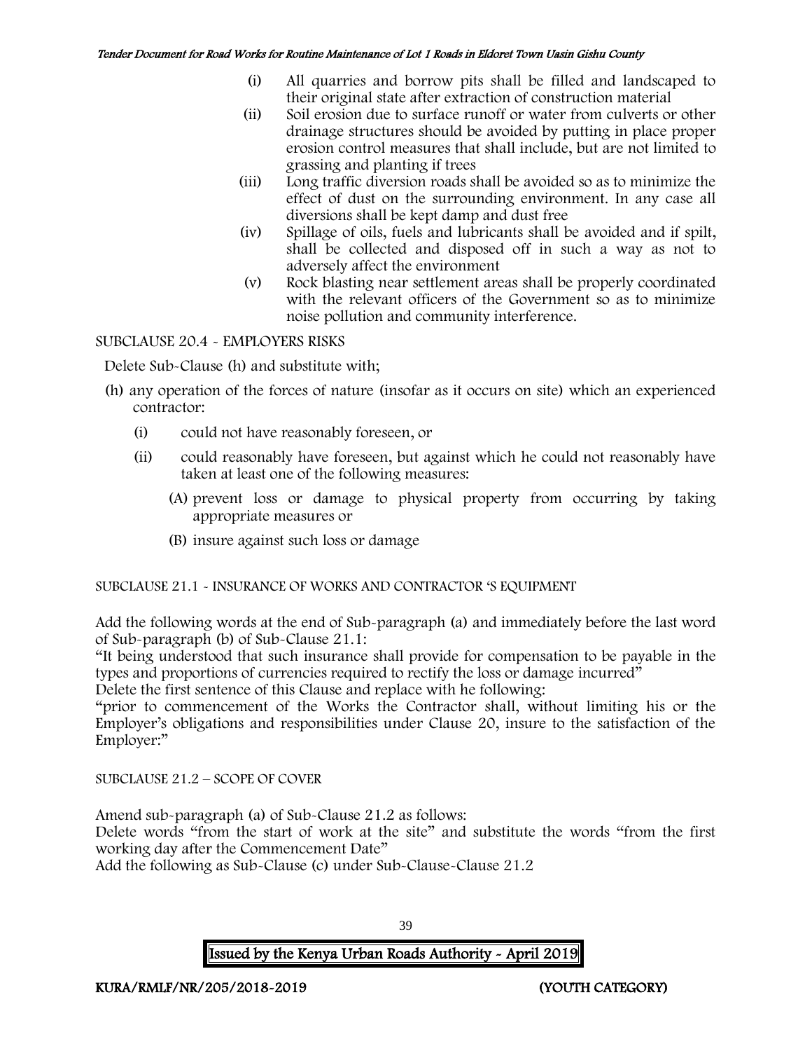(i) All quarries and borrow pits shall be filled and landscaped to their original state after extraction of construction material

(ii) Soil erosion due to surface runoff or water from culverts or other drainage structures should be avoided by putting in place proper erosion control measures that shall include, but are not limited to grassing and planting if trees

(iii) Long traffic diversion roads shall be avoided so as to minimize the effect of dust on the surrounding environment. In any case all diversions shall be kept damp and dust free

(iv) Spillage of oils, fuels and lubricants shall be avoided and if spilt, shall be collected and disposed off in such a way as not to adversely affect the environment

(v) Rock blasting near settlement areas shall be properly coordinated with the relevant officers of the Government so as to minimize noise pollution and community interference.

SUBCLAUSE 20.4 - EMPLOYERS RISKS

Delete Sub-Clause (h) and substitute with;

(h) any operation of the forces of nature (insofar as it occurs on site) which an experienced contractor:

(i) could not have reasonably foreseen, or

(ii) could reasonably have foreseen, but against which he could not reasonably have taken at least one of the following measures:

(A) prevent loss or damage to physical property from occurring by taking appropriate measures or

(B) insure against such loss or damage

SUBCLAUSE 21.1 - INSURANCE OF WORKS AND CONTRACTOR 'S EQUIPMENT

Add the following words at the end of Sub-paragraph (a) and immediately before the last word of Sub-paragraph (b) of Sub-Clause 21.1:

"It being understood that such insurance shall provide for compensation to be payable in the types and proportions of currencies required to rectify the loss or damage incurred"

Delete the first sentence of this Clause and replace with he following:

"prior to commencement of the Works the Contractor shall, without limiting his or the Employer's obligations and responsibilities under Clause 20, insure to the satisfaction of the Employer:"

SUBCLAUSE 21.2 – SCOPE OF COVER

Amend sub-paragraph (a) of Sub-Clause 21.2 as follows:

Delete words "from the start of work at the site" and substitute the words "from the first working day after the Commencement Date"

Add the following as Sub-Clause (c) under Sub-Clause-Clause 21.2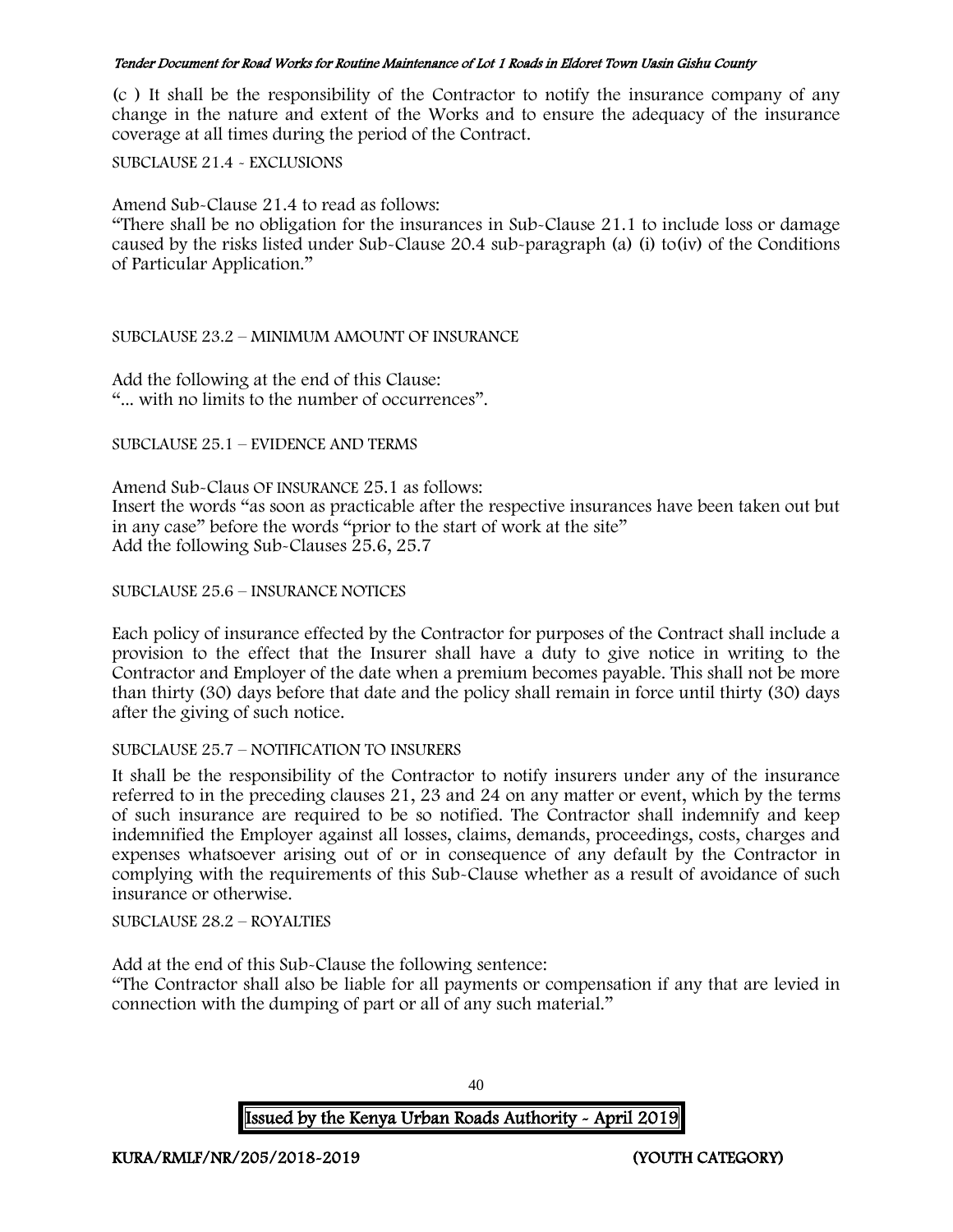(c ) It shall be the responsibility of the Contractor to notify the insurance company of any change in the nature and extent of the Works and to ensure the adequacy of the insurance coverage at all times during the period of the Contract.

SUBCLAUSE 21.4 - EXCLUSIONS

Amend Sub-Clause 21.4 to read as follows:
"There shall be no obligation for the insurances in Sub-Clause 21.1 to include loss or damage caused by the risks listed under Sub-Clause 20.4 sub-paragraph (a) (i) to(iv) of the Conditions of Particular Application."

SUBCLAUSE 23.2 – MINIMUM AMOUNT OF INSURANCE

Add the following at the end of this Clause:
"... with no limits to the number of occurrences".

SUBCLAUSE 25.1 – EVIDENCE AND TERMS

Amend Sub-Claus OF INSURANCE 25.1 as follows:
Insert the words "as soon as practicable after the respective insurances have been taken out but in any case" before the words "prior to the start of work at the site"
Add the following Sub-Clauses 25.6, 25.7

SUBCLAUSE 25.6 – INSURANCE NOTICES

Each policy of insurance effected by the Contractor for purposes of the Contract shall include a provision to the effect that the Insurer shall have a duty to give notice in writing to the Contractor and Employer of the date when a premium becomes payable. This shall not be more than thirty (30) days before that date and the policy shall remain in force until thirty (30) days after the giving of such notice.

SUBCLAUSE 25.7 – NOTIFICATION TO INSURERS

It shall be the responsibility of the Contractor to notify insurers under any of the insurance referred to in the preceding clauses 21, 23 and 24 on any matter or event, which by the terms of such insurance are required to be so notified. The Contractor shall indemnify and keep indemnified the Employer against all losses, claims, demands, proceedings, costs, charges and expenses whatsoever arising out of or in consequence of any default by the Contractor in complying with the requirements of this Sub-Clause whether as a result of avoidance of such insurance or otherwise.

SUBCLAUSE 28.2 – ROYALTIES

Add at the end of this Sub-Clause the following sentence:
"The Contractor shall also be liable for all payments or compensation if any that are levied in connection with the dumping of part or all of any such material."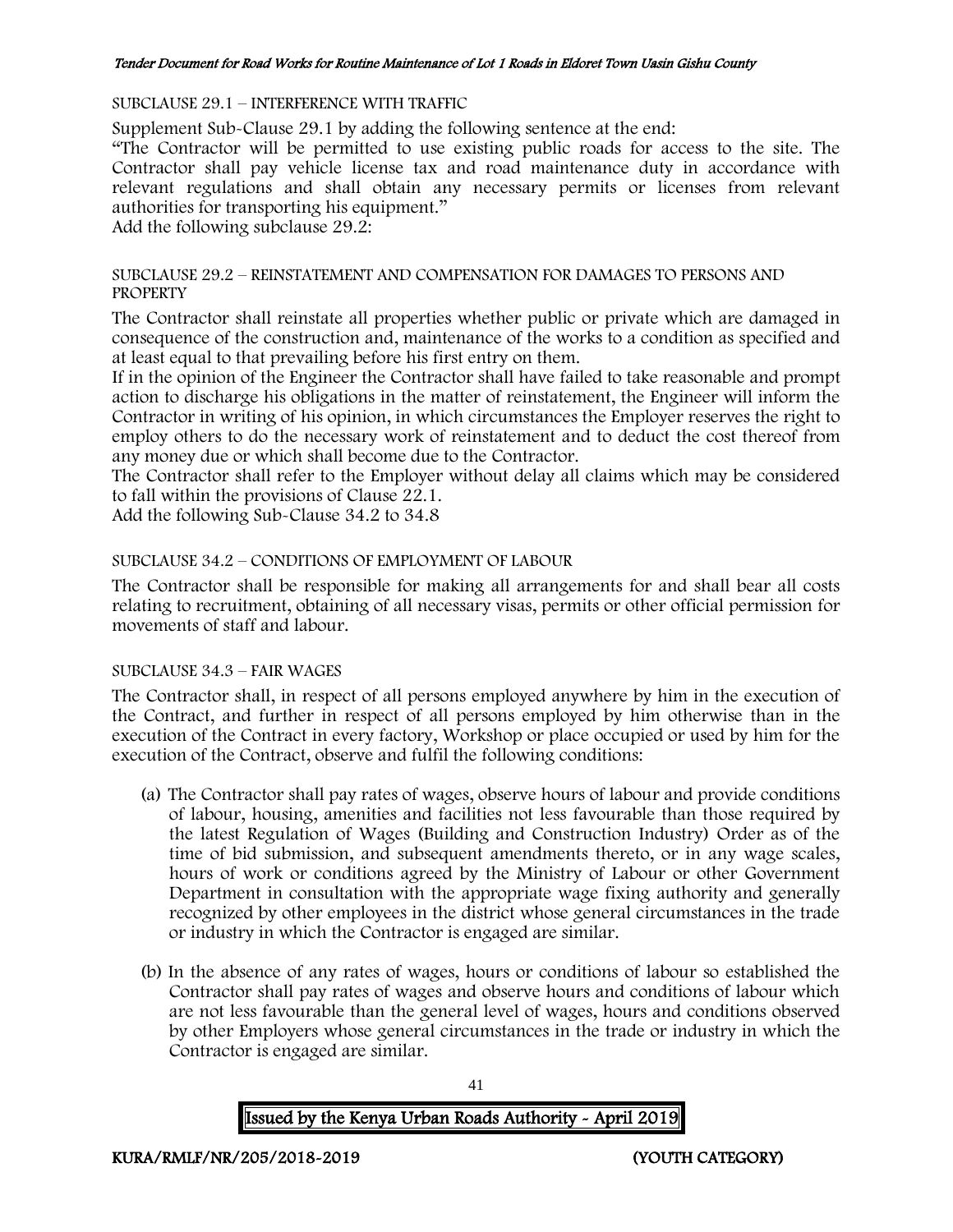SUBCLAUSE 29.1 – INTERFERENCE WITH TRAFFIC

Supplement Sub-Clause 29.1 by adding the following sentence at the end:

"The Contractor will be permitted to use existing public roads for access to the site. The Contractor shall pay vehicle license tax and road maintenance duty in accordance with relevant regulations and shall obtain any necessary permits or licenses from relevant authorities for transporting his equipment."

Add the following subclause 29.2:

SUBCLAUSE 29.2 – REINSTATEMENT AND COMPENSATION FOR DAMAGES TO PERSONS AND PROPERTY

The Contractor shall reinstate all properties whether public or private which are damaged in consequence of the construction and, maintenance of the works to a condition as specified and at least equal to that prevailing before his first entry on them.

If in the opinion of the Engineer the Contractor shall have failed to take reasonable and prompt action to discharge his obligations in the matter of reinstatement, the Engineer will inform the Contractor in writing of his opinion, in which circumstances the Employer reserves the right to employ others to do the necessary work of reinstatement and to deduct the cost thereof from any money due or which shall become due to the Contractor.

The Contractor shall refer to the Employer without delay all claims which may be considered to fall within the provisions of Clause 22.1.

Add the following Sub-Clause 34.2 to 34.8

SUBCLAUSE 34.2 – CONDITIONS OF EMPLOYMENT OF LABOUR

The Contractor shall be responsible for making all arrangements for and shall bear all costs relating to recruitment, obtaining of all necessary visas, permits or other official permission for movements of staff and labour.

SUBCLAUSE 34.3 – FAIR WAGES

The Contractor shall, in respect of all persons employed anywhere by him in the execution of the Contract, and further in respect of all persons employed by him otherwise than in the execution of the Contract in every factory, Workshop or place occupied or used by him for the execution of the Contract, observe and fulfil the following conditions:

(a) The Contractor shall pay rates of wages, observe hours of labour and provide conditions of labour, housing, amenities and facilities not less favourable than those required by the latest Regulation of Wages (Building and Construction Industry) Order as of the time of bid submission, and subsequent amendments thereto, or in any wage scales, hours of work or conditions agreed by the Ministry of Labour or other Government Department in consultation with the appropriate wage fixing authority and generally recognized by other employees in the district whose general circumstances in the trade or industry in which the Contractor is engaged are similar.

(b) In the absence of any rates of wages, hours or conditions of labour so established the Contractor shall pay rates of wages and observe hours and conditions of labour which are not less favourable than the general level of wages, hours and conditions observed by other Employers whose general circumstances in the trade or industry in which the Contractor is engaged are similar.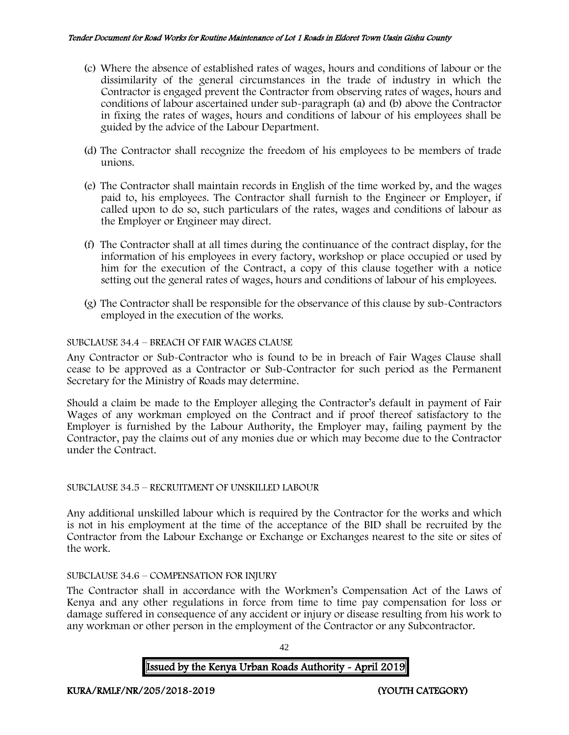(c) Where the absence of established rates of wages, hours and conditions of labour or the dissimilarity of the general circumstances in the trade of industry in which the Contractor is engaged prevent the Contractor from observing rates of wages, hours and conditions of labour ascertained under sub-paragraph (a) and (b) above the Contractor in fixing the rates of wages, hours and conditions of labour of his employees shall be guided by the advice of the Labour Department.

(d) The Contractor shall recognize the freedom of his employees to be members of trade unions.

(e) The Contractor shall maintain records in English of the time worked by, and the wages paid to, his employees. The Contractor shall furnish to the Engineer or Employer, if called upon to do so, such particulars of the rates, wages and conditions of labour as the Employer or Engineer may direct.

(f) The Contractor shall at all times during the continuance of the contract display, for the information of his employees in every factory, workshop or place occupied or used by him for the execution of the Contract, a copy of this clause together with a notice setting out the general rates of wages, hours and conditions of labour of his employees.

(g) The Contractor shall be responsible for the observance of this clause by sub-Contractors employed in the execution of the works.

SUBCLAUSE 34.4 – BREACH OF FAIR WAGES CLAUSE

Any Contractor or Sub-Contractor who is found to be in breach of Fair Wages Clause shall cease to be approved as a Contractor or Sub-Contractor for such period as the Permanent Secretary for the Ministry of Roads may determine.

Should a claim be made to the Employer alleging the Contractor's default in payment of Fair Wages of any workman employed on the Contract and if proof thereof satisfactory to the Employer is furnished by the Labour Authority, the Employer may, failing payment by the Contractor, pay the claims out of any monies due or which may become due to the Contractor under the Contract.

SUBCLAUSE 34.5 – RECRUITMENT OF UNSKILLED LABOUR

Any additional unskilled labour which is required by the Contractor for the works and which is not in his employment at the time of the acceptance of the BID shall be recruited by the Contractor from the Labour Exchange or Exchange or Exchanges nearest to the site or sites of the work.

SUBCLAUSE 34.6 – COMPENSATION FOR INJURY

The Contractor shall in accordance with the Workmen's Compensation Act of the Laws of Kenya and any other regulations in force from time to time pay compensation for loss or damage suffered in consequence of any accident or injury or disease resulting from his work to any workman or other person in the employment of the Contractor or any Subcontractor.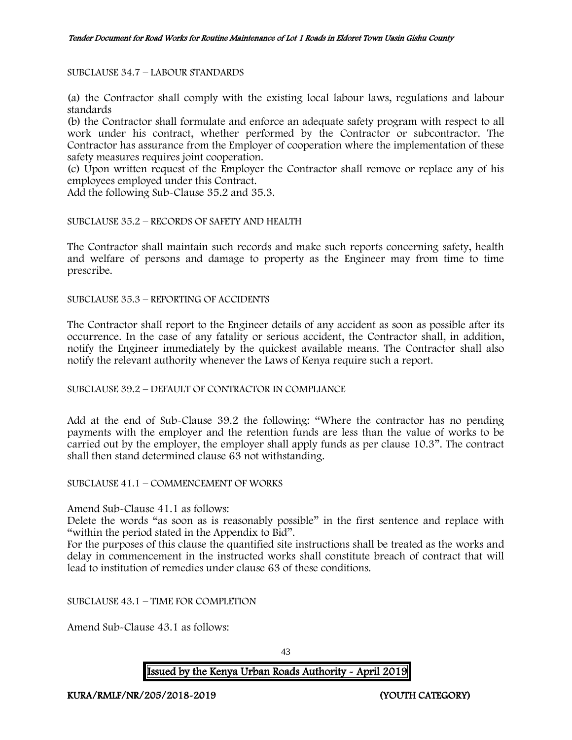SUBCLAUSE 34.7 – LABOUR STANDARDS

(a) the Contractor shall comply with the existing local labour laws, regulations and labour standards

(b) the Contractor shall formulate and enforce an adequate safety program with respect to all work under his contract, whether performed by the Contractor or subcontractor. The Contractor has assurance from the Employer of cooperation where the implementation of these safety measures requires joint cooperation.

(c) Upon written request of the Employer the Contractor shall remove or replace any of his employees employed under this Contract.

Add the following Sub-Clause 35.2 and 35.3.

SUBCLAUSE 35.2 – RECORDS OF SAFETY AND HEALTH

The Contractor shall maintain such records and make such reports concerning safety, health and welfare of persons and damage to property as the Engineer may from time to time prescribe.

SUBCLAUSE 35.3 – REPORTING OF ACCIDENTS

The Contractor shall report to the Engineer details of any accident as soon as possible after its occurrence. In the case of any fatality or serious accident, the Contractor shall, in addition, notify the Engineer immediately by the quickest available means. The Contractor shall also notify the relevant authority whenever the Laws of Kenya require such a report.

SUBCLAUSE 39.2 – DEFAULT OF CONTRACTOR IN COMPLIANCE

Add at the end of Sub-Clause 39.2 the following: "Where the contractor has no pending payments with the employer and the retention funds are less than the value of works to be carried out by the employer, the employer shall apply funds as per clause 10.3". The contract shall then stand determined clause 63 not withstanding.

SUBCLAUSE 41.1 – COMMENCEMENT OF WORKS

Amend Sub-Clause 41.1 as follows:

Delete the words "as soon as is reasonably possible" in the first sentence and replace with "within the period stated in the Appendix to Bid".

For the purposes of this clause the quantified site instructions shall be treated as the works and delay in commencement in the instructed works shall constitute breach of contract that will lead to institution of remedies under clause 63 of these conditions.

SUBCLAUSE 43.1 – TIME FOR COMPLETION

Amend Sub-Clause 43.1 as follows: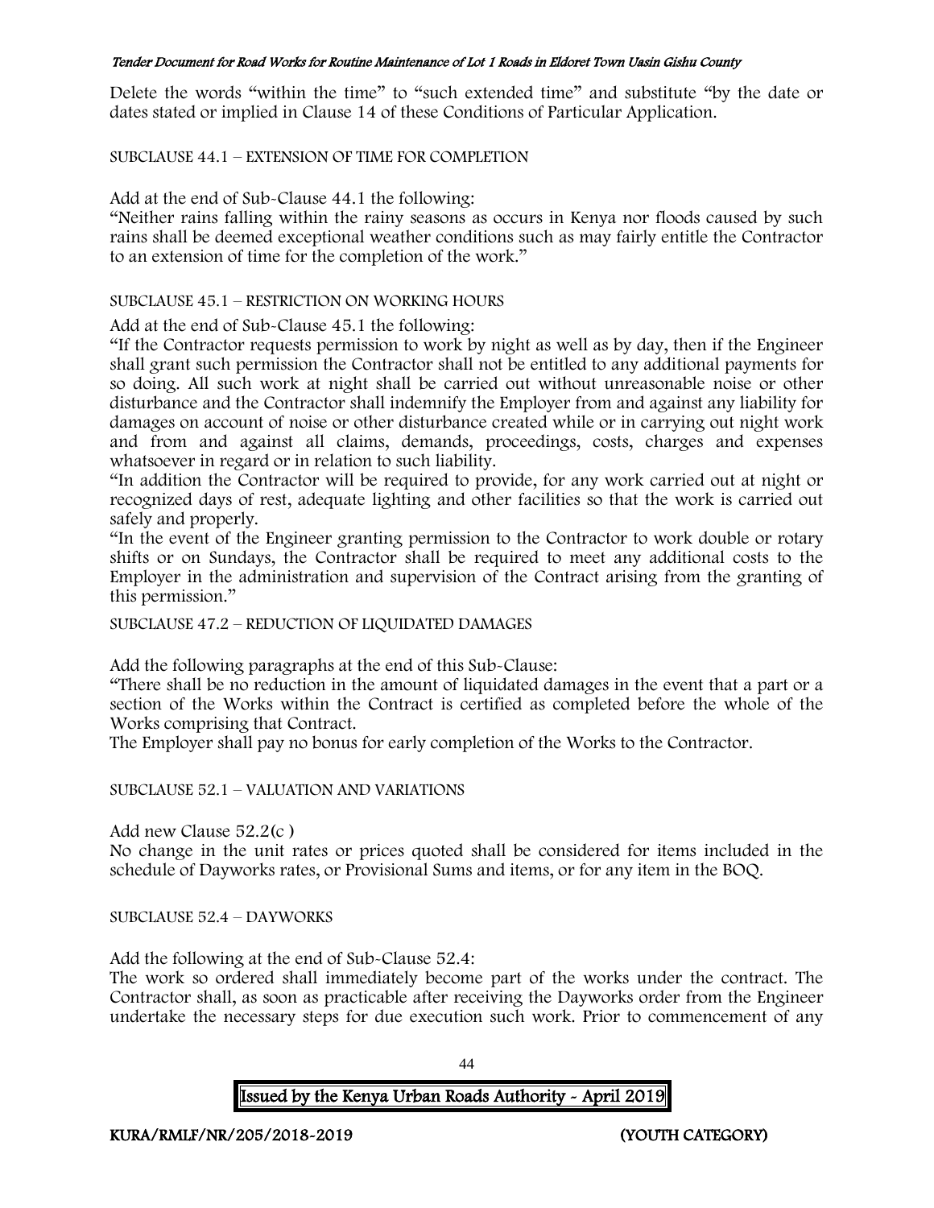Delete the words "within the time" to "such extended time" and substitute "by the date or dates stated or implied in Clause 14 of these Conditions of Particular Application.

SUBCLAUSE 44.1 – EXTENSION OF TIME FOR COMPLETION

Add at the end of Sub-Clause 44.1 the following:

"Neither rains falling within the rainy seasons as occurs in Kenya nor floods caused by such rains shall be deemed exceptional weather conditions such as may fairly entitle the Contractor to an extension of time for the completion of the work."

SUBCLAUSE 45.1 – RESTRICTION ON WORKING HOURS

Add at the end of Sub-Clause 45.1 the following:

"If the Contractor requests permission to work by night as well as by day, then if the Engineer shall grant such permission the Contractor shall not be entitled to any additional payments for so doing. All such work at night shall be carried out without unreasonable noise or other disturbance and the Contractor shall indemnify the Employer from and against any liability for damages on account of noise or other disturbance created while or in carrying out night work and from and against all claims, demands, proceedings, costs, charges and expenses whatsoever in regard or in relation to such liability.

"In addition the Contractor will be required to provide, for any work carried out at night or recognized days of rest, adequate lighting and other facilities so that the work is carried out safely and properly.

"In the event of the Engineer granting permission to the Contractor to work double or rotary shifts or on Sundays, the Contractor shall be required to meet any additional costs to the Employer in the administration and supervision of the Contract arising from the granting of this permission."

SUBCLAUSE 47.2 – REDUCTION OF LIQUIDATED DAMAGES

Add the following paragraphs at the end of this Sub-Clause:

"There shall be no reduction in the amount of liquidated damages in the event that a part or a section of the Works within the Contract is certified as completed before the whole of the Works comprising that Contract.

The Employer shall pay no bonus for early completion of the Works to the Contractor.

SUBCLAUSE 52.1 – VALUATION AND VARIATIONS

Add new Clause 52.2(c )

No change in the unit rates or prices quoted shall be considered for items included in the schedule of Dayworks rates, or Provisional Sums and items, or for any item in the BOQ.

SUBCLAUSE 52.4 – DAYWORKS

Add the following at the end of Sub-Clause 52.4:

The work so ordered shall immediately become part of the works under the contract. The Contractor shall, as soon as practicable after receiving the Dayworks order from the Engineer undertake the necessary steps for due execution such work. Prior to commencement of any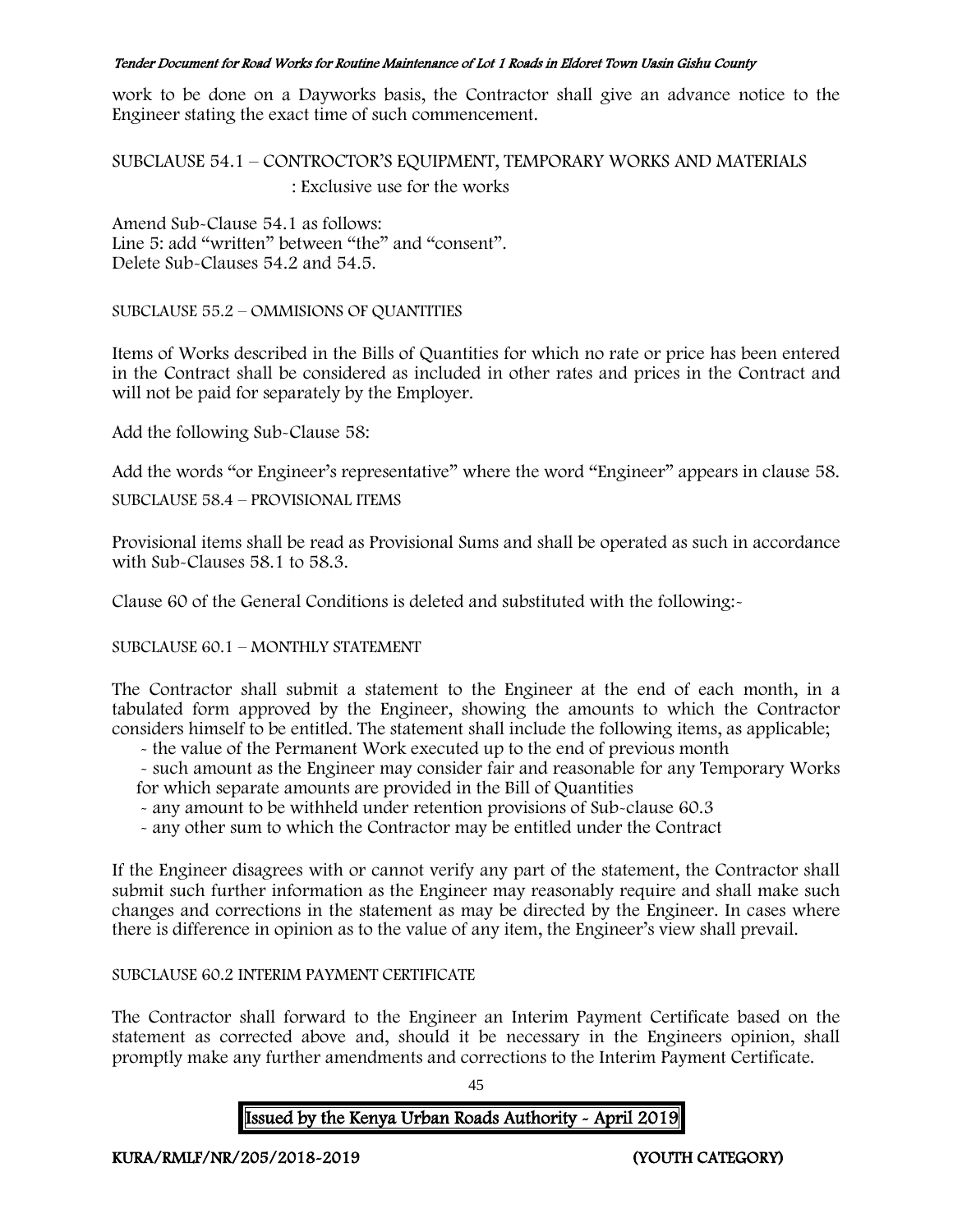work to be done on a Dayworks basis, the Contractor shall give an advance notice to the Engineer stating the exact time of such commencement.

SUBCLAUSE 54.1 – CONTRACTOR'S EQUIPMENT, TEMPORARY WORKS AND MATERIALS : Exclusive use for the works

Amend Sub-Clause 54.1 as follows:
Line 5: add "written" between "the" and "consent".
Delete Sub-Clauses 54.2 and 54.5.

SUBCLAUSE 55.2 – OMMISIONS OF QUANTITIES

Items of Works described in the Bills of Quantities for which no rate or price has been entered in the Contract shall be considered as included in other rates and prices in the Contract and will not be paid for separately by the Employer.

Add the following Sub-Clause 58:

Add the words "or Engineer's representative" where the word "Engineer" appears in clause 58.

SUBCLAUSE 58.4 – PROVISIONAL ITEMS

Provisional items shall be read as Provisional Sums and shall be operated as such in accordance with Sub-Clauses 58.1 to 58.3.

Clause 60 of the General Conditions is deleted and substituted with the following:-

SUBCLAUSE 60.1 – MONTHLY STATEMENT

The Contractor shall submit a statement to the Engineer at the end of each month, in a tabulated form approved by the Engineer, showing the amounts to which the Contractor considers himself to be entitled. The statement shall include the following items, as applicable;

- the value of the Permanent Work executed up to the end of previous month
- such amount as the Engineer may consider fair and reasonable for any Temporary Works for which separate amounts are provided in the Bill of Quantities
- any amount to be withheld under retention provisions of Sub-clause 60.3
- any other sum to which the Contractor may be entitled under the Contract

If the Engineer disagrees with or cannot verify any part of the statement, the Contractor shall submit such further information as the Engineer may reasonably require and shall make such changes and corrections in the statement as may be directed by the Engineer. In cases where there is difference in opinion as to the value of any item, the Engineer's view shall prevail.

SUBCLAUSE 60.2 INTERIM PAYMENT CERTIFICATE

The Contractor shall forward to the Engineer an Interim Payment Certificate based on the statement as corrected above and, should it be necessary in the Engineers opinion, shall promptly make any further amendments and corrections to the Interim Payment Certificate.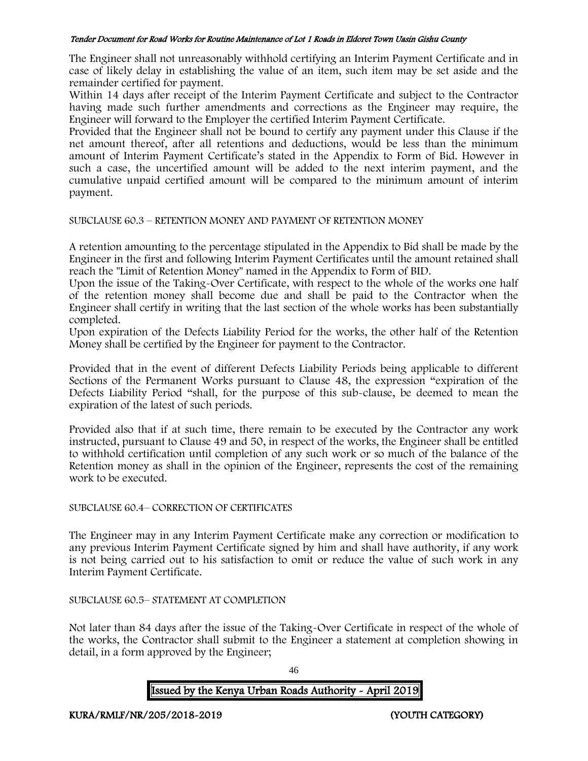The Engineer shall not unreasonably withhold certifying an Interim Payment Certificate and in case of likely delay in establishing the value of an item, such item may be set aside and the remainder certified for payment.

Within 14 days after receipt of the Interim Payment Certificate and subject to the Contractor having made such further amendments and corrections as the Engineer may require, the Engineer will forward to the Employer the certified Interim Payment Certificate.

Provided that the Engineer shall not be bound to certify any payment under this Clause if the net amount thereof, after all retentions and deductions, would be less than the minimum amount of Interim Payment Certificate's stated in the Appendix to Form of Bid. However in such a case, the uncertified amount will be added to the next interim payment, and the cumulative unpaid certified amount will be compared to the minimum amount of interim payment.

SUBCLAUSE 60.3 – RETENTION MONEY AND PAYMENT OF RETENTION MONEY

A retention amounting to the percentage stipulated in the Appendix to Bid shall be made by the Engineer in the first and following Interim Payment Certificates until the amount retained shall reach the "Limit of Retention Money" named in the Appendix to Form of BID.

Upon the issue of the Taking-Over Certificate, with respect to the whole of the works one half of the retention money shall become due and shall be paid to the Contractor when the Engineer shall certify in writing that the last section of the whole works has been substantially completed.

Upon expiration of the Defects Liability Period for the works, the other half of the Retention Money shall be certified by the Engineer for payment to the Contractor.

Provided that in the event of different Defects Liability Periods being applicable to different Sections of the Permanent Works pursuant to Clause 48, the expression "expiration of the Defects Liability Period "shall, for the purpose of this sub-clause, be deemed to mean the expiration of the latest of such periods.

Provided also that if at such time, there remain to be executed by the Contractor any work instructed, pursuant to Clause 49 and 50, in respect of the works, the Engineer shall be entitled to withhold certification until completion of any such work or so much of the balance of the Retention money as shall in the opinion of the Engineer, represents the cost of the remaining work to be executed.

SUBCLAUSE 60.4– CORRECTION OF CERTIFICATES

The Engineer may in any Interim Payment Certificate make any correction or modification to any previous Interim Payment Certificate signed by him and shall have authority, if any work is not being carried out to his satisfaction to omit or reduce the value of such work in any Interim Payment Certificate.

SUBCLAUSE 60.5– STATEMENT AT COMPLETION

Not later than 84 days after the issue of the Taking-Over Certificate in respect of the whole of the works, the Contractor shall submit to the Engineer a statement at completion showing in detail, in a form approved by the Engineer;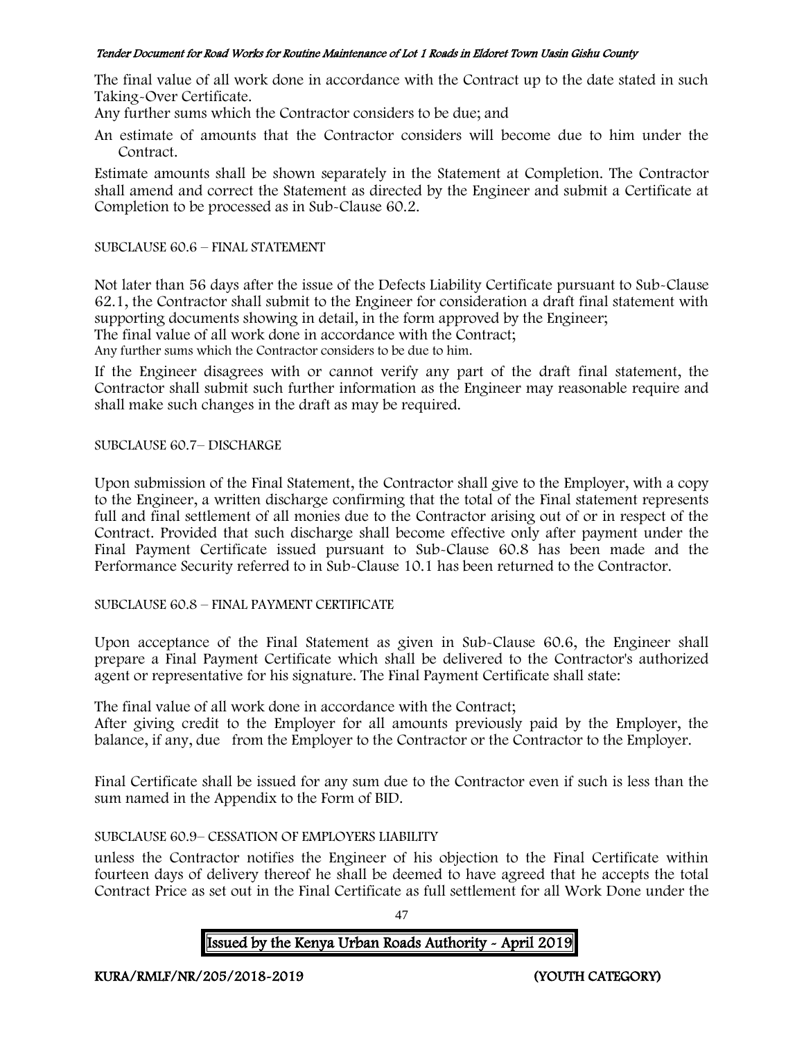The final value of all work done in accordance with the Contract up to the date stated in such Taking-Over Certificate.

Any further sums which the Contractor considers to be due; and

An estimate of amounts that the Contractor considers will become due to him under the Contract.

Estimate amounts shall be shown separately in the Statement at Completion. The Contractor shall amend and correct the Statement as directed by the Engineer and submit a Certificate at Completion to be processed as in Sub-Clause 60.2.

SUBCLAUSE 60.6 – FINAL STATEMENT

Not later than 56 days after the issue of the Defects Liability Certificate pursuant to Sub-Clause 62.1, the Contractor shall submit to the Engineer for consideration a draft final statement with supporting documents showing in detail, in the form approved by the Engineer;

The final value of all work done in accordance with the Contract;

Any further sums which the Contractor considers to be due to him.

If the Engineer disagrees with or cannot verify any part of the draft final statement, the Contractor shall submit such further information as the Engineer may reasonable require and shall make such changes in the draft as may be required.

SUBCLAUSE 60.7– DISCHARGE

Upon submission of the Final Statement, the Contractor shall give to the Employer, with a copy to the Engineer, a written discharge confirming that the total of the Final statement represents full and final settlement of all monies due to the Contractor arising out of or in respect of the Contract. Provided that such discharge shall become effective only after payment under the Final Payment Certificate issued pursuant to Sub-Clause 60.8 has been made and the Performance Security referred to in Sub-Clause 10.1 has been returned to the Contractor.

SUBCLAUSE 60.8 – FINAL PAYMENT CERTIFICATE

Upon acceptance of the Final Statement as given in Sub-Clause 60.6, the Engineer shall prepare a Final Payment Certificate which shall be delivered to the Contractor's authorized agent or representative for his signature. The Final Payment Certificate shall state:

The final value of all work done in accordance with the Contract;

After giving credit to the Employer for all amounts previously paid by the Employer, the balance, if any, due from the Employer to the Contractor or the Contractor to the Employer.

Final Certificate shall be issued for any sum due to the Contractor even if such is less than the sum named in the Appendix to the Form of BID.

SUBCLAUSE 60.9– CESSATION OF EMPLOYERS LIABILITY

unless the Contractor notifies the Engineer of his objection to the Final Certificate within fourteen days of delivery thereof he shall be deemed to have agreed that he accepts the total Contract Price as set out in the Final Certificate as full settlement for all Work Done under the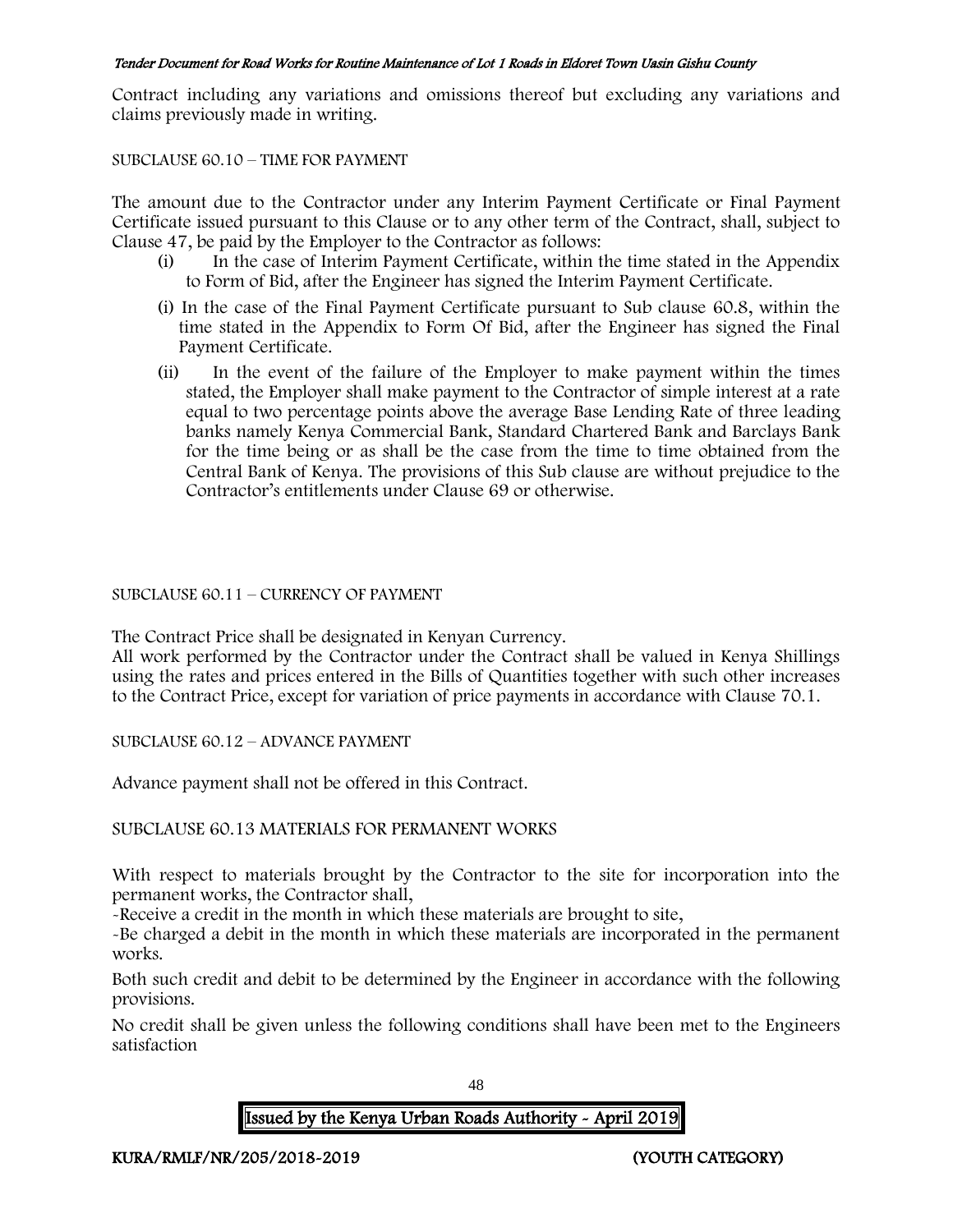Contract including any variations and omissions thereof but excluding any variations and claims previously made in writing.

SUBCLAUSE 60.10 – TIME FOR PAYMENT

The amount due to the Contractor under any Interim Payment Certificate or Final Payment Certificate issued pursuant to this Clause or to any other term of the Contract, shall, subject to Clause 47, be paid by the Employer to the Contractor as follows:

(i) In the case of Interim Payment Certificate, within the time stated in the Appendix to Form of Bid, after the Engineer has signed the Interim Payment Certificate.

(i) In the case of the Final Payment Certificate pursuant to Sub clause 60.8, within the time stated in the Appendix to Form Of Bid, after the Engineer has signed the Final Payment Certificate.

(ii) In the event of the failure of the Employer to make payment within the times stated, the Employer shall make payment to the Contractor of simple interest at a rate equal to two percentage points above the average Base Lending Rate of three leading banks namely Kenya Commercial Bank, Standard Chartered Bank and Barclays Bank for the time being or as shall be the case from the time to time obtained from the Central Bank of Kenya. The provisions of this Sub clause are without prejudice to the Contractor's entitlements under Clause 69 or otherwise.

SUBCLAUSE 60.11 – CURRENCY OF PAYMENT

The Contract Price shall be designated in Kenyan Currency.

All work performed by the Contractor under the Contract shall be valued in Kenya Shillings using the rates and prices entered in the Bills of Quantities together with such other increases to the Contract Price, except for variation of price payments in accordance with Clause 70.1.

SUBCLAUSE 60.12 – ADVANCE PAYMENT

Advance payment shall not be offered in this Contract.

SUBCLAUSE 60.13 MATERIALS FOR PERMANENT WORKS

With respect to materials brought by the Contractor to the site for incorporation into the permanent works, the Contractor shall,

-Receive a credit in the month in which these materials are brought to site,

-Be charged a debit in the month in which these materials are incorporated in the permanent works.

Both such credit and debit to be determined by the Engineer in accordance with the following provisions.

No credit shall be given unless the following conditions shall have been met to the Engineers satisfaction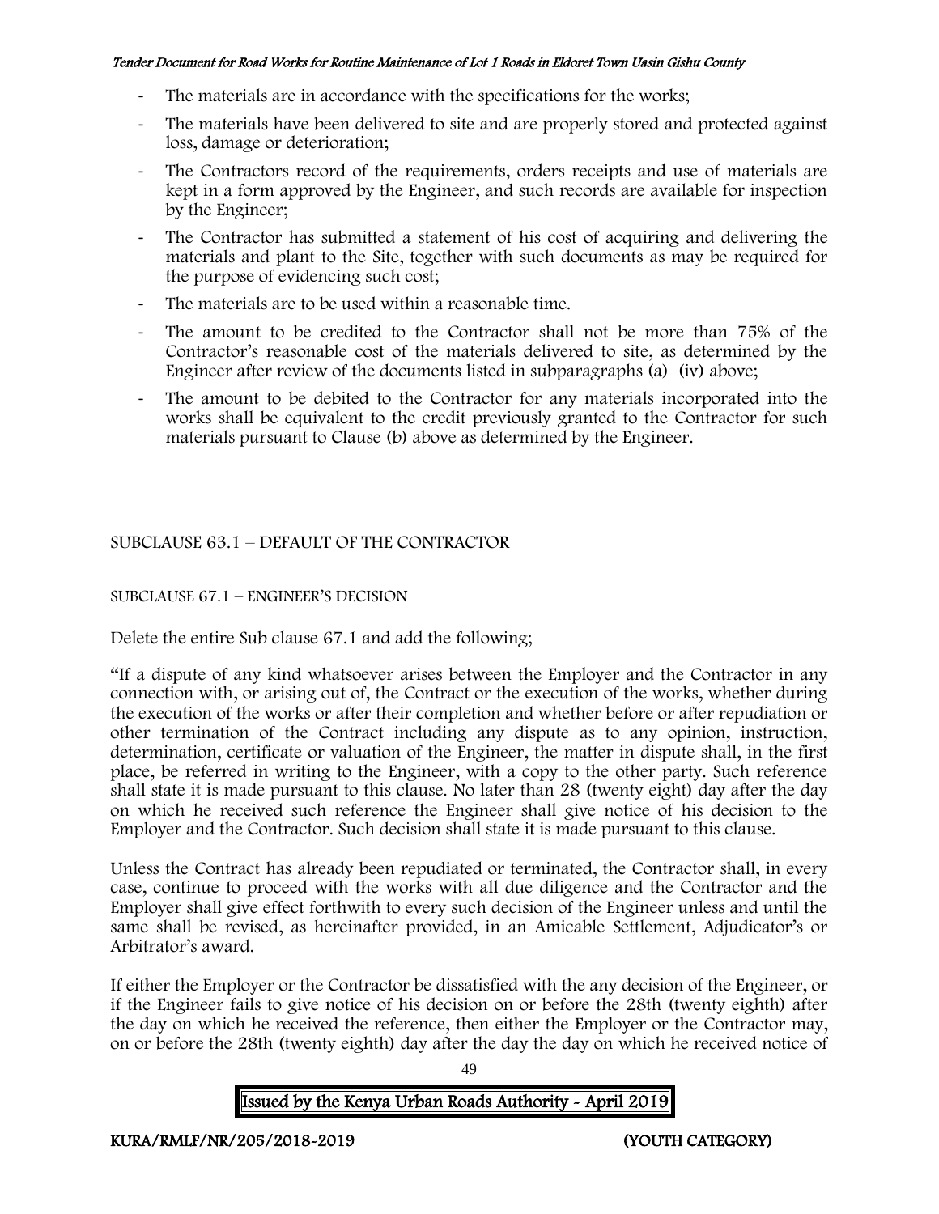- The materials are in accordance with the specifications for the works;
- The materials have been delivered to site and are properly stored and protected against loss, damage or deterioration;
- The Contractors record of the requirements, orders receipts and use of materials are kept in a form approved by the Engineer, and such records are available for inspection by the Engineer;
- The Contractor has submitted a statement of his cost of acquiring and delivering the materials and plant to the Site, together with such documents as may be required for the purpose of evidencing such cost;
- The materials are to be used within a reasonable time.
- The amount to be credited to the Contractor shall not be more than 75% of the Contractor's reasonable cost of the materials delivered to site, as determined by the Engineer after review of the documents listed in subparagraphs (a) (iv) above;
- The amount to be debited to the Contractor for any materials incorporated into the works shall be equivalent to the credit previously granted to the Contractor for such materials pursuant to Clause (b) above as determined by the Engineer.

SUBCLAUSE 63.1 – DEFAULT OF THE CONTRACTOR

SUBCLAUSE 67.1 – ENGINEER'S DECISION

Delete the entire Sub clause 67.1 and add the following;

"If a dispute of any kind whatsoever arises between the Employer and the Contractor in any connection with, or arising out of, the Contract or the execution of the works, whether during the execution of the works or after their completion and whether before or after repudiation or other termination of the Contract including any dispute as to any opinion, instruction, determination, certificate or valuation of the Engineer, the matter in dispute shall, in the first place, be referred in writing to the Engineer, with a copy to the other party. Such reference shall state it is made pursuant to this clause. No later than 28 (twenty eight) day after the day on which he received such reference the Engineer shall give notice of his decision to the Employer and the Contractor. Such decision shall state it is made pursuant to this clause.

Unless the Contract has already been repudiated or terminated, the Contractor shall, in every case, continue to proceed with the works with all due diligence and the Contractor and the Employer shall give effect forthwith to every such decision of the Engineer unless and until the same shall be revised, as hereinafter provided, in an Amicable Settlement, Adjudicator's or Arbitrator's award.

If either the Employer or the Contractor be dissatisfied with the any decision of the Engineer, or if the Engineer fails to give notice of his decision on or before the 28th (twenty eighth) after the day on which he received the reference, then either the Employer or the Contractor may, on or before the 28th (twenty eighth) day after the day the day on which he received notice of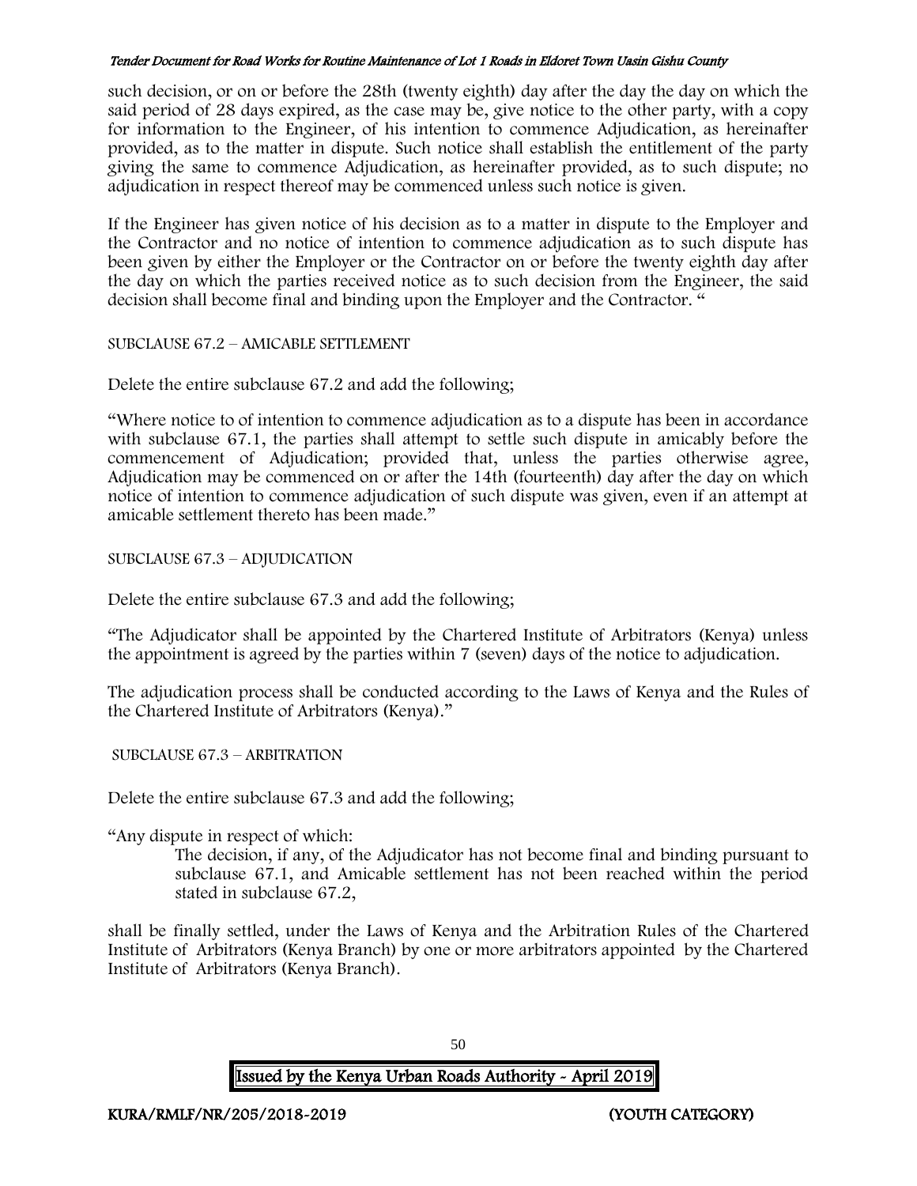such decision, or on or before the 28th (twenty eighth) day after the day the day on which the said period of 28 days expired, as the case may be, give notice to the other party, with a copy for information to the Engineer, of his intention to commence Adjudication, as hereinafter provided, as to the matter in dispute. Such notice shall establish the entitlement of the party giving the same to commence Adjudication, as hereinafter provided, as to such dispute; no adjudication in respect thereof may be commenced unless such notice is given.

If the Engineer has given notice of his decision as to a matter in dispute to the Employer and the Contractor and no notice of intention to commence adjudication as to such dispute has been given by either the Employer or the Contractor on or before the twenty eighth day after the day on which the parties received notice as to such decision from the Engineer, the said decision shall become final and binding upon the Employer and the Contractor. "

SUBCLAUSE 67.2 – AMICABLE SETTLEMENT

Delete the entire subclause 67.2 and add the following;

"Where notice to of intention to commence adjudication as to a dispute has been in accordance with subclause 67.1, the parties shall attempt to settle such dispute in amicably before the commencement of Adjudication; provided that, unless the parties otherwise agree, Adjudication may be commenced on or after the 14th (fourteenth) day after the day on which notice of intention to commence adjudication of such dispute was given, even if an attempt at amicable settlement thereto has been made."

SUBCLAUSE 67.3 – ADJUDICATION

Delete the entire subclause 67.3 and add the following;

"The Adjudicator shall be appointed by the Chartered Institute of Arbitrators (Kenya) unless the appointment is agreed by the parties within 7 (seven) days of the notice to adjudication.

The adjudication process shall be conducted according to the Laws of Kenya and the Rules of the Chartered Institute of Arbitrators (Kenya)."

SUBCLAUSE 67.3 – ARBITRATION

Delete the entire subclause 67.3 and add the following;

"Any dispute in respect of which:

> The decision, if any, of the Adjudicator has not become final and binding pursuant to subclause 67.1, and Amicable settlement has not been reached within the period stated in subclause 67.2,

shall be finally settled, under the Laws of Kenya and the Arbitration Rules of the Chartered Institute of Arbitrators (Kenya Branch) by one or more arbitrators appointed by the Chartered Institute of Arbitrators (Kenya Branch).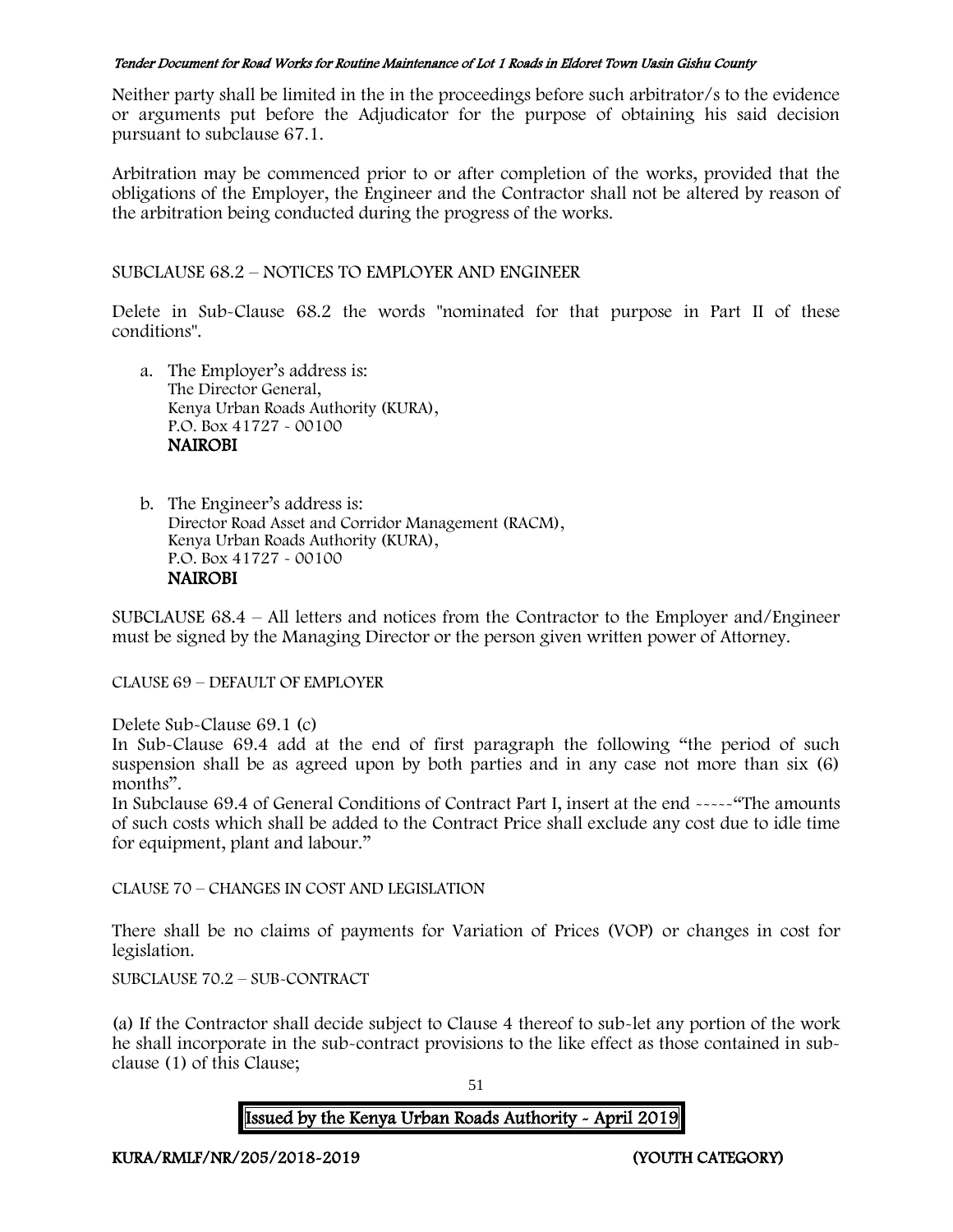Neither party shall be limited in the in the proceedings before such arbitrator/s to the evidence or arguments put before the Adjudicator for the purpose of obtaining his said decision pursuant to subclause 67.1.

Arbitration may be commenced prior to or after completion of the works, provided that the obligations of the Employer, the Engineer and the Contractor shall not be altered by reason of the arbitration being conducted during the progress of the works.

SUBCLAUSE 68.2 – NOTICES TO EMPLOYER AND ENGINEER

Delete in Sub-Clause 68.2 the words "nominated for that purpose in Part II of these conditions".

a. The Employer's address is:
   The Director General,
   Kenya Urban Roads Authority (KURA),
   P.O. Box 41727 - 00100
   **NAIROBI**

b. The Engineer's address is:
   Director Road Asset and Corridor Management (RACM),
   Kenya Urban Roads Authority (KURA),
   P.O. Box 41727 - 00100
   **NAIROBI**

SUBCLAUSE 68.4 – All letters and notices from the Contractor to the Employer and/Engineer must be signed by the Managing Director or the person given written power of Attorney.

CLAUSE 69 – DEFAULT OF EMPLOYER

Delete Sub-Clause 69.1 (c)

In Sub-Clause 69.4 add at the end of first paragraph the following "the period of such suspension shall be as agreed upon by both parties and in any case not more than six (6) months".

In Subclause 69.4 of General Conditions of Contract Part I, insert at the end -----"The amounts of such costs which shall be added to the Contract Price shall exclude any cost due to idle time for equipment, plant and labour."

CLAUSE 70 – CHANGES IN COST AND LEGISLATION

There shall be no claims of payments for Variation of Prices (VOP) or changes in cost for legislation.

SUBCLAUSE 70.2 – SUB-CONTRACT

(a) If the Contractor shall decide subject to Clause 4 thereof to sub-let any portion of the work he shall incorporate in the sub-contract provisions to the like effect as those contained in sub-clause (1) of this Clause;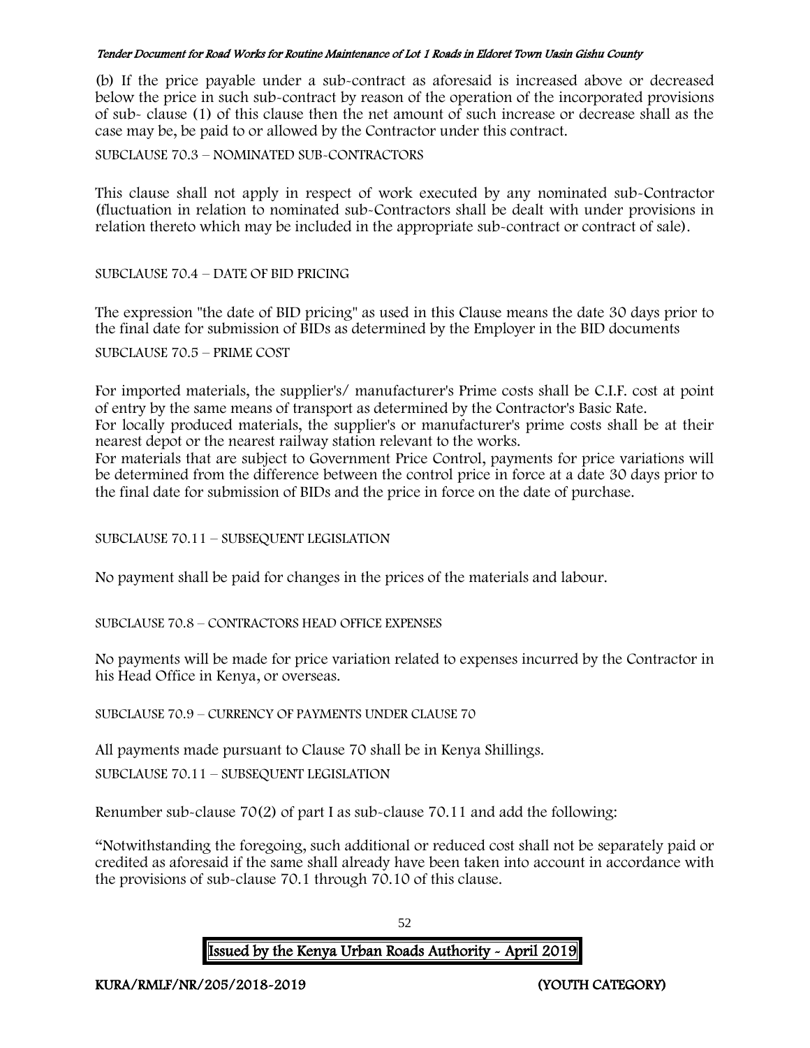(b) If the price payable under a sub-contract as aforesaid is increased above or decreased below the price in such sub-contract by reason of the operation of the incorporated provisions of sub- clause (1) of this clause then the net amount of such increase or decrease shall as the case may be, be paid to or allowed by the Contractor under this contract.

SUBCLAUSE 70.3 – NOMINATED SUB-CONTRACTORS

This clause shall not apply in respect of work executed by any nominated sub-Contractor (fluctuation in relation to nominated sub-Contractors shall be dealt with under provisions in relation thereto which may be included in the appropriate sub-contract or contract of sale).

SUBCLAUSE 70.4 – DATE OF BID PRICING

The expression "the date of BID pricing" as used in this Clause means the date 30 days prior to the final date for submission of BIDs as determined by the Employer in the BID documents

SUBCLAUSE 70.5 – PRIME COST

For imported materials, the supplier's/ manufacturer's Prime costs shall be C.I.F. cost at point of entry by the same means of transport as determined by the Contractor's Basic Rate.
For locally produced materials, the supplier's or manufacturer's prime costs shall be at their nearest depot or the nearest railway station relevant to the works.
For materials that are subject to Government Price Control, payments for price variations will be determined from the difference between the control price in force at a date 30 days prior to the final date for submission of BIDs and the price in force on the date of purchase.

SUBCLAUSE 70.11 – SUBSEQUENT LEGISLATION

No payment shall be paid for changes in the prices of the materials and labour.

SUBCLAUSE 70.8 – CONTRACTORS HEAD OFFICE EXPENSES

No payments will be made for price variation related to expenses incurred by the Contractor in his Head Office in Kenya, or overseas.

SUBCLAUSE 70.9 – CURRENCY OF PAYMENTS UNDER CLAUSE 70

All payments made pursuant to Clause 70 shall be in Kenya Shillings.

SUBCLAUSE 70.11 – SUBSEQUENT LEGISLATION

Renumber sub-clause 70(2) of part I as sub-clause 70.11 and add the following:

"Notwithstanding the foregoing, such additional or reduced cost shall not be separately paid or credited as aforesaid if the same shall already have been taken into account in accordance with the provisions of sub-clause 70.1 through 70.10 of this clause.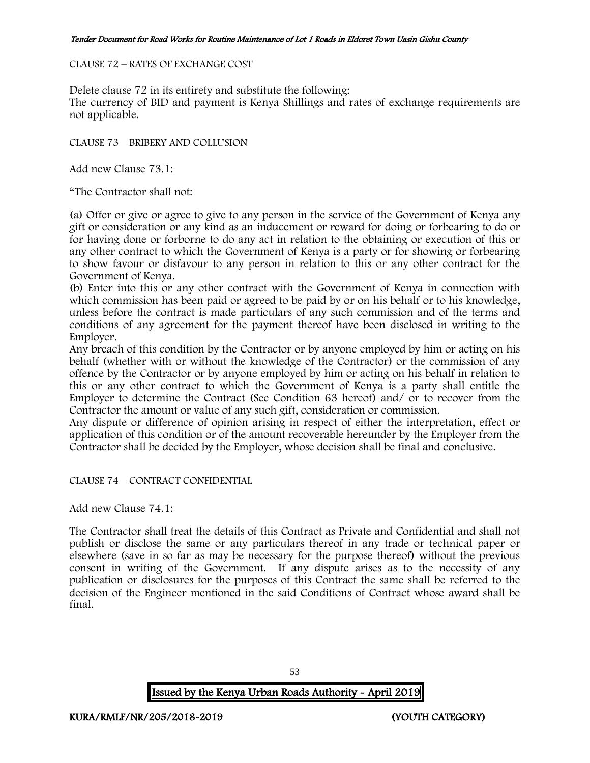CLAUSE 72 – RATES OF EXCHANGE COST

Delete clause 72 in its entirety and substitute the following:
The currency of BID and payment is Kenya Shillings and rates of exchange requirements are not applicable.

CLAUSE 73 – BRIBERY AND COLLUSION

Add new Clause 73.1:

"The Contractor shall not:

(a) Offer or give or agree to give to any person in the service of the Government of Kenya any gift or consideration or any kind as an inducement or reward for doing or forbearing to do or for having done or forborne to do any act in relation to the obtaining or execution of this or any other contract to which the Government of Kenya is a party or for showing or forbearing to show favour or disfavour to any person in relation to this or any other contract for the Government of Kenya.
(b) Enter into this or any other contract with the Government of Kenya in connection with which commission has been paid or agreed to be paid by or on his behalf or to his knowledge, unless before the contract is made particulars of any such commission and of the terms and conditions of any agreement for the payment thereof have been disclosed in writing to the Employer.
Any breach of this condition by the Contractor or by anyone employed by him or acting on his behalf (whether with or without the knowledge of the Contractor) or the commission of any offence by the Contractor or by anyone employed by him or acting on his behalf in relation to this or any other contract to which the Government of Kenya is a party shall entitle the Employer to determine the Contract (See Condition 63 hereof) and/ or to recover from the Contractor the amount or value of any such gift, consideration or commission.
Any dispute or difference of opinion arising in respect of either the interpretation, effect or application of this condition or of the amount recoverable hereunder by the Employer from the Contractor shall be decided by the Employer, whose decision shall be final and conclusive.

CLAUSE 74 – CONTRACT CONFIDENTIAL

Add new Clause 74.1:

The Contractor shall treat the details of this Contract as Private and Confidential and shall not publish or disclose the same or any particulars thereof in any trade or technical paper or elsewhere (save in so far as may be necessary for the purpose thereof) without the previous consent in writing of the Government. If any dispute arises as to the necessity of any publication or disclosures for the purposes of this Contract the same shall be referred to the decision of the Engineer mentioned in the said Conditions of Contract whose award shall be final.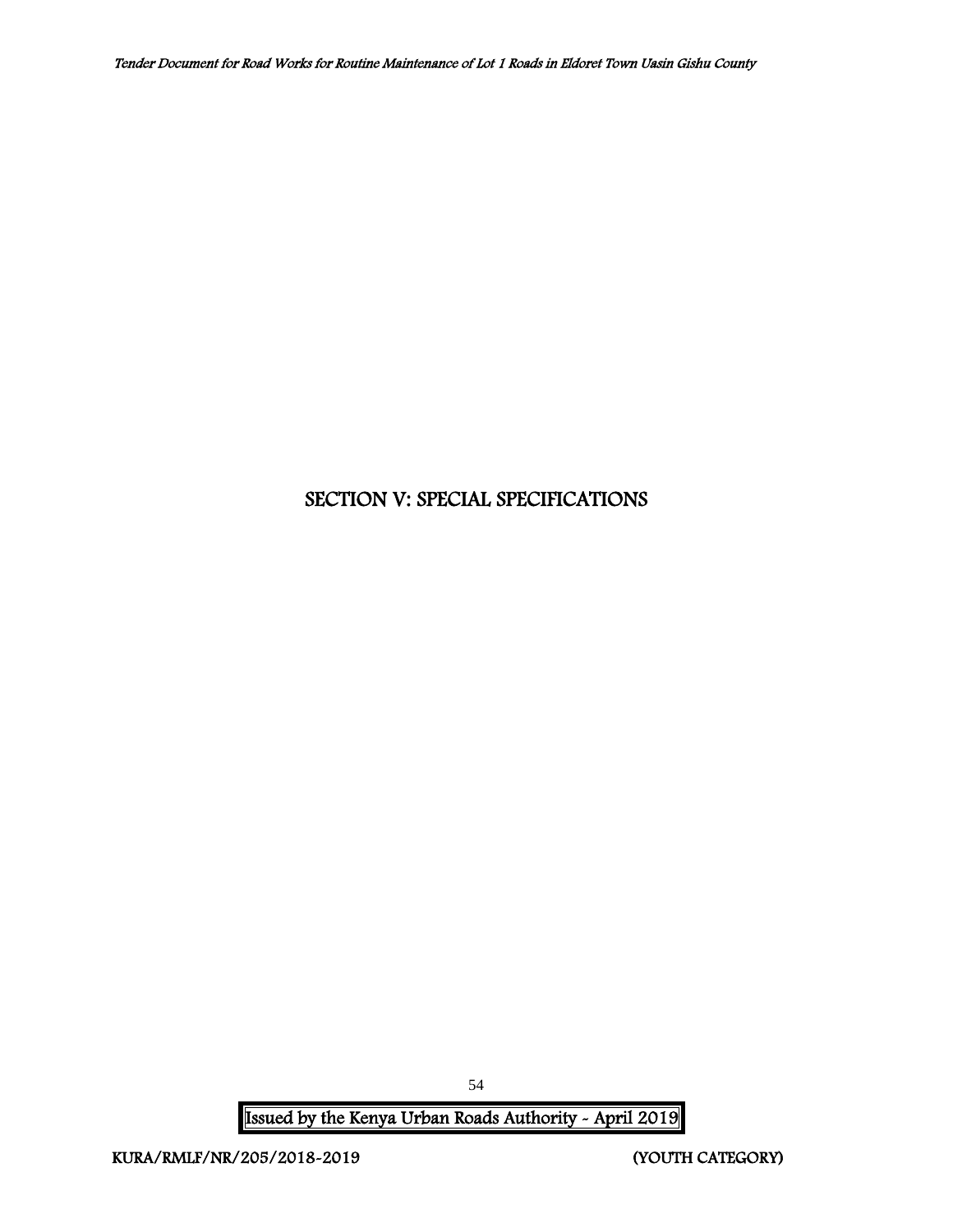# SECTION V: SPECIAL SPECIFICATIONS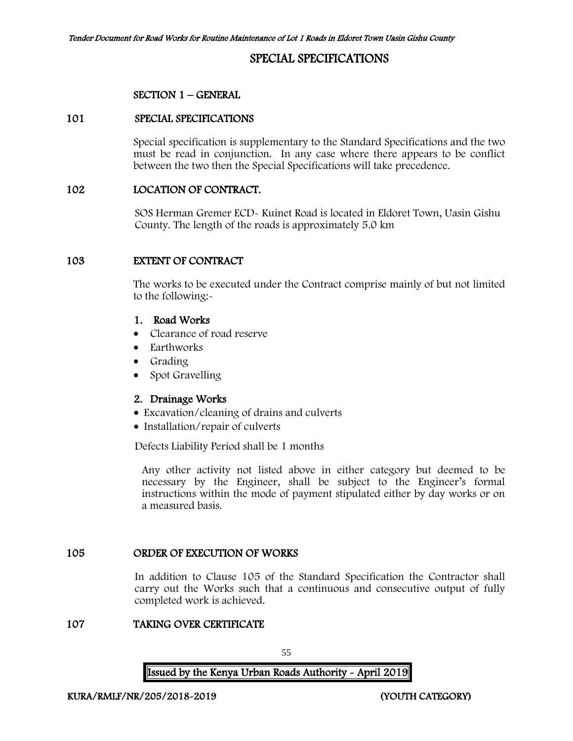# SPECIAL SPECIFICATIONS

## SECTION 1 – GENERAL

### 101 SPECIAL SPECIFICATIONS

Special specification is supplementary to the Standard Specifications and the two must be read in conjunction. In any case where there appears to be conflict between the two then the Special Specifications will take precedence.

### 102 LOCATION OF CONTRACT.

SOS Herman Gremer ECD- Kuinet Road is located in Eldoret Town, Uasin Gishu County. The length of the roads is approximately 5.0 km

### 103 EXTENT OF CONTRACT

The works to be executed under the Contract comprise mainly of but not limited to the following:-

**1. Road Works**

- Clearance of road reserve
- Earthworks
- Grading
- Spot Gravelling

**2. Drainage Works**

- Excavation/cleaning of drains and culverts
- Installation/repair of culverts

Defects Liability Period shall be 1 months

Any other activity not listed above in either category but deemed to be necessary by the Engineer, shall be subject to the Engineer's formal instructions within the mode of payment stipulated either by day works or on a measured basis.

### 105 ORDER OF EXECUTION OF WORKS

In addition to Clause 105 of the Standard Specification the Contractor shall carry out the Works such that a continuous and consecutive output of fully completed work is achieved.

### 107 TAKING OVER CERTIFICATE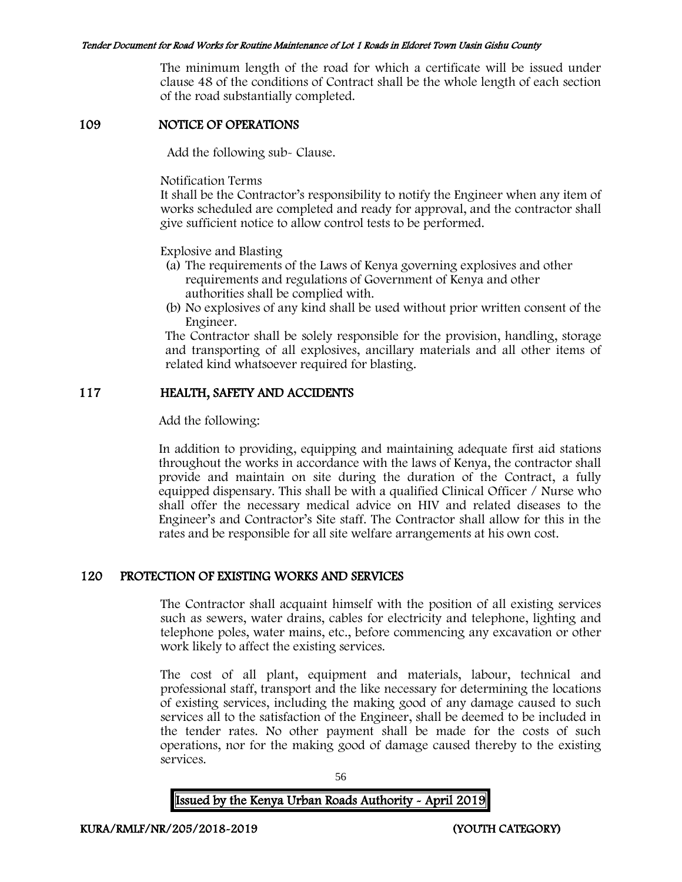The minimum length of the road for which a certificate will be issued under clause 48 of the conditions of Contract shall be the whole length of each section of the road substantially completed.

## 109 NOTICE OF OPERATIONS

Add the following sub- Clause.

Notification Terms

It shall be the Contractor's responsibility to notify the Engineer when any item of works scheduled are completed and ready for approval, and the contractor shall give sufficient notice to allow control tests to be performed.

Explosive and Blasting

(a) The requirements of the Laws of Kenya governing explosives and other requirements and regulations of Government of Kenya and other authorities shall be complied with.
(b) No explosives of any kind shall be used without prior written consent of the Engineer.

The Contractor shall be solely responsible for the provision, handling, storage and transporting of all explosives, ancillary materials and all other items of related kind whatsoever required for blasting.

## 117 HEALTH, SAFETY AND ACCIDENTS

Add the following:

In addition to providing, equipping and maintaining adequate first aid stations throughout the works in accordance with the laws of Kenya, the contractor shall provide and maintain on site during the duration of the Contract, a fully equipped dispensary. This shall be with a qualified Clinical Officer / Nurse who shall offer the necessary medical advice on HIV and related diseases to the Engineer's and Contractor's Site staff. The Contractor shall allow for this in the rates and be responsible for all site welfare arrangements at his own cost.

## 120 PROTECTION OF EXISTING WORKS AND SERVICES

The Contractor shall acquaint himself with the position of all existing services such as sewers, water drains, cables for electricity and telephone, lighting and telephone poles, water mains, etc., before commencing any excavation or other work likely to affect the existing services.

The cost of all plant, equipment and materials, labour, technical and professional staff, transport and the like necessary for determining the locations of existing services, including the making good of any damage caused to such services all to the satisfaction of the Engineer, shall be deemed to be included in the tender rates. No other payment shall be made for the costs of such operations, nor for the making good of damage caused thereby to the existing services.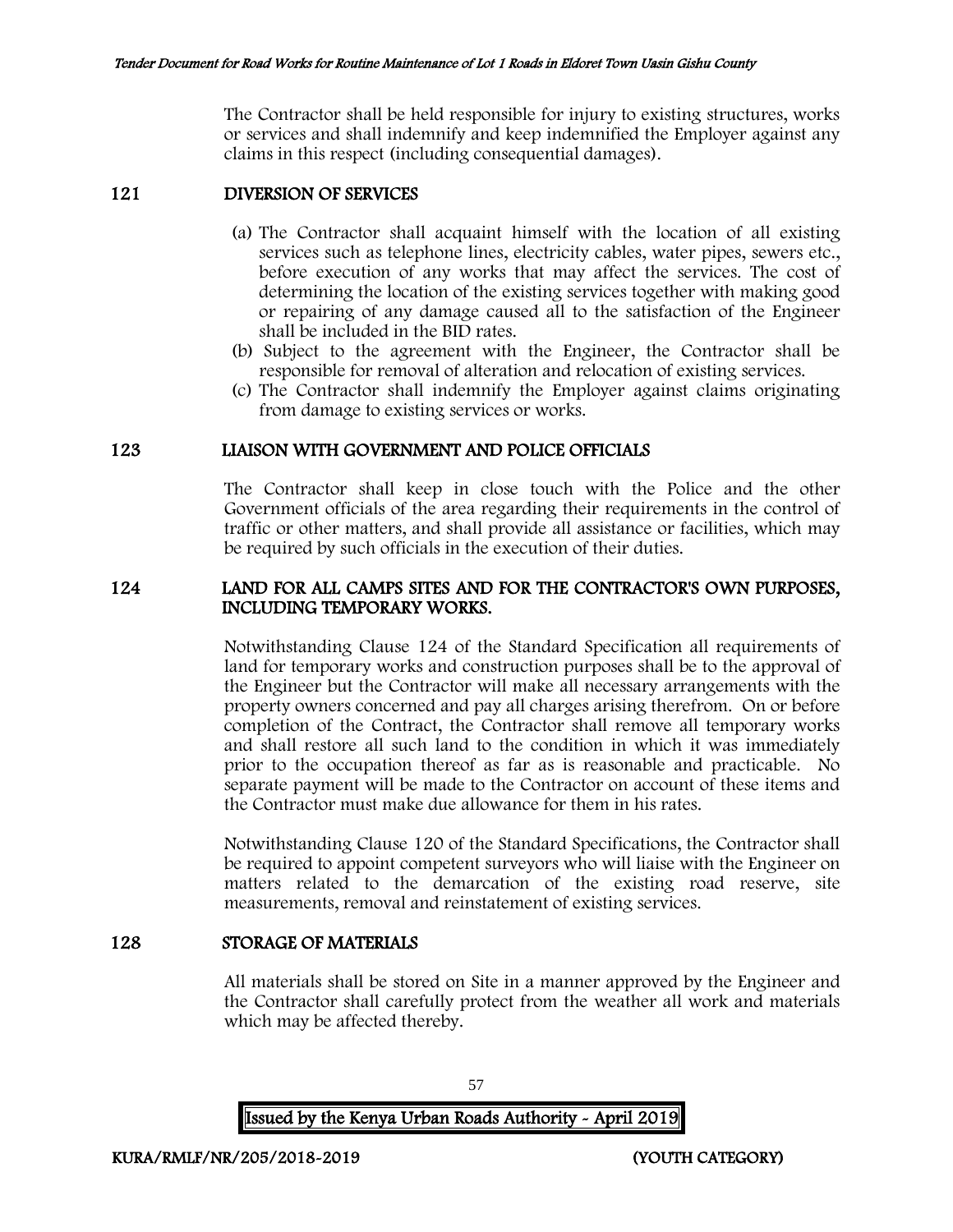The Contractor shall be held responsible for injury to existing structures, works or services and shall indemnify and keep indemnified the Employer against any claims in this respect (including consequential damages).

## 121 DIVERSION OF SERVICES

(a) The Contractor shall acquaint himself with the location of all existing services such as telephone lines, electricity cables, water pipes, sewers etc., before execution of any works that may affect the services. The cost of determining the location of the existing services together with making good or repairing of any damage caused all to the satisfaction of the Engineer shall be included in the BID rates.

(b) Subject to the agreement with the Engineer, the Contractor shall be responsible for removal of alteration and relocation of existing services.

(c) The Contractor shall indemnify the Employer against claims originating from damage to existing services or works.

## 123 LIAISON WITH GOVERNMENT AND POLICE OFFICIALS

The Contractor shall keep in close touch with the Police and the other Government officials of the area regarding their requirements in the control of traffic or other matters, and shall provide all assistance or facilities, which may be required by such officials in the execution of their duties.

## 124 LAND FOR ALL CAMPS SITES AND FOR THE CONTRACTOR'S OWN PURPOSES, INCLUDING TEMPORARY WORKS.

Notwithstanding Clause 124 of the Standard Specification all requirements of land for temporary works and construction purposes shall be to the approval of the Engineer but the Contractor will make all necessary arrangements with the property owners concerned and pay all charges arising therefrom. On or before completion of the Contract, the Contractor shall remove all temporary works and shall restore all such land to the condition in which it was immediately prior to the occupation thereof as far as is reasonable and practicable. No separate payment will be made to the Contractor on account of these items and the Contractor must make due allowance for them in his rates.

Notwithstanding Clause 120 of the Standard Specifications, the Contractor shall be required to appoint competent surveyors who will liaise with the Engineer on matters related to the demarcation of the existing road reserve, site measurements, removal and reinstatement of existing services.

## 128 STORAGE OF MATERIALS

All materials shall be stored on Site in a manner approved by the Engineer and the Contractor shall carefully protect from the weather all work and materials which may be affected thereby.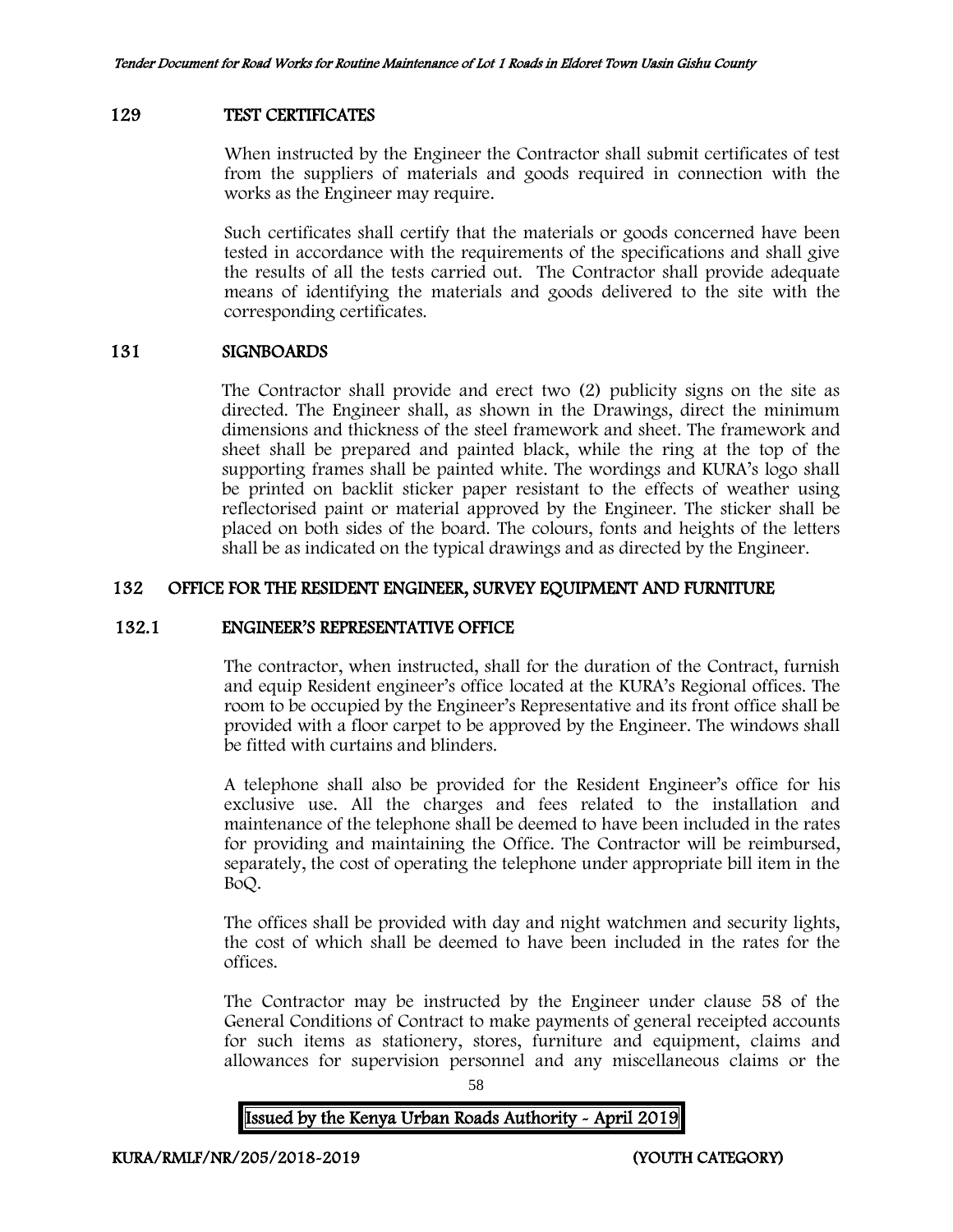## 129 TEST CERTIFICATES

When instructed by the Engineer the Contractor shall submit certificates of test from the suppliers of materials and goods required in connection with the works as the Engineer may require.

Such certificates shall certify that the materials or goods concerned have been tested in accordance with the requirements of the specifications and shall give the results of all the tests carried out. The Contractor shall provide adequate means of identifying the materials and goods delivered to the site with the corresponding certificates.

## 131 SIGNBOARDS

The Contractor shall provide and erect two (2) publicity signs on the site as directed. The Engineer shall, as shown in the Drawings, direct the minimum dimensions and thickness of the steel framework and sheet. The framework and sheet shall be prepared and painted black, while the ring at the top of the supporting frames shall be painted white. The wordings and KURA's logo shall be printed on backlit sticker paper resistant to the effects of weather using reflectorised paint or material approved by the Engineer. The sticker shall be placed on both sides of the board. The colours, fonts and heights of the letters shall be as indicated on the typical drawings and as directed by the Engineer.

## 132 OFFICE FOR THE RESIDENT ENGINEER, SURVEY EQUIPMENT AND FURNITURE

### 132.1 ENGINEER'S REPRESENTATIVE OFFICE

The contractor, when instructed, shall for the duration of the Contract, furnish and equip Resident engineer's office located at the KURA's Regional offices. The room to be occupied by the Engineer's Representative and its front office shall be provided with a floor carpet to be approved by the Engineer. The windows shall be fitted with curtains and blinders.

A telephone shall also be provided for the Resident Engineer's office for his exclusive use. All the charges and fees related to the installation and maintenance of the telephone shall be deemed to have been included in the rates for providing and maintaining the Office. The Contractor will be reimbursed, separately, the cost of operating the telephone under appropriate bill item in the BoQ.

The offices shall be provided with day and night watchmen and security lights, the cost of which shall be deemed to have been included in the rates for the offices.

The Contractor may be instructed by the Engineer under clause 58 of the General Conditions of Contract to make payments of general receipted accounts for such items as stationery, stores, furniture and equipment, claims and allowances for supervision personnel and any miscellaneous claims or the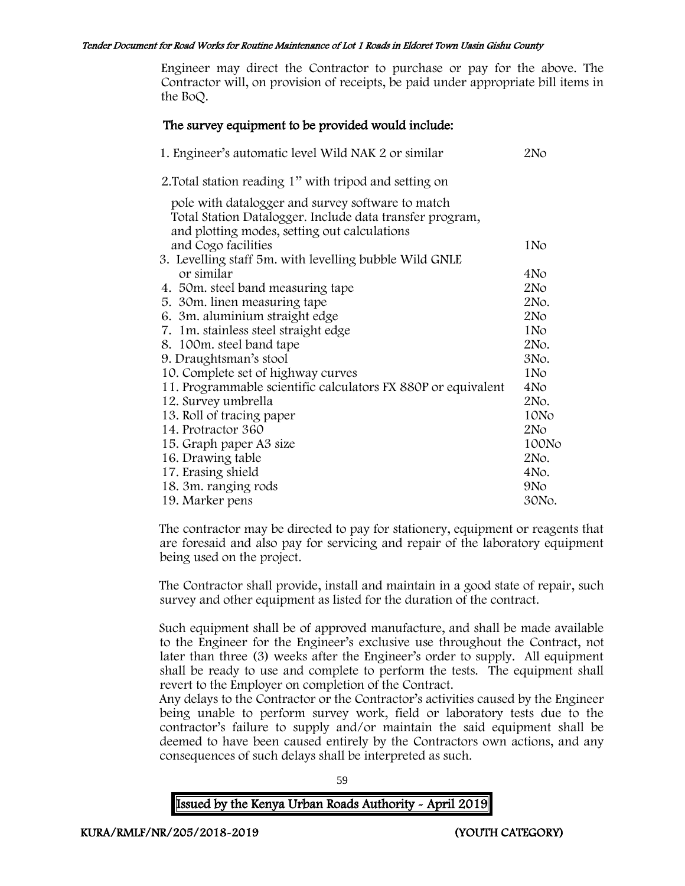Engineer may direct the Contractor to purchase or pay for the above. The Contractor will, on provision of receipts, be paid under appropriate bill items in the BoQ.

**The survey equipment to be provided would include:**

| Item | Quantity |
|---|---|
| 1. Engineer's automatic level Wild NAK 2 or similar | 2No |
| 2. Total station reading 1" with tripod and setting on pole with datalogger and survey software to match Total Station Datalogger. Include data transfer program, and plotting modes, setting out calculations and Cogo facilities | 1No |
| 3. Levelling staff 5m. with levelling bubble Wild GNLE or similar | 4No |
| 4. 50m. steel band measuring tape | 2No |
| 5. 30m. linen measuring tape | 2No. |
| 6. 3m. aluminium straight edge | 2No |
| 7. 1m. stainless steel straight edge | 1No |
| 8. 100m. steel band tape | 2No. |
| 9. Draughtsman's stool | 3No. |
| 10. Complete set of highway curves | 1No |
| 11. Programmable scientific calculators FX 880P or equivalent | 4No |
| 12. Survey umbrella | 2No. |
| 13. Roll of tracing paper | 10No |
| 14. Protractor 360 | 2No |
| 15. Graph paper A3 size | 100No |
| 16. Drawing table | 2No. |
| 17. Erasing shield | 4No. |
| 18. 3m. ranging rods | 9No |
| 19. Marker pens | 30No. |

The contractor may be directed to pay for stationery, equipment or reagents that are foresaid and also pay for servicing and repair of the laboratory equipment being used on the project.

The Contractor shall provide, install and maintain in a good state of repair, such survey and other equipment as listed for the duration of the contract.

Such equipment shall be of approved manufacture, and shall be made available to the Engineer for the Engineer's exclusive use throughout the Contract, not later than three (3) weeks after the Engineer's order to supply. All equipment shall be ready to use and complete to perform the tests. The equipment shall revert to the Employer on completion of the Contract.

Any delays to the Contractor or the Contractor's activities caused by the Engineer being unable to perform survey work, field or laboratory tests due to the contractor's failure to supply and/or maintain the said equipment shall be deemed to have been caused entirely by the Contractors own actions, and any consequences of such delays shall be interpreted as such.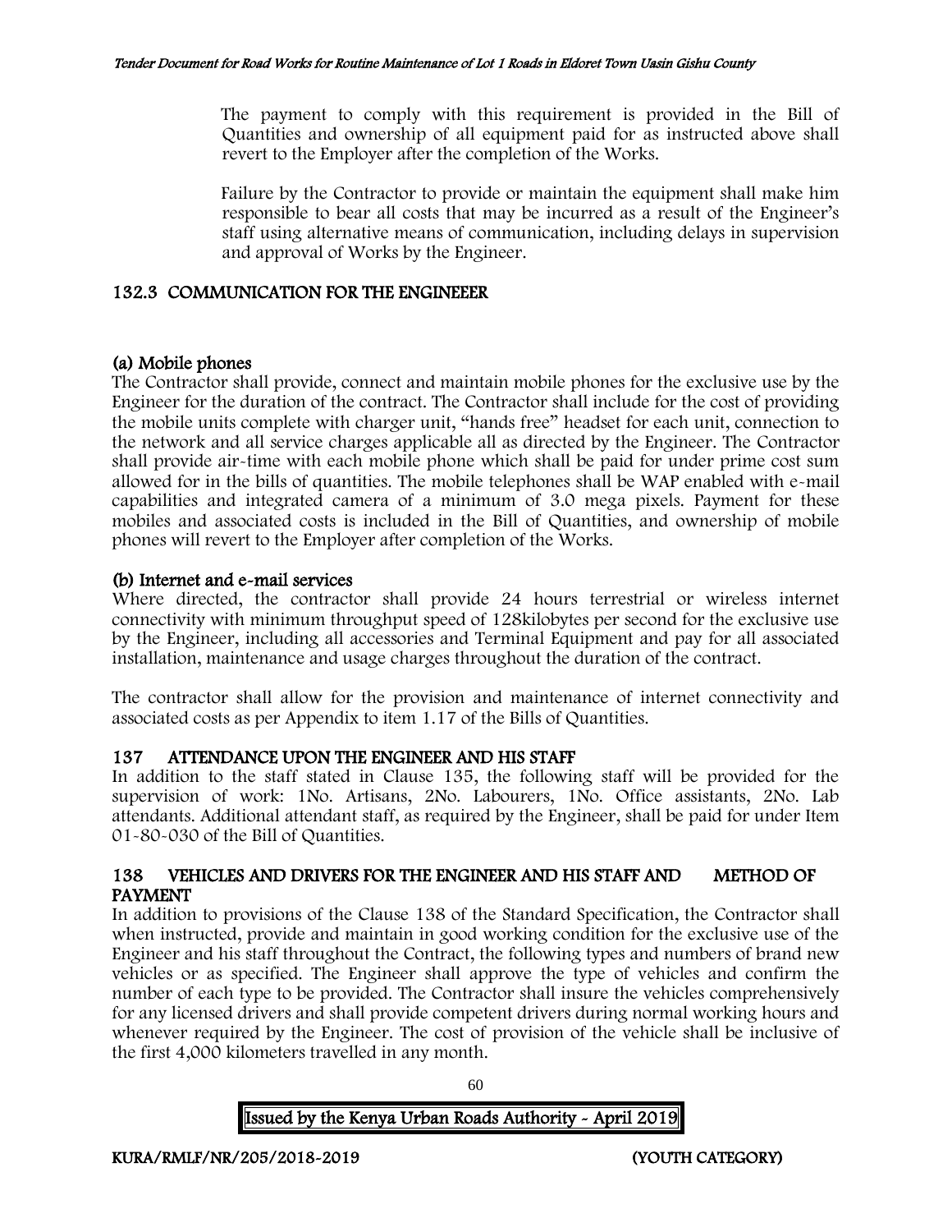The payment to comply with this requirement is provided in the Bill of Quantities and ownership of all equipment paid for as instructed above shall revert to the Employer after the completion of the Works.

Failure by the Contractor to provide or maintain the equipment shall make him responsible to bear all costs that may be incurred as a result of the Engineer's staff using alternative means of communication, including delays in supervision and approval of Works by the Engineer.

## 132.3 COMMUNICATION FOR THE ENGINEEER

### (a) Mobile phones

The Contractor shall provide, connect and maintain mobile phones for the exclusive use by the Engineer for the duration of the contract. The Contractor shall include for the cost of providing the mobile units complete with charger unit, "hands free" headset for each unit, connection to the network and all service charges applicable all as directed by the Engineer. The Contractor shall provide air-time with each mobile phone which shall be paid for under prime cost sum allowed for in the bills of quantities. The mobile telephones shall be WAP enabled with e-mail capabilities and integrated camera of a minimum of 3.0 mega pixels. Payment for these mobiles and associated costs is included in the Bill of Quantities, and ownership of mobile phones will revert to the Employer after completion of the Works.

### (b) Internet and e-mail services

Where directed, the contractor shall provide 24 hours terrestrial or wireless internet connectivity with minimum throughput speed of 128kilobytes per second for the exclusive use by the Engineer, including all accessories and Terminal Equipment and pay for all associated installation, maintenance and usage charges throughout the duration of the contract.

The contractor shall allow for the provision and maintenance of internet connectivity and associated costs as per Appendix to item 1.17 of the Bills of Quantities.

## 137 ATTENDANCE UPON THE ENGINEER AND HIS STAFF

In addition to the staff stated in Clause 135, the following staff will be provided for the supervision of work: 1No. Artisans, 2No. Labourers, 1No. Office assistants, 2No. Lab attendants. Additional attendant staff, as required by the Engineer, shall be paid for under Item 01-80-030 of the Bill of Quantities.

## 138 VEHICLES AND DRIVERS FOR THE ENGINEER AND HIS STAFF AND METHOD OF PAYMENT

In addition to provisions of the Clause 138 of the Standard Specification, the Contractor shall when instructed, provide and maintain in good working condition for the exclusive use of the Engineer and his staff throughout the Contract, the following types and numbers of brand new vehicles or as specified. The Engineer shall approve the type of vehicles and confirm the number of each type to be provided. The Contractor shall insure the vehicles comprehensively for any licensed drivers and shall provide competent drivers during normal working hours and whenever required by the Engineer. The cost of provision of the vehicle shall be inclusive of the first 4,000 kilometers travelled in any month.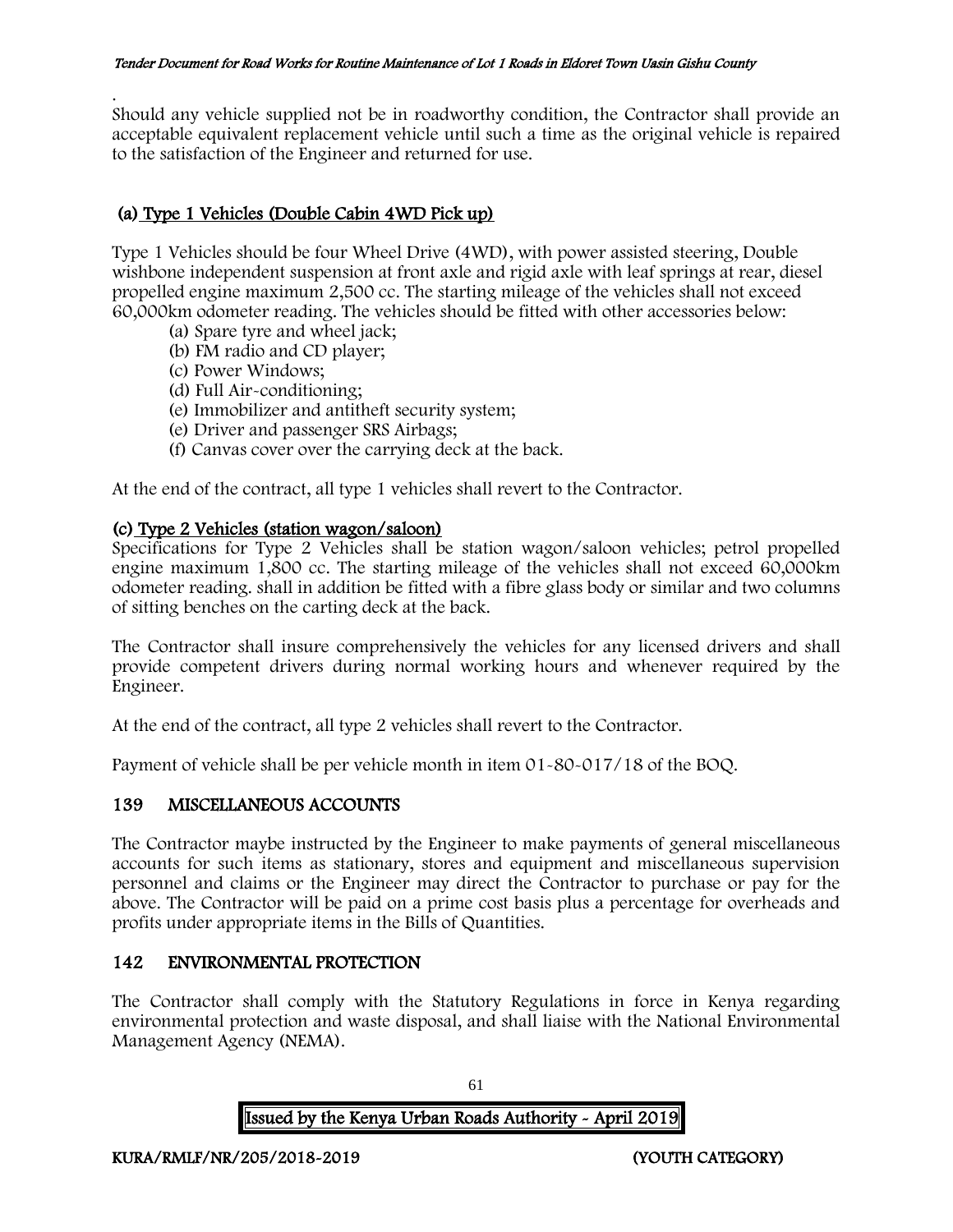.
Should any vehicle supplied not be in roadworthy condition, the Contractor shall provide an acceptable equivalent replacement vehicle until such a time as the original vehicle is repaired to the satisfaction of the Engineer and returned for use.

### (a) Type 1 Vehicles (Double Cabin 4WD Pick up)

Type 1 Vehicles should be four Wheel Drive (4WD), with power assisted steering, Double wishbone independent suspension at front axle and rigid axle with leaf springs at rear, diesel propelled engine maximum 2,500 cc. The starting mileage of the vehicles shall not exceed 60,000km odometer reading. The vehicles should be fitted with other accessories below:

(a) Spare tyre and wheel jack;
(b) FM radio and CD player;
(c) Power Windows;
(d) Full Air-conditioning;
(e) Immobilizer and antitheft security system;
(e) Driver and passenger SRS Airbags;
(f) Canvas cover over the carrying deck at the back.

At the end of the contract, all type 1 vehicles shall revert to the Contractor.

### (c) Type 2 Vehicles (station wagon/saloon)

Specifications for Type 2 Vehicles shall be station wagon/saloon vehicles; petrol propelled engine maximum 1,800 cc. The starting mileage of the vehicles shall not exceed 60,000km odometer reading. shall in addition be fitted with a fibre glass body or similar and two columns of sitting benches on the carting deck at the back.

The Contractor shall insure comprehensively the vehicles for any licensed drivers and shall provide competent drivers during normal working hours and whenever required by the Engineer.

At the end of the contract, all type 2 vehicles shall revert to the Contractor.

Payment of vehicle shall be per vehicle month in item 01-80-017/18 of the BOQ.

## 139 MISCELLANEOUS ACCOUNTS

The Contractor maybe instructed by the Engineer to make payments of general miscellaneous accounts for such items as stationary, stores and equipment and miscellaneous supervision personnel and claims or the Engineer may direct the Contractor to purchase or pay for the above. The Contractor will be paid on a prime cost basis plus a percentage for overheads and profits under appropriate items in the Bills of Quantities.

## 142 ENVIRONMENTAL PROTECTION

The Contractor shall comply with the Statutory Regulations in force in Kenya regarding environmental protection and waste disposal, and shall liaise with the National Environmental Management Agency (NEMA).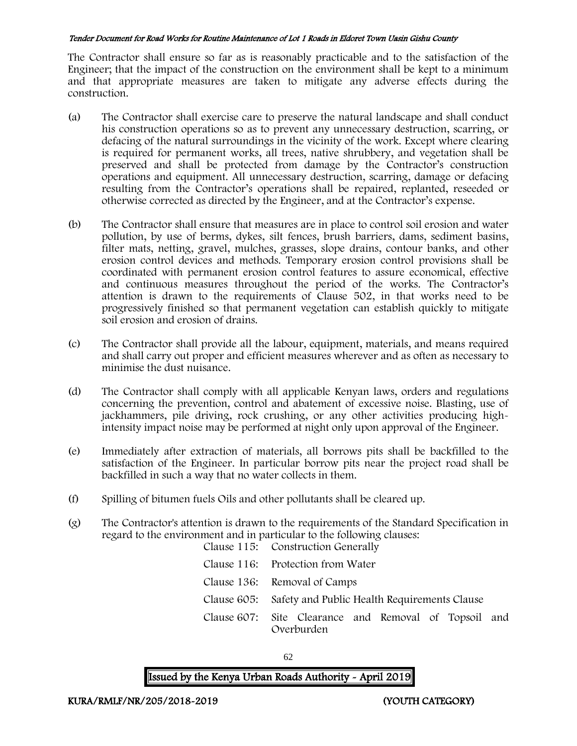The Contractor shall ensure so far as is reasonably practicable and to the satisfaction of the Engineer; that the impact of the construction on the environment shall be kept to a minimum and that appropriate measures are taken to mitigate any adverse effects during the construction.

(a) The Contractor shall exercise care to preserve the natural landscape and shall conduct his construction operations so as to prevent any unnecessary destruction, scarring, or defacing of the natural surroundings in the vicinity of the work. Except where clearing is required for permanent works, all trees, native shrubbery, and vegetation shall be preserved and shall be protected from damage by the Contractor's construction operations and equipment. All unnecessary destruction, scarring, damage or defacing resulting from the Contractor's operations shall be repaired, replanted, reseeded or otherwise corrected as directed by the Engineer, and at the Contractor's expense.

(b) The Contractor shall ensure that measures are in place to control soil erosion and water pollution, by use of berms, dykes, silt fences, brush barriers, dams, sediment basins, filter mats, netting, gravel, mulches, grasses, slope drains, contour banks, and other erosion control devices and methods. Temporary erosion control provisions shall be coordinated with permanent erosion control features to assure economical, effective and continuous measures throughout the period of the works. The Contractor's attention is drawn to the requirements of Clause 502, in that works need to be progressively finished so that permanent vegetation can establish quickly to mitigate soil erosion and erosion of drains.

(c) The Contractor shall provide all the labour, equipment, materials, and means required and shall carry out proper and efficient measures wherever and as often as necessary to minimise the dust nuisance.

(d) The Contractor shall comply with all applicable Kenyan laws, orders and regulations concerning the prevention, control and abatement of excessive noise. Blasting, use of jackhammers, pile driving, rock crushing, or any other activities producing high-intensity impact noise may be performed at night only upon approval of the Engineer.

(e) Immediately after extraction of materials, all borrows pits shall be backfilled to the satisfaction of the Engineer. In particular borrow pits near the project road shall be backfilled in such a way that no water collects in them.

(f) Spilling of bitumen fuels Oils and other pollutants shall be cleared up.

(g) The Contractor's attention is drawn to the requirements of the Standard Specification in regard to the environment and in particular to the following clauses:

Clause 115: Construction Generally

Clause 116: Protection from Water

Clause 136: Removal of Camps

Clause 605: Safety and Public Health Requirements Clause

Clause 607: Site Clearance and Removal of Topsoil and Overburden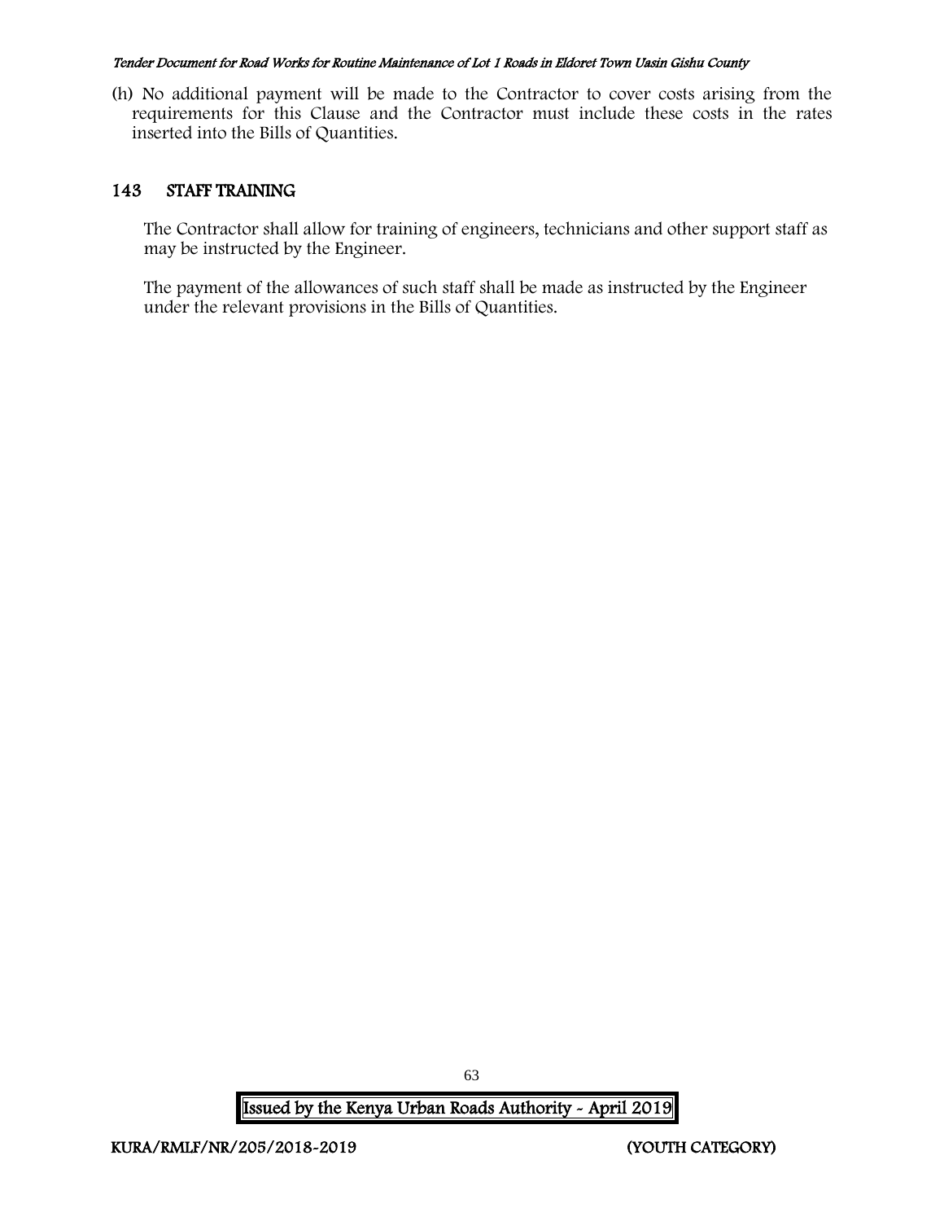(h) No additional payment will be made to the Contractor to cover costs arising from the requirements for this Clause and the Contractor must include these costs in the rates inserted into the Bills of Quantities.

## 143 STAFF TRAINING

The Contractor shall allow for training of engineers, technicians and other support staff as may be instructed by the Engineer.

The payment of the allowances of such staff shall be made as instructed by the Engineer under the relevant provisions in the Bills of Quantities.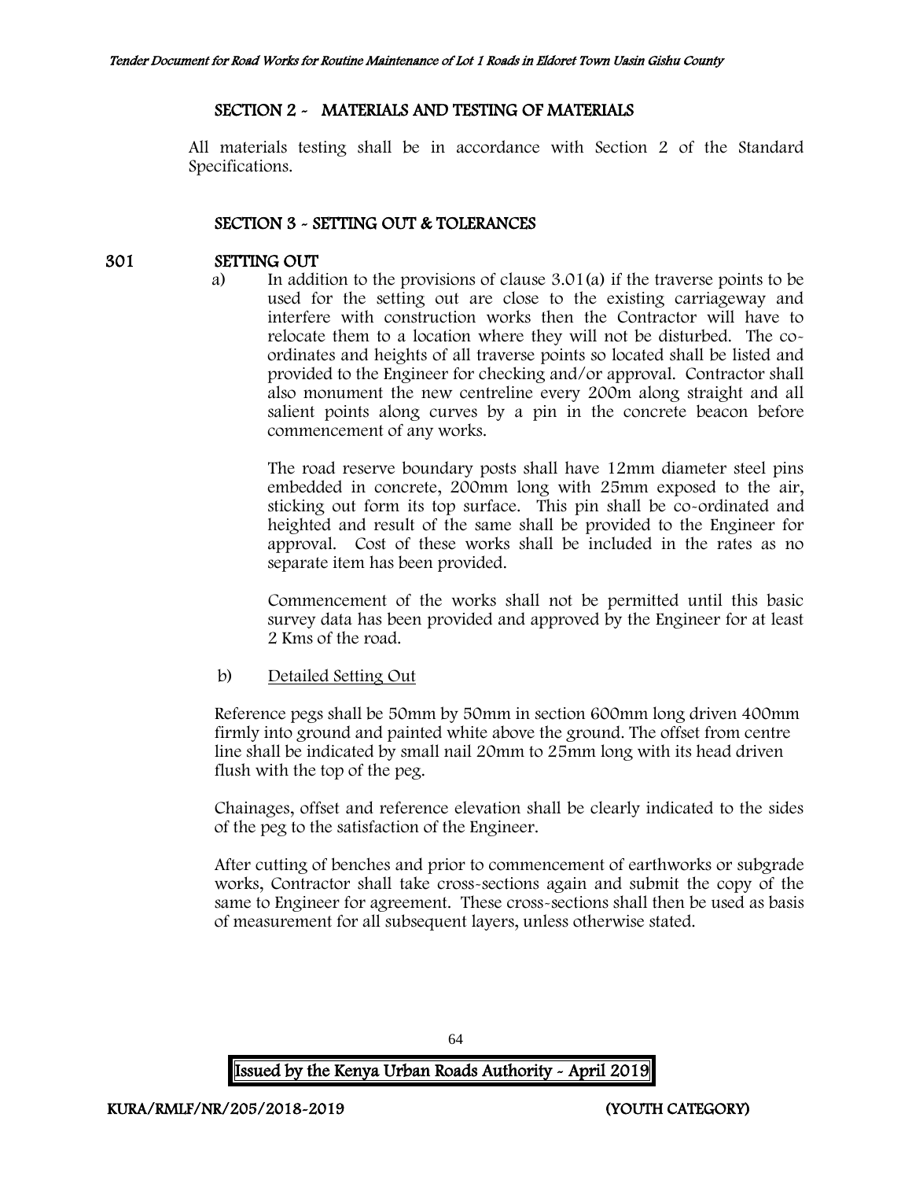## SECTION 2 - MATERIALS AND TESTING OF MATERIALS

All materials testing shall be in accordance with Section 2 of the Standard Specifications.

## SECTION 3 - SETTING OUT & TOLERANCES

### 301 SETTING OUT

a) In addition to the provisions of clause 3.01(a) if the traverse points to be used for the setting out are close to the existing carriageway and interfere with construction works then the Contractor will have to relocate them to a location where they will not be disturbed. The co-ordinates and heights of all traverse points so located shall be listed and provided to the Engineer for checking and/or approval. Contractor shall also monument the new centreline every 200m along straight and all salient points along curves by a pin in the concrete beacon before commencement of any works.

The road reserve boundary posts shall have 12mm diameter steel pins embedded in concrete, 200mm long with 25mm exposed to the air, sticking out form its top surface. This pin shall be co-ordinated and heighted and result of the same shall be provided to the Engineer for approval. Cost of these works shall be included in the rates as no separate item has been provided.

Commencement of the works shall not be permitted until this basic survey data has been provided and approved by the Engineer for at least 2 Kms of the road.

b) Detailed Setting Out

Reference pegs shall be 50mm by 50mm in section 600mm long driven 400mm firmly into ground and painted white above the ground. The offset from centre line shall be indicated by small nail 20mm to 25mm long with its head driven flush with the top of the peg.

Chainages, offset and reference elevation shall be clearly indicated to the sides of the peg to the satisfaction of the Engineer.

After cutting of benches and prior to commencement of earthworks or subgrade works, Contractor shall take cross-sections again and submit the copy of the same to Engineer for agreement. These cross-sections shall then be used as basis of measurement for all subsequent layers, unless otherwise stated.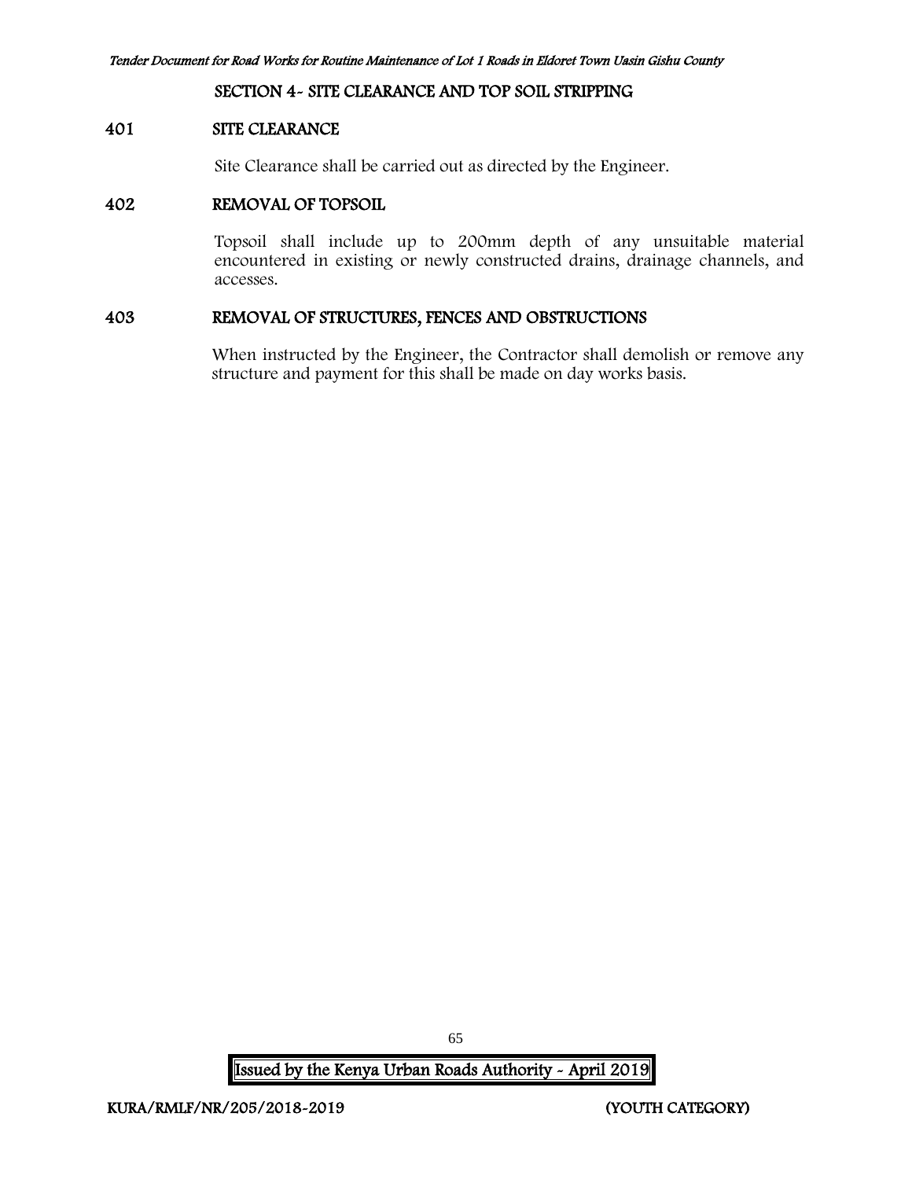## SECTION 4- SITE CLEARANCE AND TOP SOIL STRIPPING

### 401 SITE CLEARANCE

Site Clearance shall be carried out as directed by the Engineer.

### 402 REMOVAL OF TOPSOIL

Topsoil shall include up to 200mm depth of any unsuitable material encountered in existing or newly constructed drains, drainage channels, and accesses.

### 403 REMOVAL OF STRUCTURES, FENCES AND OBSTRUCTIONS

When instructed by the Engineer, the Contractor shall demolish or remove any structure and payment for this shall be made on day works basis.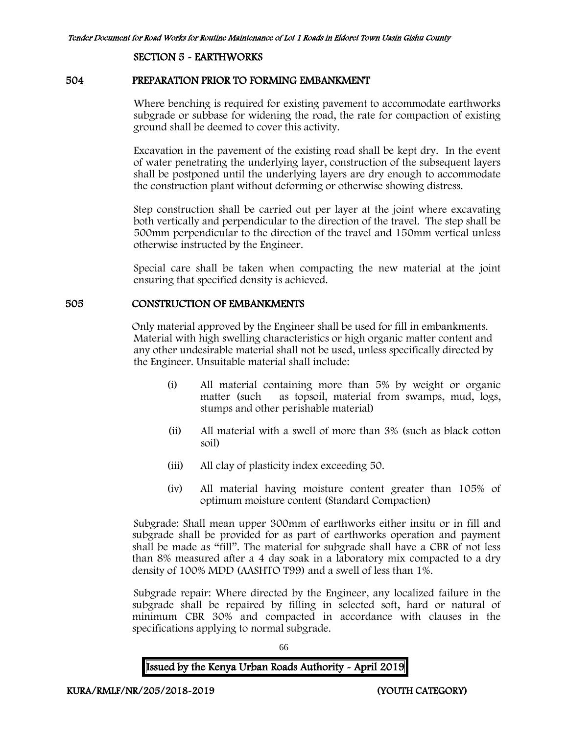## SECTION 5 - EARTHWORKS

### 504 PREPARATION PRIOR TO FORMING EMBANKMENT

Where benching is required for existing pavement to accommodate earthworks subgrade or subbase for widening the road, the rate for compaction of existing ground shall be deemed to cover this activity.

Excavation in the pavement of the existing road shall be kept dry. In the event of water penetrating the underlying layer, construction of the subsequent layers shall be postponed until the underlying layers are dry enough to accommodate the construction plant without deforming or otherwise showing distress.

Step construction shall be carried out per layer at the joint where excavating both vertically and perpendicular to the direction of the travel. The step shall be 500mm perpendicular to the direction of the travel and 150mm vertical unless otherwise instructed by the Engineer.

Special care shall be taken when compacting the new material at the joint ensuring that specified density is achieved.

### 505 CONSTRUCTION OF EMBANKMENTS

Only material approved by the Engineer shall be used for fill in embankments. Material with high swelling characteristics or high organic matter content and any other undesirable material shall not be used, unless specifically directed by the Engineer. Unsuitable material shall include:

(i) All material containing more than 5% by weight or organic matter (such as topsoil, material from swamps, mud, logs, stumps and other perishable material)

(ii) All material with a swell of more than 3% (such as black cotton soil)

(iii) All clay of plasticity index exceeding 50.

(iv) All material having moisture content greater than 105% of optimum moisture content (Standard Compaction)

Subgrade: Shall mean upper 300mm of earthworks either insitu or in fill and subgrade shall be provided for as part of earthworks operation and payment shall be made as "fill". The material for subgrade shall have a CBR of not less than 8% measured after a 4 day soak in a laboratory mix compacted to a dry density of 100% MDD (AASHTO T99) and a swell of less than 1%.

Subgrade repair: Where directed by the Engineer, any localized failure in the subgrade shall be repaired by filling in selected soft, hard or natural of minimum CBR 30% and compacted in accordance with clauses in the specifications applying to normal subgrade.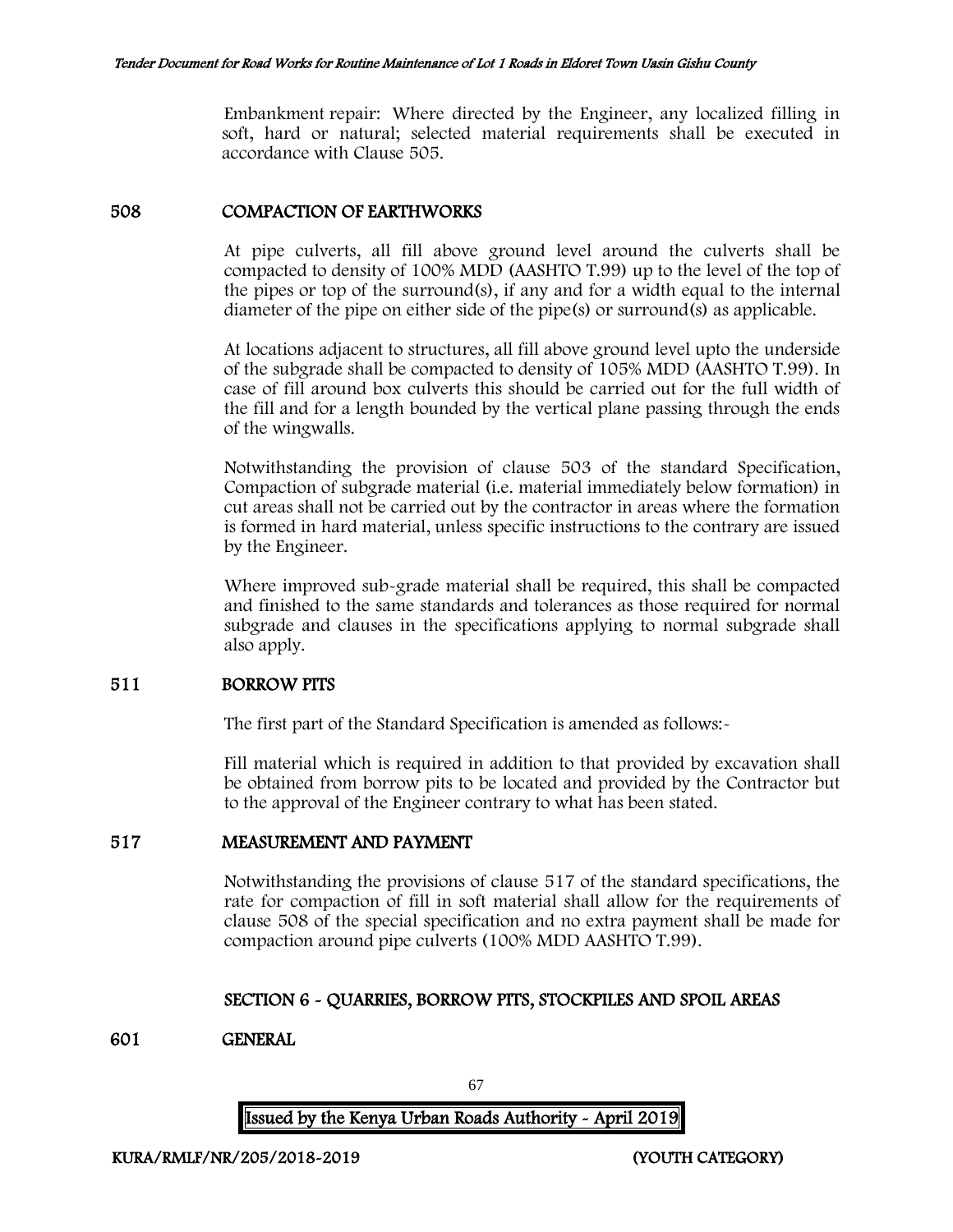Embankment repair: Where directed by the Engineer, any localized filling in soft, hard or natural; selected material requirements shall be executed in accordance with Clause 505.

## 508 COMPACTION OF EARTHWORKS

At pipe culverts, all fill above ground level around the culverts shall be compacted to density of 100% MDD (AASHTO T.99) up to the level of the top of the pipes or top of the surround(s), if any and for a width equal to the internal diameter of the pipe on either side of the pipe(s) or surround(s) as applicable.

At locations adjacent to structures, all fill above ground level upto the underside of the subgrade shall be compacted to density of 105% MDD (AASHTO T.99). In case of fill around box culverts this should be carried out for the full width of the fill and for a length bounded by the vertical plane passing through the ends of the wingwalls.

Notwithstanding the provision of clause 503 of the standard Specification, Compaction of subgrade material (i.e. material immediately below formation) in cut areas shall not be carried out by the contractor in areas where the formation is formed in hard material, unless specific instructions to the contrary are issued by the Engineer.

Where improved sub-grade material shall be required, this shall be compacted and finished to the same standards and tolerances as those required for normal subgrade and clauses in the specifications applying to normal subgrade shall also apply.

## 511 BORROW PITS

The first part of the Standard Specification is amended as follows:-

Fill material which is required in addition to that provided by excavation shall be obtained from borrow pits to be located and provided by the Contractor but to the approval of the Engineer contrary to what has been stated.

## 517 MEASUREMENT AND PAYMENT

Notwithstanding the provisions of clause 517 of the standard specifications, the rate for compaction of fill in soft material shall allow for the requirements of clause 508 of the special specification and no extra payment shall be made for compaction around pipe culverts (100% MDD AASHTO T.99).

# SECTION 6 - QUARRIES, BORROW PITS, STOCKPILES AND SPOIL AREAS

## 601 GENERAL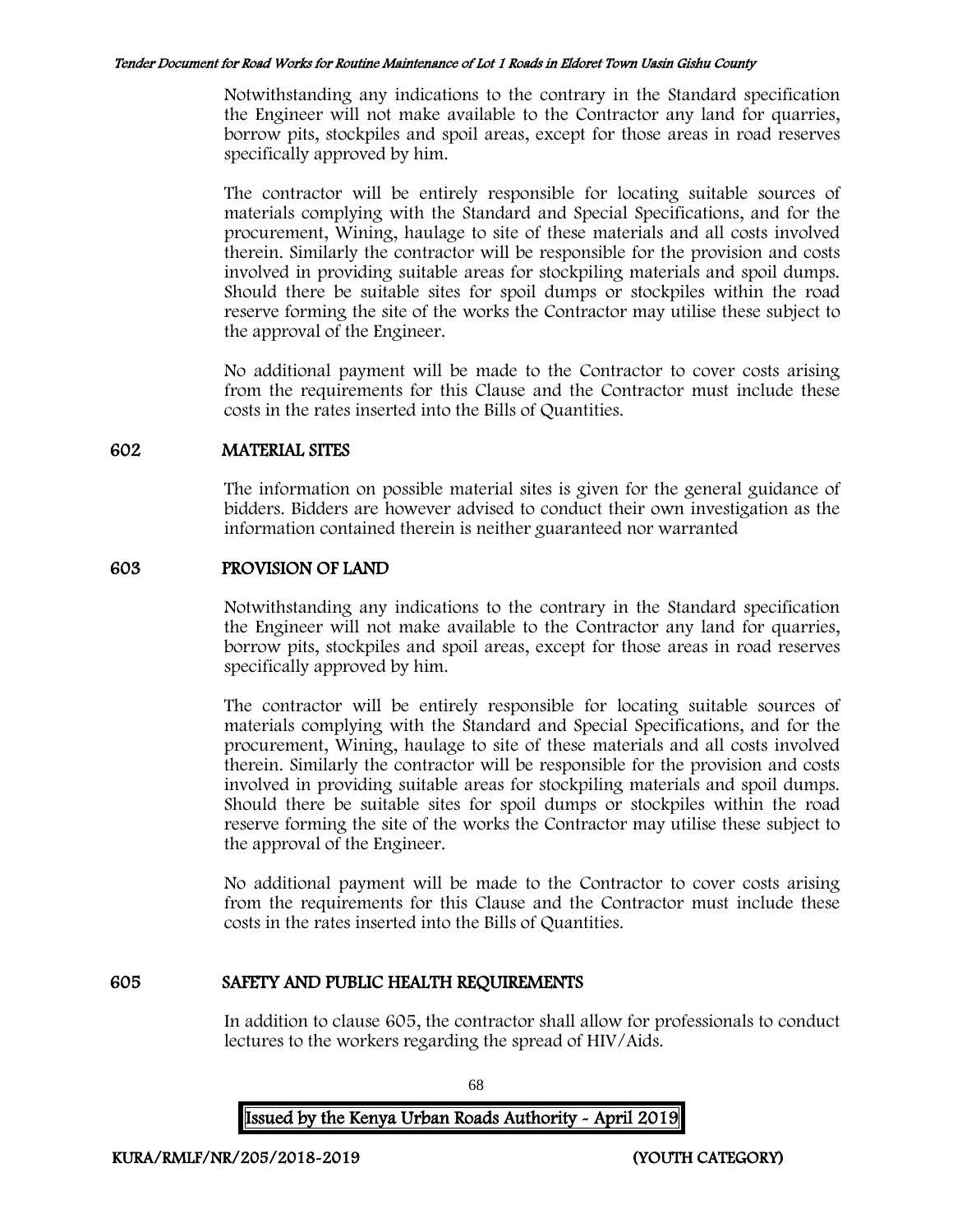Notwithstanding any indications to the contrary in the Standard specification the Engineer will not make available to the Contractor any land for quarries, borrow pits, stockpiles and spoil areas, except for those areas in road reserves specifically approved by him.

The contractor will be entirely responsible for locating suitable sources of materials complying with the Standard and Special Specifications, and for the procurement, Wining, haulage to site of these materials and all costs involved therein. Similarly the contractor will be responsible for the provision and costs involved in providing suitable areas for stockpiling materials and spoil dumps. Should there be suitable sites for spoil dumps or stockpiles within the road reserve forming the site of the works the Contractor may utilise these subject to the approval of the Engineer.

No additional payment will be made to the Contractor to cover costs arising from the requirements for this Clause and the Contractor must include these costs in the rates inserted into the Bills of Quantities.

## 602 MATERIAL SITES

The information on possible material sites is given for the general guidance of bidders. Bidders are however advised to conduct their own investigation as the information contained therein is neither guaranteed nor warranted

## 603 PROVISION OF LAND

Notwithstanding any indications to the contrary in the Standard specification the Engineer will not make available to the Contractor any land for quarries, borrow pits, stockpiles and spoil areas, except for those areas in road reserves specifically approved by him.

The contractor will be entirely responsible for locating suitable sources of materials complying with the Standard and Special Specifications, and for the procurement, Wining, haulage to site of these materials and all costs involved therein. Similarly the contractor will be responsible for the provision and costs involved in providing suitable areas for stockpiling materials and spoil dumps. Should there be suitable sites for spoil dumps or stockpiles within the road reserve forming the site of the works the Contractor may utilise these subject to the approval of the Engineer.

No additional payment will be made to the Contractor to cover costs arising from the requirements for this Clause and the Contractor must include these costs in the rates inserted into the Bills of Quantities.

## 605 SAFETY AND PUBLIC HEALTH REQUIREMENTS

In addition to clause 605, the contractor shall allow for professionals to conduct lectures to the workers regarding the spread of HIV/Aids.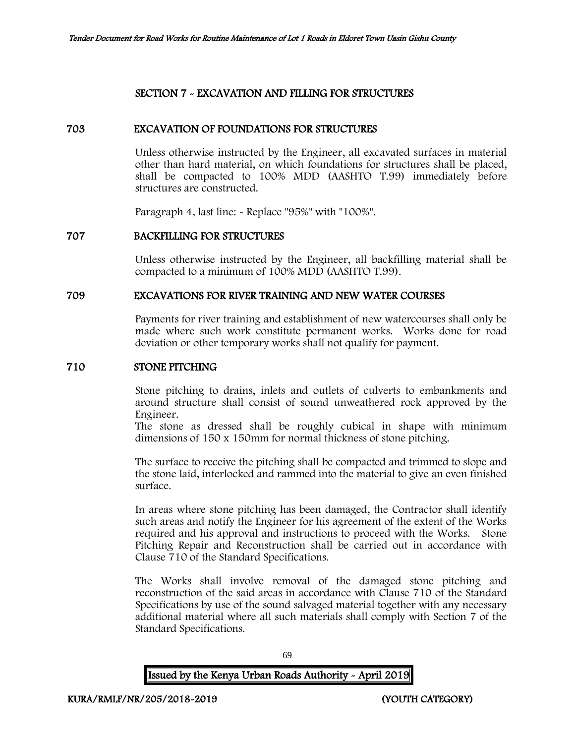## SECTION 7 - EXCAVATION AND FILLING FOR STRUCTURES

### 703 EXCAVATION OF FOUNDATIONS FOR STRUCTURES

Unless otherwise instructed by the Engineer, all excavated surfaces in material other than hard material, on which foundations for structures shall be placed, shall be compacted to 100% MDD (AASHTO T.99) immediately before structures are constructed.

Paragraph 4, last line: - Replace "95%" with "100%".

### 707 BACKFILLING FOR STRUCTURES

Unless otherwise instructed by the Engineer, all backfilling material shall be compacted to a minimum of 100% MDD (AASHTO T.99).

### 709 EXCAVATIONS FOR RIVER TRAINING AND NEW WATER COURSES

Payments for river training and establishment of new watercourses shall only be made where such work constitute permanent works. Works done for road deviation or other temporary works shall not qualify for payment.

### 710 STONE PITCHING

Stone pitching to drains, inlets and outlets of culverts to embankments and around structure shall consist of sound unweathered rock approved by the Engineer.
The stone as dressed shall be roughly cubical in shape with minimum dimensions of 150 x 150mm for normal thickness of stone pitching.

The surface to receive the pitching shall be compacted and trimmed to slope and the stone laid, interlocked and rammed into the material to give an even finished surface.

In areas where stone pitching has been damaged, the Contractor shall identify such areas and notify the Engineer for his agreement of the extent of the Works required and his approval and instructions to proceed with the Works. Stone Pitching Repair and Reconstruction shall be carried out in accordance with Clause 710 of the Standard Specifications.

The Works shall involve removal of the damaged stone pitching and reconstruction of the said areas in accordance with Clause 710 of the Standard Specifications by use of the sound salvaged material together with any necessary additional material where all such materials shall comply with Section 7 of the Standard Specifications.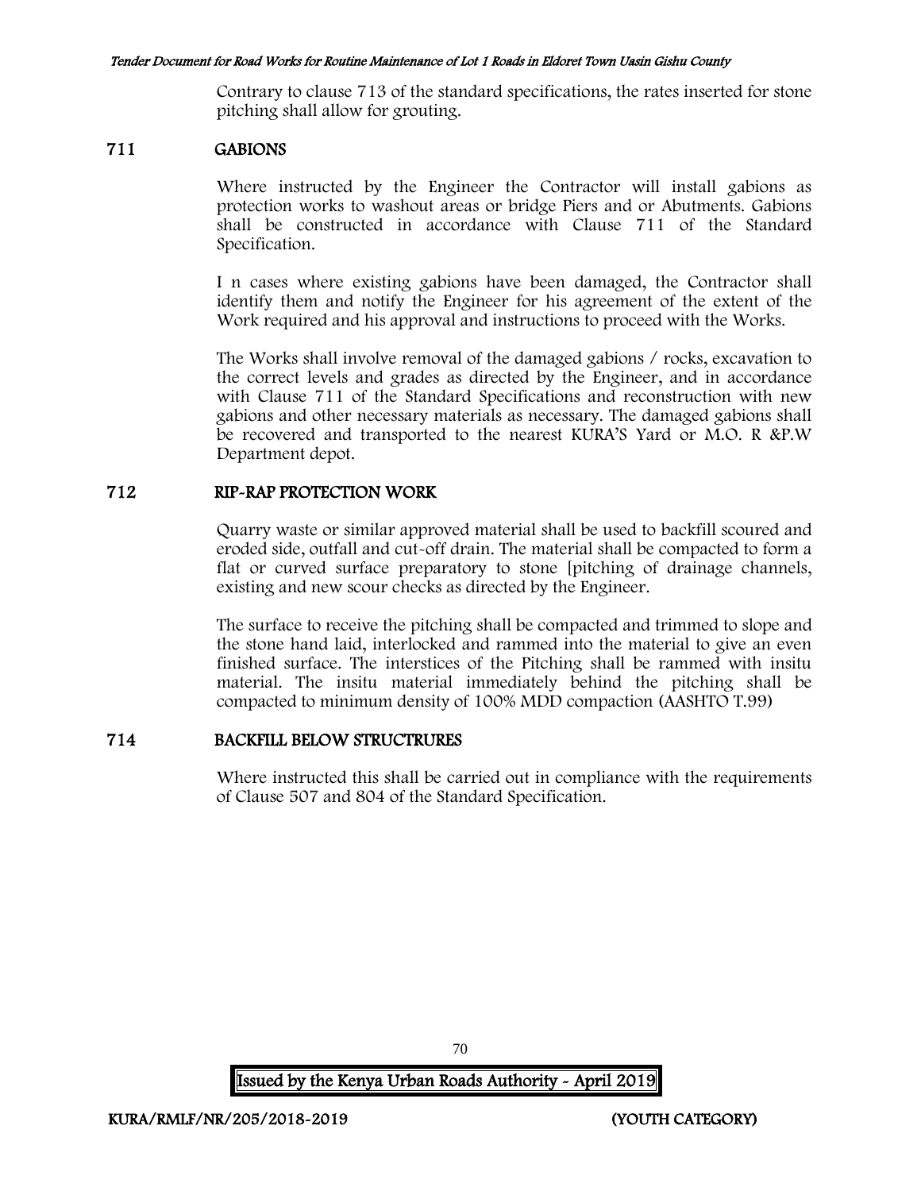Contrary to clause 713 of the standard specifications, the rates inserted for stone pitching shall allow for grouting.

## 711 GABIONS

Where instructed by the Engineer the Contractor will install gabions as protection works to washout areas or bridge Piers and or Abutments. Gabions shall be constructed in accordance with Clause 711 of the Standard Specification.

I n cases where existing gabions have been damaged, the Contractor shall identify them and notify the Engineer for his agreement of the extent of the Work required and his approval and instructions to proceed with the Works.

The Works shall involve removal of the damaged gabions / rocks, excavation to the correct levels and grades as directed by the Engineer, and in accordance with Clause 711 of the Standard Specifications and reconstruction with new gabions and other necessary materials as necessary. The damaged gabions shall be recovered and transported to the nearest KURA'S Yard or M.O. R &P.W Department depot.

## 712 RIP-RAP PROTECTION WORK

Quarry waste or similar approved material shall be used to backfill scoured and eroded side, outfall and cut-off drain. The material shall be compacted to form a flat or curved surface preparatory to stone [pitching of drainage channels, existing and new scour checks as directed by the Engineer.

The surface to receive the pitching shall be compacted and trimmed to slope and the stone hand laid, interlocked and rammed into the material to give an even finished surface. The interstices of the Pitching shall be rammed with insitu material. The insitu material immediately behind the pitching shall be compacted to minimum density of 100% MDD compaction (AASHTO T.99)

## 714 BACKFILL BELOW STRUCTRURES

Where instructed this shall be carried out in compliance with the requirements of Clause 507 and 804 of the Standard Specification.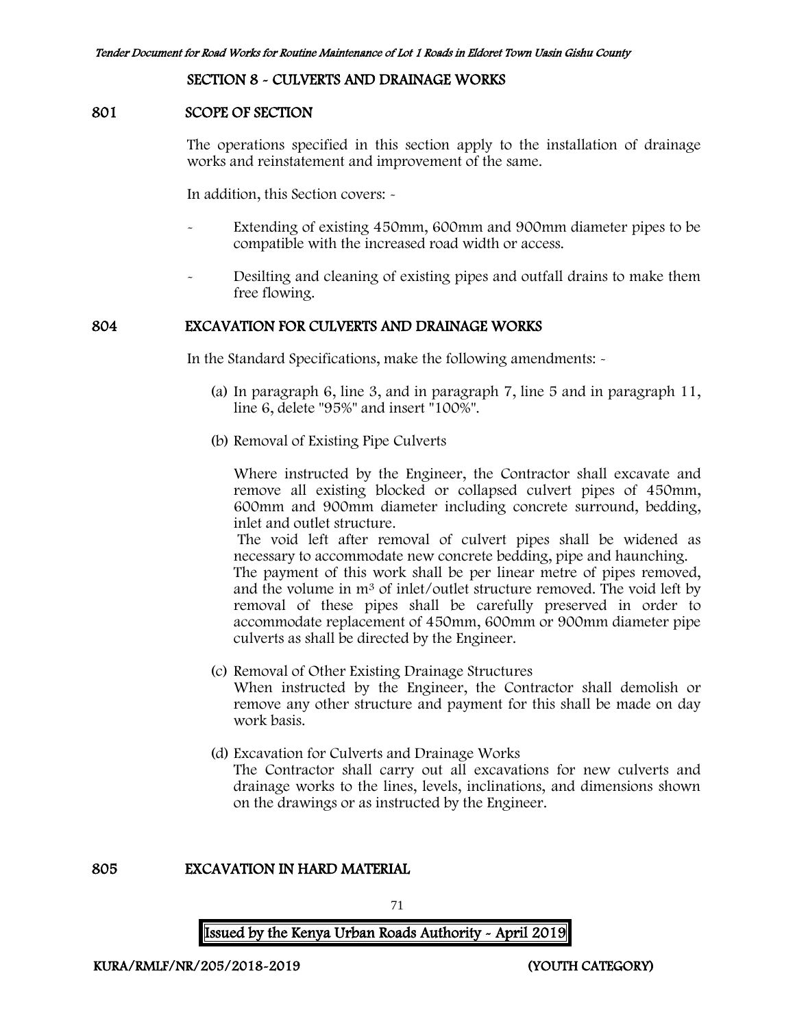## SECTION 8 - CULVERTS AND DRAINAGE WORKS

### 801 SCOPE OF SECTION

The operations specified in this section apply to the installation of drainage works and reinstatement and improvement of the same.

In addition, this Section covers: -

- Extending of existing 450mm, 600mm and 900mm diameter pipes to be compatible with the increased road width or access.
- Desilting and cleaning of existing pipes and outfall drains to make them free flowing.

### 804 EXCAVATION FOR CULVERTS AND DRAINAGE WORKS

In the Standard Specifications, make the following amendments: -

(a) In paragraph 6, line 3, and in paragraph 7, line 5 and in paragraph 11, line 6, delete "95%" and insert "100%".

(b) Removal of Existing Pipe Culverts

Where instructed by the Engineer, the Contractor shall excavate and remove all existing blocked or collapsed culvert pipes of 450mm, 600mm and 900mm diameter including concrete surround, bedding, inlet and outlet structure.

The void left after removal of culvert pipes shall be widened as necessary to accommodate new concrete bedding, pipe and haunching.

The payment of this work shall be per linear metre of pipes removed, and the volume in $m^3$ of inlet/outlet structure removed. The void left by removal of these pipes shall be carefully preserved in order to accommodate replacement of 450mm, 600mm or 900mm diameter pipe culverts as shall be directed by the Engineer.

(c) Removal of Other Existing Drainage Structures

When instructed by the Engineer, the Contractor shall demolish or remove any other structure and payment for this shall be made on day work basis.

(d) Excavation for Culverts and Drainage Works

The Contractor shall carry out all excavations for new culverts and drainage works to the lines, levels, inclinations, and dimensions shown on the drawings or as instructed by the Engineer.

### 805 EXCAVATION IN HARD MATERIAL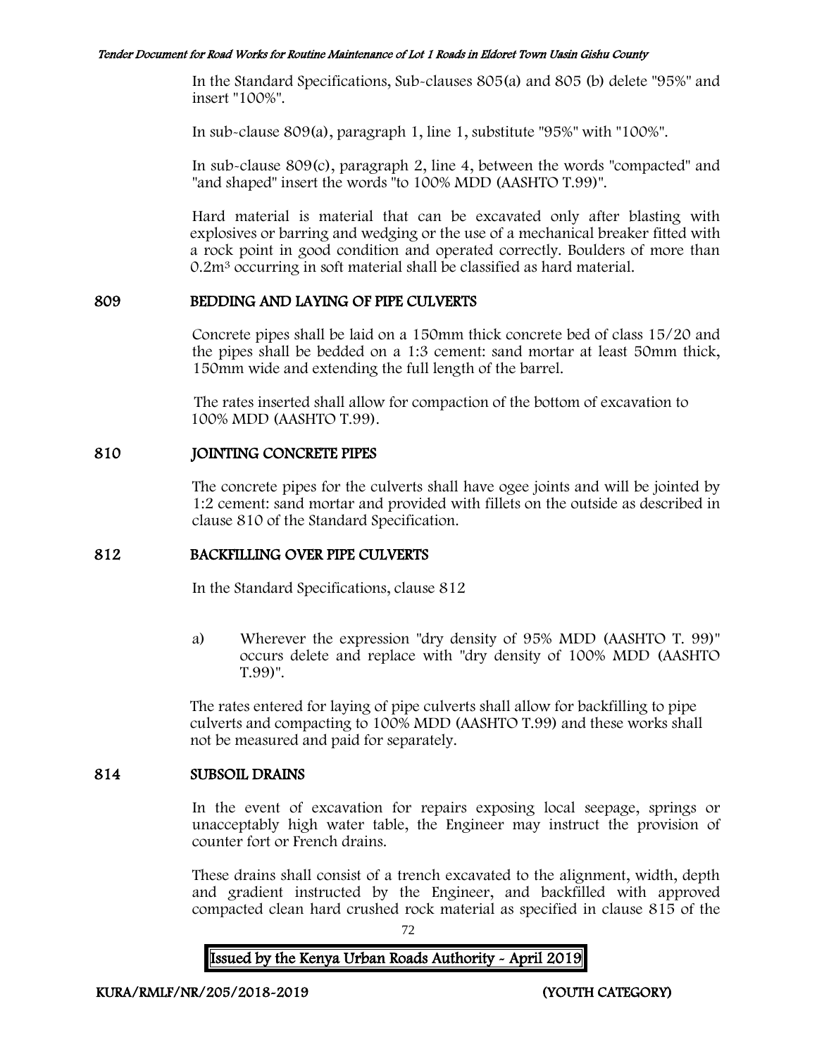In the Standard Specifications, Sub-clauses 805(a) and 805 (b) delete "95%" and insert "100%".

In sub-clause 809(a), paragraph 1, line 1, substitute "95%" with "100%".

In sub-clause 809(c), paragraph 2, line 4, between the words "compacted" and "and shaped" insert the words "to 100% MDD (AASHTO T.99)".

Hard material is material that can be excavated only after blasting with explosives or barring and wedging or the use of a mechanical breaker fitted with a rock point in good condition and operated correctly. Boulders of more than $0.2m^3$ occurring in soft material shall be classified as hard material.

## 809 BEDDING AND LAYING OF PIPE CULVERTS

Concrete pipes shall be laid on a 150mm thick concrete bed of class 15/20 and the pipes shall be bedded on a 1:3 cement: sand mortar at least 50mm thick, 150mm wide and extending the full length of the barrel.

The rates inserted shall allow for compaction of the bottom of excavation to 100% MDD (AASHTO T.99).

## 810 JOINTING CONCRETE PIPES

The concrete pipes for the culverts shall have ogee joints and will be jointed by 1:2 cement: sand mortar and provided with fillets on the outside as described in clause 810 of the Standard Specification.

## 812 BACKFILLING OVER PIPE CULVERTS

In the Standard Specifications, clause 812

a) Wherever the expression "dry density of 95% MDD (AASHTO T. 99)" occurs delete and replace with "dry density of 100% MDD (AASHTO T.99)".

The rates entered for laying of pipe culverts shall allow for backfilling to pipe culverts and compacting to 100% MDD (AASHTO T.99) and these works shall not be measured and paid for separately.

## 814 SUBSOIL DRAINS

In the event of excavation for repairs exposing local seepage, springs or unacceptably high water table, the Engineer may instruct the provision of counter fort or French drains.

These drains shall consist of a trench excavated to the alignment, width, depth and gradient instructed by the Engineer, and backfilled with approved compacted clean hard crushed rock material as specified in clause 815 of the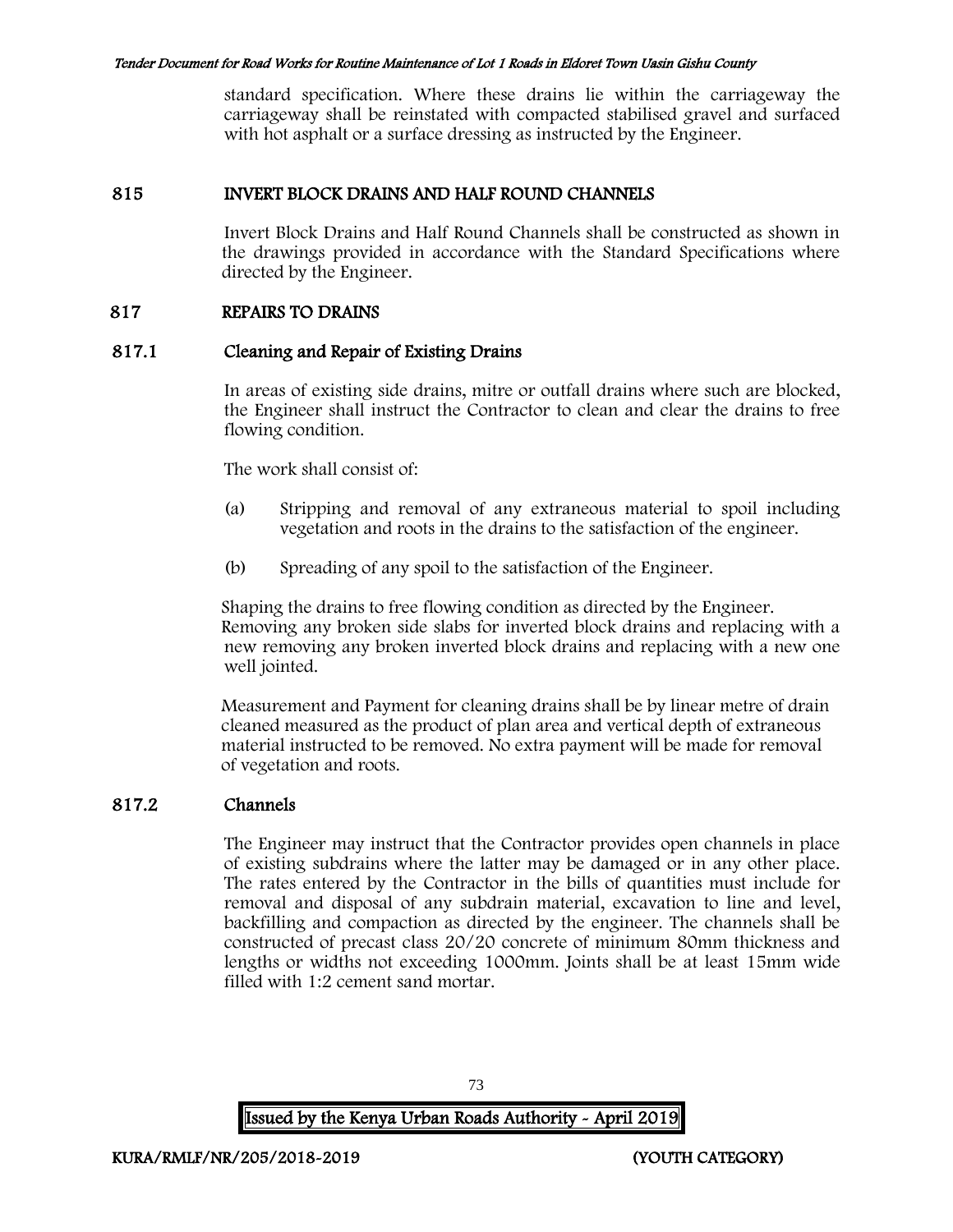standard specification. Where these drains lie within the carriageway the carriageway shall be reinstated with compacted stabilised gravel and surfaced with hot asphalt or a surface dressing as instructed by the Engineer.

## 815 INVERT BLOCK DRAINS AND HALF ROUND CHANNELS

Invert Block Drains and Half Round Channels shall be constructed as shown in the drawings provided in accordance with the Standard Specifications where directed by the Engineer.

## 817 REPAIRS TO DRAINS

### 817.1 Cleaning and Repair of Existing Drains

In areas of existing side drains, mitre or outfall drains where such are blocked, the Engineer shall instruct the Contractor to clean and clear the drains to free flowing condition.

The work shall consist of:

(a) Stripping and removal of any extraneous material to spoil including vegetation and roots in the drains to the satisfaction of the engineer.

(b) Spreading of any spoil to the satisfaction of the Engineer.

Shaping the drains to free flowing condition as directed by the Engineer. Removing any broken side slabs for inverted block drains and replacing with a new removing any broken inverted block drains and replacing with a new one well jointed.

Measurement and Payment for cleaning drains shall be by linear metre of drain cleaned measured as the product of plan area and vertical depth of extraneous material instructed to be removed. No extra payment will be made for removal of vegetation and roots.

### 817.2 Channels

The Engineer may instruct that the Contractor provides open channels in place of existing subdrains where the latter may be damaged or in any other place. The rates entered by the Contractor in the bills of quantities must include for removal and disposal of any subdrain material, excavation to line and level, backfilling and compaction as directed by the engineer. The channels shall be constructed of precast class 20/20 concrete of minimum 80mm thickness and lengths or widths not exceeding 1000mm. Joints shall be at least 15mm wide filled with 1:2 cement sand mortar.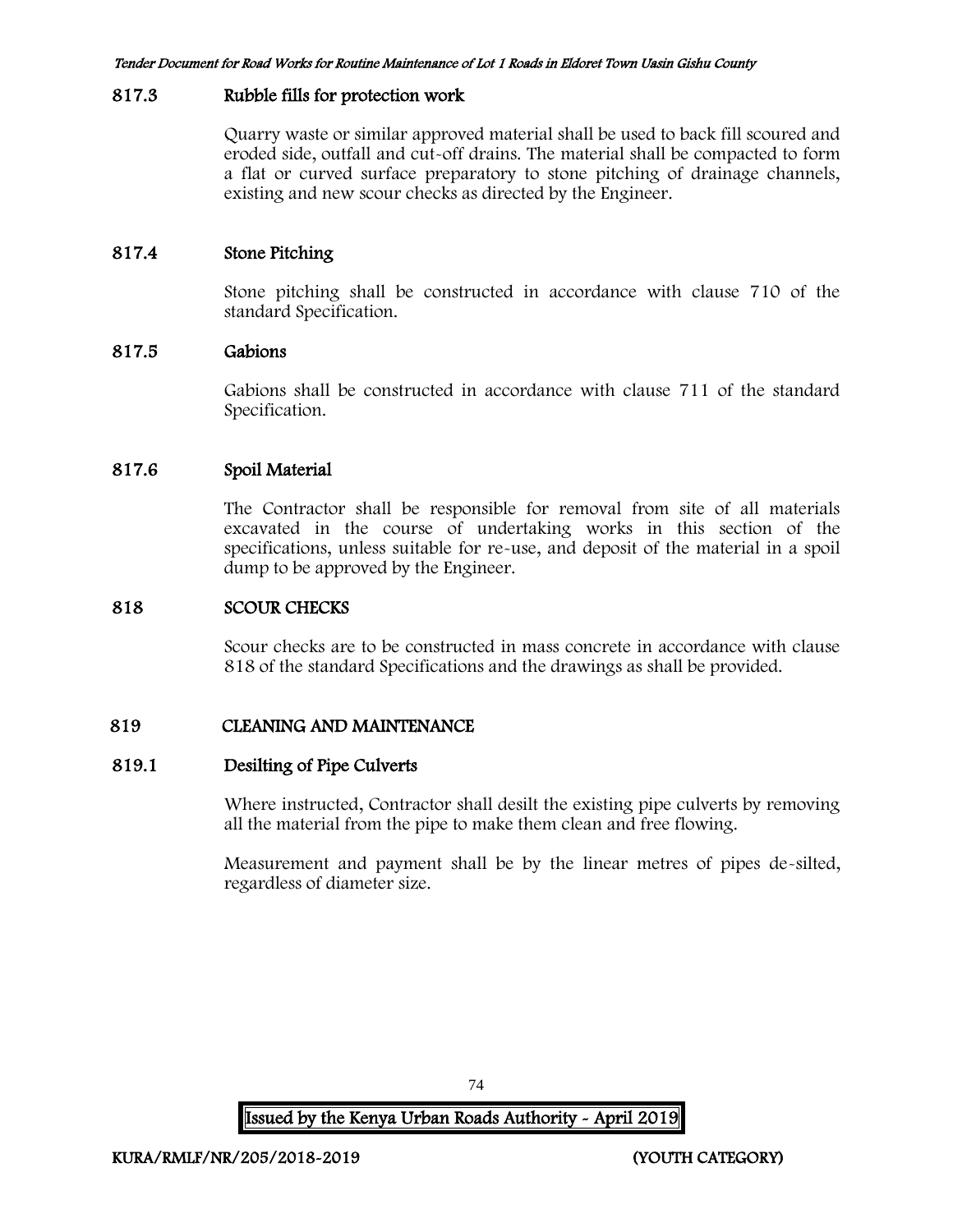### 817.3 Rubble fills for protection work

Quarry waste or similar approved material shall be used to back fill scoured and eroded side, outfall and cut-off drains. The material shall be compacted to form a flat or curved surface preparatory to stone pitching of drainage channels, existing and new scour checks as directed by the Engineer.

### 817.4 Stone Pitching

Stone pitching shall be constructed in accordance with clause 710 of the standard Specification.

### 817.5 Gabions

Gabions shall be constructed in accordance with clause 711 of the standard Specification.

### 817.6 Spoil Material

The Contractor shall be responsible for removal from site of all materials excavated in the course of undertaking works in this section of the specifications, unless suitable for re-use, and deposit of the material in a spoil dump to be approved by the Engineer.

## 818 SCOUR CHECKS

Scour checks are to be constructed in mass concrete in accordance with clause 818 of the standard Specifications and the drawings as shall be provided.

## 819 CLEANING AND MAINTENANCE

### 819.1 Desilting of Pipe Culverts

Where instructed, Contractor shall desilt the existing pipe culverts by removing all the material from the pipe to make them clean and free flowing.

Measurement and payment shall be by the linear metres of pipes de-silted, regardless of diameter size.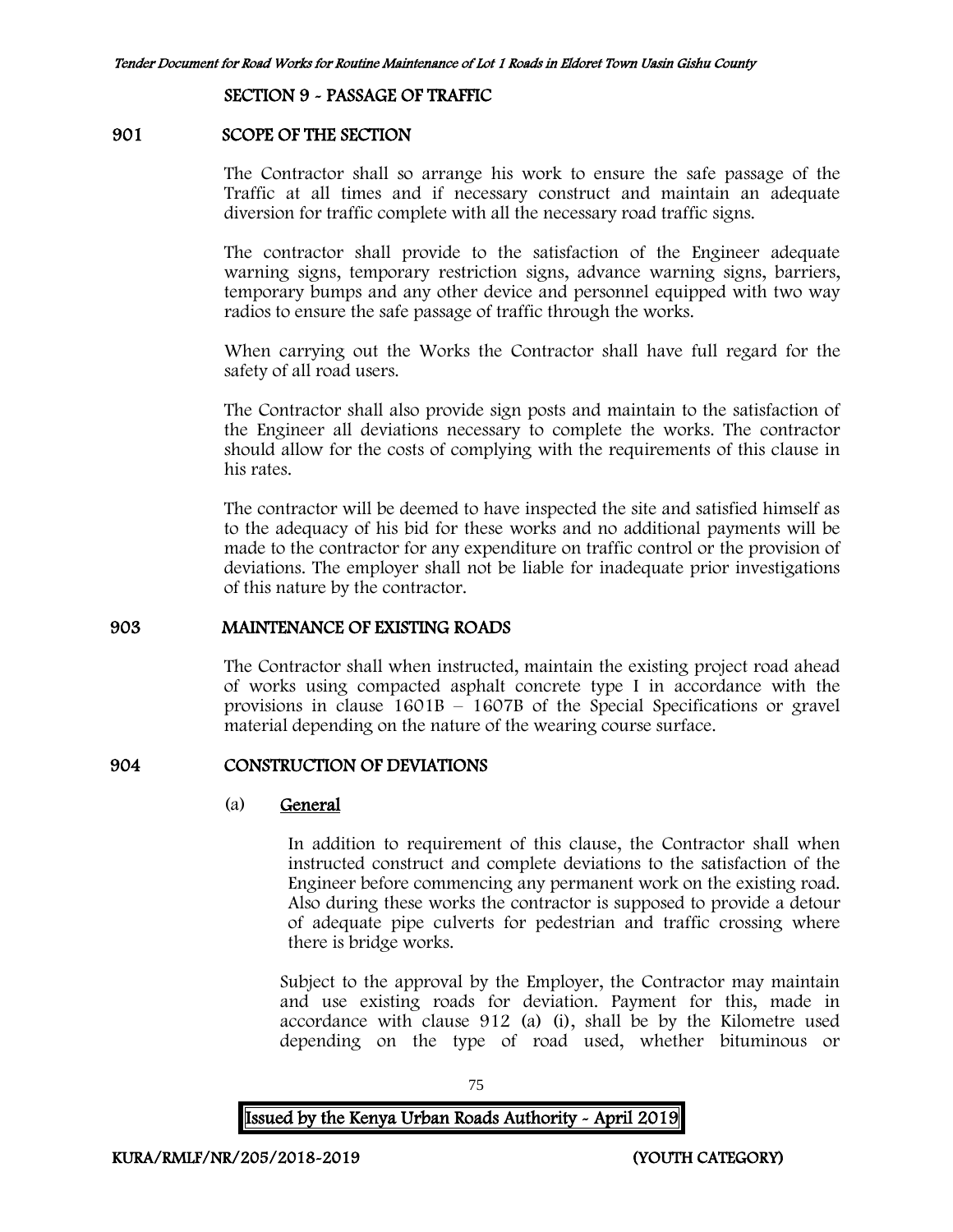## SECTION 9 - PASSAGE OF TRAFFIC

### 901 SCOPE OF THE SECTION

The Contractor shall so arrange his work to ensure the safe passage of the Traffic at all times and if necessary construct and maintain an adequate diversion for traffic complete with all the necessary road traffic signs.

The contractor shall provide to the satisfaction of the Engineer adequate warning signs, temporary restriction signs, advance warning signs, barriers, temporary bumps and any other device and personnel equipped with two way radios to ensure the safe passage of traffic through the works.

When carrying out the Works the Contractor shall have full regard for the safety of all road users.

The Contractor shall also provide sign posts and maintain to the satisfaction of the Engineer all deviations necessary to complete the works. The contractor should allow for the costs of complying with the requirements of this clause in his rates.

The contractor will be deemed to have inspected the site and satisfied himself as to the adequacy of his bid for these works and no additional payments will be made to the contractor for any expenditure on traffic control or the provision of deviations. The employer shall not be liable for inadequate prior investigations of this nature by the contractor.

### 903 MAINTENANCE OF EXISTING ROADS

The Contractor shall when instructed, maintain the existing project road ahead of works using compacted asphalt concrete type I in accordance with the provisions in clause 1601B – 1607B of the Special Specifications or gravel material depending on the nature of the wearing course surface.

### 904 CONSTRUCTION OF DEVIATIONS

(a) **General**

In addition to requirement of this clause, the Contractor shall when instructed construct and complete deviations to the satisfaction of the Engineer before commencing any permanent work on the existing road. Also during these works the contractor is supposed to provide a detour of adequate pipe culverts for pedestrian and traffic crossing where there is bridge works.

Subject to the approval by the Employer, the Contractor may maintain and use existing roads for deviation. Payment for this, made in accordance with clause 912 (a) (i), shall be by the Kilometre used depending on the type of road used, whether bituminous or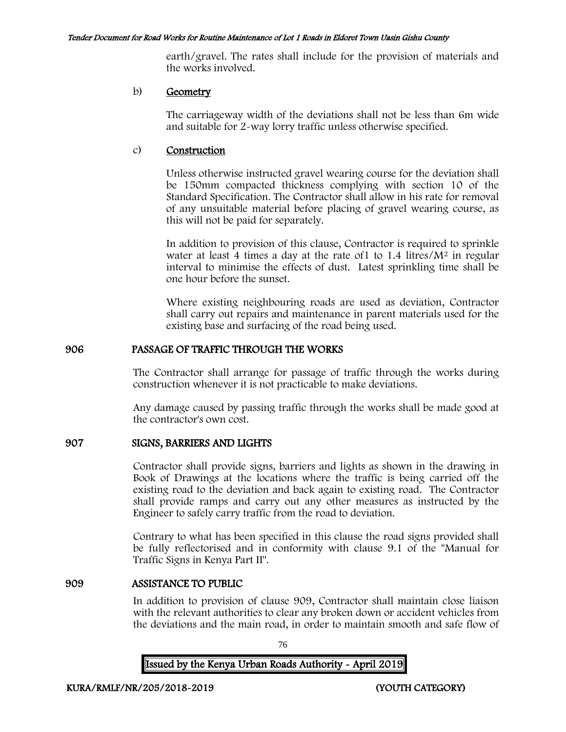earth/gravel. The rates shall include for the provision of materials and the works involved.

b) **Geometry**

The carriageway width of the deviations shall not be less than 6m wide and suitable for 2-way lorry traffic unless otherwise specified.

c) **Construction**

Unless otherwise instructed gravel wearing course for the deviation shall be 150mm compacted thickness complying with section 10 of the Standard Specification. The Contractor shall allow in his rate for removal of any unsuitable material before placing of gravel wearing course, as this will not be paid for separately.

In addition to provision of this clause, Contractor is required to sprinkle water at least 4 times a day at the rate of1 to 1.4 litres/$M^2$ in regular interval to minimise the effects of dust. Latest sprinkling time shall be one hour before the sunset.

Where existing neighbouring roads are used as deviation, Contractor shall carry out repairs and maintenance in parent materials used for the existing base and surfacing of the road being used.

## 906 PASSAGE OF TRAFFIC THROUGH THE WORKS

The Contractor shall arrange for passage of traffic through the works during construction whenever it is not practicable to make deviations.

Any damage caused by passing traffic through the works shall be made good at the contractor's own cost.

## 907 SIGNS, BARRIERS AND LIGHTS

Contractor shall provide signs, barriers and lights as shown in the drawing in Book of Drawings at the locations where the traffic is being carried off the existing road to the deviation and back again to existing road. The Contractor shall provide ramps and carry out any other measures as instructed by the Engineer to safely carry traffic from the road to deviation.

Contrary to what has been specified in this clause the road signs provided shall be fully reflectorised and in conformity with clause 9.1 of the "Manual for Traffic Signs in Kenya Part II".

## 909 ASSISTANCE TO PUBLIC

In addition to provision of clause 909, Contractor shall maintain close liaison with the relevant authorities to clear any broken down or accident vehicles from the deviations and the main road, in order to maintain smooth and safe flow of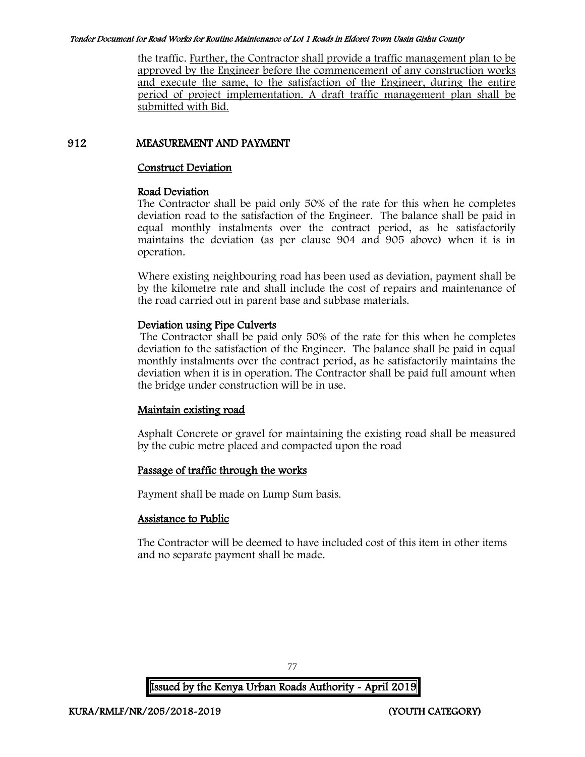the traffic. Further, the Contractor shall provide a traffic management plan to be approved by the Engineer before the commencement of any construction works and execute the same, to the satisfaction of the Engineer, during the entire period of project implementation. A draft traffic management plan shall be submitted with Bid.

## 912 MEASUREMENT AND PAYMENT

### Construct Deviation

**Road Deviation**

The Contractor shall be paid only 50% of the rate for this when he completes deviation road to the satisfaction of the Engineer. The balance shall be paid in equal monthly instalments over the contract period, as he satisfactorily maintains the deviation (as per clause 904 and 905 above) when it is in operation.

Where existing neighbouring road has been used as deviation, payment shall be by the kilometre rate and shall include the cost of repairs and maintenance of the road carried out in parent base and subbase materials.

**Deviation using Pipe Culverts**

The Contractor shall be paid only 50% of the rate for this when he completes deviation to the satisfaction of the Engineer. The balance shall be paid in equal monthly instalments over the contract period, as he satisfactorily maintains the deviation when it is in operation. The Contractor shall be paid full amount when the bridge under construction will be in use.

### Maintain existing road

Asphalt Concrete or gravel for maintaining the existing road shall be measured by the cubic metre placed and compacted upon the road

### Passage of traffic through the works

Payment shall be made on Lump Sum basis.

### Assistance to Public

The Contractor will be deemed to have included cost of this item in other items and no separate payment shall be made.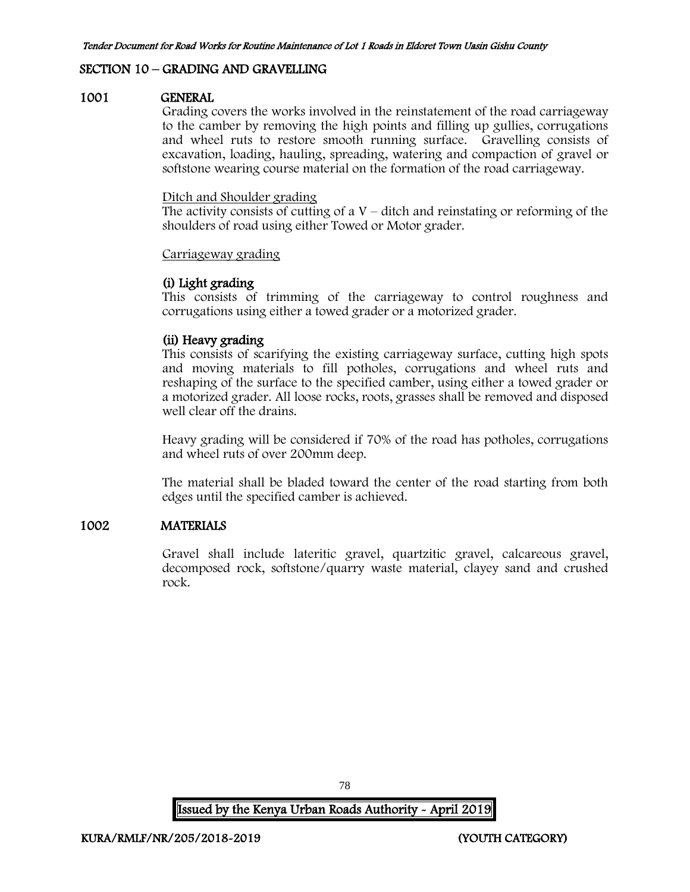## SECTION 10 – GRADING AND GRAVELLING

### 1001 GENERAL

Grading covers the works involved in the reinstatement of the road carriageway to the camber by removing the high points and filling up gullies, corrugations and wheel ruts to restore smooth running surface. Gravelling consists of excavation, loading, hauling, spreading, watering and compaction of gravel or softstone wearing course material on the formation of the road carriageway.

Ditch and Shoulder grading

The activity consists of cutting of a V – ditch and reinstating or reforming of the shoulders of road using either Towed or Motor grader.

Carriageway grading

**(i) Light grading**

This consists of trimming of the carriageway to control roughness and corrugations using either a towed grader or a motorized grader.

**(ii) Heavy grading**

This consists of scarifying the existing carriageway surface, cutting high spots and moving materials to fill potholes, corrugations and wheel ruts and reshaping of the surface to the specified camber, using either a towed grader or a motorized grader. All loose rocks, roots, grasses shall be removed and disposed well clear off the drains.

Heavy grading will be considered if 70% of the road has potholes, corrugations and wheel ruts of over 200mm deep.

The material shall be bladed toward the center of the road starting from both edges until the specified camber is achieved.

### 1002 MATERIALS

Gravel shall include lateritic gravel, quartzitic gravel, calcareous gravel, decomposed rock, softstone/quarry waste material, clayey sand and crushed rock.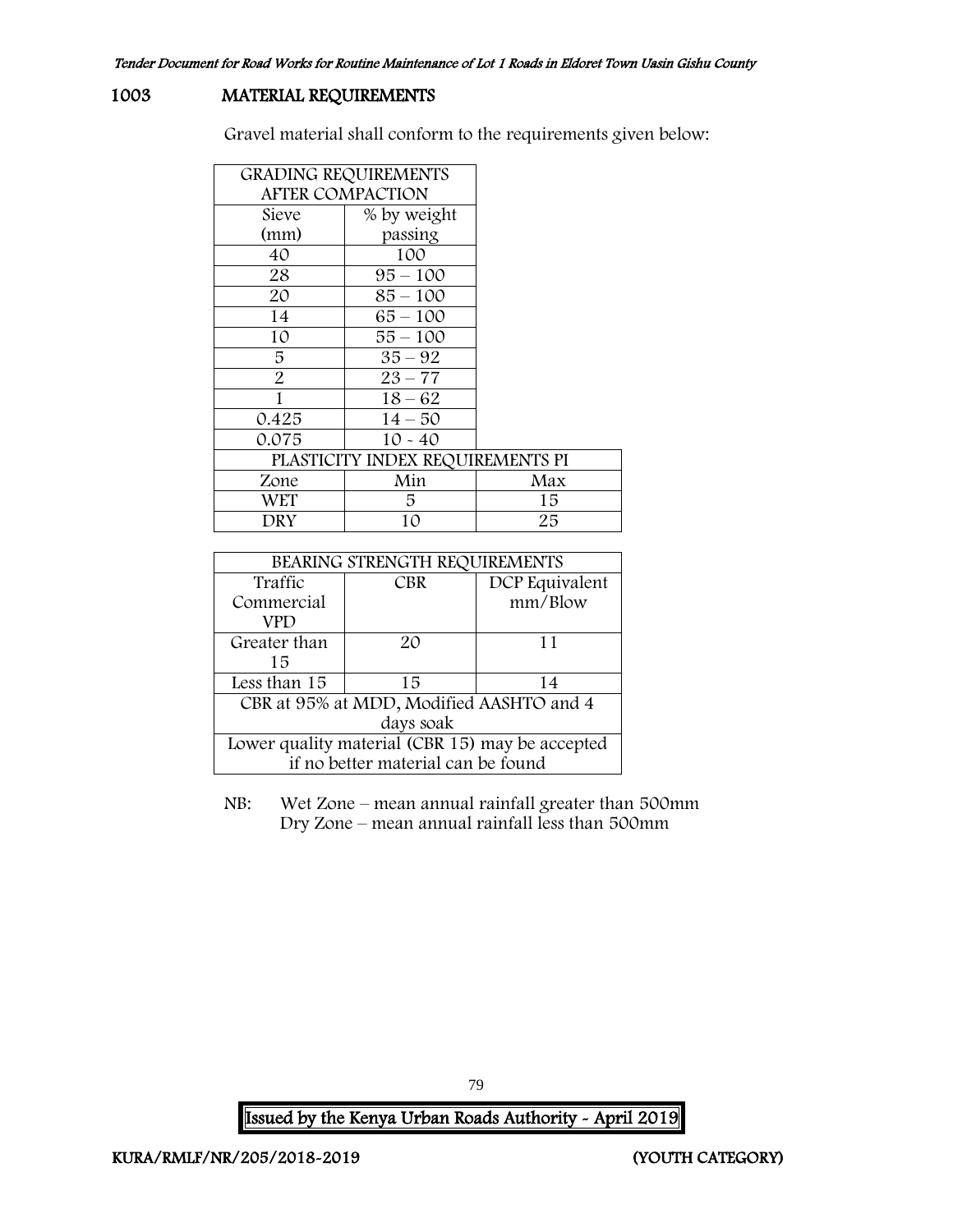## 1003 MATERIAL REQUIREMENTS

Gravel material shall conform to the requirements given below:

| GRADING REQUIREMENTS AFTER COMPACTION | |
|---|---|
| Sieve (mm) | % by weight passing |
| 40 | 100 |
| 28 | 95 – 100 |
| 20 | 85 – 100 |
| 14 | 65 – 100 |
| 10 | 55 – 100 |
| 5 | 35 – 92 |
| 2 | 23 – 77 |
| 1 | 18 – 62 |
| 0.425 | 14 – 50 |
| 0.075 | 10 - 40 |

| PLASTICITY INDEX REQUIREMENTS PI | | |
|---|---|---|
| Zone | Min | Max |
| WET | 5 | 15 |
| DRY | 10 | 25 |

| BEARING STRENGTH REQUIREMENTS | | |
|---|---|---|
| Traffic Commercial VPD | CBR | DCP Equivalent mm/Blow |
| Greater than 15 | 20 | 11 |
| Less than 15 | 15 | 14 |
| CBR at 95% at MDD, Modified AASHTO and 4 days soak | | |
| Lower quality material (CBR 15) may be accepted if no better material can be found | | |

NB: Wet Zone – mean annual rainfall greater than 500mm
Dry Zone – mean annual rainfall less than 500mm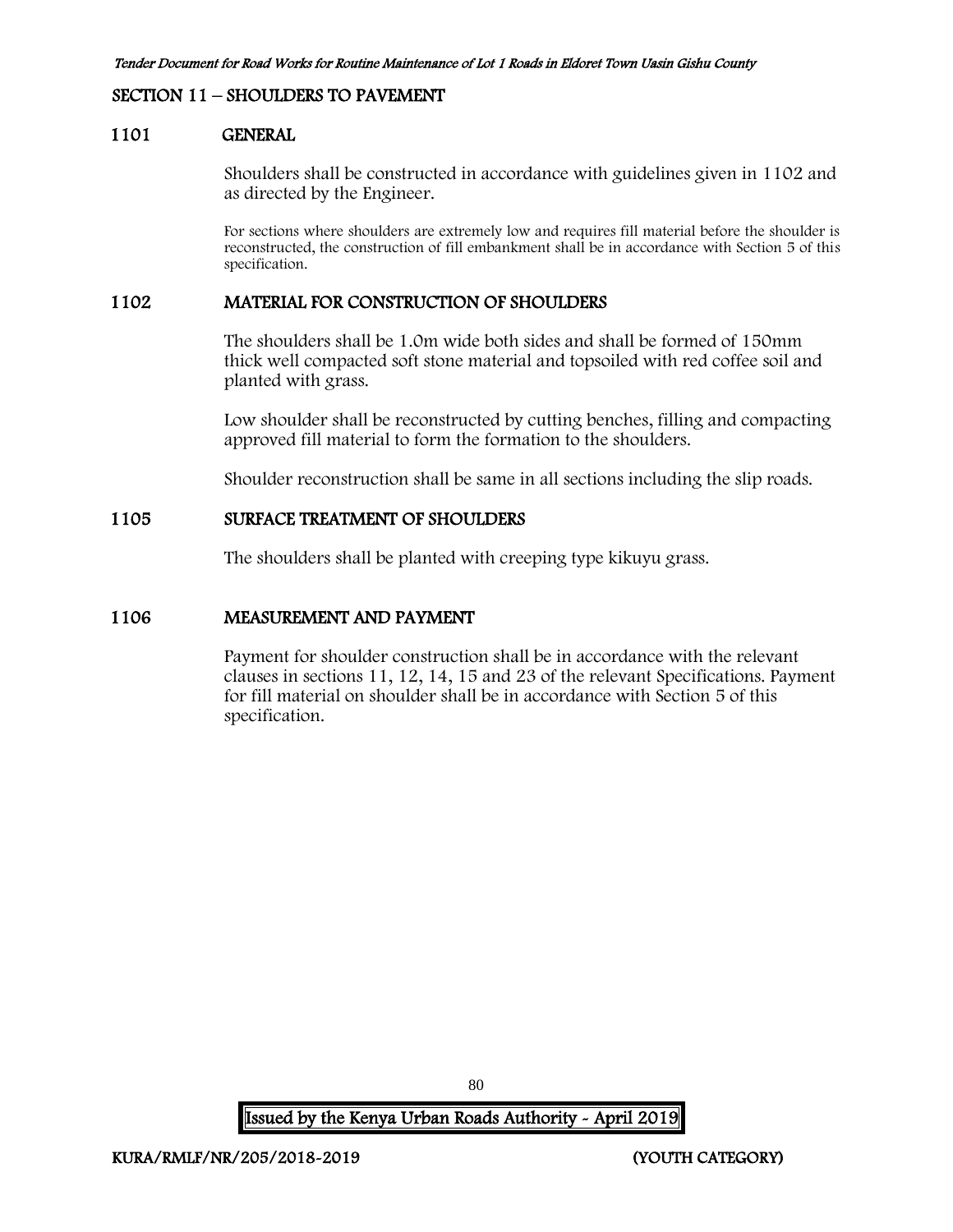## SECTION 11 – SHOULDERS TO PAVEMENT

### 1101 GENERAL

Shoulders shall be constructed in accordance with guidelines given in 1102 and as directed by the Engineer.

For sections where shoulders are extremely low and requires fill material before the shoulder is reconstructed, the construction of fill embankment shall be in accordance with Section 5 of this specification.

### 1102 MATERIAL FOR CONSTRUCTION OF SHOULDERS

The shoulders shall be 1.0m wide both sides and shall be formed of 150mm thick well compacted soft stone material and topsoiled with red coffee soil and planted with grass.

Low shoulder shall be reconstructed by cutting benches, filling and compacting approved fill material to form the formation to the shoulders.

Shoulder reconstruction shall be same in all sections including the slip roads.

### 1105 SURFACE TREATMENT OF SHOULDERS

The shoulders shall be planted with creeping type kikuyu grass.

### 1106 MEASUREMENT AND PAYMENT

Payment for shoulder construction shall be in accordance with the relevant clauses in sections 11, 12, 14, 15 and 23 of the relevant Specifications. Payment for fill material on shoulder shall be in accordance with Section 5 of this specification.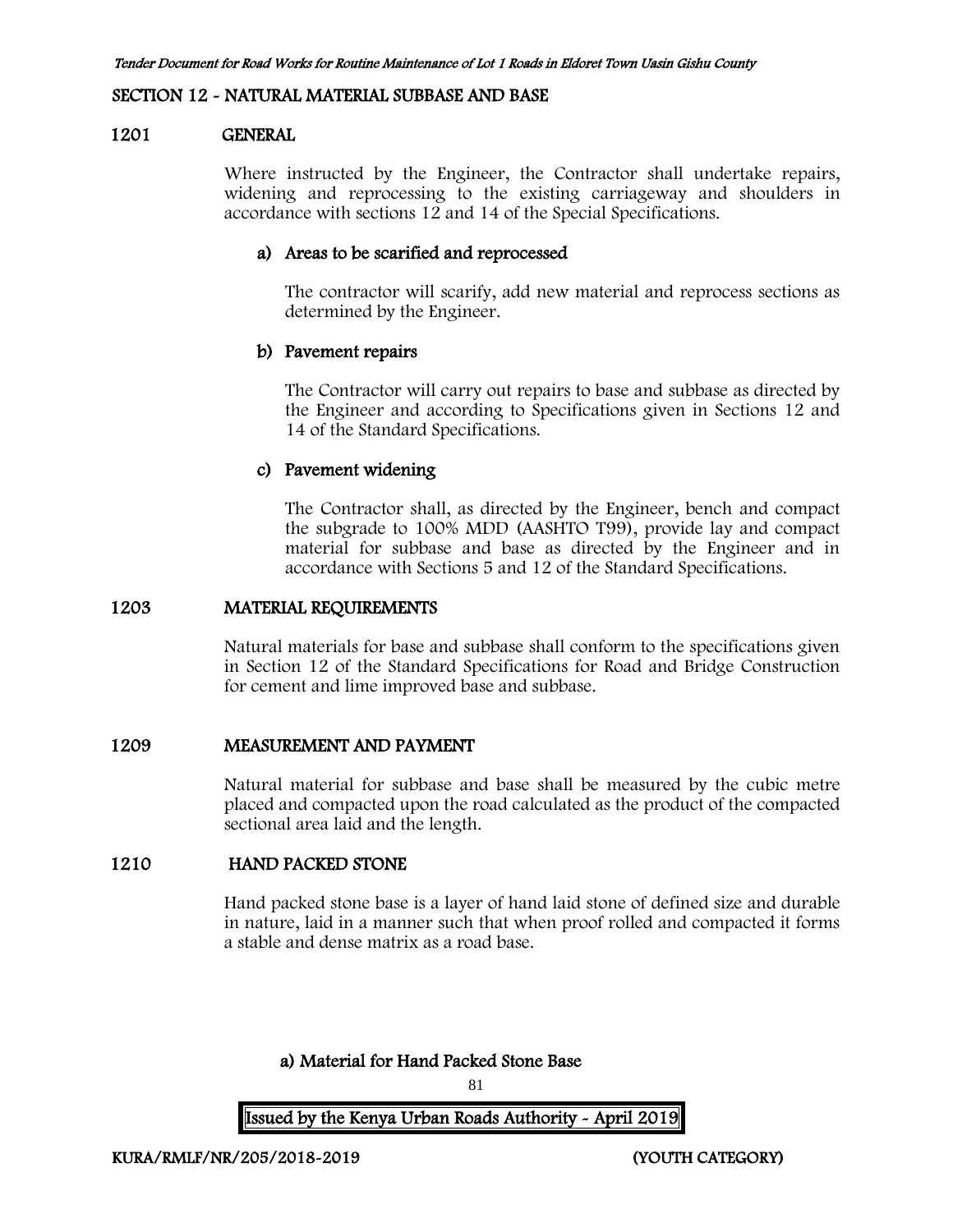## SECTION 12 - NATURAL MATERIAL SUBBASE AND BASE

### 1201 GENERAL

Where instructed by the Engineer, the Contractor shall undertake repairs, widening and reprocessing to the existing carriageway and shoulders in accordance with sections 12 and 14 of the Special Specifications.

#### a) Areas to be scarified and reprocessed

The contractor will scarify, add new material and reprocess sections as determined by the Engineer.

#### b) Pavement repairs

The Contractor will carry out repairs to base and subbase as directed by the Engineer and according to Specifications given in Sections 12 and 14 of the Standard Specifications.

#### c) Pavement widening

The Contractor shall, as directed by the Engineer, bench and compact the subgrade to 100% MDD (AASHTO T99), provide lay and compact material for subbase and base as directed by the Engineer and in accordance with Sections 5 and 12 of the Standard Specifications.

### 1203 MATERIAL REQUIREMENTS

Natural materials for base and subbase shall conform to the specifications given in Section 12 of the Standard Specifications for Road and Bridge Construction for cement and lime improved base and subbase.

### 1209 MEASUREMENT AND PAYMENT

Natural material for subbase and base shall be measured by the cubic metre placed and compacted upon the road calculated as the product of the compacted sectional area laid and the length.

### 1210 HAND PACKED STONE

Hand packed stone base is a layer of hand laid stone of defined size and durable in nature, laid in a manner such that when proof rolled and compacted it forms a stable and dense matrix as a road base.

#### a) Material for Hand Packed Stone Base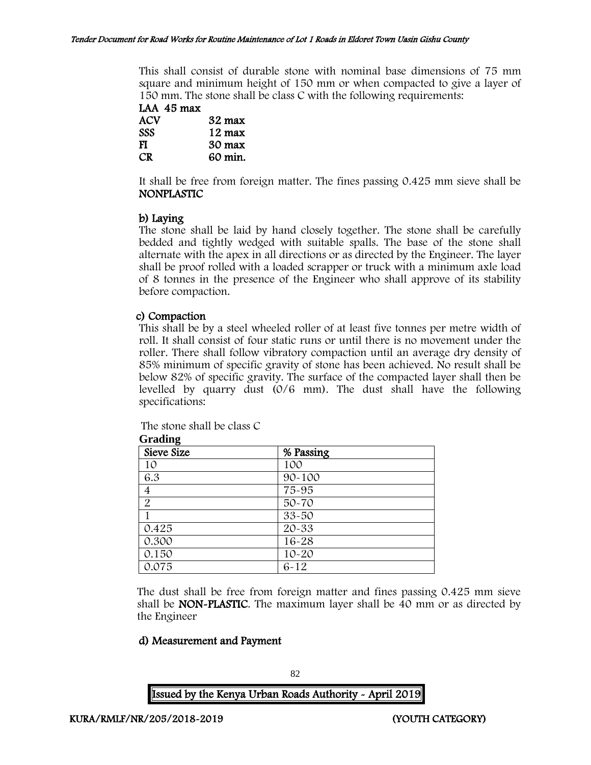This shall consist of durable stone with nominal base dimensions of 75 mm square and minimum height of 150 mm or when compacted to give a layer of 150 mm. The stone shall be class C with the following requirements:

**LAA 45 max**

| | |
|---|---|
| **ACV** | **32 max** |
| **SSS** | **12 max** |
| **FI** | **30 max** |
| **CR** | **60 min.** |

It shall be free from foreign matter. The fines passing 0.425 mm sieve shall be **NONPLASTIC**

**b) Laying**

The stone shall be laid by hand closely together. The stone shall be carefully bedded and tightly wedged with suitable spalls. The base of the stone shall alternate with the apex in all directions or as directed by the Engineer. The layer shall be proof rolled with a loaded scrapper or truck with a minimum axle load of 8 tonnes in the presence of the Engineer who shall approve of its stability before compaction.

**c) Compaction**

This shall be by a steel wheeled roller of at least five tonnes per metre width of roll. It shall consist of four static runs or until there is no movement under the roller. There shall follow vibratory compaction until an average dry density of 85% minimum of specific gravity of stone has been achieved. No result shall be below 82% of specific gravity. The surface of the compacted layer shall then be levelled by quarry dust (0/6 mm). The dust shall have the following specifications:

The stone shall be class C

**Grading**

| Sieve Size | % Passing |
|---|---|
| 10 | 100 |
| 6.3 | 90-100 |
| 4 | 75-95 |
| 2 | 50-70 |
| 1 | 33-50 |
| 0.425 | 20-33 |
| 0.300 | 16-28 |
| 0.150 | 10-20 |
| 0.075 | 6-12 |

The dust shall be free from foreign matter and fines passing 0.425 mm sieve shall be **NON-PLASTIC**. The maximum layer shall be 40 mm or as directed by the Engineer

**d) Measurement and Payment**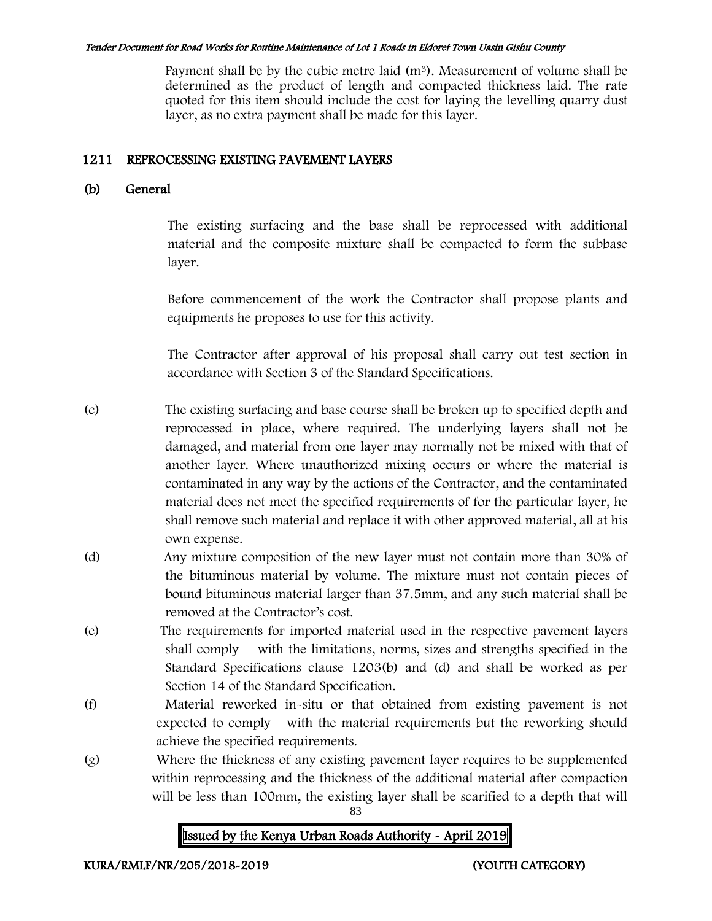Payment shall be by the cubic metre laid ($m^3$). Measurement of volume shall be determined as the product of length and compacted thickness laid. The rate quoted for this item should include the cost for laying the levelling quarry dust layer, as no extra payment shall be made for this layer.

## 1211 REPROCESSING EXISTING PAVEMENT LAYERS

### (b) General

The existing surfacing and the base shall be reprocessed with additional material and the composite mixture shall be compacted to form the subbase layer.

Before commencement of the work the Contractor shall propose plants and equipments he proposes to use for this activity.

The Contractor after approval of his proposal shall carry out test section in accordance with Section 3 of the Standard Specifications.

(c) The existing surfacing and base course shall be broken up to specified depth and reprocessed in place, where required. The underlying layers shall not be damaged, and material from one layer may normally not be mixed with that of another layer. Where unauthorized mixing occurs or where the material is contaminated in any way by the actions of the Contractor, and the contaminated material does not meet the specified requirements of for the particular layer, he shall remove such material and replace it with other approved material, all at his own expense.

(d) Any mixture composition of the new layer must not contain more than 30% of the bituminous material by volume. The mixture must not contain pieces of bound bituminous material larger than 37.5mm, and any such material shall be removed at the Contractor's cost.

(e) The requirements for imported material used in the respective pavement layers shall comply with the limitations, norms, sizes and strengths specified in the Standard Specifications clause 1203(b) and (d) and shall be worked as per Section 14 of the Standard Specification.

(f) Material reworked in-situ or that obtained from existing pavement is not expected to comply with the material requirements but the reworking should achieve the specified requirements.

(g) Where the thickness of any existing pavement layer requires to be supplemented within reprocessing and the thickness of the additional material after compaction will be less than 100mm, the existing layer shall be scarified to a depth that will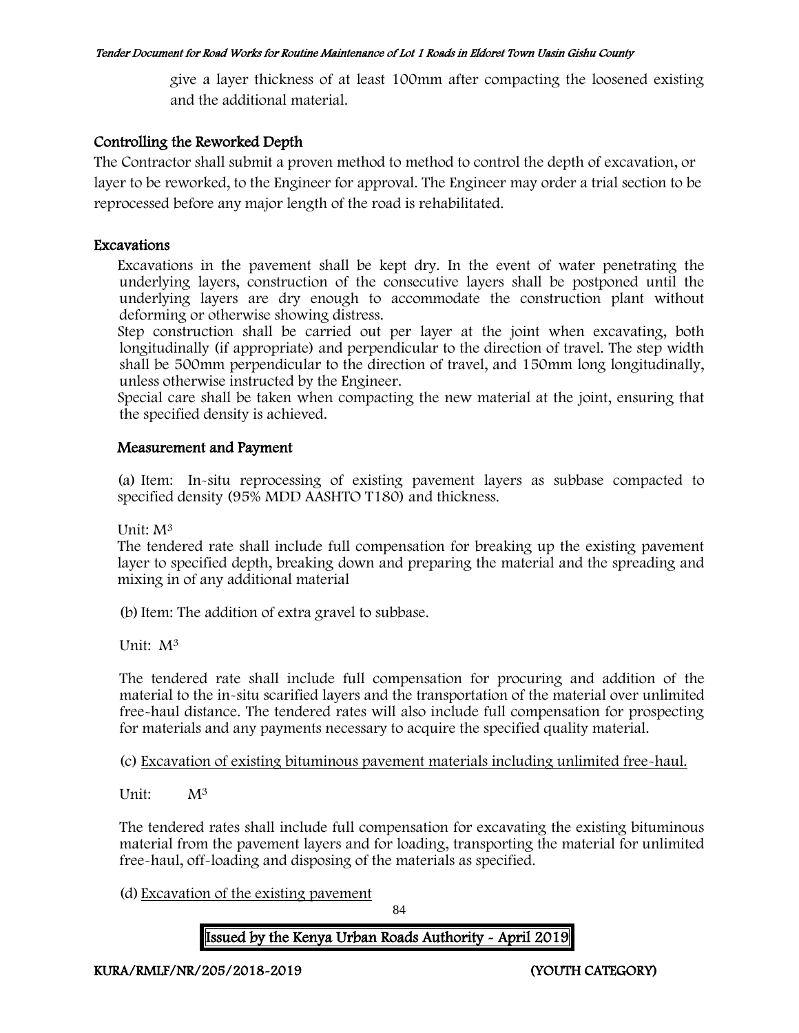give a layer thickness of at least 100mm after compacting the loosened existing and the additional material.

### Controlling the Reworked Depth

The Contractor shall submit a proven method to method to control the depth of excavation, or layer to be reworked, to the Engineer for approval. The Engineer may order a trial section to be reprocessed before any major length of the road is rehabilitated.

### Excavations

Excavations in the pavement shall be kept dry. In the event of water penetrating the underlying layers, construction of the consecutive layers shall be postponed until the underlying layers are dry enough to accommodate the construction plant without deforming or otherwise showing distress.

Step construction shall be carried out per layer at the joint when excavating, both longitudinally (if appropriate) and perpendicular to the direction of travel. The step width shall be 500mm perpendicular to the direction of travel, and 150mm long longitudinally, unless otherwise instructed by the Engineer.

Special care shall be taken when compacting the new material at the joint, ensuring that the specified density is achieved.

### Measurement and Payment

(a) Item: In-situ reprocessing of existing pavement layers as subbase compacted to specified density (95% MDD AASHTO T180) and thickness.

Unit: $M^3$

The tendered rate shall include full compensation for breaking up the existing pavement layer to specified depth, breaking down and preparing the material and the spreading and mixing in of any additional material

(b) Item: The addition of extra gravel to subbase.

Unit: $M^3$

The tendered rate shall include full compensation for procuring and addition of the material to the in-situ scarified layers and the transportation of the material over unlimited free-haul distance. The tendered rates will also include full compensation for prospecting for materials and any payments necessary to acquire the specified quality material.

(c) Excavation of existing bituminous pavement materials including unlimited free-haul.

Unit: $M^3$

The tendered rates shall include full compensation for excavating the existing bituminous material from the pavement layers and for loading, transporting the material for unlimited free-haul, off-loading and disposing of the materials as specified.

(d) Excavation of the existing pavement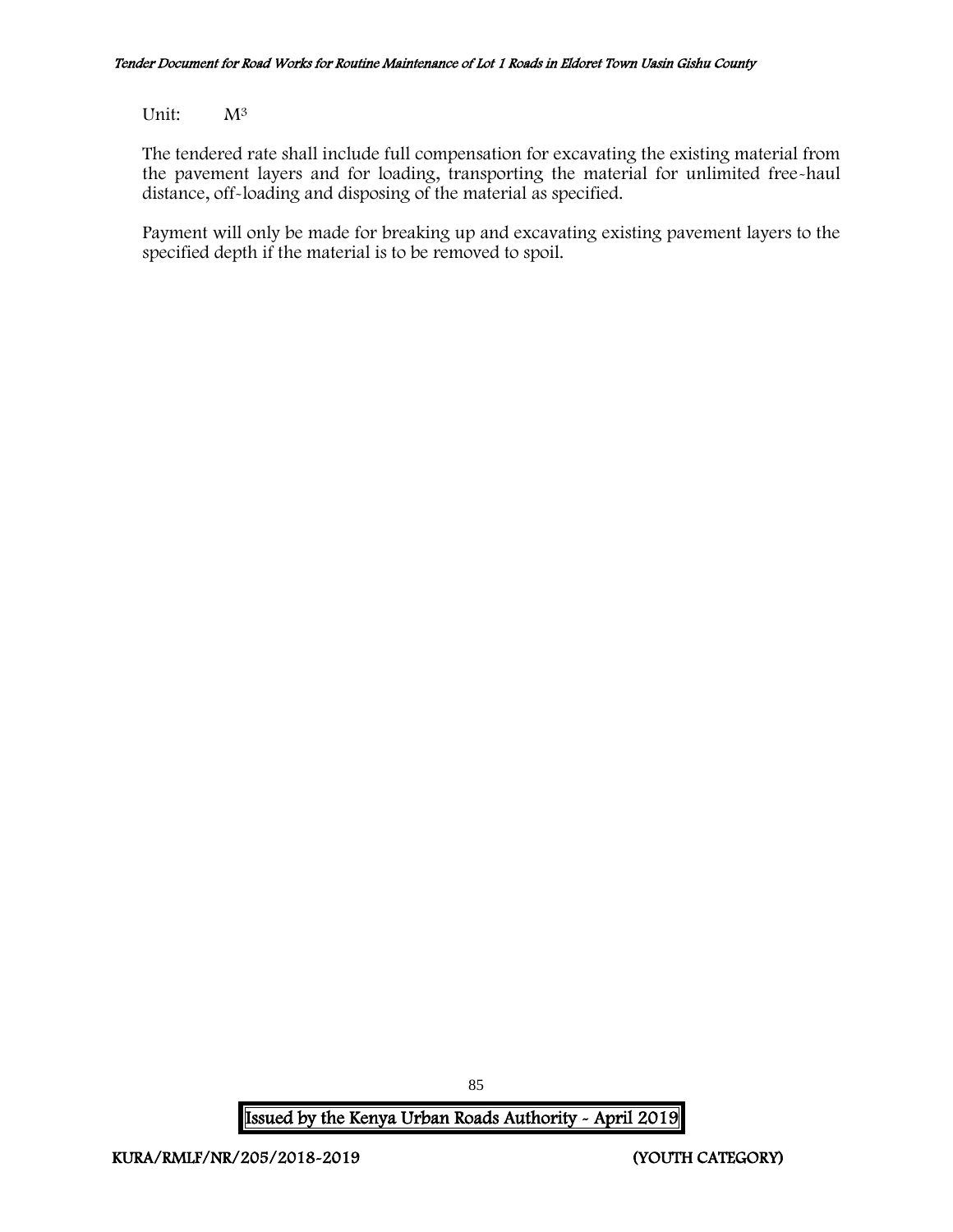Unit: $M^3$

The tendered rate shall include full compensation for excavating the existing material from the pavement layers and for loading, transporting the material for unlimited free-haul distance, off-loading and disposing of the material as specified.

Payment will only be made for breaking up and excavating existing pavement layers to the specified depth if the material is to be removed to spoil.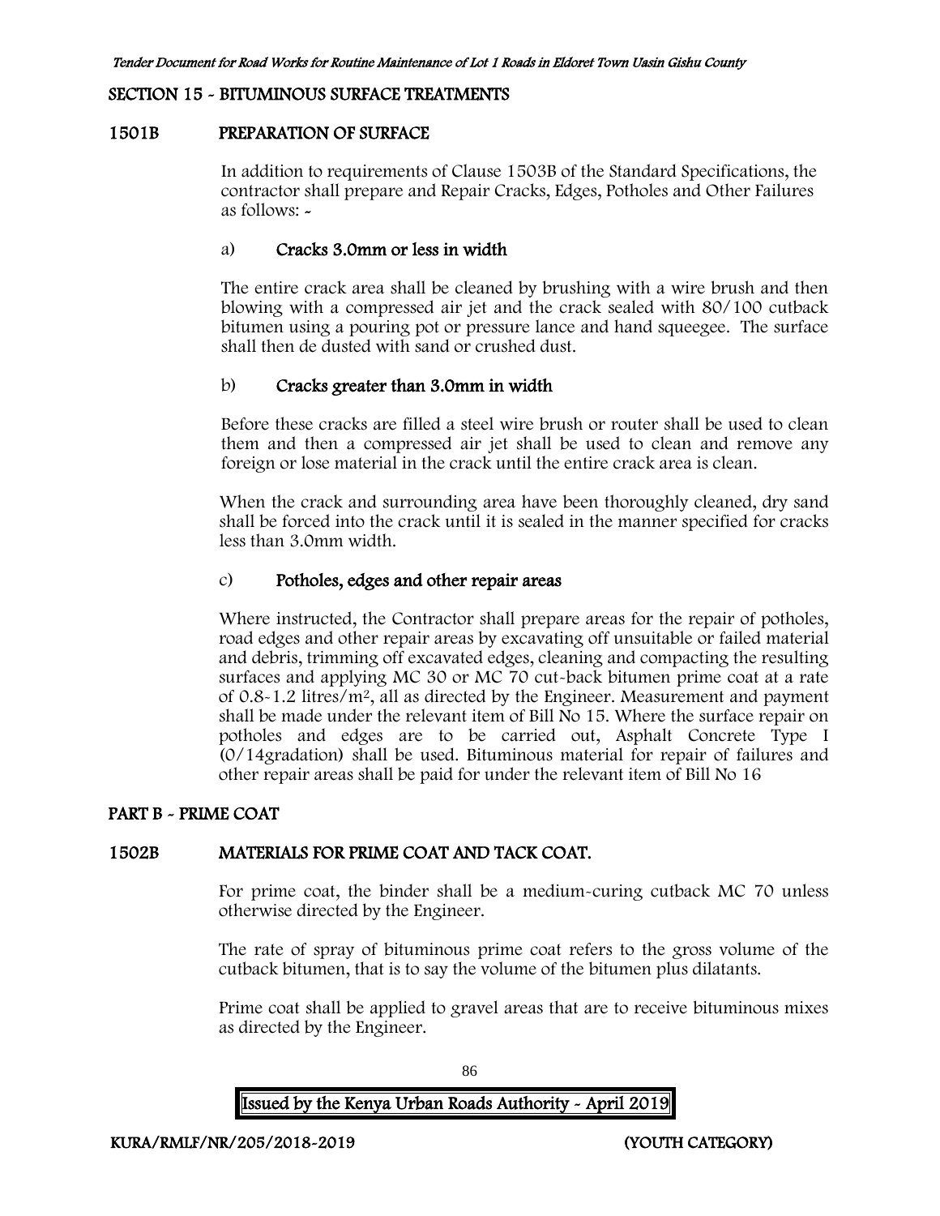## SECTION 15 - BITUMINOUS SURFACE TREATMENTS

### 1501B PREPARATION OF SURFACE

In addition to requirements of Clause 1503B of the Standard Specifications, the contractor shall prepare and Repair Cracks, Edges, Potholes and Other Failures as follows: -

#### a) Cracks 3.0mm or less in width

The entire crack area shall be cleaned by brushing with a wire brush and then blowing with a compressed air jet and the crack sealed with 80/100 cutback bitumen using a pouring pot or pressure lance and hand squeegee. The surface shall then de dusted with sand or crushed dust.

#### b) Cracks greater than 3.0mm in width

Before these cracks are filled a steel wire brush or router shall be used to clean them and then a compressed air jet shall be used to clean and remove any foreign or lose material in the crack until the entire crack area is clean.

When the crack and surrounding area have been thoroughly cleaned, dry sand shall be forced into the crack until it is sealed in the manner specified for cracks less than 3.0mm width.

#### c) Potholes, edges and other repair areas

Where instructed, the Contractor shall prepare areas for the repair of potholes, road edges and other repair areas by excavating off unsuitable or failed material and debris, trimming off excavated edges, cleaning and compacting the resulting surfaces and applying MC 30 or MC 70 cut-back bitumen prime coat at a rate of 0.8-1.2 litres/m$^2$, all as directed by the Engineer. Measurement and payment shall be made under the relevant item of Bill No 15. Where the surface repair on potholes and edges are to be carried out, Asphalt Concrete Type I (0/14gradation) shall be used. Bituminous material for repair of failures and other repair areas shall be paid for under the relevant item of Bill No 16

## PART B - PRIME COAT

### 1502B MATERIALS FOR PRIME COAT AND TACK COAT.

For prime coat, the binder shall be a medium-curing cutback MC 70 unless otherwise directed by the Engineer.

The rate of spray of bituminous prime coat refers to the gross volume of the cutback bitumen, that is to say the volume of the bitumen plus dilatants.

Prime coat shall be applied to gravel areas that are to receive bituminous mixes as directed by the Engineer.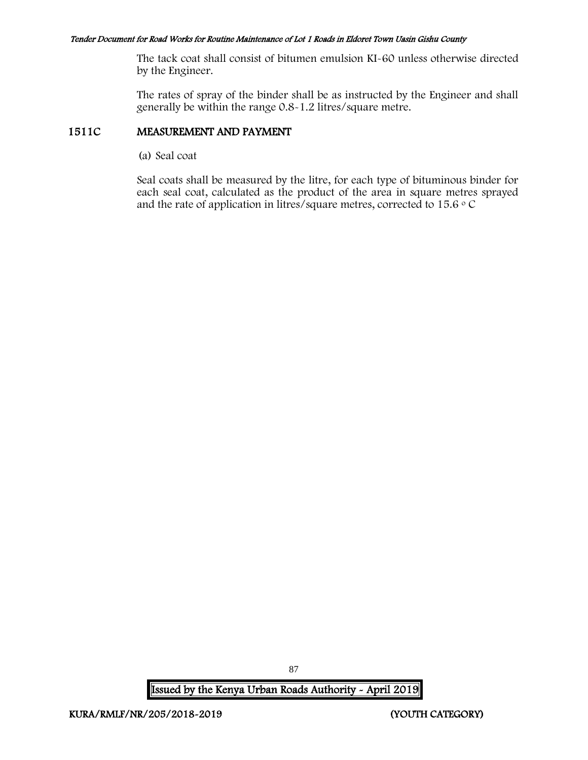The tack coat shall consist of bitumen emulsion KI-60 unless otherwise directed by the Engineer.

The rates of spray of the binder shall be as instructed by the Engineer and shall generally be within the range 0.8-1.2 litres/square metre.

## 1511C MEASUREMENT AND PAYMENT

(a) Seal coat

Seal coats shall be measured by the litre, for each type of bituminous binder for each seal coat, calculated as the product of the area in square metres sprayed and the rate of application in litres/square metres, corrected to 15.6 $^{\circ}$C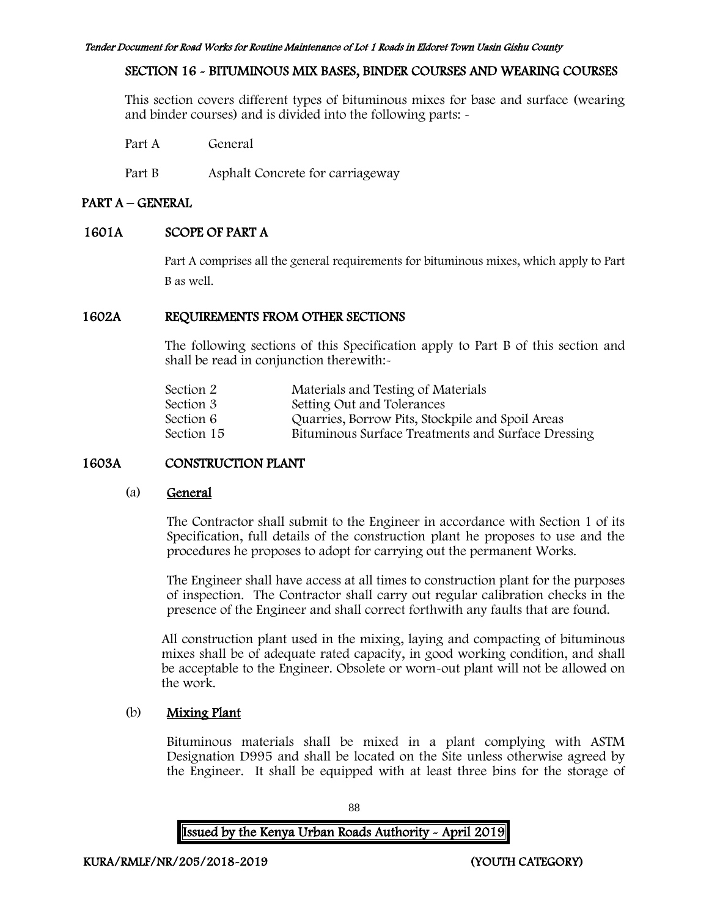## SECTION 16 - BITUMINOUS MIX BASES, BINDER COURSES AND WEARING COURSES

This section covers different types of bituminous mixes for base and surface (wearing and binder courses) and is divided into the following parts: -

Part A General

Part B Asphalt Concrete for carriageway

## PART A – GENERAL

### 1601A SCOPE OF PART A

Part A comprises all the general requirements for bituminous mixes, which apply to Part B as well.

### 1602A REQUIREMENTS FROM OTHER SECTIONS

The following sections of this Specification apply to Part B of this section and shall be read in conjunction therewith:-

| | |
|---|---|
| Section 2 | Materials and Testing of Materials |
| Section 3 | Setting Out and Tolerances |
| Section 6 | Quarries, Borrow Pits, Stockpile and Spoil Areas |
| Section 15 | Bituminous Surface Treatments and Surface Dressing |

### 1603A CONSTRUCTION PLANT

(a) General

The Contractor shall submit to the Engineer in accordance with Section 1 of its Specification, full details of the construction plant he proposes to use and the procedures he proposes to adopt for carrying out the permanent Works.

The Engineer shall have access at all times to construction plant for the purposes of inspection. The Contractor shall carry out regular calibration checks in the presence of the Engineer and shall correct forthwith any faults that are found.

All construction plant used in the mixing, laying and compacting of bituminous mixes shall be of adequate rated capacity, in good working condition, and shall be acceptable to the Engineer. Obsolete or worn-out plant will not be allowed on the work.

(b) Mixing Plant

Bituminous materials shall be mixed in a plant complying with ASTM Designation D995 and shall be located on the Site unless otherwise agreed by the Engineer. It shall be equipped with at least three bins for the storage of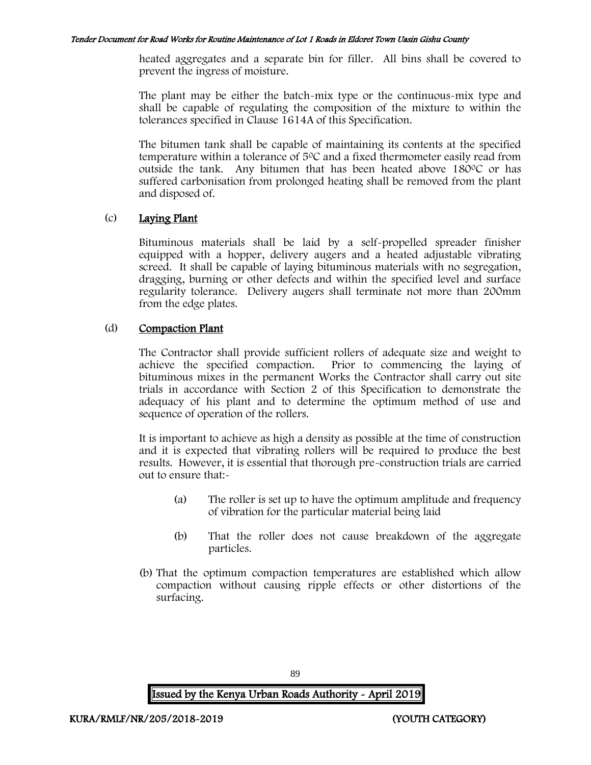heated aggregates and a separate bin for filler. All bins shall be covered to prevent the ingress of moisture.

The plant may be either the batch-mix type or the continuous-mix type and shall be capable of regulating the composition of the mixture to within the tolerances specified in Clause 1614A of this Specification.

The bitumen tank shall be capable of maintaining its contents at the specified temperature within a tolerance of 5$^0$C and a fixed thermometer easily read from outside the tank. Any bitumen that has been heated above 180$^0$C or has suffered carbonisation from prolonged heating shall be removed from the plant and disposed of.

(c) **Laying Plant**

Bituminous materials shall be laid by a self-propelled spreader finisher equipped with a hopper, delivery augers and a heated adjustable vibrating screed. It shall be capable of laying bituminous materials with no segregation, dragging, burning or other defects and within the specified level and surface regularity tolerance. Delivery augers shall terminate not more than 200mm from the edge plates.

(d) **Compaction Plant**

The Contractor shall provide sufficient rollers of adequate size and weight to achieve the specified compaction. Prior to commencing the laying of bituminous mixes in the permanent Works the Contractor shall carry out site trials in accordance with Section 2 of this Specification to demonstrate the adequacy of his plant and to determine the optimum method of use and sequence of operation of the rollers.

It is important to achieve as high a density as possible at the time of construction and it is expected that vibrating rollers will be required to produce the best results. However, it is essential that thorough pre-construction trials are carried out to ensure that:-

(a) The roller is set up to have the optimum amplitude and frequency of vibration for the particular material being laid

(b) That the roller does not cause breakdown of the aggregate particles.

(b) That the optimum compaction temperatures are established which allow compaction without causing ripple effects or other distortions of the surfacing.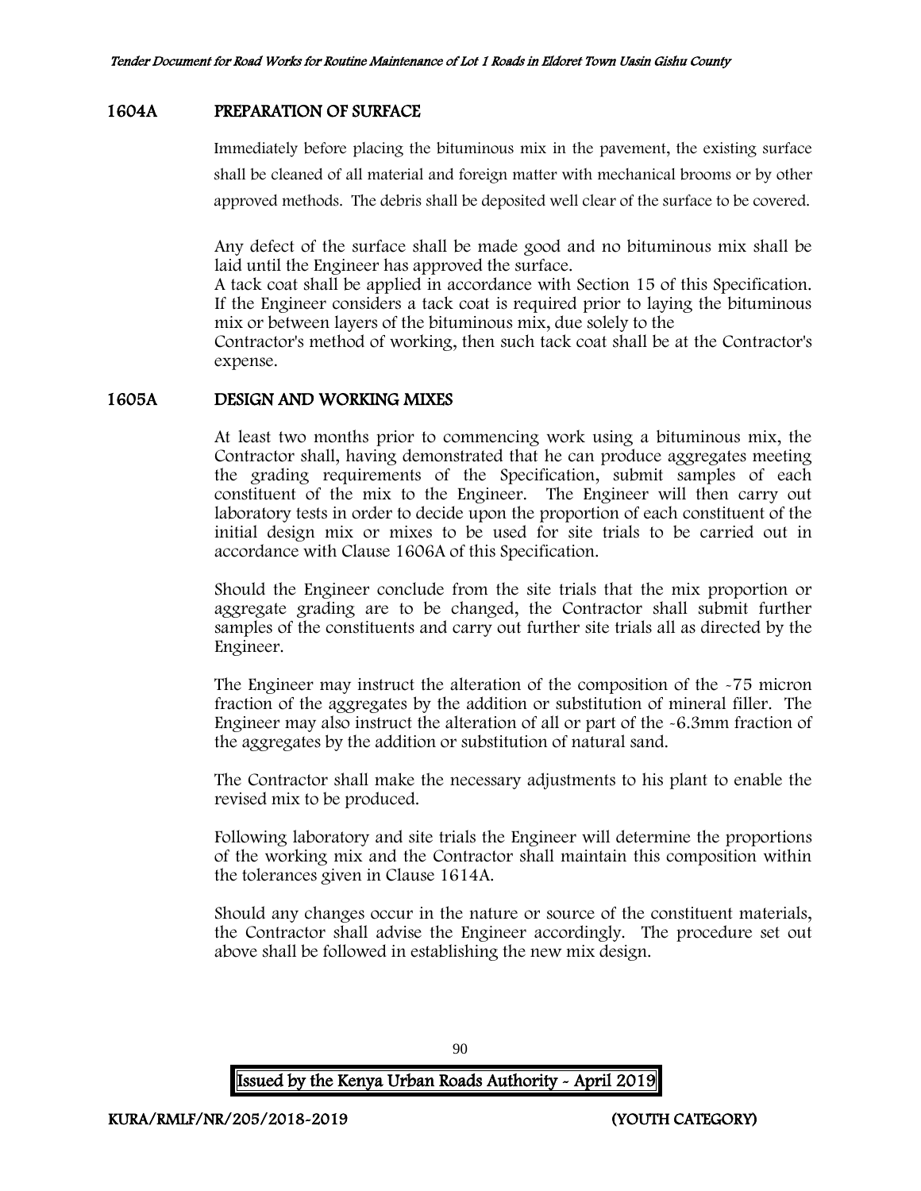## 1604A PREPARATION OF SURFACE

Immediately before placing the bituminous mix in the pavement, the existing surface shall be cleaned of all material and foreign matter with mechanical brooms or by other approved methods. The debris shall be deposited well clear of the surface to be covered.

Any defect of the surface shall be made good and no bituminous mix shall be laid until the Engineer has approved the surface.
A tack coat shall be applied in accordance with Section 15 of this Specification. If the Engineer considers a tack coat is required prior to laying the bituminous mix or between layers of the bituminous mix, due solely to the
Contractor's method of working, then such tack coat shall be at the Contractor's expense.

## 1605A DESIGN AND WORKING MIXES

At least two months prior to commencing work using a bituminous mix, the Contractor shall, having demonstrated that he can produce aggregates meeting the grading requirements of the Specification, submit samples of each constituent of the mix to the Engineer. The Engineer will then carry out laboratory tests in order to decide upon the proportion of each constituent of the initial design mix or mixes to be used for site trials to be carried out in accordance with Clause 1606A of this Specification.

Should the Engineer conclude from the site trials that the mix proportion or aggregate grading are to be changed, the Contractor shall submit further samples of the constituents and carry out further site trials all as directed by the Engineer.

The Engineer may instruct the alteration of the composition of the -75 micron fraction of the aggregates by the addition or substitution of mineral filler. The Engineer may also instruct the alteration of all or part of the -6.3mm fraction of the aggregates by the addition or substitution of natural sand.

The Contractor shall make the necessary adjustments to his plant to enable the revised mix to be produced.

Following laboratory and site trials the Engineer will determine the proportions of the working mix and the Contractor shall maintain this composition within the tolerances given in Clause 1614A.

Should any changes occur in the nature or source of the constituent materials, the Contractor shall advise the Engineer accordingly. The procedure set out above shall be followed in establishing the new mix design.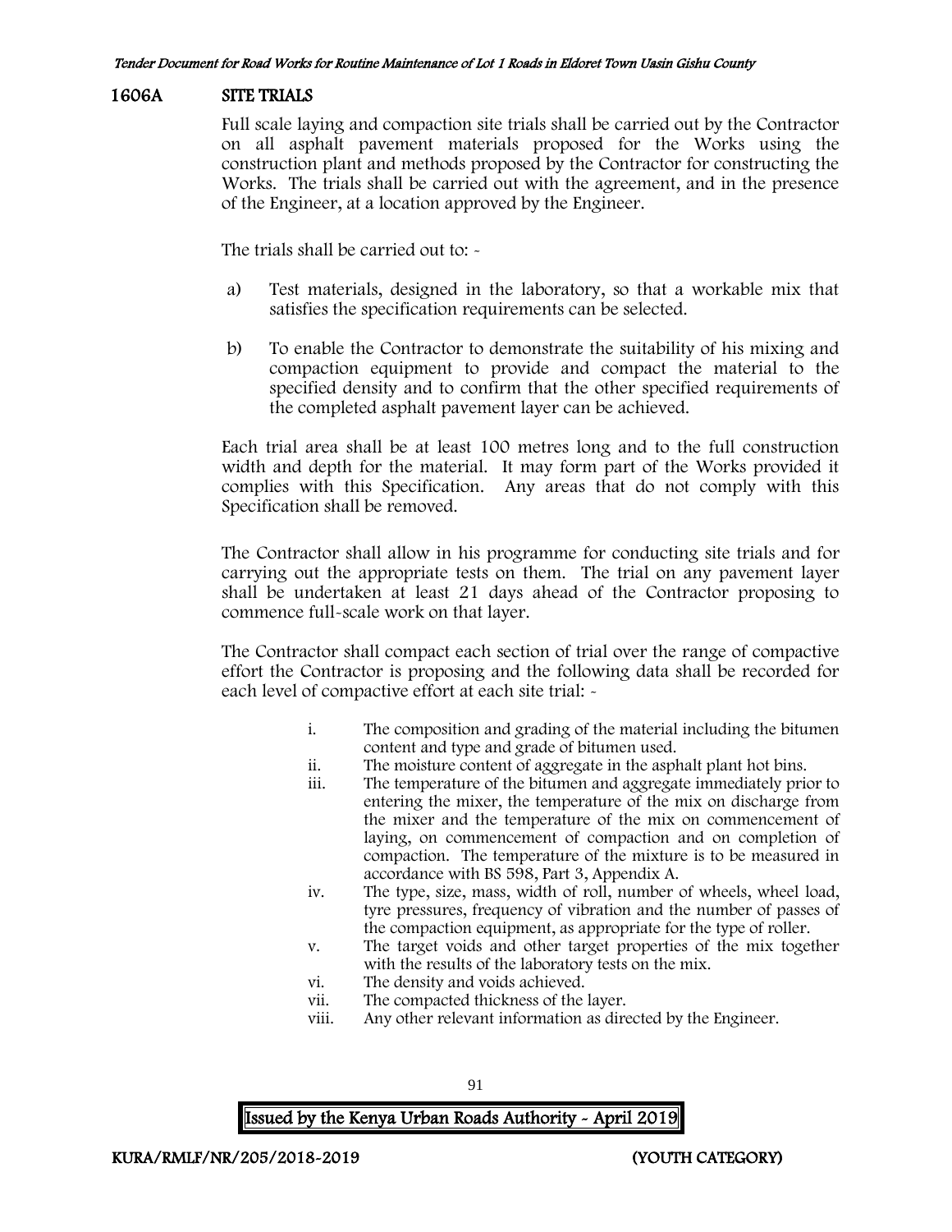## 1606A SITE TRIALS

Full scale laying and compaction site trials shall be carried out by the Contractor on all asphalt pavement materials proposed for the Works using the construction plant and methods proposed by the Contractor for constructing the Works. The trials shall be carried out with the agreement, and in the presence of the Engineer, at a location approved by the Engineer.

The trials shall be carried out to: -

a) Test materials, designed in the laboratory, so that a workable mix that satisfies the specification requirements can be selected.

b) To enable the Contractor to demonstrate the suitability of his mixing and compaction equipment to provide and compact the material to the specified density and to confirm that the other specified requirements of the completed asphalt pavement layer can be achieved.

Each trial area shall be at least 100 metres long and to the full construction width and depth for the material. It may form part of the Works provided it complies with this Specification. Any areas that do not comply with this Specification shall be removed.

The Contractor shall allow in his programme for conducting site trials and for carrying out the appropriate tests on them. The trial on any pavement layer shall be undertaken at least 21 days ahead of the Contractor proposing to commence full-scale work on that layer.

The Contractor shall compact each section of trial over the range of compactive effort the Contractor is proposing and the following data shall be recorded for each level of compactive effort at each site trial: -

i. The composition and grading of the material including the bitumen content and type and grade of bitumen used.
ii. The moisture content of aggregate in the asphalt plant hot bins.
iii. The temperature of the bitumen and aggregate immediately prior to entering the mixer, the temperature of the mix on discharge from the mixer and the temperature of the mix on commencement of laying, on commencement of compaction and on completion of compaction. The temperature of the mixture is to be measured in accordance with BS 598, Part 3, Appendix A.
iv. The type, size, mass, width of roll, number of wheels, wheel load, tyre pressures, frequency of vibration and the number of passes of the compaction equipment, as appropriate for the type of roller.
v. The target voids and other target properties of the mix together with the results of the laboratory tests on the mix.
vi. The density and voids achieved.
vii. The compacted thickness of the layer.
viii. Any other relevant information as directed by the Engineer.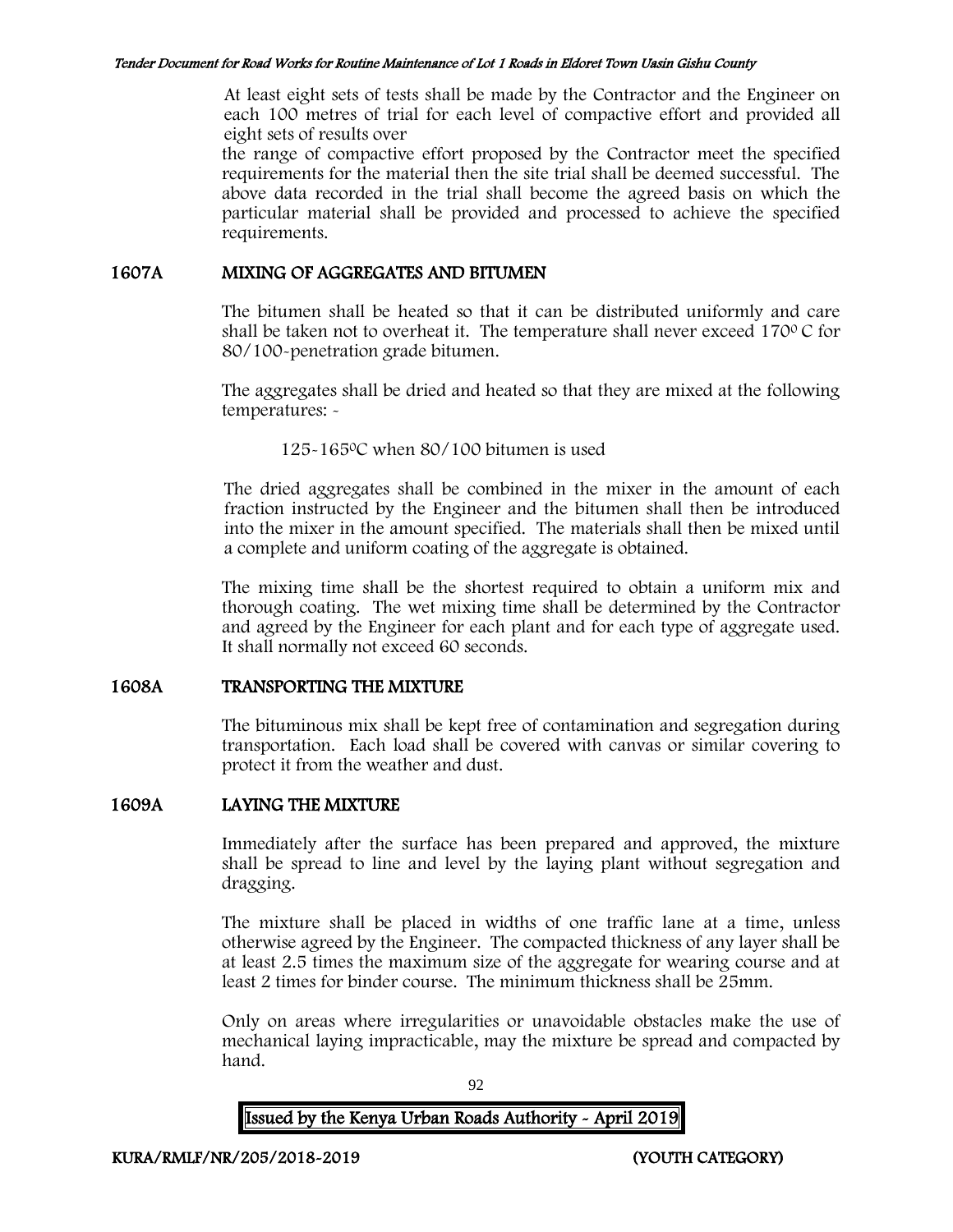At least eight sets of tests shall be made by the Contractor and the Engineer on each 100 metres of trial for each level of compactive effort and provided all eight sets of results over

the range of compactive effort proposed by the Contractor meet the specified requirements for the material then the site trial shall be deemed successful. The above data recorded in the trial shall become the agreed basis on which the particular material shall be provided and processed to achieve the specified requirements.

## 1607A MIXING OF AGGREGATES AND BITUMEN

The bitumen shall be heated so that it can be distributed uniformly and care shall be taken not to overheat it. The temperature shall never exceed 170$^{0}$ C for 80/100-penetration grade bitumen.

The aggregates shall be dried and heated so that they are mixed at the following temperatures: -

125-165$^{0}$C when 80/100 bitumen is used

The dried aggregates shall be combined in the mixer in the amount of each fraction instructed by the Engineer and the bitumen shall then be introduced into the mixer in the amount specified. The materials shall then be mixed until a complete and uniform coating of the aggregate is obtained.

The mixing time shall be the shortest required to obtain a uniform mix and thorough coating. The wet mixing time shall be determined by the Contractor and agreed by the Engineer for each plant and for each type of aggregate used. It shall normally not exceed 60 seconds.

## 1608A TRANSPORTING THE MIXTURE

The bituminous mix shall be kept free of contamination and segregation during transportation. Each load shall be covered with canvas or similar covering to protect it from the weather and dust.

## 1609A LAYING THE MIXTURE

Immediately after the surface has been prepared and approved, the mixture shall be spread to line and level by the laying plant without segregation and dragging.

The mixture shall be placed in widths of one traffic lane at a time, unless otherwise agreed by the Engineer. The compacted thickness of any layer shall be at least 2.5 times the maximum size of the aggregate for wearing course and at least 2 times for binder course. The minimum thickness shall be 25mm.

Only on areas where irregularities or unavoidable obstacles make the use of mechanical laying impracticable, may the mixture be spread and compacted by hand.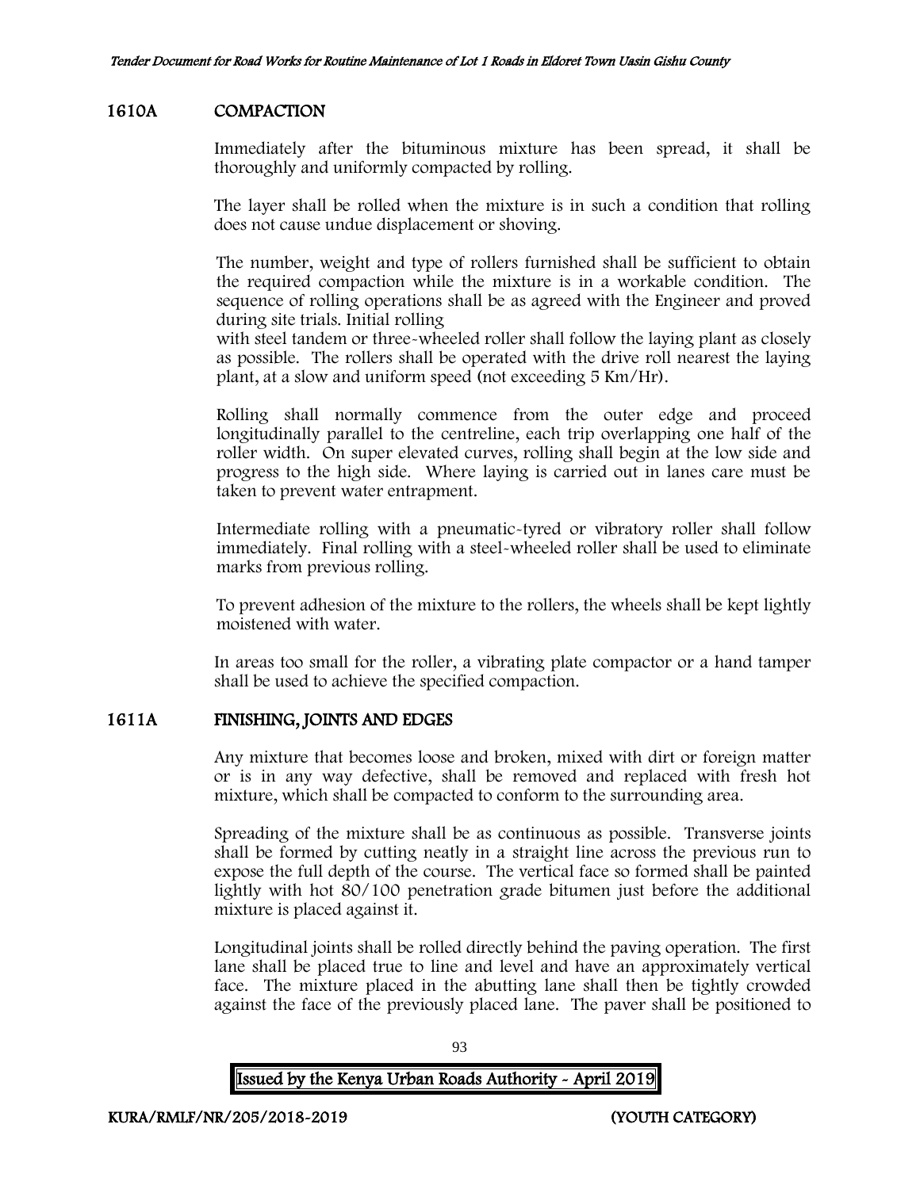## 1610A COMPACTION

Immediately after the bituminous mixture has been spread, it shall be thoroughly and uniformly compacted by rolling.

The layer shall be rolled when the mixture is in such a condition that rolling does not cause undue displacement or shoving.

The number, weight and type of rollers furnished shall be sufficient to obtain the required compaction while the mixture is in a workable condition. The sequence of rolling operations shall be as agreed with the Engineer and proved during site trials. Initial rolling with steel tandem or three-wheeled roller shall follow the laying plant as closely as possible. The rollers shall be operated with the drive roll nearest the laying plant, at a slow and uniform speed (not exceeding 5 Km/Hr).

Rolling shall normally commence from the outer edge and proceed longitudinally parallel to the centreline, each trip overlapping one half of the roller width. On super elevated curves, rolling shall begin at the low side and progress to the high side. Where laying is carried out in lanes care must be taken to prevent water entrapment.

Intermediate rolling with a pneumatic-tyred or vibratory roller shall follow immediately. Final rolling with a steel-wheeled roller shall be used to eliminate marks from previous rolling.

To prevent adhesion of the mixture to the rollers, the wheels shall be kept lightly moistened with water.

In areas too small for the roller, a vibrating plate compactor or a hand tamper shall be used to achieve the specified compaction.

## 1611A FINISHING, JOINTS AND EDGES

Any mixture that becomes loose and broken, mixed with dirt or foreign matter or is in any way defective, shall be removed and replaced with fresh hot mixture, which shall be compacted to conform to the surrounding area.

Spreading of the mixture shall be as continuous as possible. Transverse joints shall be formed by cutting neatly in a straight line across the previous run to expose the full depth of the course. The vertical face so formed shall be painted lightly with hot 80/100 penetration grade bitumen just before the additional mixture is placed against it.

Longitudinal joints shall be rolled directly behind the paving operation. The first lane shall be placed true to line and level and have an approximately vertical face. The mixture placed in the abutting lane shall then be tightly crowded against the face of the previously placed lane. The paver shall be positioned to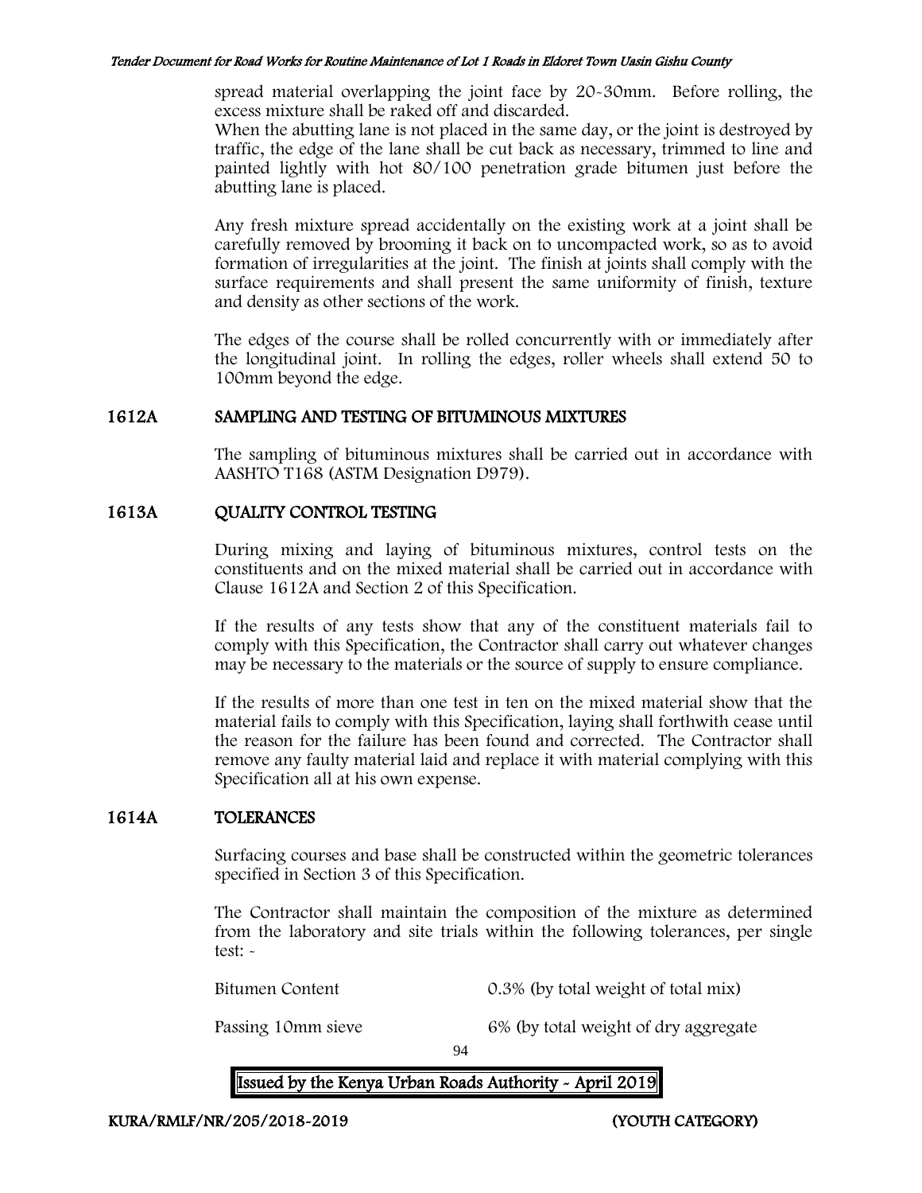spread material overlapping the joint face by 20-30mm. Before rolling, the excess mixture shall be raked off and discarded.

When the abutting lane is not placed in the same day, or the joint is destroyed by traffic, the edge of the lane shall be cut back as necessary, trimmed to line and painted lightly with hot 80/100 penetration grade bitumen just before the abutting lane is placed.

Any fresh mixture spread accidentally on the existing work at a joint shall be carefully removed by brooming it back on to uncompacted work, so as to avoid formation of irregularities at the joint. The finish at joints shall comply with the surface requirements and shall present the same uniformity of finish, texture and density as other sections of the work.

The edges of the course shall be rolled concurrently with or immediately after the longitudinal joint. In rolling the edges, roller wheels shall extend 50 to 100mm beyond the edge.

## 1612A SAMPLING AND TESTING OF BITUMINOUS MIXTURES

The sampling of bituminous mixtures shall be carried out in accordance with AASHTO T168 (ASTM Designation D979).

## 1613A QUALITY CONTROL TESTING

During mixing and laying of bituminous mixtures, control tests on the constituents and on the mixed material shall be carried out in accordance with Clause 1612A and Section 2 of this Specification.

If the results of any tests show that any of the constituent materials fail to comply with this Specification, the Contractor shall carry out whatever changes may be necessary to the materials or the source of supply to ensure compliance.

If the results of more than one test in ten on the mixed material show that the material fails to comply with this Specification, laying shall forthwith cease until the reason for the failure has been found and corrected. The Contractor shall remove any faulty material laid and replace it with material complying with this Specification all at his own expense.

## 1614A TOLERANCES

Surfacing courses and base shall be constructed within the geometric tolerances specified in Section 3 of this Specification.

The Contractor shall maintain the composition of the mixture as determined from the laboratory and site trials within the following tolerances, per single test: -

| | |
|---|---|
| Bitumen Content | 0.3% (by total weight of total mix) |
| Passing 10mm sieve | 6% (by total weight of dry aggregate |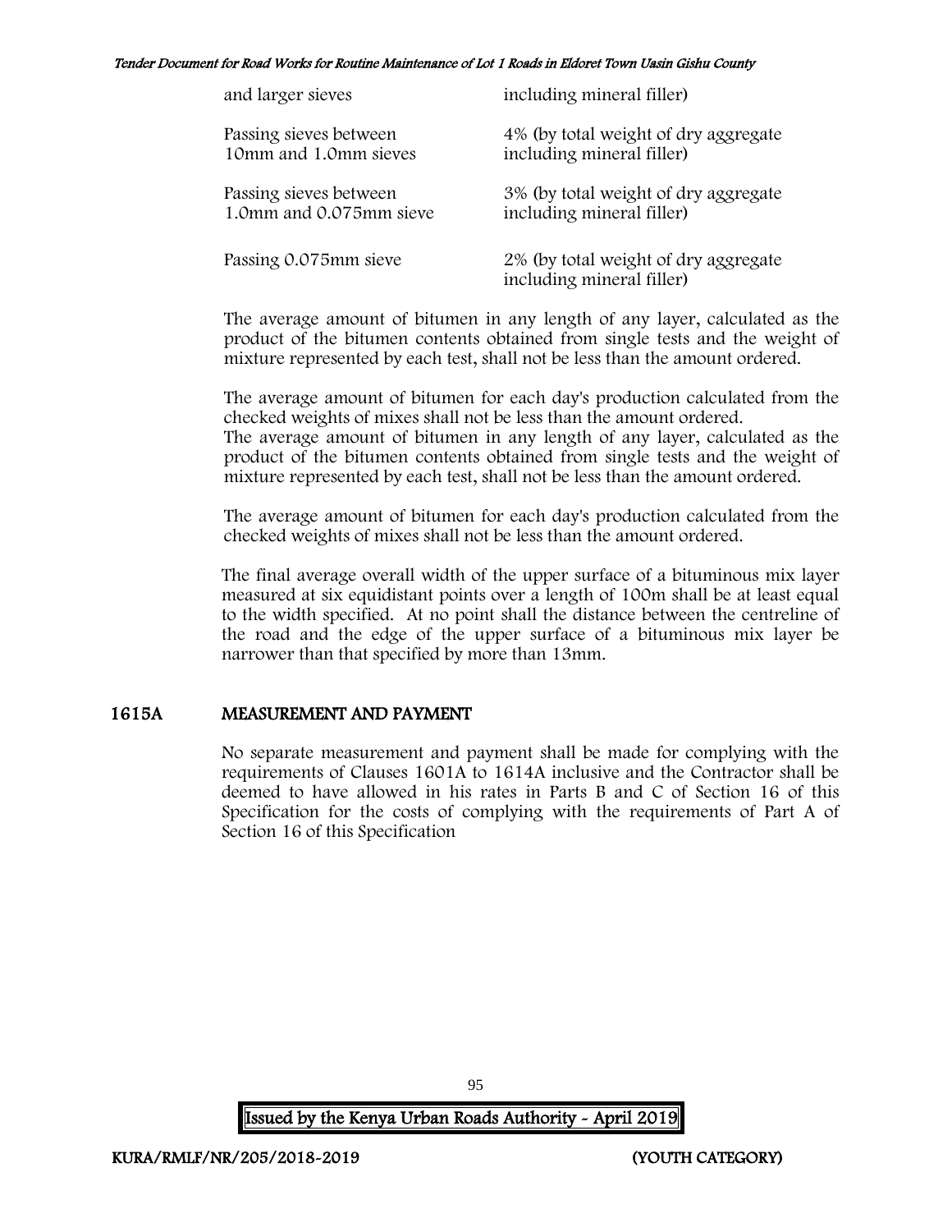| | |
|---|---|
| and larger sieves | including mineral filler) |
| Passing sieves between 10mm and 1.0mm sieves | 4% (by total weight of dry aggregate including mineral filler) |
| Passing sieves between 1.0mm and 0.075mm sieve | 3% (by total weight of dry aggregate including mineral filler) |
| Passing 0.075mm sieve | 2% (by total weight of dry aggregate including mineral filler) |

The average amount of bitumen in any length of any layer, calculated as the product of the bitumen contents obtained from single tests and the weight of mixture represented by each test, shall not be less than the amount ordered.

The average amount of bitumen for each day's production calculated from the checked weights of mixes shall not be less than the amount ordered.
The average amount of bitumen in any length of any layer, calculated as the product of the bitumen contents obtained from single tests and the weight of mixture represented by each test, shall not be less than the amount ordered.

The average amount of bitumen for each day's production calculated from the checked weights of mixes shall not be less than the amount ordered.

The final average overall width of the upper surface of a bituminous mix layer measured at six equidistant points over a length of 100m shall be at least equal to the width specified. At no point shall the distance between the centreline of the road and the edge of the upper surface of a bituminous mix layer be narrower than that specified by more than 13mm.

## 1615A MEASUREMENT AND PAYMENT

No separate measurement and payment shall be made for complying with the requirements of Clauses 1601A to 1614A inclusive and the Contractor shall be deemed to have allowed in his rates in Parts B and C of Section 16 of this Specification for the costs of complying with the requirements of Part A of Section 16 of this Specification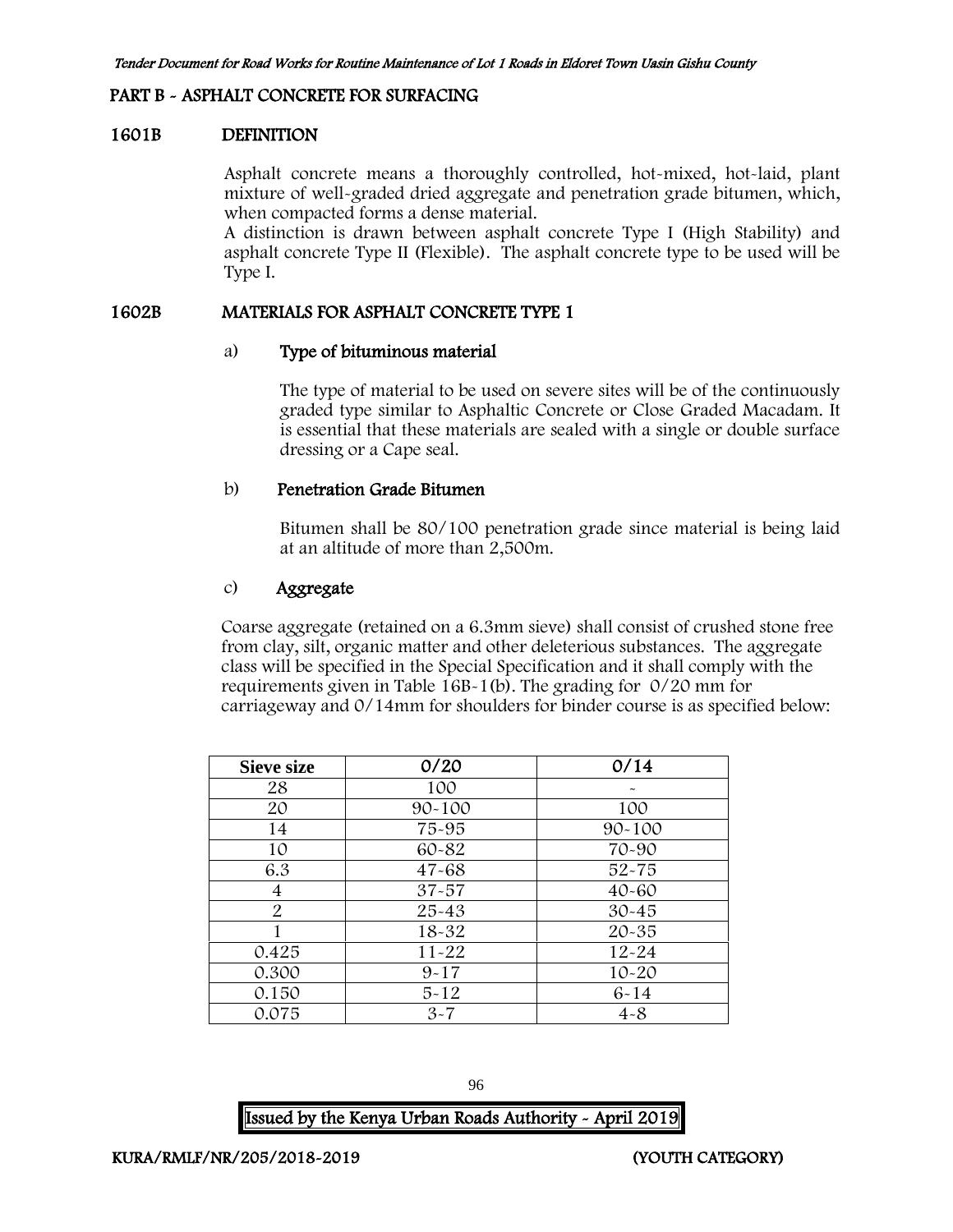## PART B - ASPHALT CONCRETE FOR SURFACING

### 1601B DEFINITION

Asphalt concrete means a thoroughly controlled, hot-mixed, hot-laid, plant mixture of well-graded dried aggregate and penetration grade bitumen, which, when compacted forms a dense material.

A distinction is drawn between asphalt concrete Type I (High Stability) and asphalt concrete Type II (Flexible). The asphalt concrete type to be used will be Type I.

### 1602B MATERIALS FOR ASPHALT CONCRETE TYPE 1

#### a) Type of bituminous material

The type of material to be used on severe sites will be of the continuously graded type similar to Asphaltic Concrete or Close Graded Macadam. It is essential that these materials are sealed with a single or double surface dressing or a Cape seal.

#### b) Penetration Grade Bitumen

Bitumen shall be 80/100 penetration grade since material is being laid at an altitude of more than 2,500m.

#### c) Aggregate

Coarse aggregate (retained on a 6.3mm sieve) shall consist of crushed stone free from clay, silt, organic matter and other deleterious substances. The aggregate class will be specified in the Special Specification and it shall comply with the requirements given in Table 16B-1(b). The grading for 0/20 mm for carriageway and 0/14mm for shoulders for binder course is as specified below:

| Sieve size | 0/20 | 0/14 |
|---|---|---|
| 28 | 100 | - |
| 20 | 90-100 | 100 |
| 14 | 75-95 | 90-100 |
| 10 | 60-82 | 70-90 |
| 6.3 | 47-68 | 52-75 |
| 4 | 37-57 | 40-60 |
| 2 | 25-43 | 30-45 |
| 1 | 18-32 | 20-35 |
| 0.425 | 11-22 | 12-24 |
| 0.300 | 9-17 | 10-20 |
| 0.150 | 5-12 | 6-14 |
| 0.075 | 3-7 | 4-8 |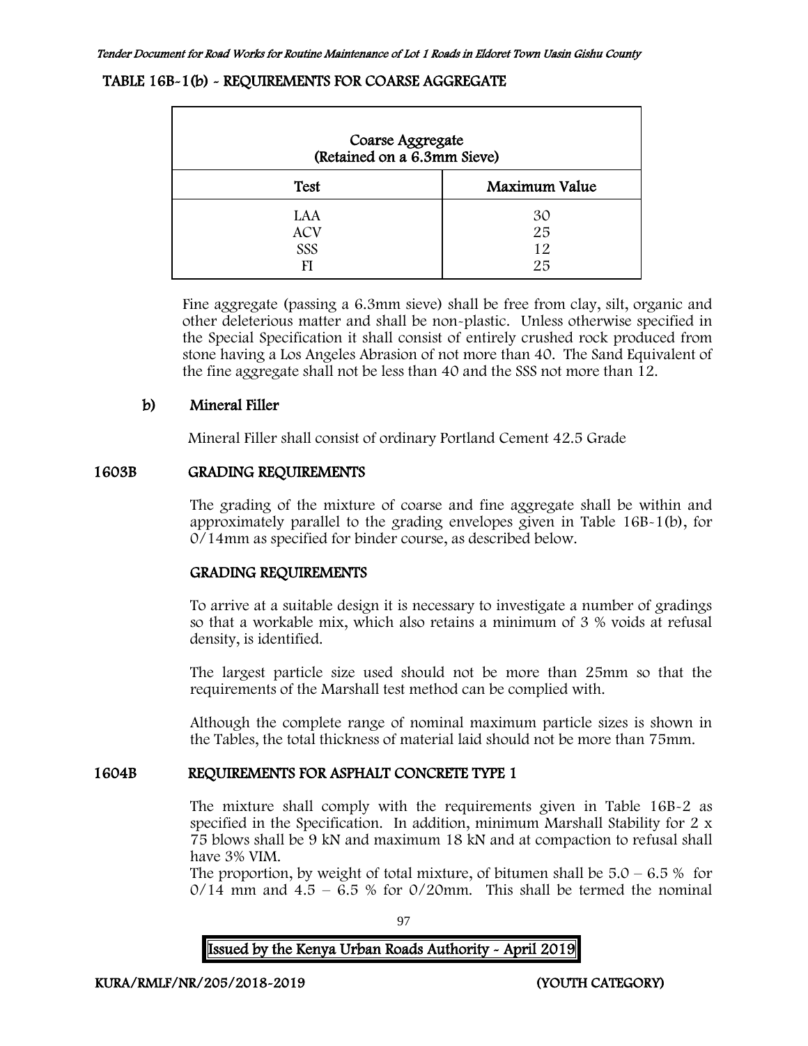## TABLE 16B-1(b) - REQUIREMENTS FOR COARSE AGGREGATE

| Coarse Aggregate (Retained on a 6.3mm Sieve) | |
|---|---|
| **Test** | **Maximum Value** |
| LAA | 30 |
| ACV | 25 |
| SSS | 12 |
| FI | 25 |

Fine aggregate (passing a 6.3mm sieve) shall be free from clay, silt, organic and other deleterious matter and shall be non-plastic. Unless otherwise specified in the Special Specification it shall consist of entirely crushed rock produced from stone having a Los Angeles Abrasion of not more than 40. The Sand Equivalent of the fine aggregate shall not be less than 40 and the SSS not more than 12.

### b) Mineral Filler

Mineral Filler shall consist of ordinary Portland Cement 42.5 Grade

## 1603B GRADING REQUIREMENTS

The grading of the mixture of coarse and fine aggregate shall be within and approximately parallel to the grading envelopes given in Table 16B-1(b), for 0/14mm as specified for binder course, as described below.

### GRADING REQUIREMENTS

To arrive at a suitable design it is necessary to investigate a number of gradings so that a workable mix, which also retains a minimum of 3 % voids at refusal density, is identified.

The largest particle size used should not be more than 25mm so that the requirements of the Marshall test method can be complied with.

Although the complete range of nominal maximum particle sizes is shown in the Tables, the total thickness of material laid should not be more than 75mm.

## 1604B REQUIREMENTS FOR ASPHALT CONCRETE TYPE 1

The mixture shall comply with the requirements given in Table 16B-2 as specified in the Specification. In addition, minimum Marshall Stability for 2 x 75 blows shall be 9 kN and maximum 18 kN and at compaction to refusal shall have 3% VIM.

The proportion, by weight of total mixture, of bitumen shall be 5.0 – 6.5 % for 0/14 mm and 4.5 – 6.5 % for 0/20mm. This shall be termed the nominal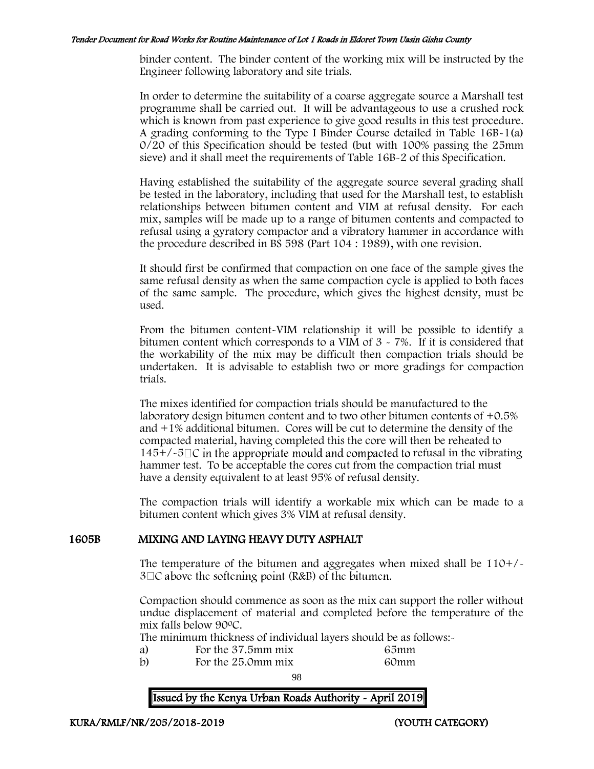binder content. The binder content of the working mix will be instructed by the Engineer following laboratory and site trials.

In order to determine the suitability of a coarse aggregate source a Marshall test programme shall be carried out. It will be advantageous to use a crushed rock which is known from past experience to give good results in this test procedure. A grading conforming to the Type I Binder Course detailed in Table 16B-1(a) 0/20 of this Specification should be tested (but with 100% passing the 25mm sieve) and it shall meet the requirements of Table 16B-2 of this Specification.

Having established the suitability of the aggregate source several grading shall be tested in the laboratory, including that used for the Marshall test, to establish relationships between bitumen content and VIM at refusal density. For each mix, samples will be made up to a range of bitumen contents and compacted to refusal using a gyratory compactor and a vibratory hammer in accordance with the procedure described in BS 598 (Part 104 : 1989), with one revision.

It should first be confirmed that compaction on one face of the sample gives the same refusal density as when the same compaction cycle is applied to both faces of the same sample. The procedure, which gives the highest density, must be used.

From the bitumen content-VIM relationship it will be possible to identify a bitumen content which corresponds to a VIM of 3 - 7%. If it is considered that the workability of the mix may be difficult then compaction trials should be undertaken. It is advisable to establish two or more gradings for compaction trials.

The mixes identified for compaction trials should be manufactured to the laboratory design bitumen content and to two other bitumen contents of +0.5% and +1% additional bitumen. Cores will be cut to determine the density of the compacted material, having completed this the core will then be reheated to 145+/-5°C in the appropriate mould and compacted to refusal in the vibrating hammer test. To be acceptable the cores cut from the compaction trial must have a density equivalent to at least 95% of refusal density.

The compaction trials will identify a workable mix which can be made to a bitumen content which gives 3% VIM at refusal density.

## 1605B MIXING AND LAYING HEAVY DUTY ASPHALT

The temperature of the bitumen and aggregates when mixed shall be 110+/- 3°C above the softening point (R&B) of the bitumen.

Compaction should commence as soon as the mix can support the roller without undue displacement of material and completed before the temperature of the mix falls below 90°C.

The minimum thickness of individual layers should be as follows:-

a) For the 37.5mm mix 65mm
b) For the 25.0mm mix 60mm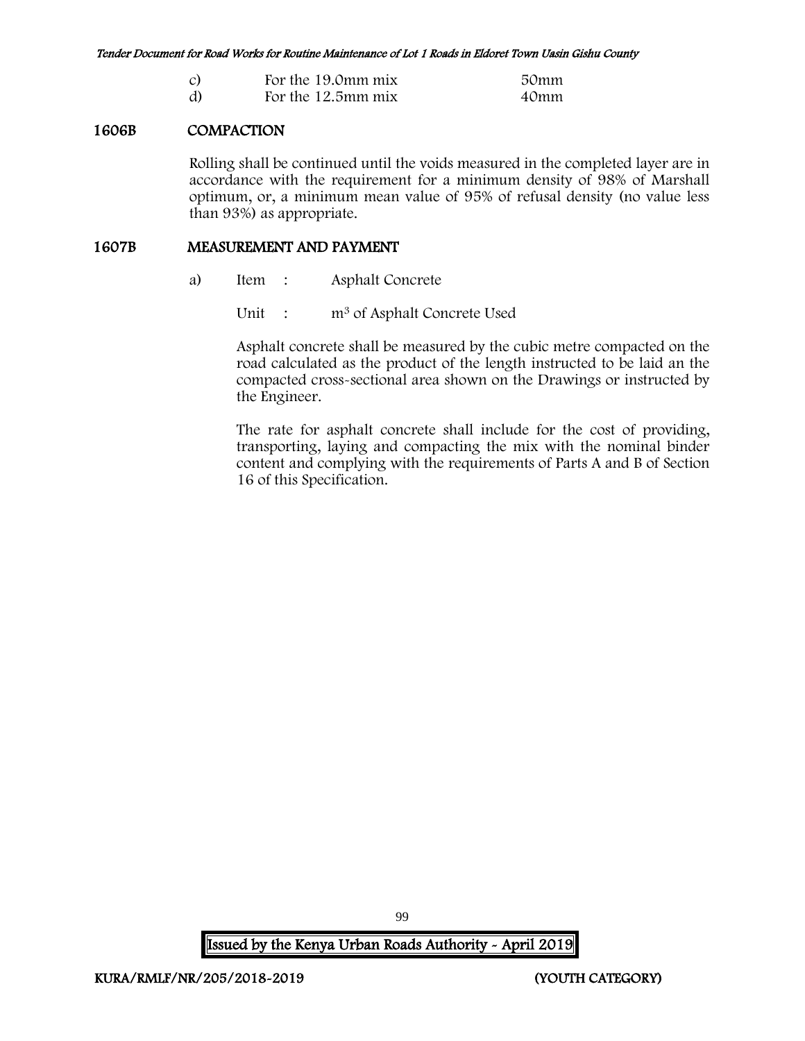| | | |
|---|---|---|
| c) | For the 19.0mm mix | 50mm |
| d) | For the 12.5mm mix | 40mm |

## 1606B COMPACTION

Rolling shall be continued until the voids measured in the completed layer are in accordance with the requirement for a minimum density of 98% of Marshall optimum, or, a minimum mean value of 95% of refusal density (no value less than 93%) as appropriate.

## 1607B MEASUREMENT AND PAYMENT

a) Item : Asphalt Concrete

Unit : $m^3$ of Asphalt Concrete Used

Asphalt concrete shall be measured by the cubic metre compacted on the road calculated as the product of the length instructed to be laid an the compacted cross-sectional area shown on the Drawings or instructed by the Engineer.

The rate for asphalt concrete shall include for the cost of providing, transporting, laying and compacting the mix with the nominal binder content and complying with the requirements of Parts A and B of Section 16 of this Specification.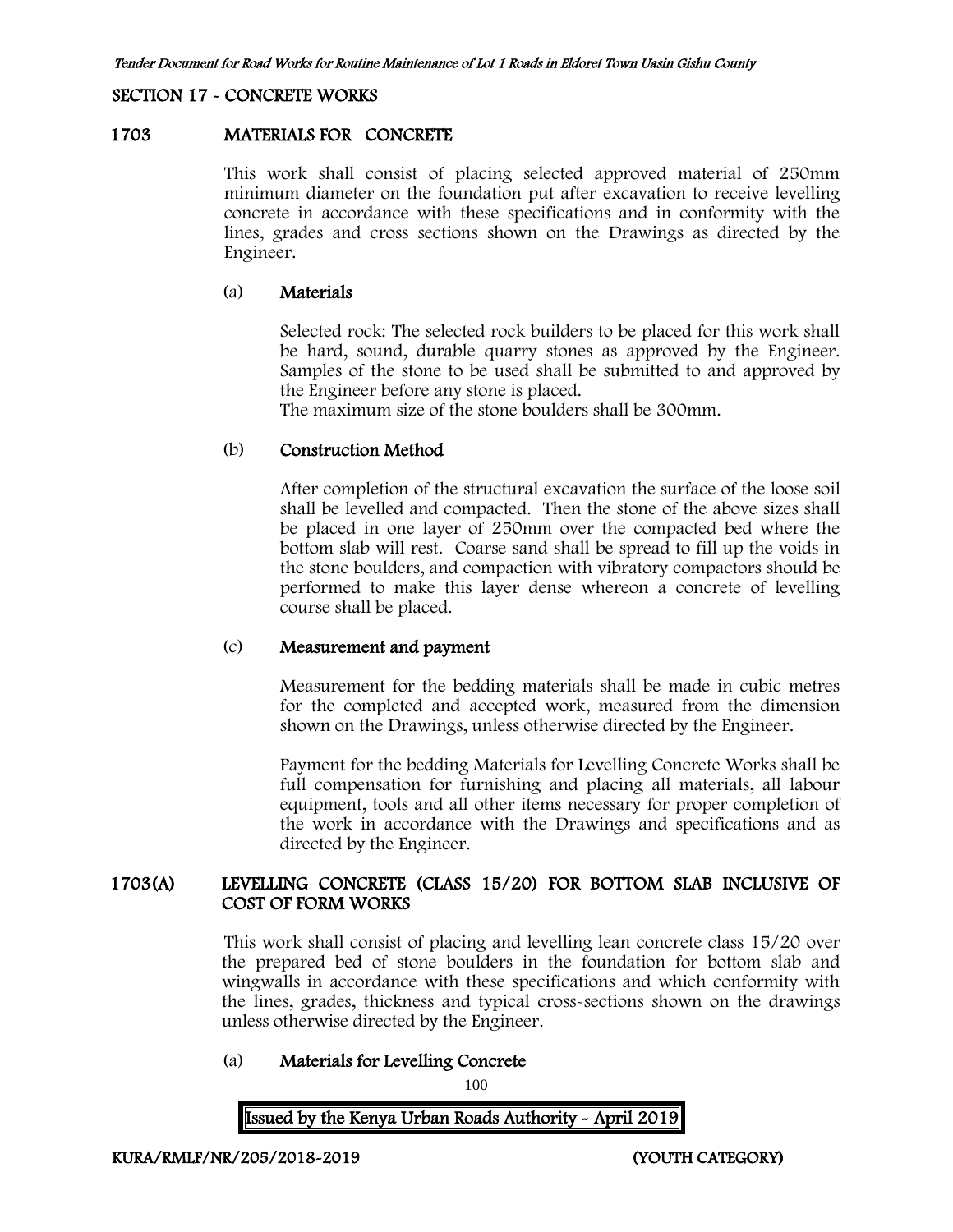## SECTION 17 - CONCRETE WORKS

### 1703 MATERIALS FOR CONCRETE

This work shall consist of placing selected approved material of 250mm minimum diameter on the foundation put after excavation to receive levelling concrete in accordance with these specifications and in conformity with the lines, grades and cross sections shown on the Drawings as directed by the Engineer.

#### (a) Materials

Selected rock: The selected rock builders to be placed for this work shall be hard, sound, durable quarry stones as approved by the Engineer. Samples of the stone to be used shall be submitted to and approved by the Engineer before any stone is placed.
The maximum size of the stone boulders shall be 300mm.

#### (b) Construction Method

After completion of the structural excavation the surface of the loose soil shall be levelled and compacted. Then the stone of the above sizes shall be placed in one layer of 250mm over the compacted bed where the bottom slab will rest. Coarse sand shall be spread to fill up the voids in the stone boulders, and compaction with vibratory compactors should be performed to make this layer dense whereon a concrete of levelling course shall be placed.

#### (c) Measurement and payment

Measurement for the bedding materials shall be made in cubic metres for the completed and accepted work, measured from the dimension shown on the Drawings, unless otherwise directed by the Engineer.

Payment for the bedding Materials for Levelling Concrete Works shall be full compensation for furnishing and placing all materials, all labour equipment, tools and all other items necessary for proper completion of the work in accordance with the Drawings and specifications and as directed by the Engineer.

### 1703(A) LEVELLING CONCRETE (CLASS 15/20) FOR BOTTOM SLAB INCLUSIVE OF COST OF FORM WORKS

This work shall consist of placing and levelling lean concrete class 15/20 over the prepared bed of stone boulders in the foundation for bottom slab and wingwalls in accordance with these specifications and which conformity with the lines, grades, thickness and typical cross-sections shown on the drawings unless otherwise directed by the Engineer.

#### (a) Materials for Levelling Concrete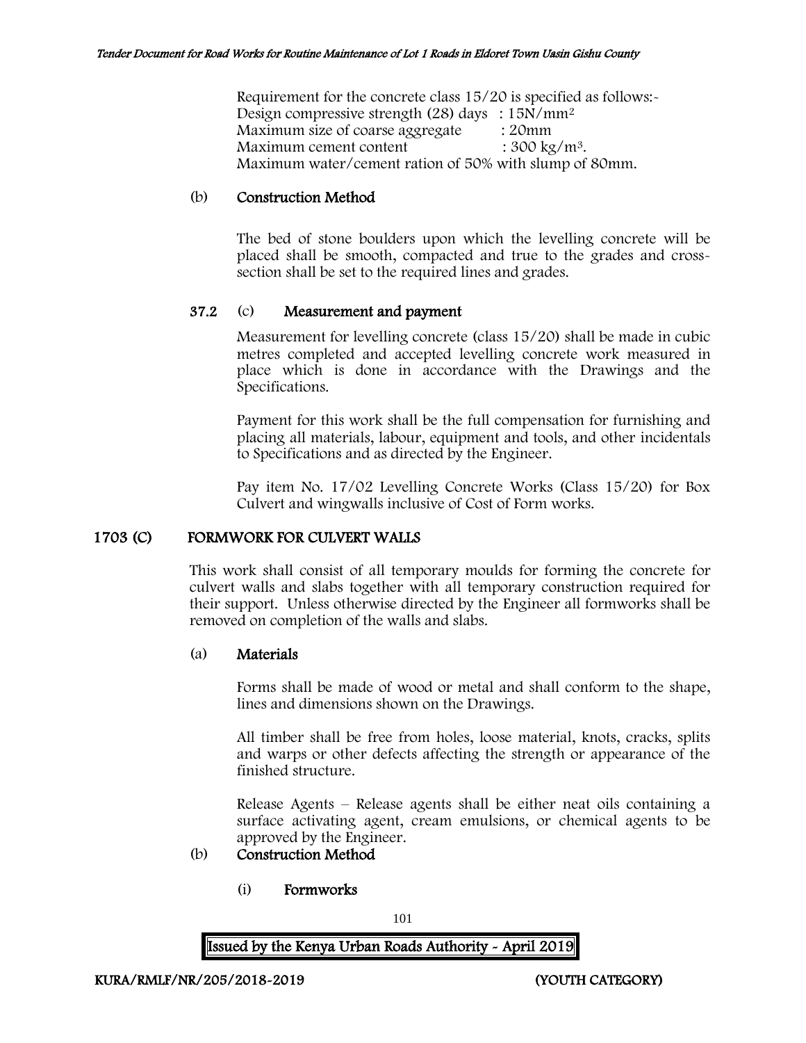Requirement for the concrete class 15/20 is specified as follows:-
Design compressive strength (28) days : $15N/mm^2$
Maximum size of coarse aggregate : 20mm
Maximum cement content : $300\ kg/m^3$.
Maximum water/cement ration of 50% with slump of 80mm.

(b) **Construction Method**

The bed of stone boulders upon which the levelling concrete will be placed shall be smooth, compacted and true to the grades and cross-section shall be set to the required lines and grades.

**37.2** (c) **Measurement and payment**

Measurement for levelling concrete (class 15/20) shall be made in cubic metres completed and accepted levelling concrete work measured in place which is done in accordance with the Drawings and the Specifications.

Payment for this work shall be the full compensation for furnishing and placing all materials, labour, equipment and tools, and other incidentals to Specifications and as directed by the Engineer.

Pay item No. 17/02 Levelling Concrete Works (Class 15/20) for Box Culvert and wingwalls inclusive of Cost of Form works.

## 1703 (C) FORMWORK FOR CULVERT WALLS

This work shall consist of all temporary moulds for forming the concrete for culvert walls and slabs together with all temporary construction required for their support. Unless otherwise directed by the Engineer all formworks shall be removed on completion of the walls and slabs.

(a) **Materials**

Forms shall be made of wood or metal and shall conform to the shape, lines and dimensions shown on the Drawings.

All timber shall be free from holes, loose material, knots, cracks, splits and warps or other defects affecting the strength or appearance of the finished structure.

Release Agents – Release agents shall be either neat oils containing a surface activating agent, cream emulsions, or chemical agents to be approved by the Engineer.

(b) **Construction Method**

(i) **Formworks**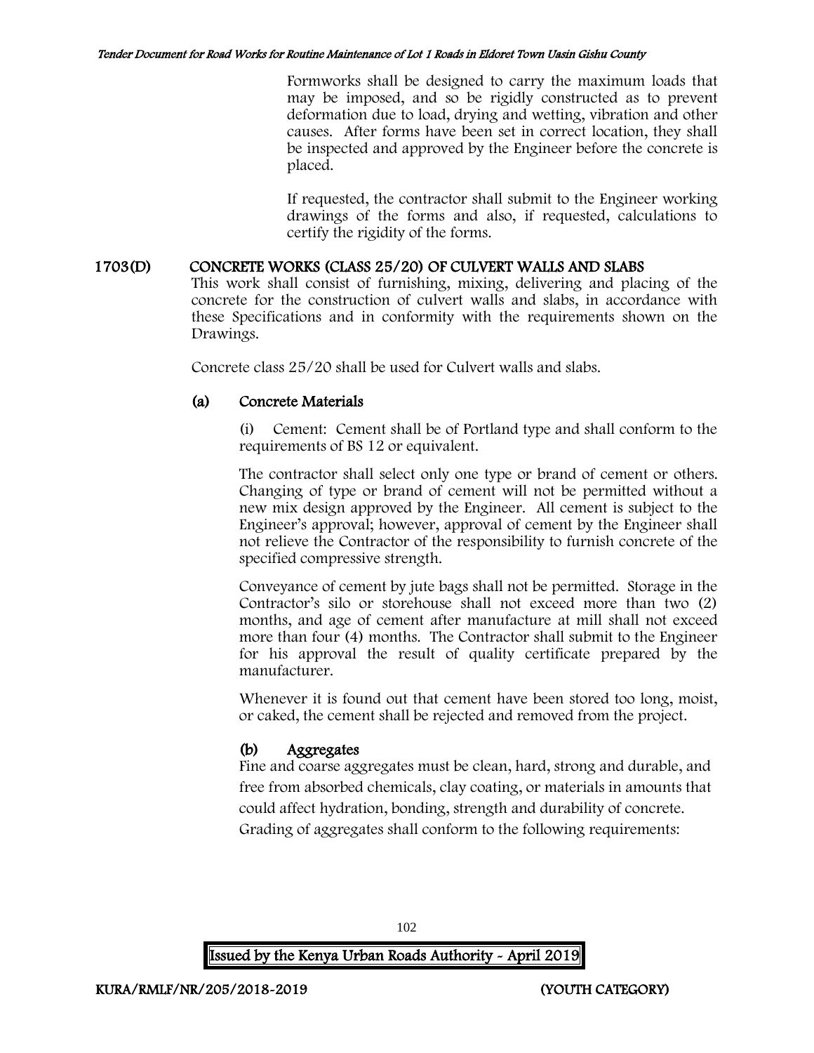Formworks shall be designed to carry the maximum loads that may be imposed, and so be rigidly constructed as to prevent deformation due to load, drying and wetting, vibration and other causes. After forms have been set in correct location, they shall be inspected and approved by the Engineer before the concrete is placed.

If requested, the contractor shall submit to the Engineer working drawings of the forms and also, if requested, calculations to certify the rigidity of the forms.

## 1703(D) CONCRETE WORKS (CLASS 25/20) OF CULVERT WALLS AND SLABS

This work shall consist of furnishing, mixing, delivering and placing of the concrete for the construction of culvert walls and slabs, in accordance with these Specifications and in conformity with the requirements shown on the Drawings.

Concrete class 25/20 shall be used for Culvert walls and slabs.

### (a) Concrete Materials

(i) Cement: Cement shall be of Portland type and shall conform to the requirements of BS 12 or equivalent.

The contractor shall select only one type or brand of cement or others. Changing of type or brand of cement will not be permitted without a new mix design approved by the Engineer. All cement is subject to the Engineer's approval; however, approval of cement by the Engineer shall not relieve the Contractor of the responsibility to furnish concrete of the specified compressive strength.

Conveyance of cement by jute bags shall not be permitted. Storage in the Contractor's silo or storehouse shall not exceed more than two (2) months, and age of cement after manufacture at mill shall not exceed more than four (4) months. The Contractor shall submit to the Engineer for his approval the result of quality certificate prepared by the manufacturer.

Whenever it is found out that cement have been stored too long, moist, or caked, the cement shall be rejected and removed from the project.

### (b) Aggregates

Fine and coarse aggregates must be clean, hard, strong and durable, and free from absorbed chemicals, clay coating, or materials in amounts that could affect hydration, bonding, strength and durability of concrete. Grading of aggregates shall conform to the following requirements: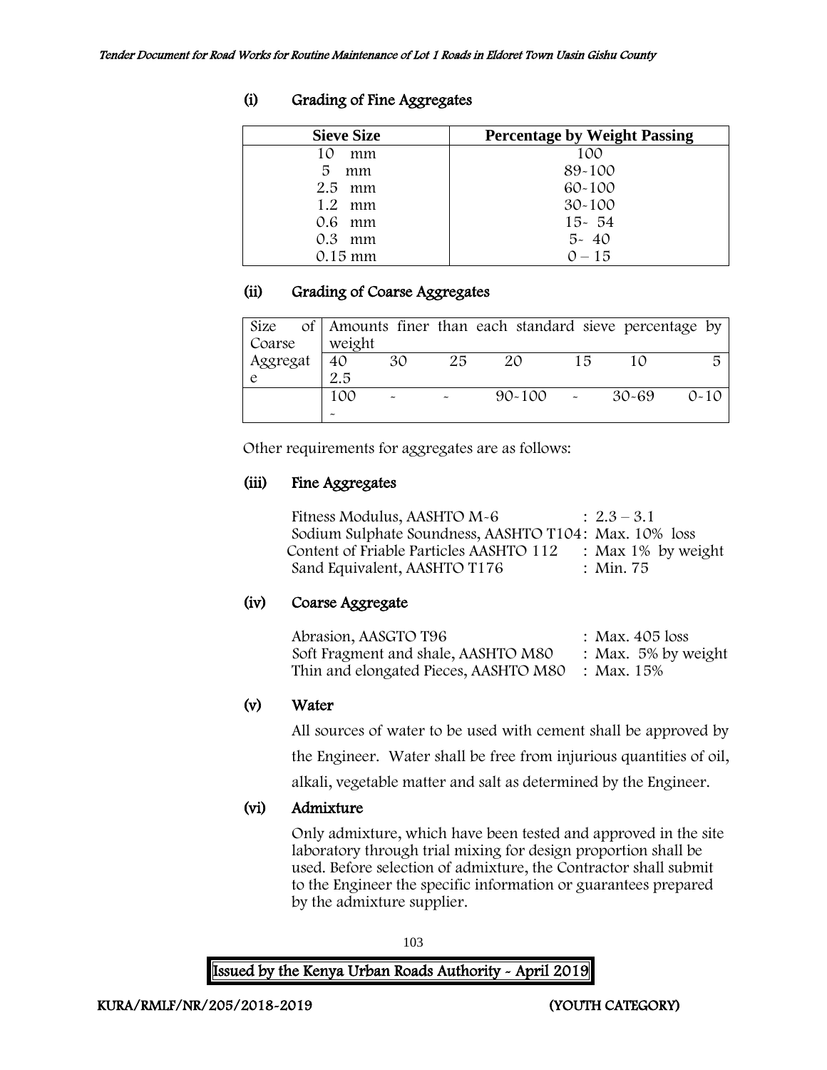### (i) Grading of Fine Aggregates

| Sieve Size | Percentage by Weight Passing |
|---|---|
| 10 mm | 100 |
| 5 mm | 89-100 |
| 2.5 mm | 60-100 |
| 1.2 mm | 30-100 |
| 0.6 mm | 15- 54 |
| 0.3 mm | 5- 40 |
| 0.15 mm | 0 – 15 |

### (ii) Grading of Coarse Aggregates

| Size of Coarse Aggregate | Amounts finer than each standard sieve percentage by weight | | | | | | |
|---|---|---|---|---|---|---|---|
| | 40 2.5 | 30 | 25 | 20 | 15 | 10 | 5 |
| | 100 - | - | - | 90-100 | - | 30-69 | 0-10 |

Other requirements for aggregates are as follows:

### (iii) Fine Aggregates

Fitness Modulus, AASHTO M-6 : 2.3 – 3.1
Sodium Sulphate Soundness, AASHTO T104: Max. 10% loss
Content of Friable Particles AASHTO 112 : Max 1% by weight
Sand Equivalent, AASHTO T176 : Min. 75

### (iv) Coarse Aggregate

Abrasion, AASGTO T96 : Max. 405 loss
Soft Fragment and shale, AASHTO M80 : Max. 5% by weight
Thin and elongated Pieces, AASHTO M80 : Max. 15%

### (v) Water

All sources of water to be used with cement shall be approved by the Engineer. Water shall be free from injurious quantities of oil, alkali, vegetable matter and salt as determined by the Engineer.

### (vi) Admixture

Only admixture, which have been tested and approved in the site laboratory through trial mixing for design proportion shall be used. Before selection of admixture, the Contractor shall submit to the Engineer the specific information or guarantees prepared by the admixture supplier.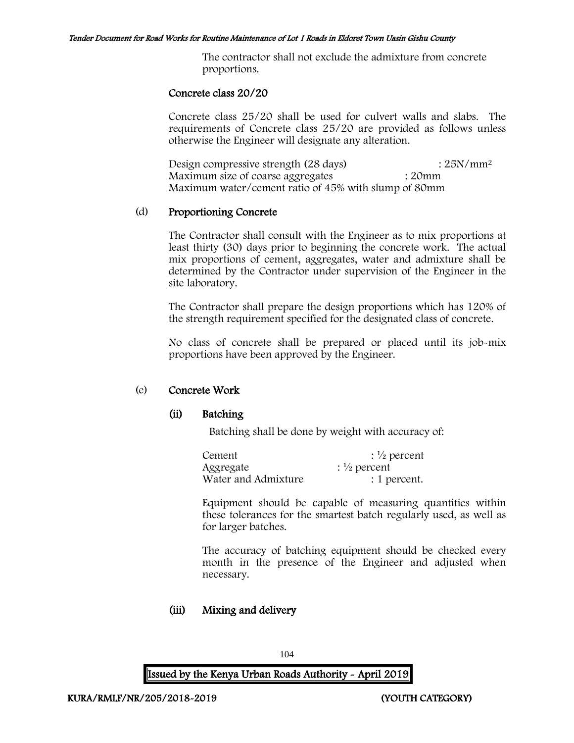The contractor shall not exclude the admixture from concrete proportions.

**Concrete class 20/20**

Concrete class 25/20 shall be used for culvert walls and slabs. The requirements of Concrete class 25/20 are provided as follows unless otherwise the Engineer will designate any alteration.

Design compressive strength (28 days) : $25N/mm^2$
Maximum size of coarse aggregates : 20mm
Maximum water/cement ratio of 45% with slump of 80mm

(d) **Proportioning Concrete**

The Contractor shall consult with the Engineer as to mix proportions at least thirty (30) days prior to beginning the concrete work. The actual mix proportions of cement, aggregates, water and admixture shall be determined by the Contractor under supervision of the Engineer in the site laboratory.

The Contractor shall prepare the design proportions which has 120% of the strength requirement specified for the designated class of concrete.

No class of concrete shall be prepared or placed until its job-mix proportions have been approved by the Engineer.

(e) **Concrete Work**

**(ii) Batching**

Batching shall be done by weight with accuracy of:

Cement : ½ percent
Aggregate : ½ percent
Water and Admixture : 1 percent.

Equipment should be capable of measuring quantities within these tolerances for the smartest batch regularly used, as well as for larger batches.

The accuracy of batching equipment should be checked every month in the presence of the Engineer and adjusted when necessary.

**(iii) Mixing and delivery**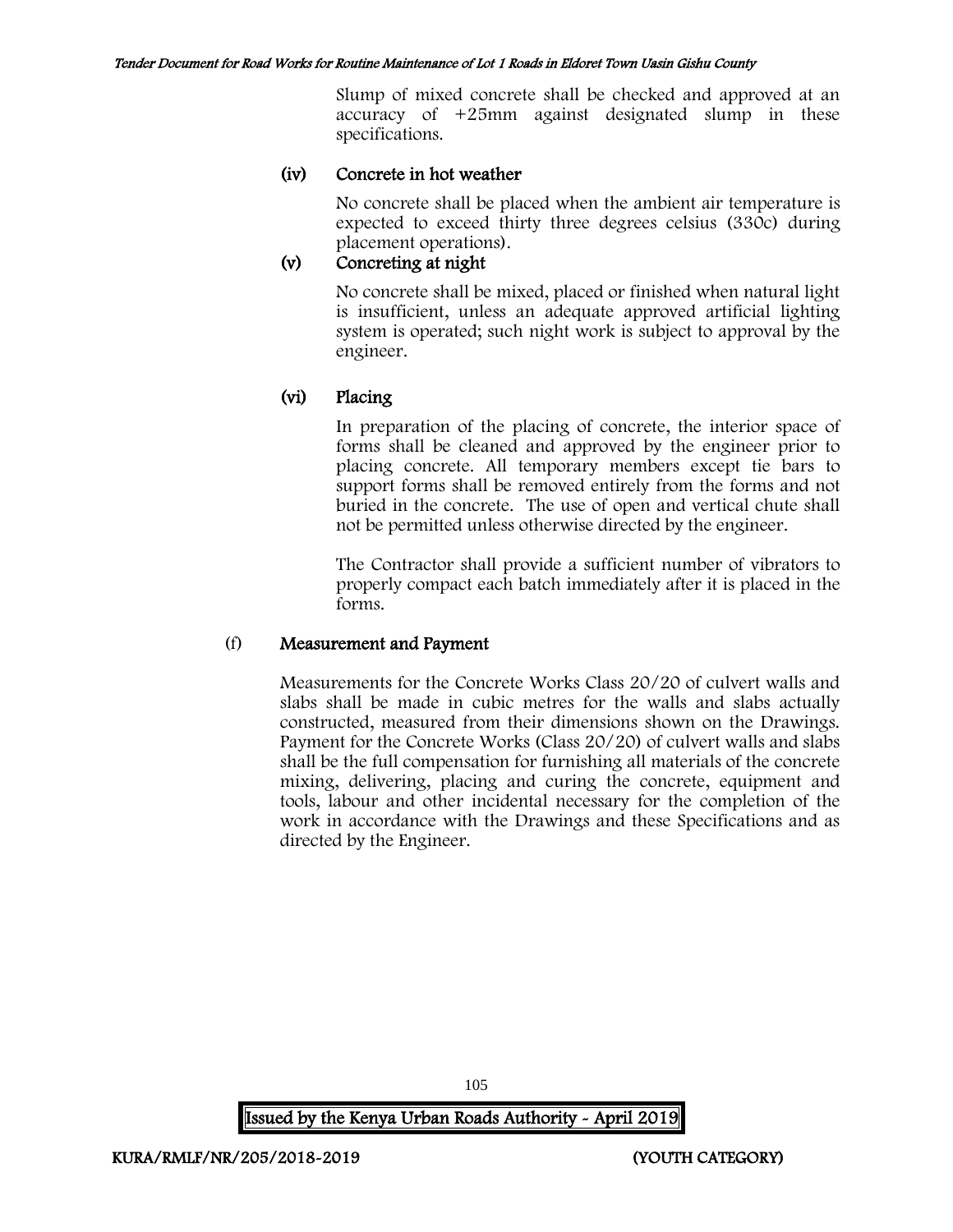Slump of mixed concrete shall be checked and approved at an accuracy of +25mm against designated slump in these specifications.

**(iv) Concrete in hot weather**

No concrete shall be placed when the ambient air temperature is expected to exceed thirty three degrees celsius (330c) during placement operations).

**(v) Concreting at night**

No concrete shall be mixed, placed or finished when natural light is insufficient, unless an adequate approved artificial lighting system is operated; such night work is subject to approval by the engineer.

**(vi) Placing**

In preparation of the placing of concrete, the interior space of forms shall be cleaned and approved by the engineer prior to placing concrete. All temporary members except tie bars to support forms shall be removed entirely from the forms and not buried in the concrete. The use of open and vertical chute shall not be permitted unless otherwise directed by the engineer.

The Contractor shall provide a sufficient number of vibrators to properly compact each batch immediately after it is placed in the forms.

**(f) Measurement and Payment**

Measurements for the Concrete Works Class 20/20 of culvert walls and slabs shall be made in cubic metres for the walls and slabs actually constructed, measured from their dimensions shown on the Drawings. Payment for the Concrete Works (Class 20/20) of culvert walls and slabs shall be the full compensation for furnishing all materials of the concrete mixing, delivering, placing and curing the concrete, equipment and tools, labour and other incidental necessary for the completion of the work in accordance with the Drawings and these Specifications and as directed by the Engineer.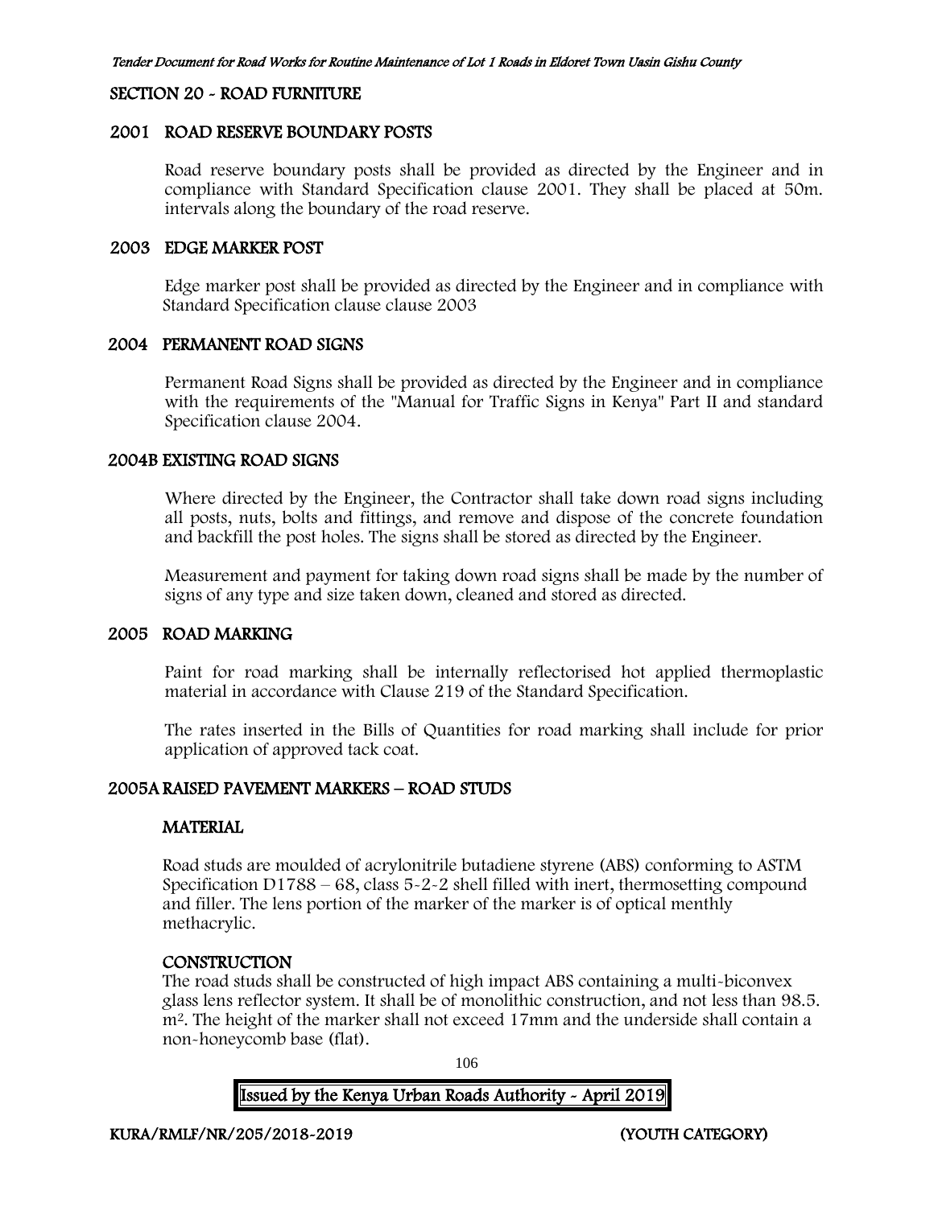## SECTION 20 - ROAD FURNITURE

### 2001 ROAD RESERVE BOUNDARY POSTS

Road reserve boundary posts shall be provided as directed by the Engineer and in compliance with Standard Specification clause 2001. They shall be placed at 50m. intervals along the boundary of the road reserve.

### 2003 EDGE MARKER POST

Edge marker post shall be provided as directed by the Engineer and in compliance with Standard Specification clause clause 2003

### 2004 PERMANENT ROAD SIGNS

Permanent Road Signs shall be provided as directed by the Engineer and in compliance with the requirements of the "Manual for Traffic Signs in Kenya" Part II and standard Specification clause 2004.

### 2004B EXISTING ROAD SIGNS

Where directed by the Engineer, the Contractor shall take down road signs including all posts, nuts, bolts and fittings, and remove and dispose of the concrete foundation and backfill the post holes. The signs shall be stored as directed by the Engineer.

Measurement and payment for taking down road signs shall be made by the number of signs of any type and size taken down, cleaned and stored as directed.

### 2005 ROAD MARKING

Paint for road marking shall be internally reflectorised hot applied thermoplastic material in accordance with Clause 219 of the Standard Specification.

The rates inserted in the Bills of Quantities for road marking shall include for prior application of approved tack coat.

### 2005A RAISED PAVEMENT MARKERS – ROAD STUDS

#### MATERIAL

Road studs are moulded of acrylonitrile butadiene styrene (ABS) conforming to ASTM Specification D1788 – 68, class 5-2-2 shell filled with inert, thermosetting compound and filler. The lens portion of the marker of the marker is of optical menthly methacrylic.

#### CONSTRUCTION

The road studs shall be constructed of high impact ABS containing a multi-biconvex glass lens reflector system. It shall be of monolithic construction, and not less than 98.5. $m^2$. The height of the marker shall not exceed 17mm and the underside shall contain a non-honeycomb base (flat).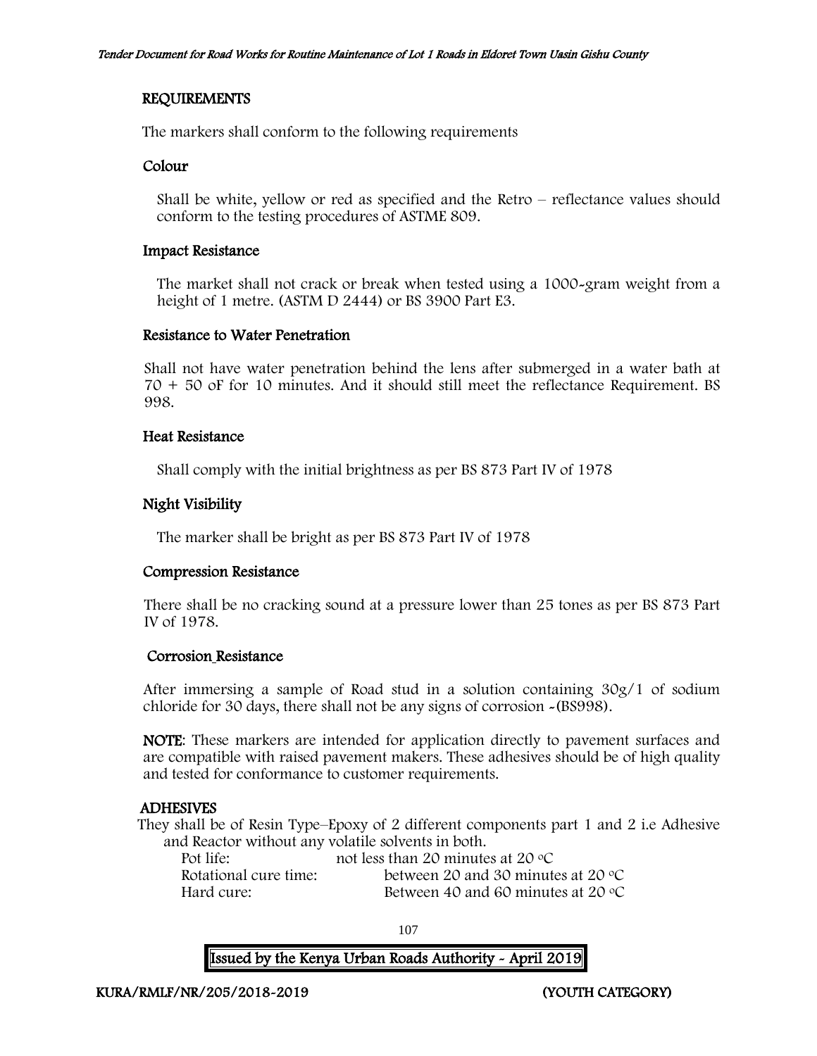## REQUIREMENTS

The markers shall conform to the following requirements

### Colour

Shall be white, yellow or red as specified and the Retro – reflectance values should conform to the testing procedures of ASTME 809.

### Impact Resistance

The market shall not crack or break when tested using a 1000-gram weight from a height of 1 metre. (ASTM D 2444) or BS 3900 Part E3.

### Resistance to Water Penetration

Shall not have water penetration behind the lens after submerged in a water bath at 70 + 50 oF for 10 minutes. And it should still meet the reflectance Requirement. BS 998.

### Heat Resistance

Shall comply with the initial brightness as per BS 873 Part IV of 1978

### Night Visibility

The marker shall be bright as per BS 873 Part IV of 1978

### Compression Resistance

There shall be no cracking sound at a pressure lower than 25 tones as per BS 873 Part IV of 1978.

### Corrosion Resistance

After immersing a sample of Road stud in a solution containing 30g/1 of sodium chloride for 30 days, there shall not be any signs of corrosion -(BS998).

**NOTE**: These markers are intended for application directly to pavement surfaces and are compatible with raised pavement makers. These adhesives should be of high quality and tested for conformance to customer requirements.

## ADHESIVES

They shall be of Resin Type–Epoxy of 2 different components part 1 and 2 i.e Adhesive and Reactor without any volatile solvents in both.

| | |
|---|---|
| Pot life: | not less than 20 minutes at 20 $^{o}C$ |
| Rotational cure time: | between 20 and 30 minutes at 20 $^{o}C$ |
| Hard cure: | Between 40 and 60 minutes at 20 $^{o}C$ |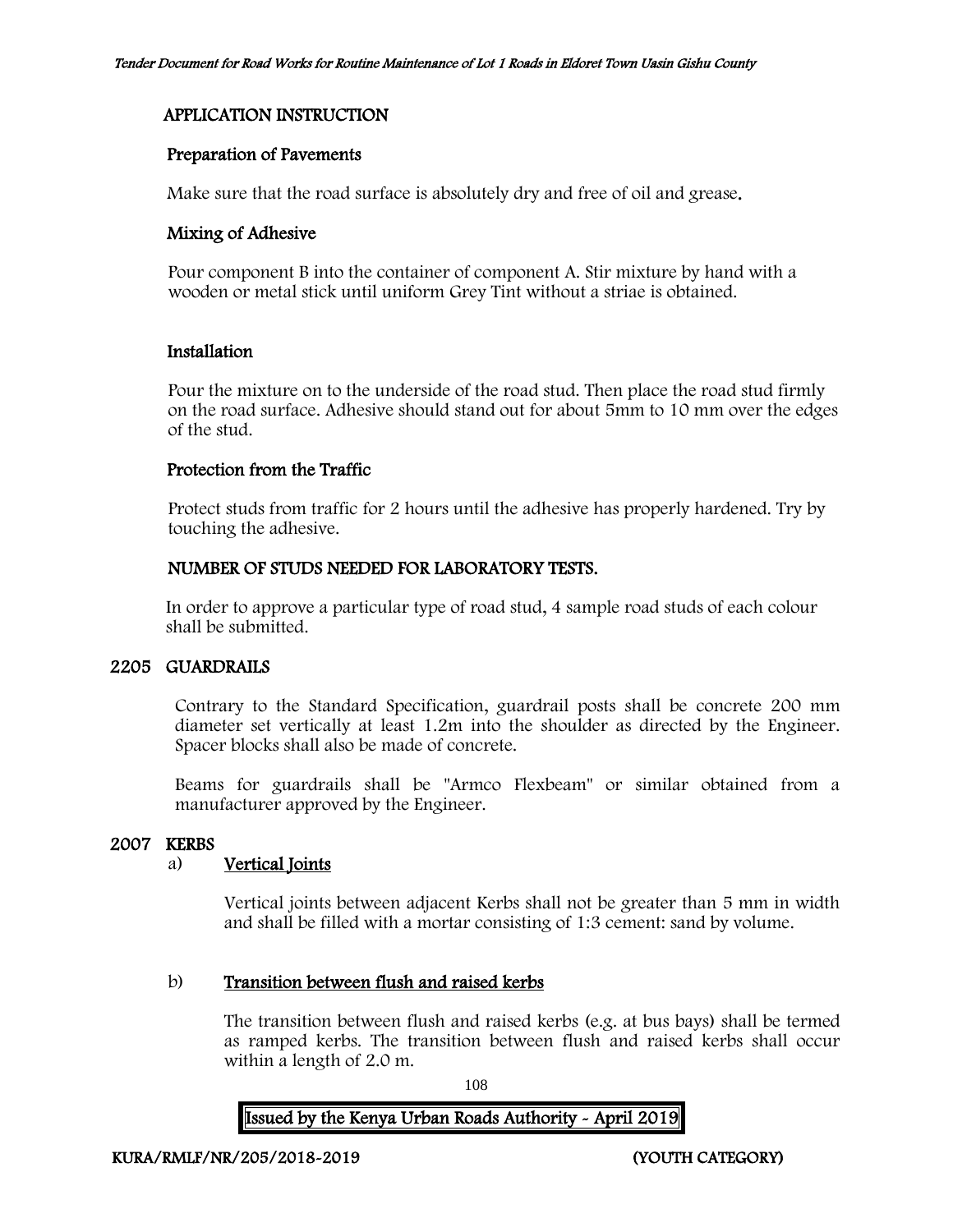## APPLICATION INSTRUCTION

### Preparation of Pavements

Make sure that the road surface is absolutely dry and free of oil and grease.

### Mixing of Adhesive

Pour component B into the container of component A. Stir mixture by hand with a wooden or metal stick until uniform Grey Tint without a striae is obtained.

### Installation

Pour the mixture on to the underside of the road stud. Then place the road stud firmly on the road surface. Adhesive should stand out for about 5mm to 10 mm over the edges of the stud.

### Protection from the Traffic

Protect studs from traffic for 2 hours until the adhesive has properly hardened. Try by touching the adhesive.

## NUMBER OF STUDS NEEDED FOR LABORATORY TESTS.

In order to approve a particular type of road stud, 4 sample road studs of each colour shall be submitted.

## 2205 GUARDRAILS

Contrary to the Standard Specification, guardrail posts shall be concrete 200 mm diameter set vertically at least 1.2m into the shoulder as directed by the Engineer. Spacer blocks shall also be made of concrete.

Beams for guardrails shall be "Armco Flexbeam" or similar obtained from a manufacturer approved by the Engineer.

## 2007 KERBS

a) **Vertical Joints**

Vertical joints between adjacent Kerbs shall not be greater than 5 mm in width and shall be filled with a mortar consisting of 1:3 cement: sand by volume.

b) **Transition between flush and raised kerbs**

The transition between flush and raised kerbs (e.g. at bus bays) shall be termed as ramped kerbs. The transition between flush and raised kerbs shall occur within a length of 2.0 m.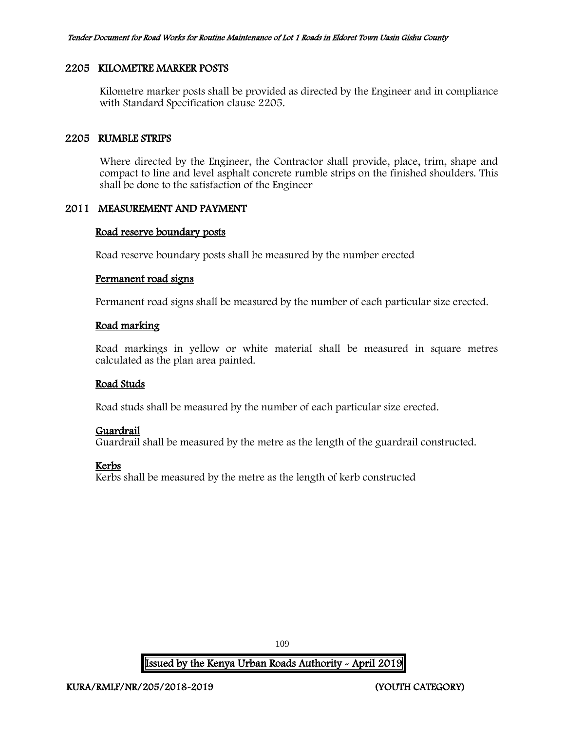## 2205 KILOMETRE MARKER POSTS

Kilometre marker posts shall be provided as directed by the Engineer and in compliance with Standard Specification clause 2205.

## 2205 RUMBLE STRIPS

Where directed by the Engineer, the Contractor shall provide, place, trim, shape and compact to line and level asphalt concrete rumble strips on the finished shoulders. This shall be done to the satisfaction of the Engineer

## 2011 MEASUREMENT AND PAYMENT

### Road reserve boundary posts

Road reserve boundary posts shall be measured by the number erected

### Permanent road signs

Permanent road signs shall be measured by the number of each particular size erected.

### Road marking

Road markings in yellow or white material shall be measured in square metres calculated as the plan area painted.

### Road Studs

Road studs shall be measured by the number of each particular size erected.

### Guardrail

Guardrail shall be measured by the metre as the length of the guardrail constructed.

### Kerbs

Kerbs shall be measured by the metre as the length of kerb constructed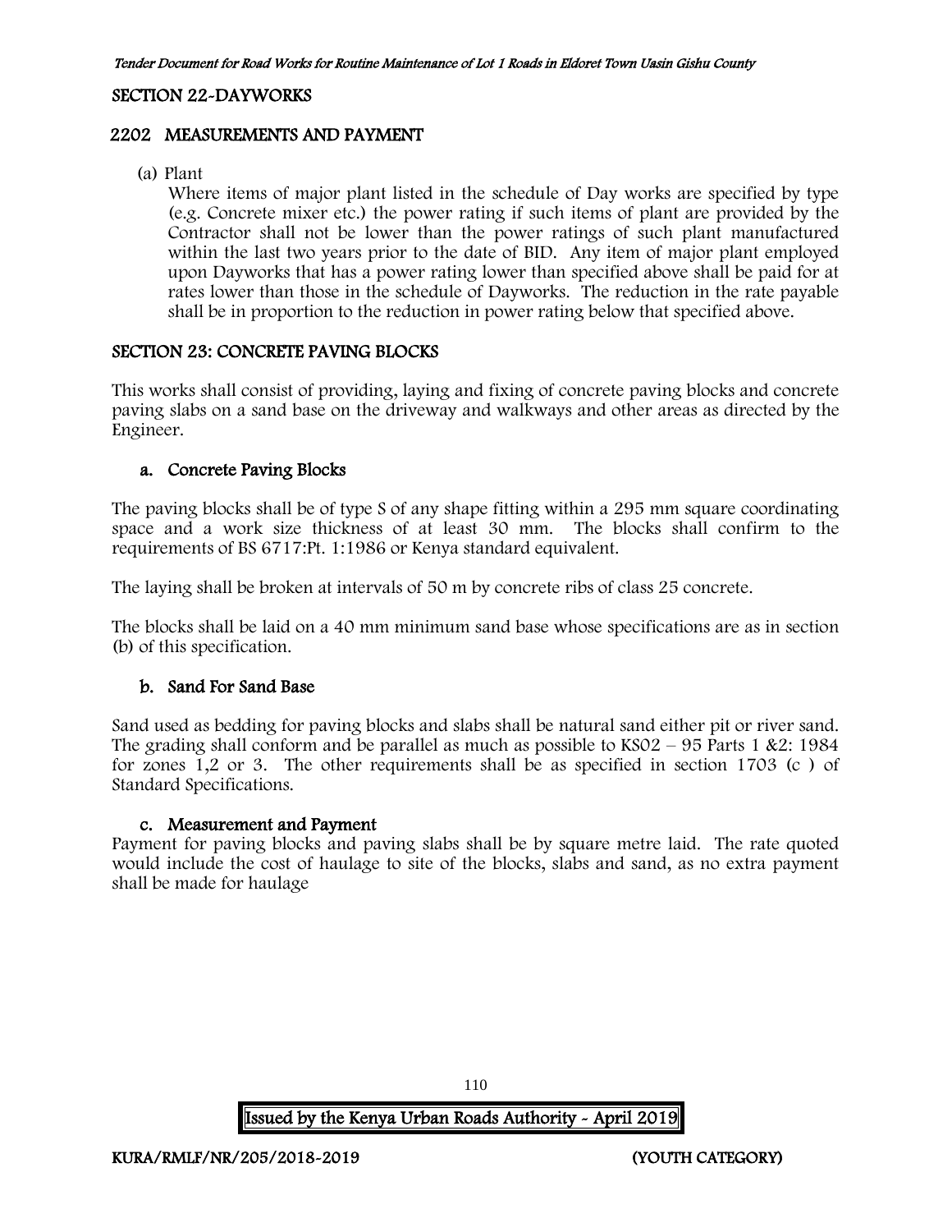## SECTION 22-DAYWORKS

### 2202 MEASUREMENTS AND PAYMENT

(a) Plant

Where items of major plant listed in the schedule of Day works are specified by type (e.g. Concrete mixer etc.) the power rating if such items of plant are provided by the Contractor shall not be lower than the power ratings of such plant manufactured within the last two years prior to the date of BID. Any item of major plant employed upon Dayworks that has a power rating lower than specified above shall be paid for at rates lower than those in the schedule of Dayworks. The reduction in the rate payable shall be in proportion to the reduction in power rating below that specified above.

## SECTION 23: CONCRETE PAVING BLOCKS

This works shall consist of providing, laying and fixing of concrete paving blocks and concrete paving slabs on a sand base on the driveway and walkways and other areas as directed by the Engineer.

### a. Concrete Paving Blocks

The paving blocks shall be of type S of any shape fitting within a 295 mm square coordinating space and a work size thickness of at least 30 mm. The blocks shall confirm to the requirements of BS 6717:Pt. 1:1986 or Kenya standard equivalent.

The laying shall be broken at intervals of 50 m by concrete ribs of class 25 concrete.

The blocks shall be laid on a 40 mm minimum sand base whose specifications are as in section (b) of this specification.

### b. Sand For Sand Base

Sand used as bedding for paving blocks and slabs shall be natural sand either pit or river sand. The grading shall conform and be parallel as much as possible to KS02 – 95 Parts 1 &2: 1984 for zones 1,2 or 3. The other requirements shall be as specified in section 1703 (c ) of Standard Specifications.

### c. Measurement and Payment

Payment for paving blocks and paving slabs shall be by square metre laid. The rate quoted would include the cost of haulage to site of the blocks, slabs and sand, as no extra payment shall be made for haulage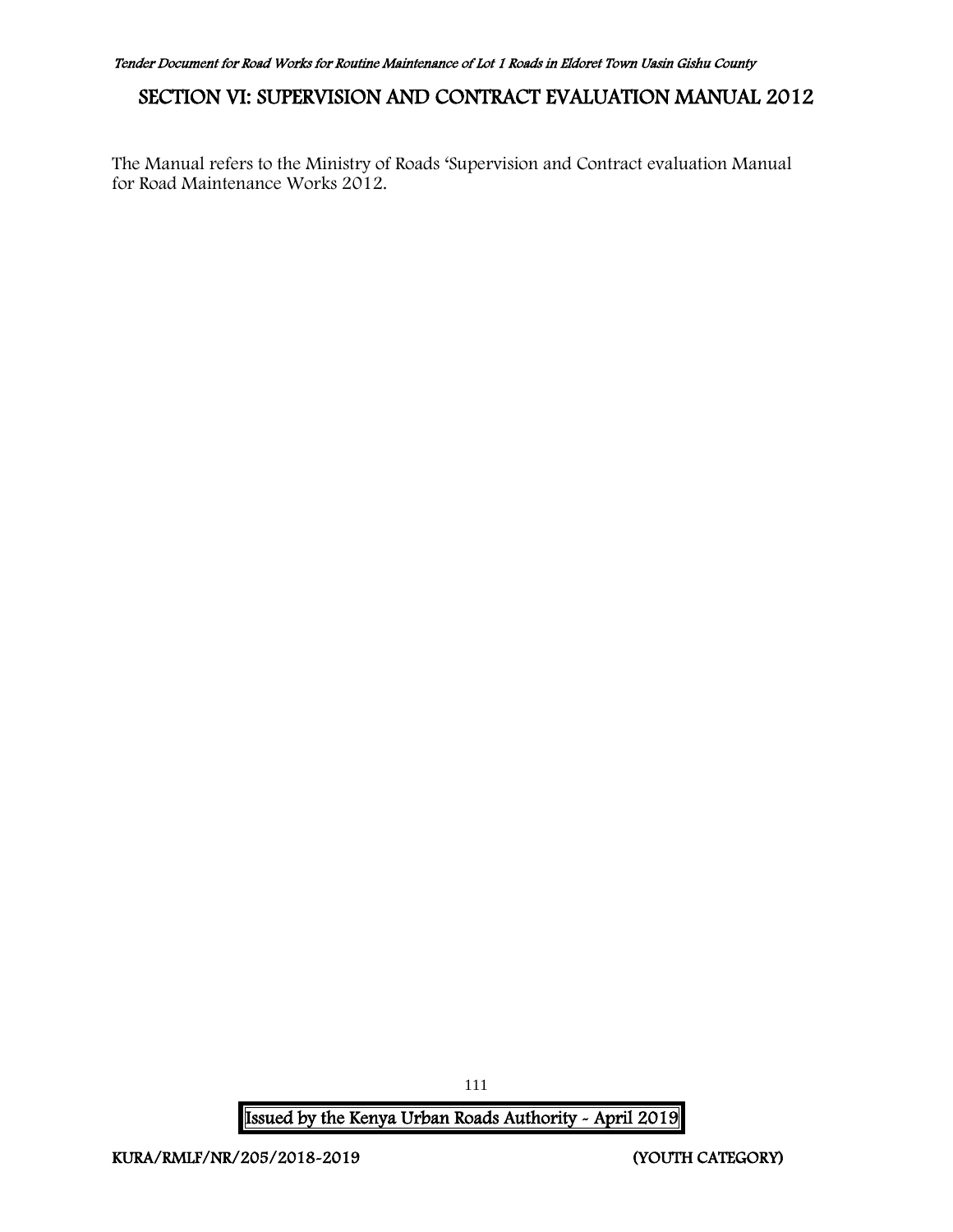# SECTION VI: SUPERVISION AND CONTRACT EVALUATION MANUAL 2012

The Manual refers to the Ministry of Roads 'Supervision and Contract evaluation Manual for Road Maintenance Works 2012.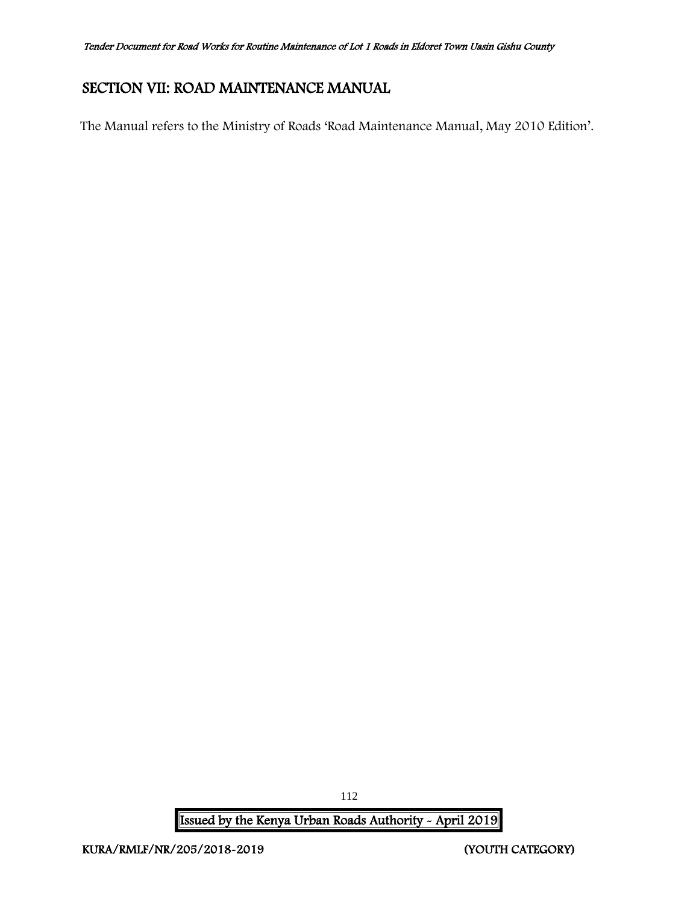# SECTION VII: ROAD MAINTENANCE MANUAL

The Manual refers to the Ministry of Roads 'Road Maintenance Manual, May 2010 Edition'.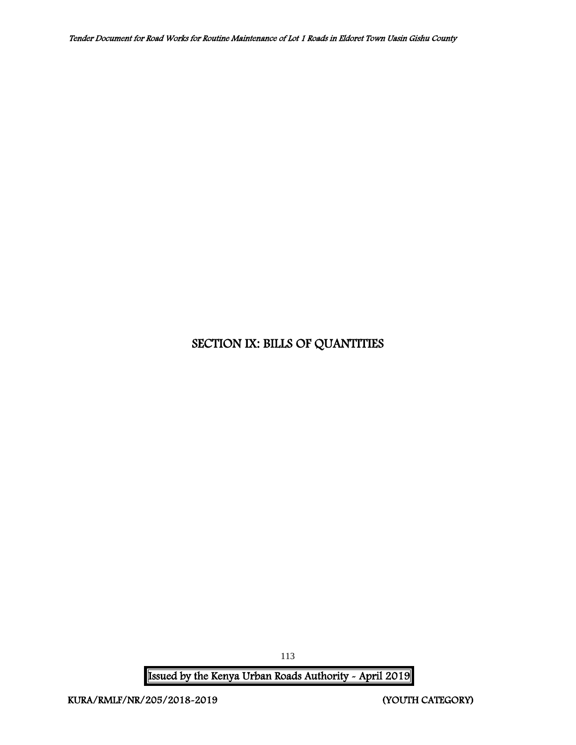# SECTION IX: BILLS OF QUANTITIES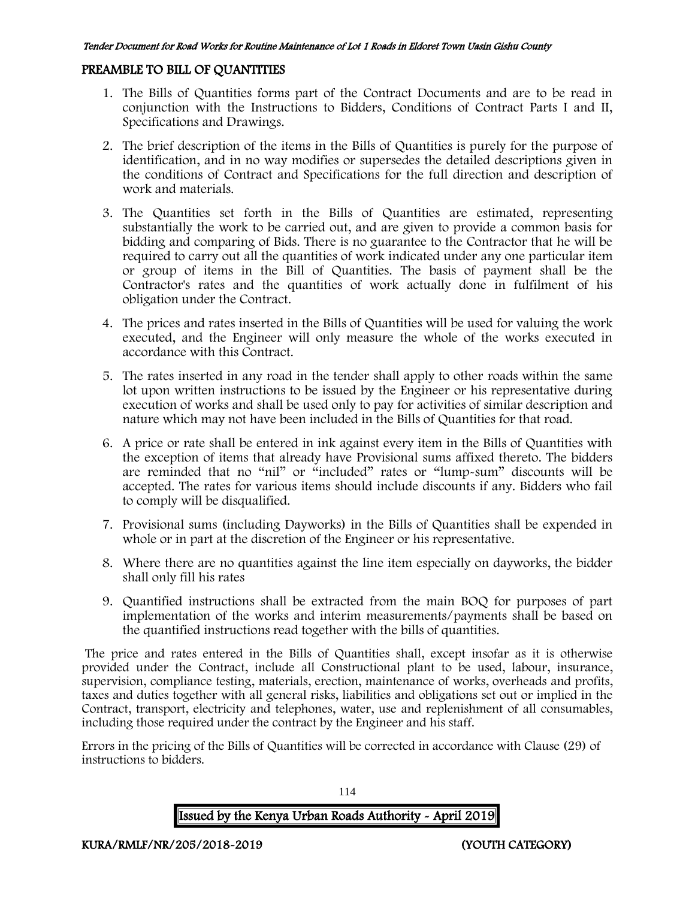## PREAMBLE TO BILL OF QUANTITIES

1. The Bills of Quantities forms part of the Contract Documents and are to be read in conjunction with the Instructions to Bidders, Conditions of Contract Parts I and II, Specifications and Drawings.
2. The brief description of the items in the Bills of Quantities is purely for the purpose of identification, and in no way modifies or supersedes the detailed descriptions given in the conditions of Contract and Specifications for the full direction and description of work and materials.
3. The Quantities set forth in the Bills of Quantities are estimated, representing substantially the work to be carried out, and are given to provide a common basis for bidding and comparing of Bids. There is no guarantee to the Contractor that he will be required to carry out all the quantities of work indicated under any one particular item or group of items in the Bill of Quantities. The basis of payment shall be the Contractor's rates and the quantities of work actually done in fulfilment of his obligation under the Contract.
4. The prices and rates inserted in the Bills of Quantities will be used for valuing the work executed, and the Engineer will only measure the whole of the works executed in accordance with this Contract.
5. The rates inserted in any road in the tender shall apply to other roads within the same lot upon written instructions to be issued by the Engineer or his representative during execution of works and shall be used only to pay for activities of similar description and nature which may not have been included in the Bills of Quantities for that road.
6. A price or rate shall be entered in ink against every item in the Bills of Quantities with the exception of items that already have Provisional sums affixed thereto. The bidders are reminded that no "nil" or "included" rates or "lump-sum" discounts will be accepted. The rates for various items should include discounts if any. Bidders who fail to comply will be disqualified.
7. Provisional sums (including Dayworks) in the Bills of Quantities shall be expended in whole or in part at the discretion of the Engineer or his representative.
8. Where there are no quantities against the line item especially on dayworks, the bidder shall only fill his rates
9. Quantified instructions shall be extracted from the main BOQ for purposes of part implementation of the works and interim measurements/payments shall be based on the quantified instructions read together with the bills of quantities.

The price and rates entered in the Bills of Quantities shall, except insofar as it is otherwise provided under the Contract, include all Constructional plant to be used, labour, insurance, supervision, compliance testing, materials, erection, maintenance of works, overheads and profits, taxes and duties together with all general risks, liabilities and obligations set out or implied in the Contract, transport, electricity and telephones, water, use and replenishment of all consumables, including those required under the contract by the Engineer and his staff.

Errors in the pricing of the Bills of Quantities will be corrected in accordance with Clause (29) of instructions to bidders.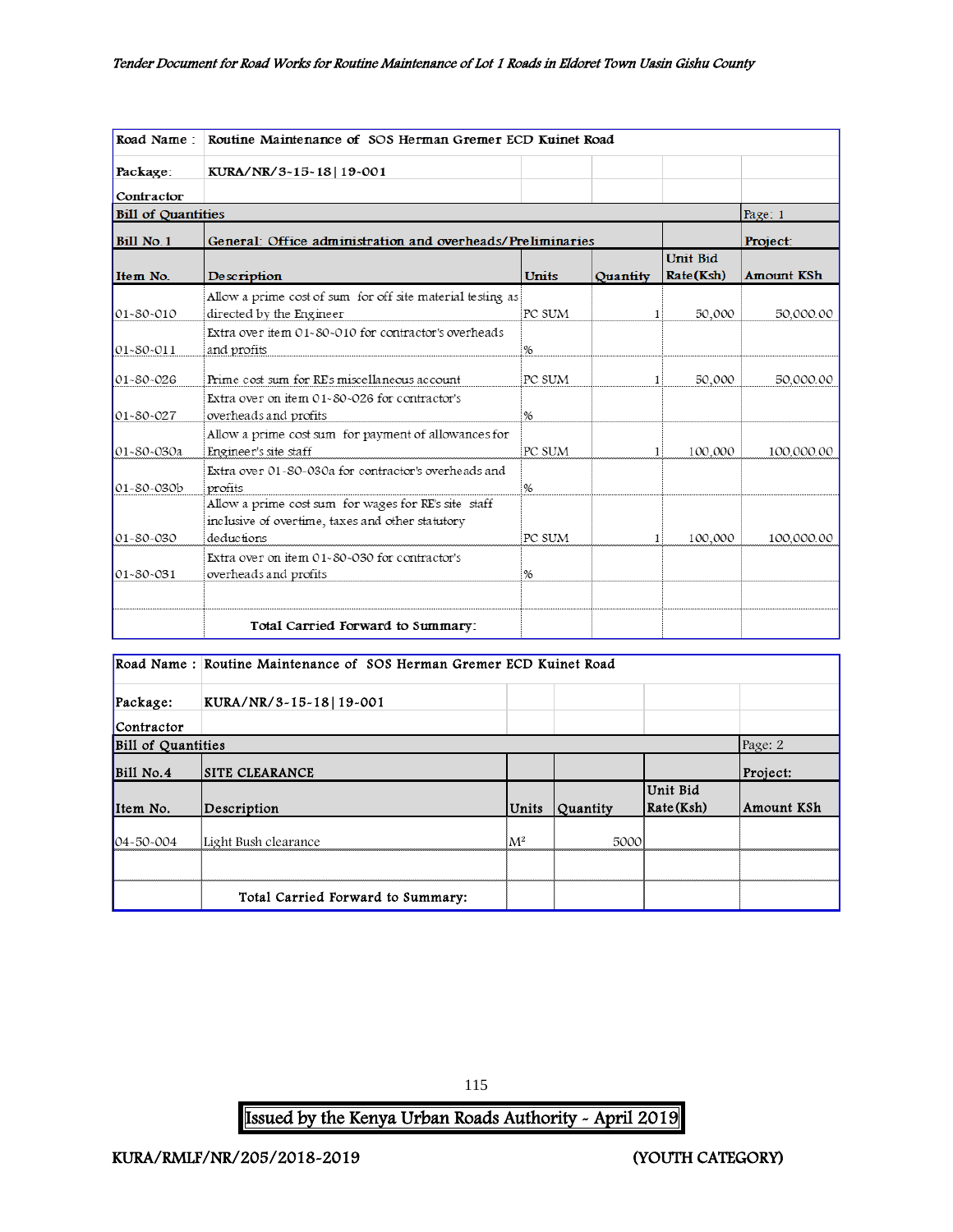| Road Name : | Routine Maintenance of SOS Herman Gremer ECD Kuinet Road | | | | |
|---|---|---|---|---|---|
| Package: | KURA/NR/3-15-18\|19-001 | | | | |
| Contractor | | | | | |
| Bill of Quantities | | | | | Page: 1 |
| Bill No 1 | General: Office administration and overheads/Preliminaries | | | | Project: |
| Item No. | Description | Units | Quantity | Unit Bid Rate(Ksh) | Amount KSh |
| 01-80-010 | Allow a prime cost of sum for off site material testing as directed by the Engineer | PC SUM | 1 | 50,000 | 50,000.00 |
| 01-80-011 | Extra over item 01-80-010 for contractor's overheads and profits | % | | | |
| 01-80-026 | Prime cost sum for RE's miscellaneous account | PC SUM | 1 | 50,000 | 50,000.00 |
| 01-80-027 | Extra over on item 01-80-026 for contractor's overheads and profits | % | | | |
| 01-80-030a | Allow a prime cost sum for payment of allowances for Engineer's site staff | PC SUM | 1 | 100,000 | 100,000.00 |
| 01-80-030b | Extra over 01-80-030a for contractor's overheads and profits | % | | | |
| 01-80-030 | Allow a prime cost sum for wages for RE's site staff inclusive of overtime, taxes and other statutory deductions | PC SUM | 1 | 100,000 | 100,000.00 |
| 01-80-031 | Extra over on item 01-80-030 for contractor's overheads and profits | % | | | |
| | | | | | |
| | Total Carried Forward to Summary: | | | | |

| Road Name : | Routine Maintenance of SOS Herman Gremer ECD Kuinet Road | | | | |
|---|---|---|---|---|---|
| Package: | KURA/NR/3-15-18\|19-001 | | | | |
| Contractor | | | | | |
| Bill of Quantities | | | | | Page: 2 |
| Bill No.4 | SITE CLEARANCE | | | | Project: |
| Item No. | Description | Units | Quantity | Unit Bid Rate(Ksh) | Amount KSh |
| 04-50-004 | Light Bush clearance | $M^2$ | 5000 | | |
| | | | | | |
| | Total Carried Forward to Summary: | | | | |

KURA/RMLF/NR/205/2018-2019 (YOUTH CATEGORY)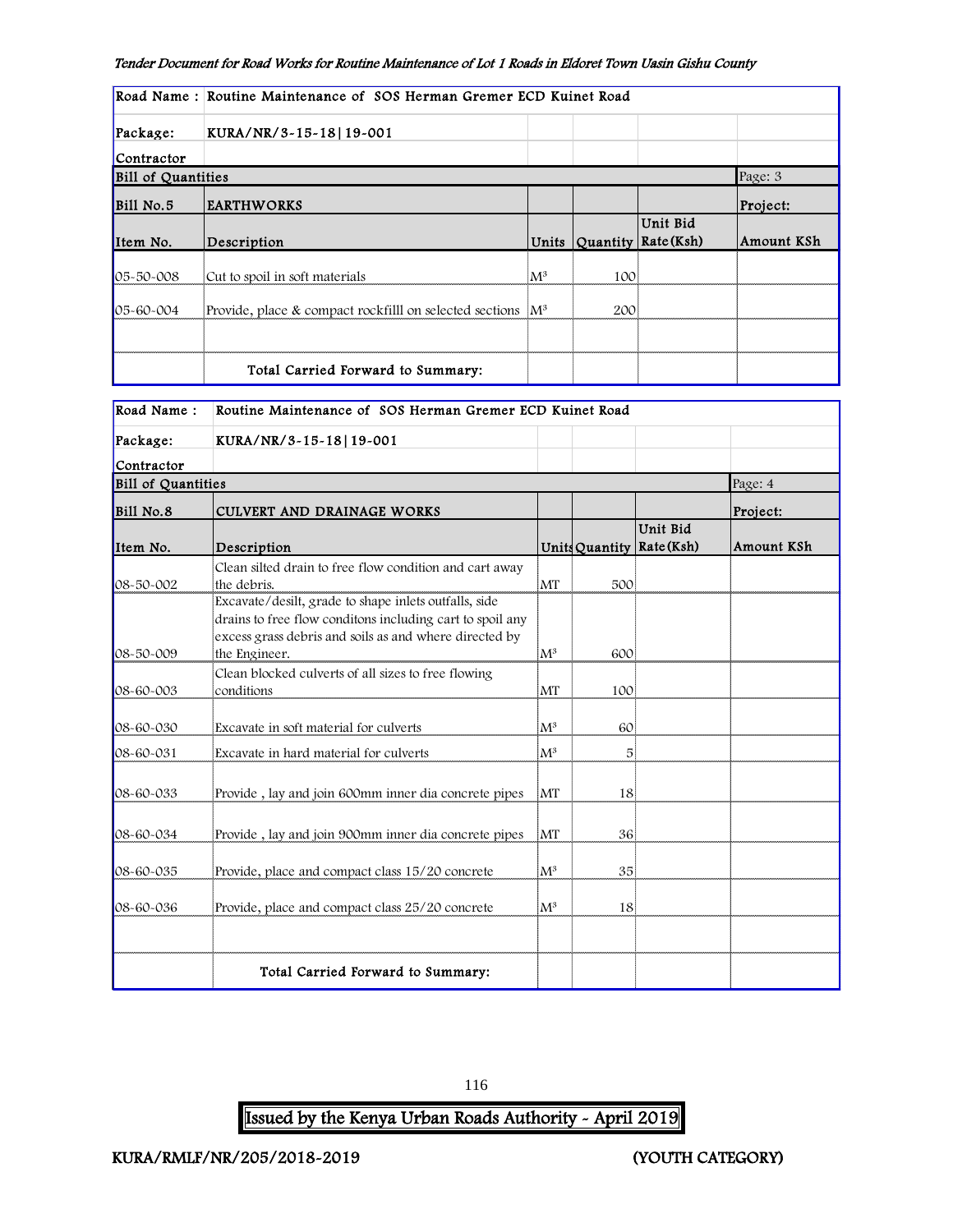| Road Name : | Routine Maintenance of SOS Herman Gremer ECD Kuinet Road | | | | |
|---|---|---|---|---|---|
| Package: | KURA/NR/3-15-18\|19-001 | | | | |
| Contractor | | | | | |
| Bill of Quantities | | | | | Page: 3 |
| Bill No.5 | EARTHWORKS | | | | Project: |
| Item No. | Description | Units | Quantity | Unit Bid Rate(Ksh) | Amount KSh |
| 05-50-008 | Cut to spoil in soft materials | $M^3$ | 100 | | |
| 05-60-004 | Provide, place & compact rockfilll on selected sections | $M^3$ | 200 | | |
| | | | | | |
| | Total Carried Forward to Summary: | | | | |

| Road Name : | Routine Maintenance of SOS Herman Gremer ECD Kuinet Road | | | | |
|---|---|---|---|---|---|
| Package: | KURA/NR/3-15-18\|19-001 | | | | |
| Contractor | | | | | |
| Bill of Quantities | | | | | Page: 4 |
| Bill No.8 | CULVERT AND DRAINAGE WORKS | | | | Project: |
| Item No. | Description | Units | Quantity | Unit Bid Rate(Ksh) | Amount KSh |
| 08-50-002 | Clean silted drain to free flow condition and cart away the debris. | MT | 500 | | |
| 08-50-009 | Excavate/desilt, grade to shape inlets outfalls, side drains to free flow conditons including cart to spoil any excess grass debris and soils as and where directed by the Engineer. | $M^3$ | 600 | | |
| 08-60-003 | Clean blocked culverts of all sizes to free flowing conditions | MT | 100 | | |
| 08-60-030 | Excavate in soft material for culverts | $M^3$ | 60 | | |
| 08-60-031 | Excavate in hard material for culverts | $M^3$ | 5 | | |
| 08-60-033 | Provide , lay and join 600mm inner dia concrete pipes | MT | 18 | | |
| 08-60-034 | Provide , lay and join 900mm inner dia concrete pipes | MT | 36 | | |
| 08-60-035 | Provide, place and compact class 15/20 concrete | $M^3$ | 35 | | |
| 08-60-036 | Provide, place and compact class 25/20 concrete | $M^3$ | 18 | | |
| | | | | | |
| | Total Carried Forward to Summary: | | | | |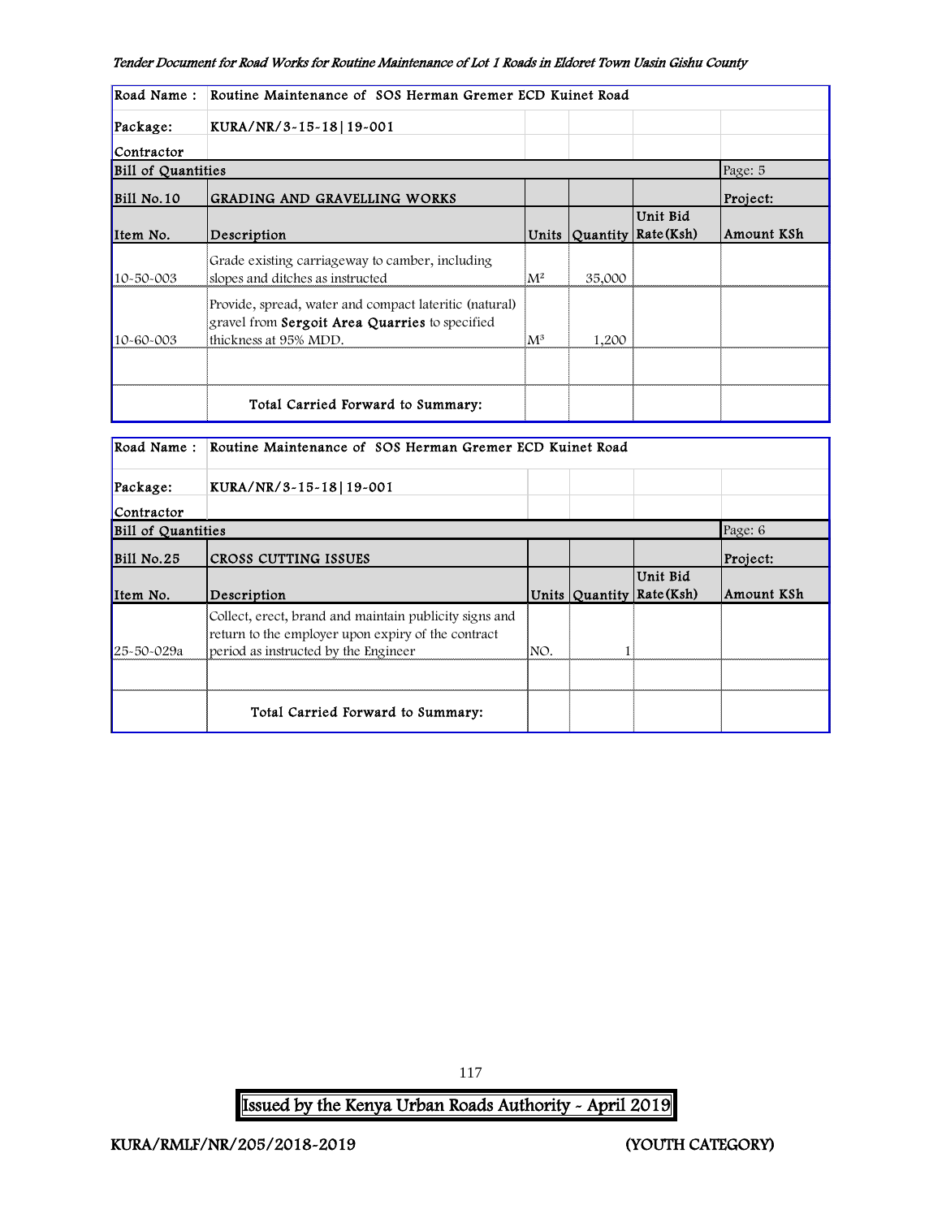| Road Name : | Routine Maintenance of SOS Herman Gremer ECD Kuinet Road | | | | |
|---|---|---|---|---|---|
| Package: | KURA/NR/3-15-18\|19-001 | | | | |
| Contractor | | | | | |
| Bill of Quantities | | | | | Page: 5 |
| Bill No.10 | GRADING AND GRAVELLING WORKS | | | | Project: |
| Item No. | Description | Units | Quantity | Unit Bid Rate(Ksh) | Amount KSh |
| 10-50-003 | Grade existing carriageway to camber, including slopes and ditches as instructed | $M^2$ | 35,000 | | |
| 10-60-003 | Provide, spread, water and compact lateritic (natural) gravel from **Sergoit Area Quarries** to specified thickness at 95% MDD. | $M^3$ | 1,200 | | |
| | | | | | |
| | Total Carried Forward to Summary: | | | | |

| Road Name : | Routine Maintenance of SOS Herman Gremer ECD Kuinet Road | | | | |
|---|---|---|---|---|---|
| Package: | KURA/NR/3-15-18\|19-001 | | | | |
| Contractor | | | | | |
| Bill of Quantities | | | | | Page: 6 |
| Bill No.25 | CROSS CUTTING ISSUES | | | | Project: |
| Item No. | Description | Units | Quantity | Unit Bid Rate(Ksh) | Amount KSh |
| 25-50-029a | Collect, erect, brand and maintain publicity signs and return to the employer upon expiry of the contract period as instructed by the Engineer | NO. | 1 | | |
| | | | | | |
| | Total Carried Forward to Summary: | | | | |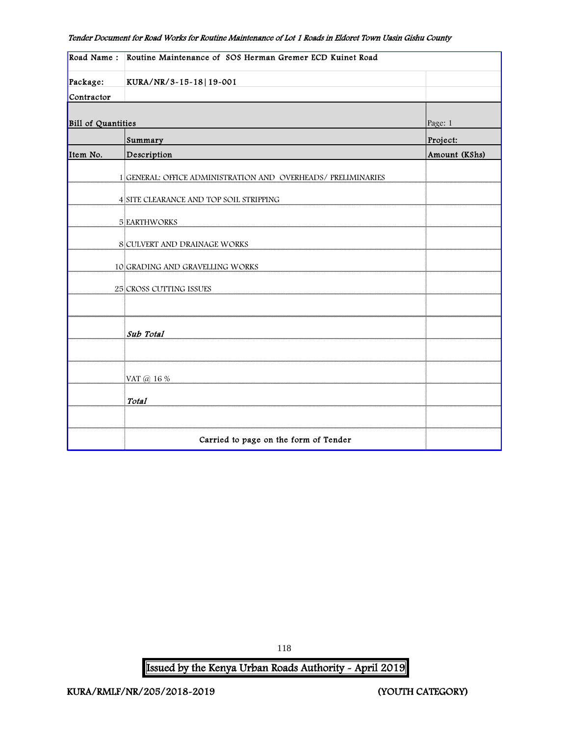| Road Name : | Routine Maintenance of SOS Herman Gremer ECD Kuinet Road | |
|---|---|---|
| Package: | KURA/NR/3-15-18\|19-001 | |
| Contractor | | |
| **Bill of Quantities** | | Page: 1 |
| | Summary | Project: |
| Item No. | Description | Amount (KShs) |
| 1 | GENERAL: OFFICE ADMINISTRATION AND OVERHEADS/ PRELIMINARIES | |
| 4 | SITE CLEARANCE AND TOP SOIL STRIPPING | |
| 5 | EARTHWORKS | |
| 8 | CULVERT AND DRAINAGE WORKS | |
| 10 | GRADING AND GRAVELLING WORKS | |
| 25 | CROSS CUTTING ISSUES | |
| | | |
| | *Sub Total* | |
| | | |
| | VAT @ 16 % | |
| | *Total* | |
| | | |
| | Carried to page on the form of Tender | |

Issued by the Kenya Urban Roads Authority - April 2019

KURA/RMLF/NR/205/2018-2019 (YOUTH CATEGORY)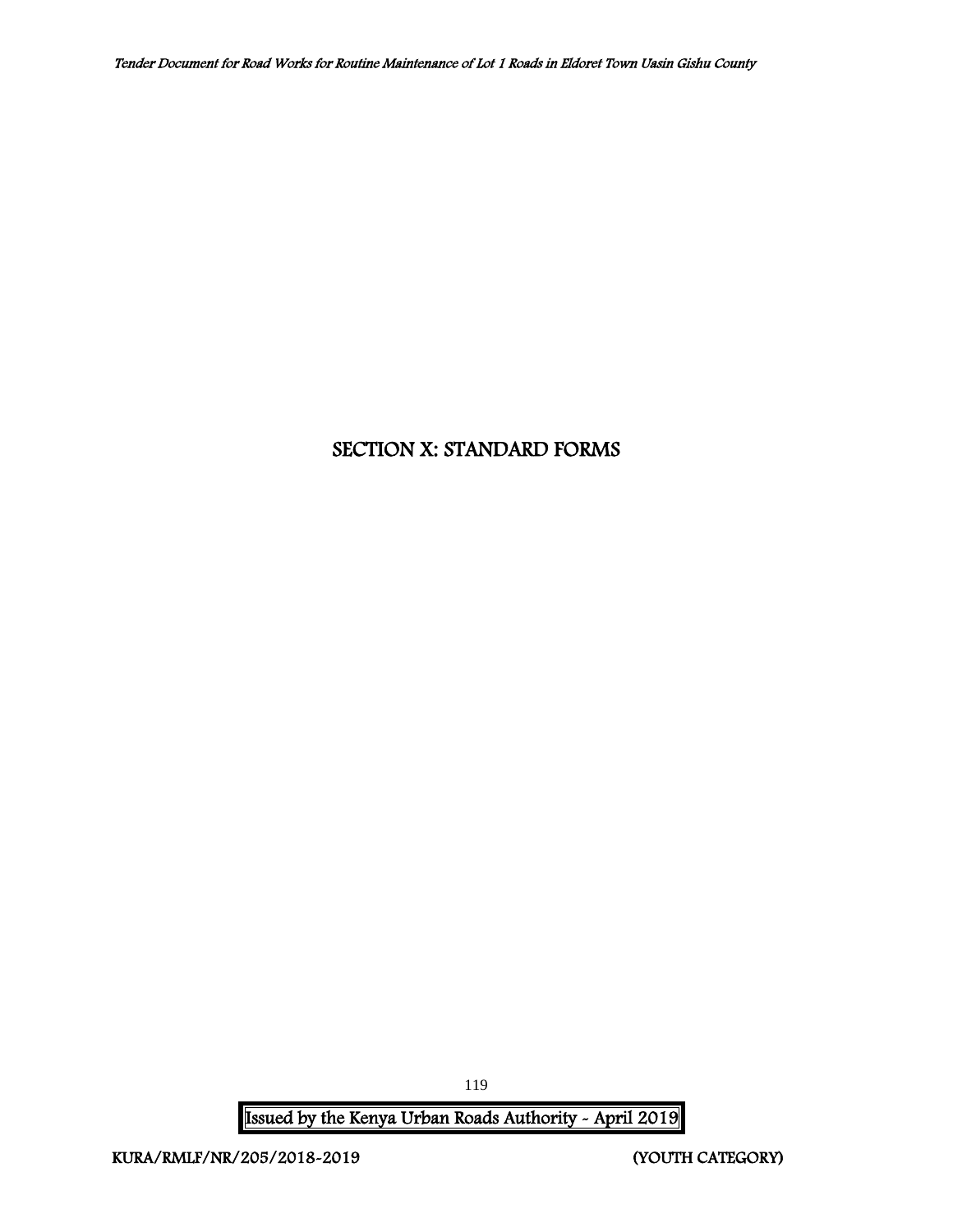# SECTION X: STANDARD FORMS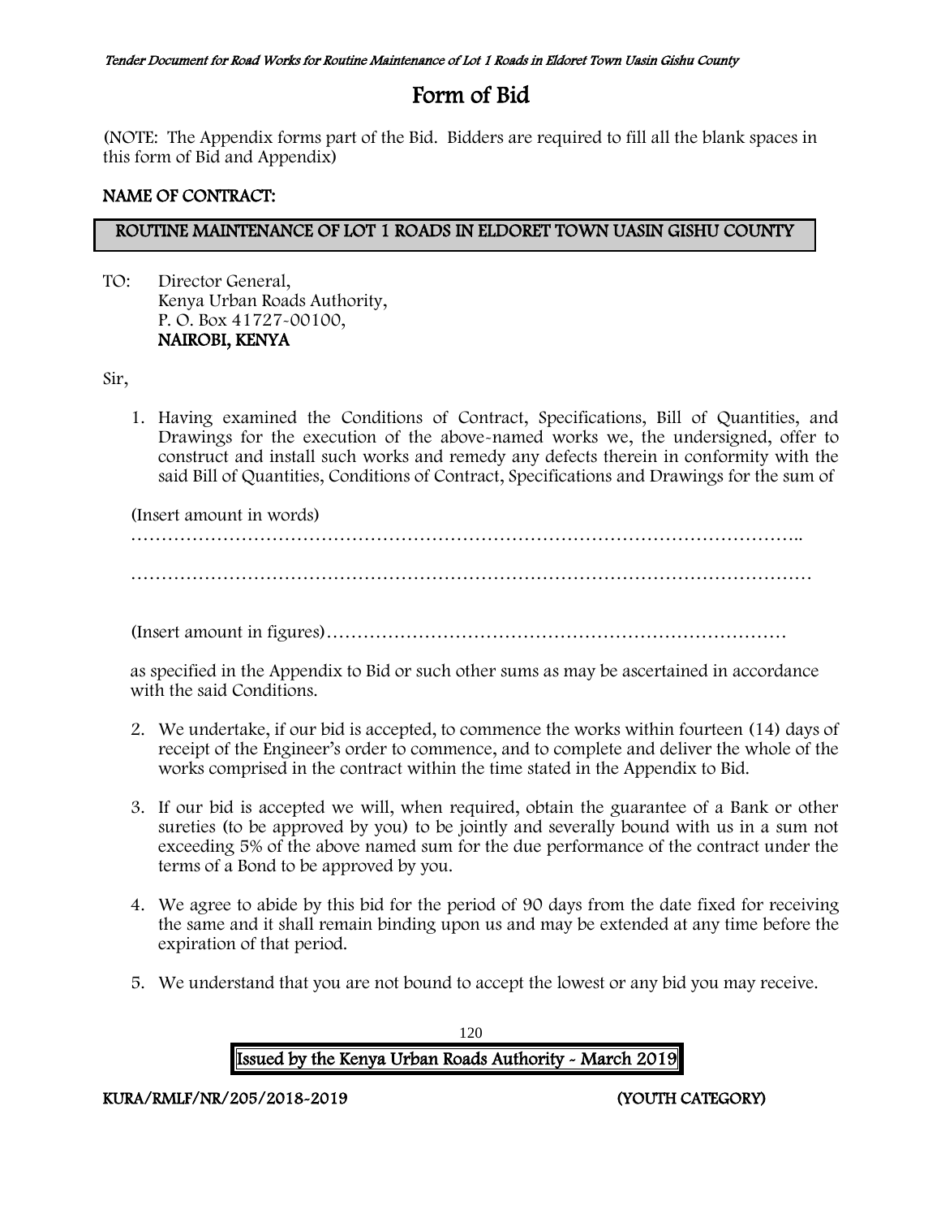# Form of Bid

(NOTE: The Appendix forms part of the Bid. Bidders are required to fill all the blank spaces in this form of Bid and Appendix)

**NAME OF CONTRACT:**

**ROUTINE MAINTENANCE OF LOT 1 ROADS IN ELDORET TOWN UASIN GISHU COUNTY**

TO: Director General,
Kenya Urban Roads Authority,
P. O. Box 41727-00100,
**NAIROBI, KENYA**

Sir,

1. Having examined the Conditions of Contract, Specifications, Bill of Quantities, and Drawings for the execution of the above-named works we, the undersigned, offer to construct and install such works and remedy any defects therein in conformity with the said Bill of Quantities, Conditions of Contract, Specifications and Drawings for the sum of

   (Insert amount in words)
   ………………………………………………………………………………………………..

   ………………………………………………………………………………………………

   (Insert amount in figures)…………………………………………………………………

   as specified in the Appendix to Bid or such other sums as may be ascertained in accordance with the said Conditions.

2. We undertake, if our bid is accepted, to commence the works within fourteen (14) days of receipt of the Engineer's order to commence, and to complete and deliver the whole of the works comprised in the contract within the time stated in the Appendix to Bid.

3. If our bid is accepted we will, when required, obtain the guarantee of a Bank or other sureties (to be approved by you) to be jointly and severally bound with us in a sum not exceeding 5% of the above named sum for the due performance of the contract under the terms of a Bond to be approved by you.

4. We agree to abide by this bid for the period of 90 days from the date fixed for receiving the same and it shall remain binding upon us and may be extended at any time before the expiration of that period.

5. We understand that you are not bound to accept the lowest or any bid you may receive.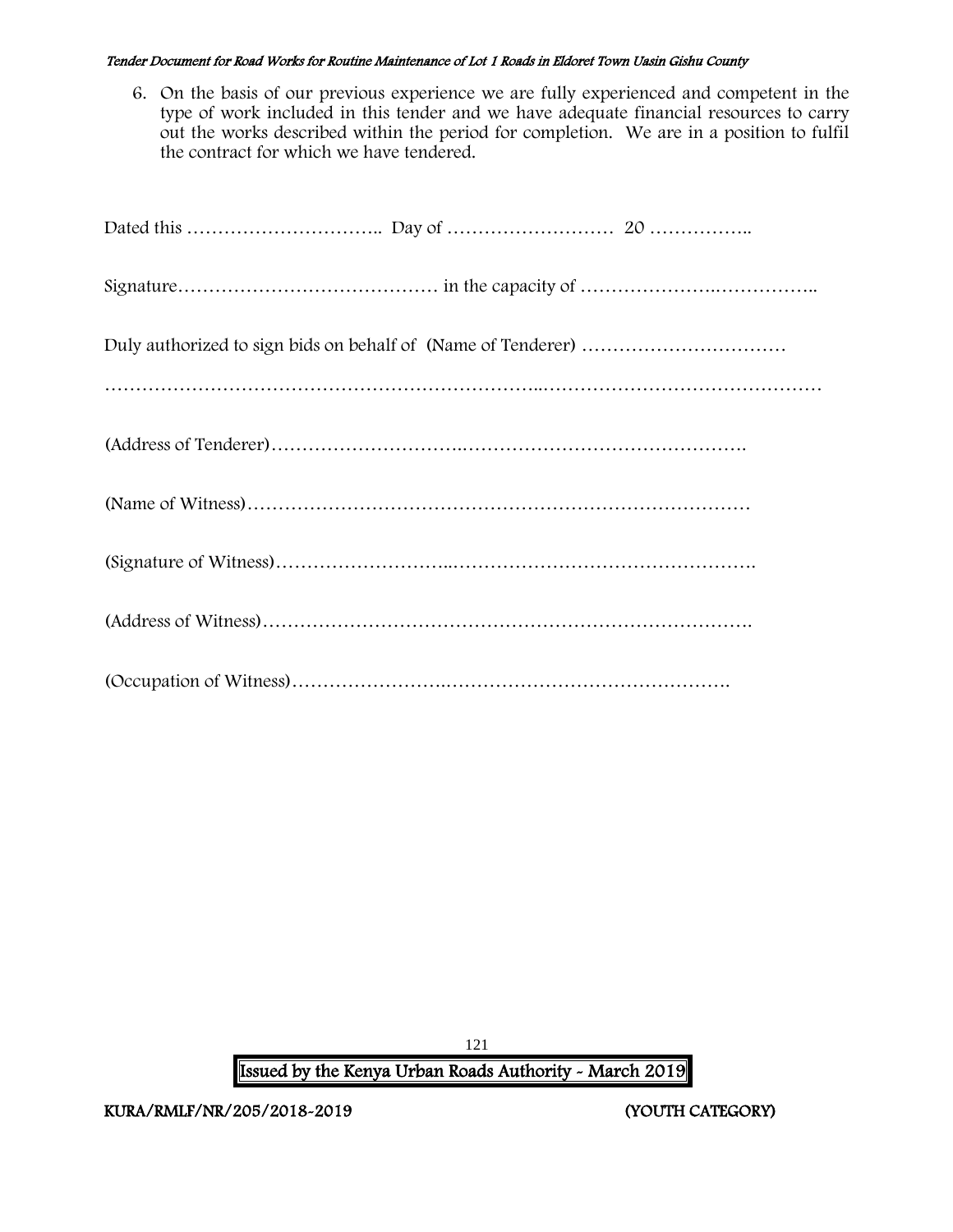6. On the basis of our previous experience we are fully experienced and competent in the type of work included in this tender and we have adequate financial resources to carry out the works described within the period for completion. We are in a position to fulfil the contract for which we have tendered.

Dated this ………………………….. Day of ……………………… 20 ……………..

Signature…………………………………… in the capacity of ………………….……………..

Duly authorized to sign bids on behalf of (Name of Tenderer) ……………………………

…………………………………………………………..………………………………………

(Address of Tenderer)…………………………..……………………………………….

(Name of Witness)…………………………………………………………………….

(Signature of Witness)……………………….………………………………………….

(Address of Witness)………………………………………………………………….

(Occupation of Witness)……………………..……………………………….……….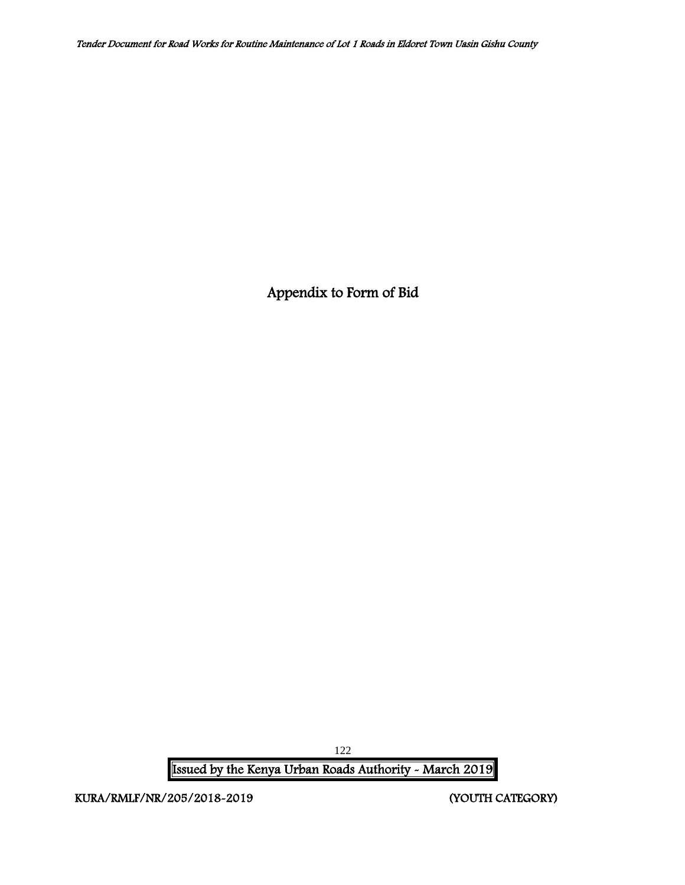# Appendix to Form of Bid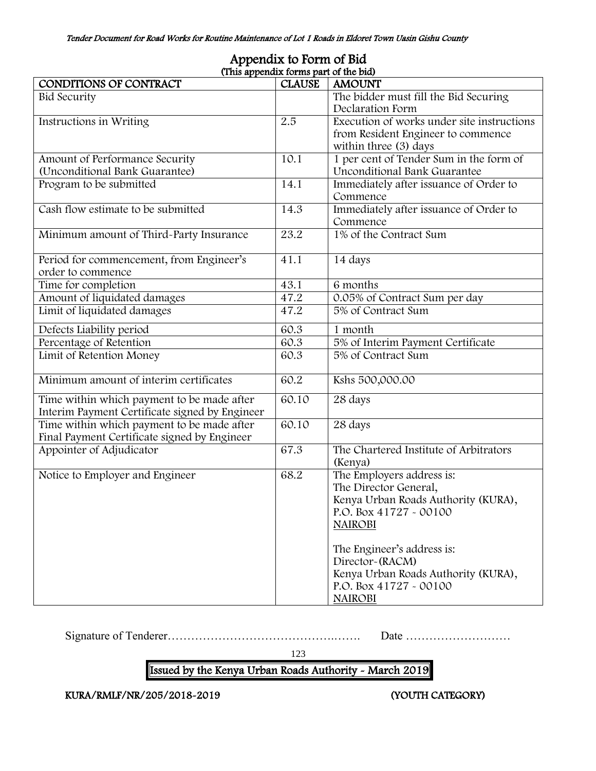## Appendix to Form of Bid

(This appendix forms part of the bid)

| CONDITIONS OF CONTRACT | CLAUSE | AMOUNT |
|---|---|---|
| Bid Security | | The bidder must fill the Bid Securing Declaration Form |
| Instructions in Writing | 2.5 | Execution of works under site instructions from Resident Engineer to commence within three (3) days |
| Amount of Performance Security (Unconditional Bank Guarantee) | 10.1 | 1 per cent of Tender Sum in the form of Unconditional Bank Guarantee |
| Program to be submitted | 14.1 | Immediately after issuance of Order to Commence |
| Cash flow estimate to be submitted | 14.3 | Immediately after issuance of Order to Commence |
| Minimum amount of Third-Party Insurance | 23.2 | 1% of the Contract Sum |
| Period for commencement, from Engineer's order to commence | 41.1 | 14 days |
| Time for completion | 43.1 | 6 months |
| Amount of liquidated damages | 47.2 | 0.05% of Contract Sum per day |
| Limit of liquidated damages | 47.2 | 5% of Contract Sum |
| Defects Liability period | 60.3 | 1 month |
| Percentage of Retention | 60.3 | 5% of Interim Payment Certificate |
| Limit of Retention Money | 60.3 | 5% of Contract Sum |
| Minimum amount of interim certificates | 60.2 | Kshs 500,000.00 |
| Time within which payment to be made after Interim Payment Certificate signed by Engineer | 60.10 | 28 days |
| Time within which payment to be made after Final Payment Certificate signed by Engineer | 60.10 | 28 days |
| Appointer of Adjudicator | 67.3 | The Chartered Institute of Arbitrators (Kenya) |
| Notice to Employer and Engineer | 68.2 | The Employers address is:<br>The Director General,<br>Kenya Urban Roads Authority (KURA),<br>P.O. Box 41727 - 00100<br>NAIROBI<br><br>The Engineer's address is:<br>Director-(RACM)<br>Kenya Urban Roads Authority (KURA),<br>P.O. Box 41727 - 00100<br>NAIROBI |

Signature of Tenderer………………………………………….……. Date ………………………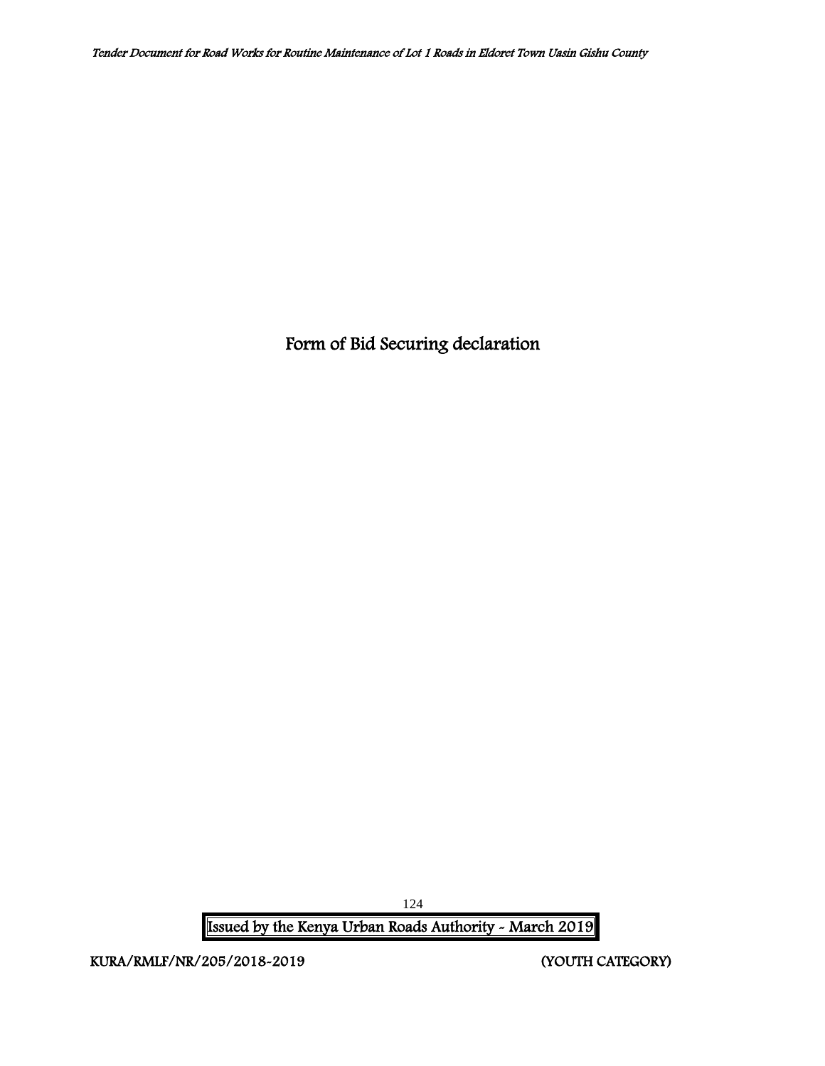# Form of Bid Securing declaration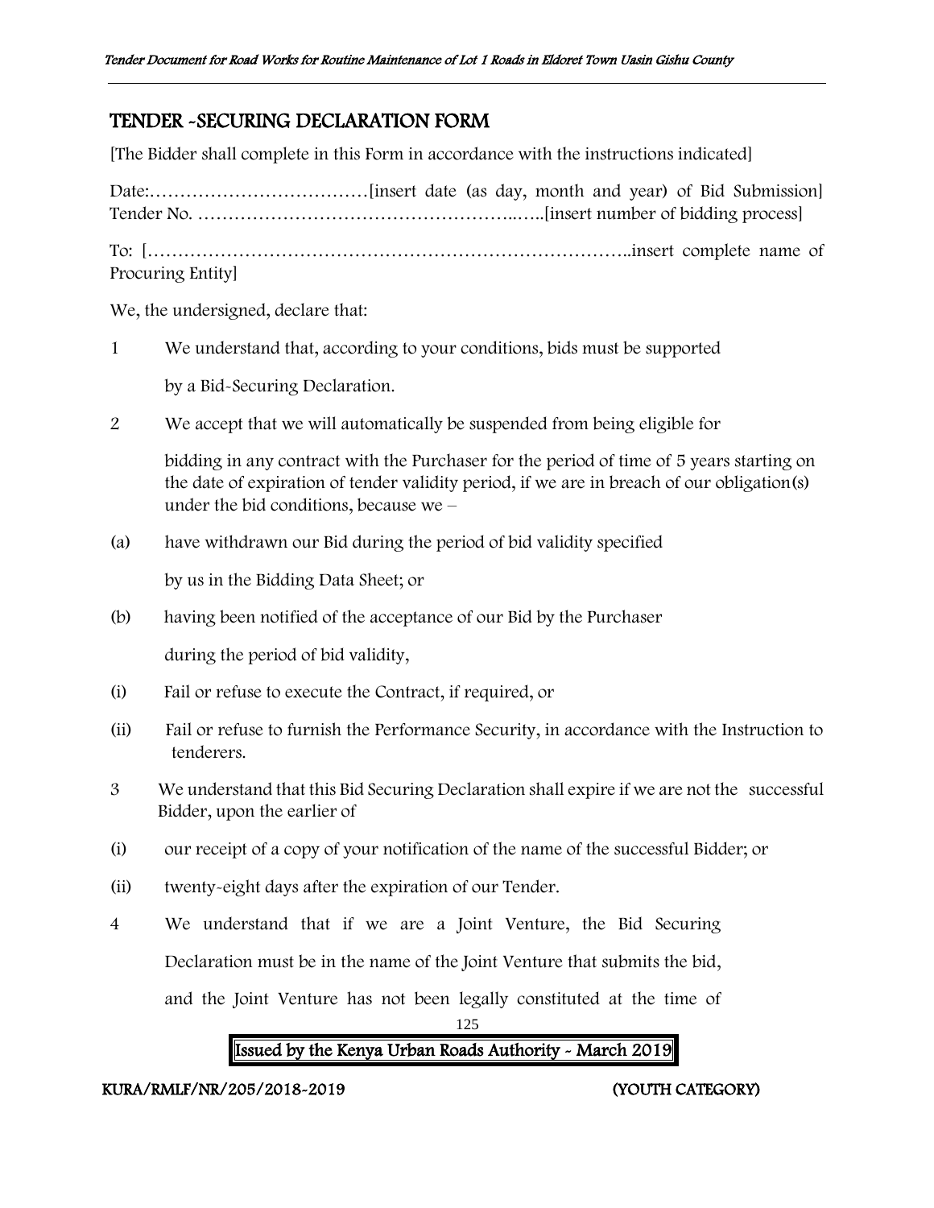## TENDER -SECURING DECLARATION FORM

[The Bidder shall complete in this Form in accordance with the instructions indicated]

Date:………………………………[insert date (as day, month and year) of Bid Submission] Tender No. …………………………………………..…..[insert number of bidding process]

To: [………………………………………………………………………..insert complete name of Procuring Entity]

We, the undersigned, declare that:

1 We understand that, according to your conditions, bids must be supported

by a Bid-Securing Declaration.

2 We accept that we will automatically be suspended from being eligible for

bidding in any contract with the Purchaser for the period of time of 5 years starting on the date of expiration of tender validity period, if we are in breach of our obligation(s) under the bid conditions, because we –

(a) have withdrawn our Bid during the period of bid validity specified

by us in the Bidding Data Sheet; or

(b) having been notified of the acceptance of our Bid by the Purchaser

during the period of bid validity,

(i) Fail or refuse to execute the Contract, if required, or

(ii) Fail or refuse to furnish the Performance Security, in accordance with the Instruction to tenderers.

3 We understand that this Bid Securing Declaration shall expire if we are not the successful Bidder, upon the earlier of

(i) our receipt of a copy of your notification of the name of the successful Bidder; or

(ii) twenty-eight days after the expiration of our Tender.

4 We understand that if we are a Joint Venture, the Bid Securing

Declaration must be in the name of the Joint Venture that submits the bid,

and the Joint Venture has not been legally constituted at the time of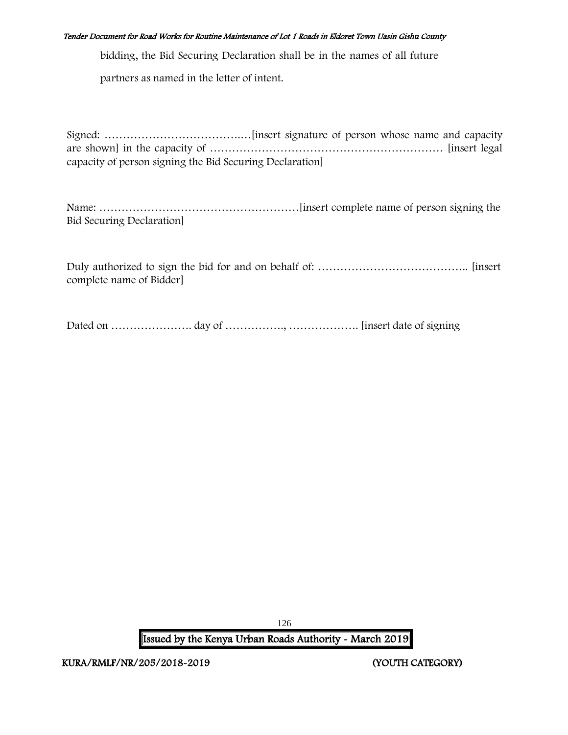bidding, the Bid Securing Declaration shall be in the names of all future partners as named in the letter of intent.

Signed: ………………………………..…[insert signature of person whose name and capacity are shown] in the capacity of ……………………………………………………… [insert legal capacity of person signing the Bid Securing Declaration]

Name: ………………………………………………[insert complete name of person signing the Bid Securing Declaration]

Duly authorized to sign the bid for and on behalf of: ………………………………….. [insert complete name of Bidder]

Dated on …………………. day of ……………., ………………. [insert date of signing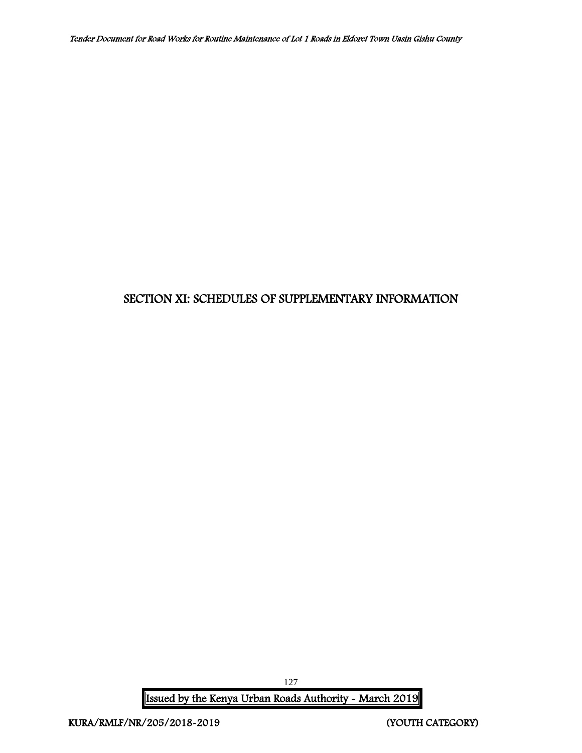# SECTION XI: SCHEDULES OF SUPPLEMENTARY INFORMATION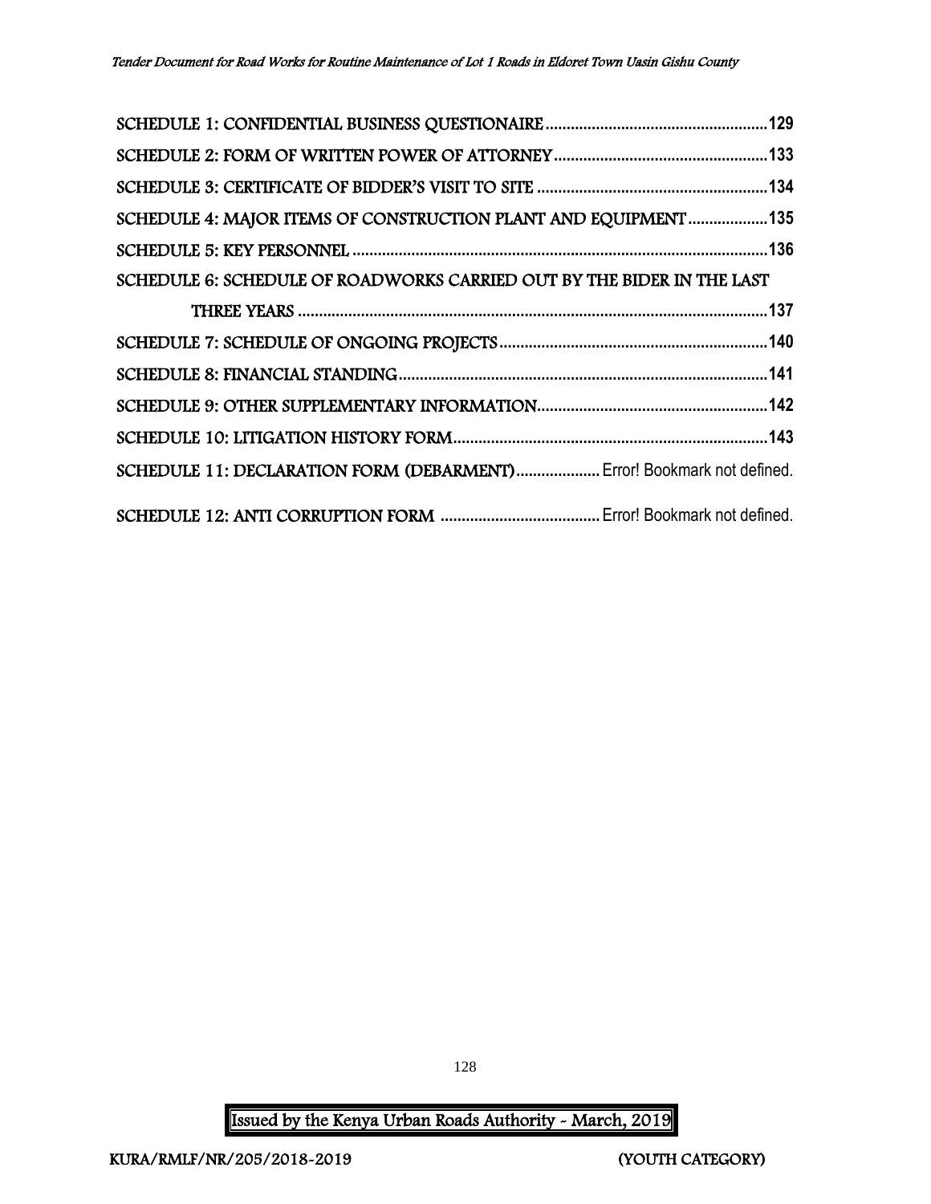SCHEDULE 1: CONFIDENTIAL BUSINESS QUESTIONAIRE ........................................................129

SCHEDULE 2: FORM OF WRITTEN POWER OF ATTORNEY .....................................................133

SCHEDULE 3: CERTIFICATE OF BIDDER'S VISIT TO SITE ......................................................134

SCHEDULE 4: MAJOR ITEMS OF CONSTRUCTION PLANT AND EQUIPMENT ...................135

SCHEDULE 5: KEY PERSONNEL ..................................................................................................136

SCHEDULE 6: SCHEDULE OF ROADWORKS CARRIED OUT BY THE BIDER IN THE LAST THREE YEARS ................................................................................................................137

SCHEDULE 7: SCHEDULE OF ONGOING PROJECTS ...............................................................140

SCHEDULE 8: FINANCIAL STANDING .......................................................................................141

SCHEDULE 9: OTHER SUPPLEMENTARY INFORMATION ......................................................142

SCHEDULE 10: LITIGATION HISTORY FORM ...........................................................................143

SCHEDULE 11: DECLARATION FORM (DEBARMENT) .................... Error! Bookmark not defined.

SCHEDULE 12: ANTI CORRUPTION FORM ...................................... Error! Bookmark not defined.

Issued by the Kenya Urban Roads Authority - March, 2019

KURA/RMLF/NR/205/2018-2019 (YOUTH CATEGORY)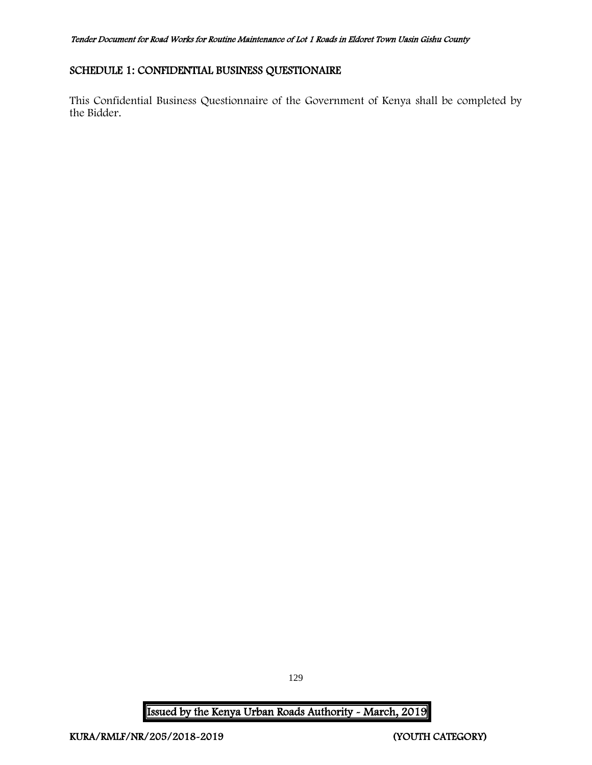## SCHEDULE 1: CONFIDENTIAL BUSINESS QUESTIONAIRE

This Confidential Business Questionnaire of the Government of Kenya shall be completed by the Bidder.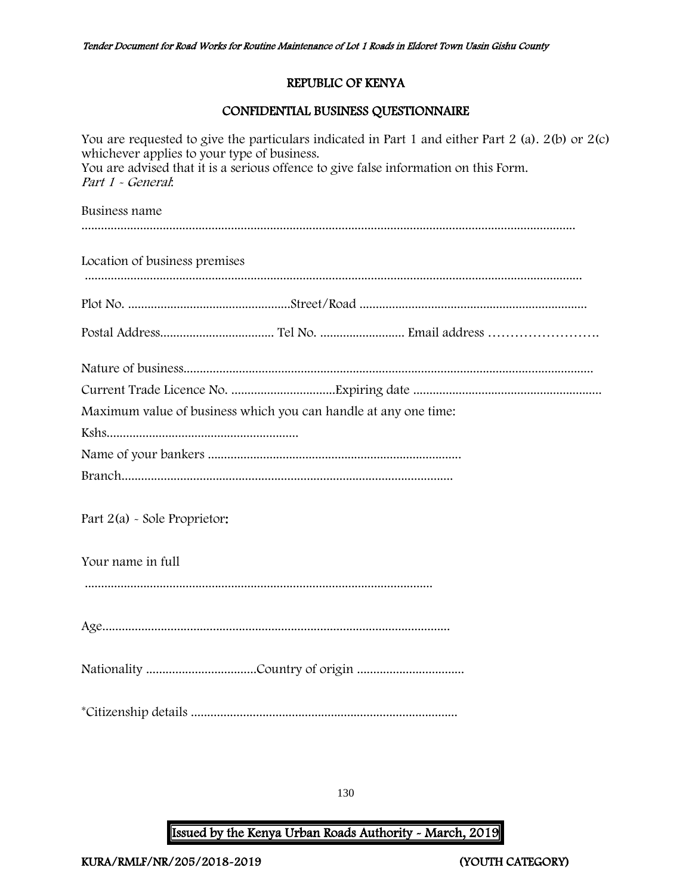# REPUBLIC OF KENYA

## CONFIDENTIAL BUSINESS QUESTIONNAIRE

You are requested to give the particulars indicated in Part 1 and either Part 2 (a). 2(b) or 2(c) whichever applies to your type of business.
You are advised that it is a serious offence to give false information on this Form.
*Part 1 - General*:

Business name
…………………………………………………………………………………………………………………………

Location of business premises
…………………………………………………………………………………………………………………………

Plot No. …………………………………………Street/Road ……………………………………………………………

Postal Address…………………………… Tel No. ……………………. Email address …………………….

Nature of business…………………………………………………………………………………………………
Current Trade Licence No. ……………………………Expiring date ……………………………………………
Maximum value of business which you can handle at any one time:
Kshs…………………………………………………
Name of your bankers ……………………………………………………………………
Branch………………………………………………………………………………………

Part 2(a) - Sole Proprietor:

Your name in full
……………………………………………………………………………………………

Age……………………………………………………………………………………………

Nationality ……………………………Country of origin ……………………………

*Citizenship details …………………………………………………………………………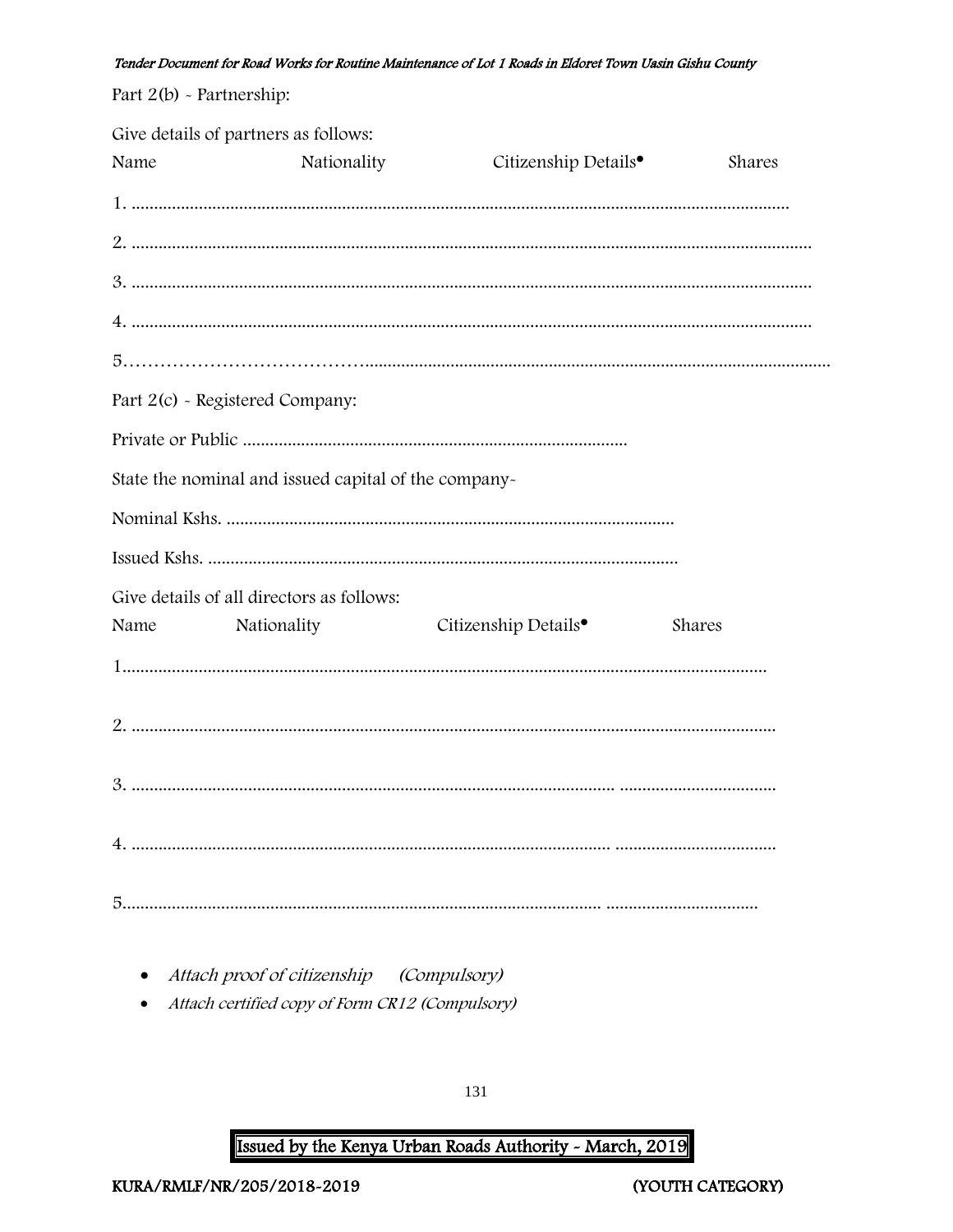Part 2(b) - Partnership:

Give details of partners as follows:

Name Nationality Citizenship Details• Shares

1. ..................................................................................................................................................

2. ......................................................................................................................................................

3. ......................................................................................................................................................

4. ......................................................................................................................................................

5………………………………......................................................................................................................

Part 2(c) - Registered Company:

Private or Public .....................................................................................

State the nominal and issued capital of the company-

Nominal Kshs. ...................................................................................................

Issued Kshs. ........................................................................................................

Give details of all directors as follows:

Name Nationality Citizenship Details• Shares

1..............................................................................................................................................

2. ...............................................................................................................................................

3. ........................................................................................................... ...................................

4. .......................................................................................................... ...................................

5.......................................................................................................... .................................

- *Attach proof of citizenship (Compulsory)*
- *Attach certified copy of Form CR12 (Compulsory)*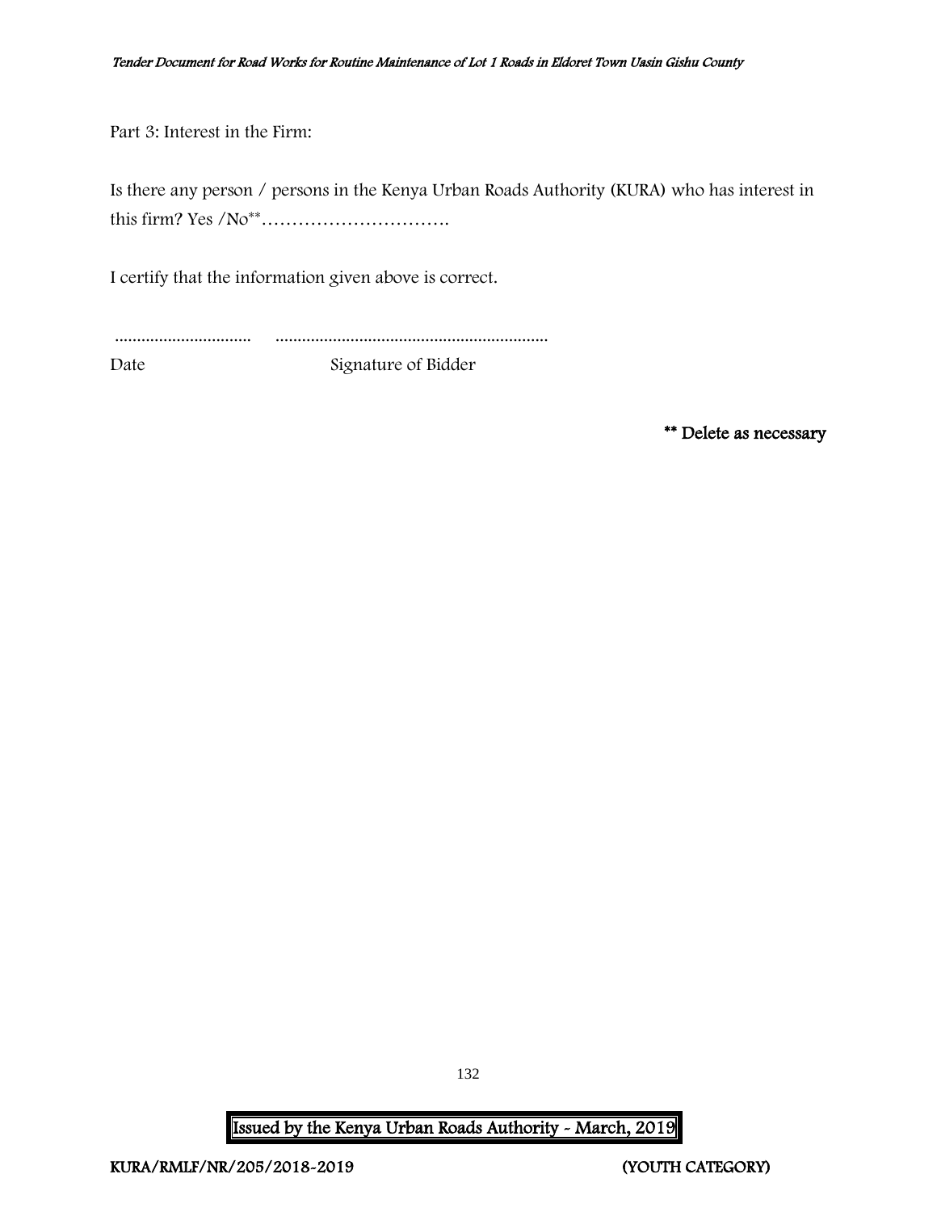Part 3: Interest in the Firm:

Is there any person / persons in the Kenya Urban Roads Authority (KURA) who has interest in this firm? Yes /No** ………………………….

I certify that the information given above is correct.

............................... .............................................................

Date Signature of Bidder

**** Delete as necessary**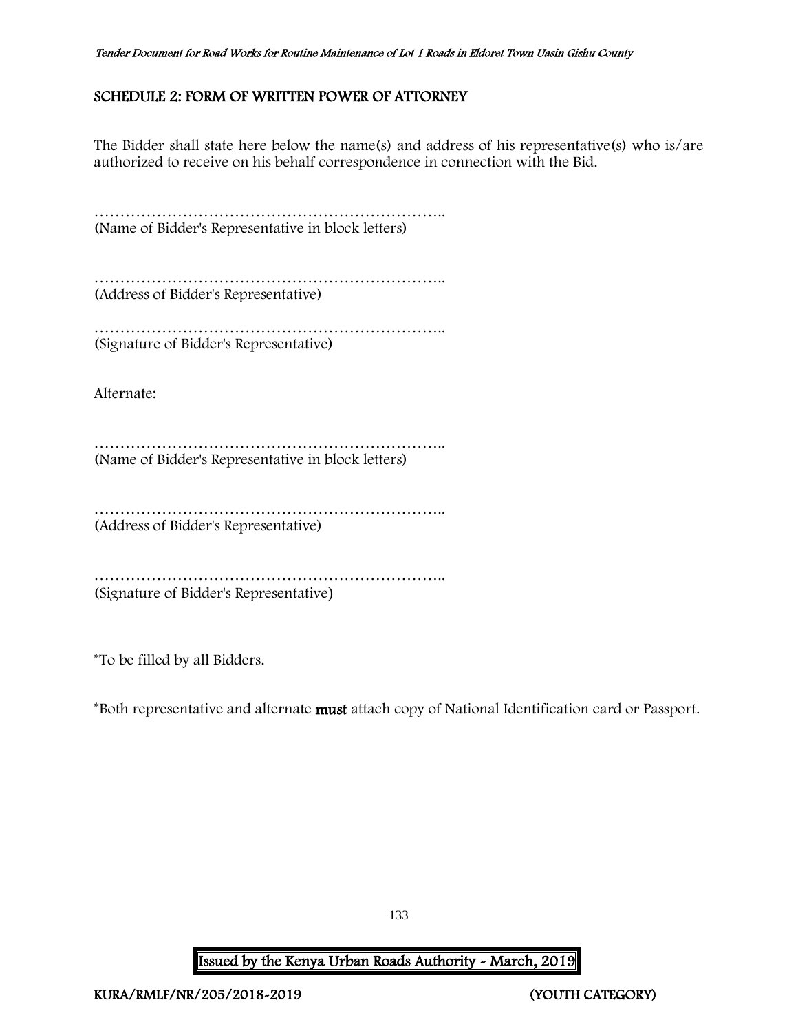## SCHEDULE 2: FORM OF WRITTEN POWER OF ATTORNEY

The Bidder shall state here below the name(s) and address of his representative(s) who is/are authorized to receive on his behalf correspondence in connection with the Bid.

…………………………………………………………..
(Name of Bidder's Representative in block letters)

…………………………………………………………..
(Address of Bidder's Representative)

…………………………………………………………..
(Signature of Bidder's Representative)

Alternate:

…………………………………………………………..
(Name of Bidder's Representative in block letters)

…………………………………………………………..
(Address of Bidder's Representative)

…………………………………………………………..
(Signature of Bidder's Representative)

*To be filled by all Bidders.

*Both representative and alternate **must** attach copy of National Identification card or Passport.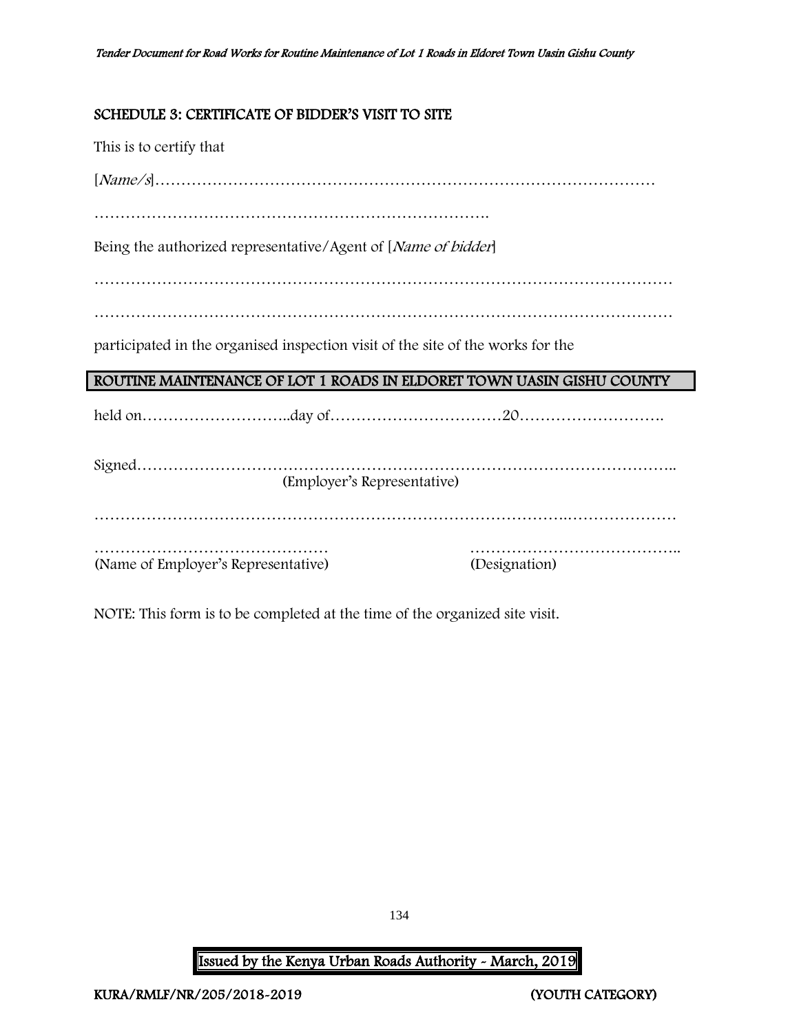## SCHEDULE 3: CERTIFICATE OF BIDDER'S VISIT TO SITE

This is to certify that

[*Name/s*]……………………………………………………………………………………

…………………………………………………………………….

Being the authorized representative/Agent of [*Name of bidder*]

…………………………………………………………………………………………………

…………………………………………………………………………………………………

participated in the organised inspection visit of the site of the works for the

**ROUTINE MAINTENANCE OF LOT 1 ROADS IN ELDORET TOWN UASIN GISHU COUNTY**

held on………………………..day of……………………………20……………………….

Signed………………………………………………………………………………………..
(Employer's Representative)

…………………………………………………………………………….…………………

……………………………………… (Name of Employer's Representative)

………………………………….. (Designation)

NOTE: This form is to be completed at the time of the organized site visit.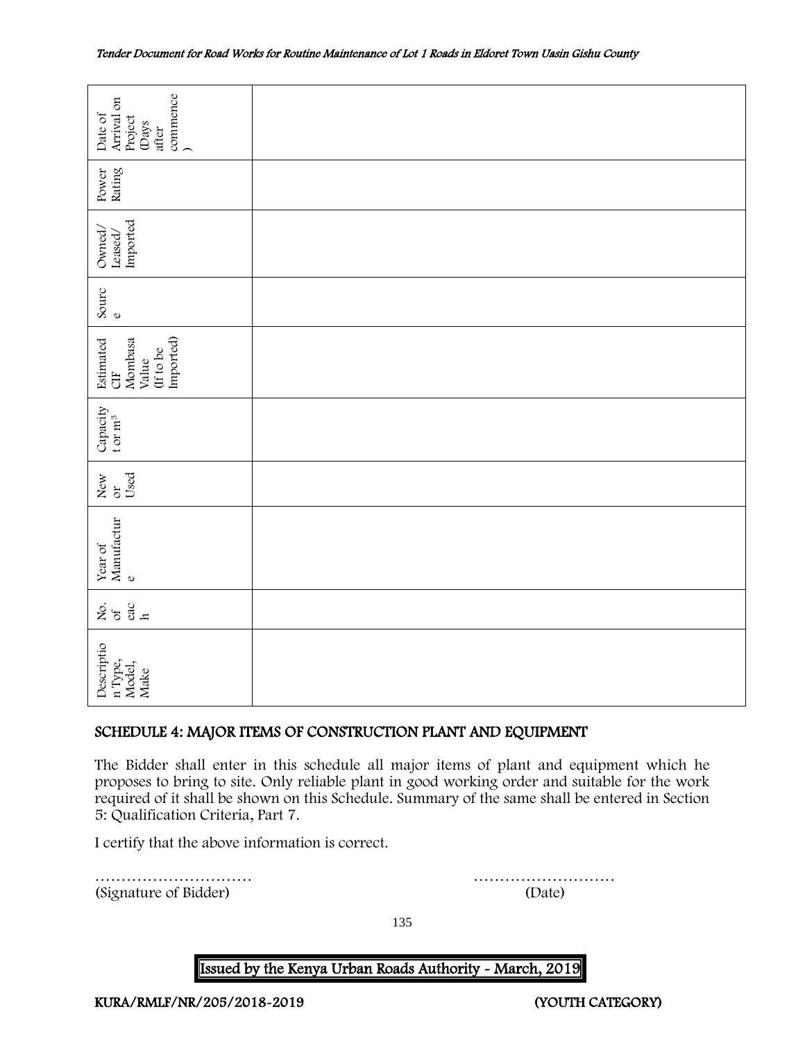| Description Type, Model, Make | No. of each | Year of Manufacture | New or Used | Capacity t or m³ | Estimated CIF Mombasa Value (If to be Imported) | Source | Owned/ Leased/ Imported | Power Rating | Date of Arrival on Project (Days after commence) |
|---|---|---|---|---|---|---|---|---|---|
| | | | | | | | | | |

## SCHEDULE 4: MAJOR ITEMS OF CONSTRUCTION PLANT AND EQUIPMENT

The Bidder shall enter in this schedule all major items of plant and equipment which he proposes to bring to site. Only reliable plant in good working order and suitable for the work required of it shall be shown on this Schedule. Summary of the same shall be entered in Section 5: Qualification Criteria, Part 7.

I certify that the above information is correct.

………………………… ………………………
(Signature of Bidder) (Date)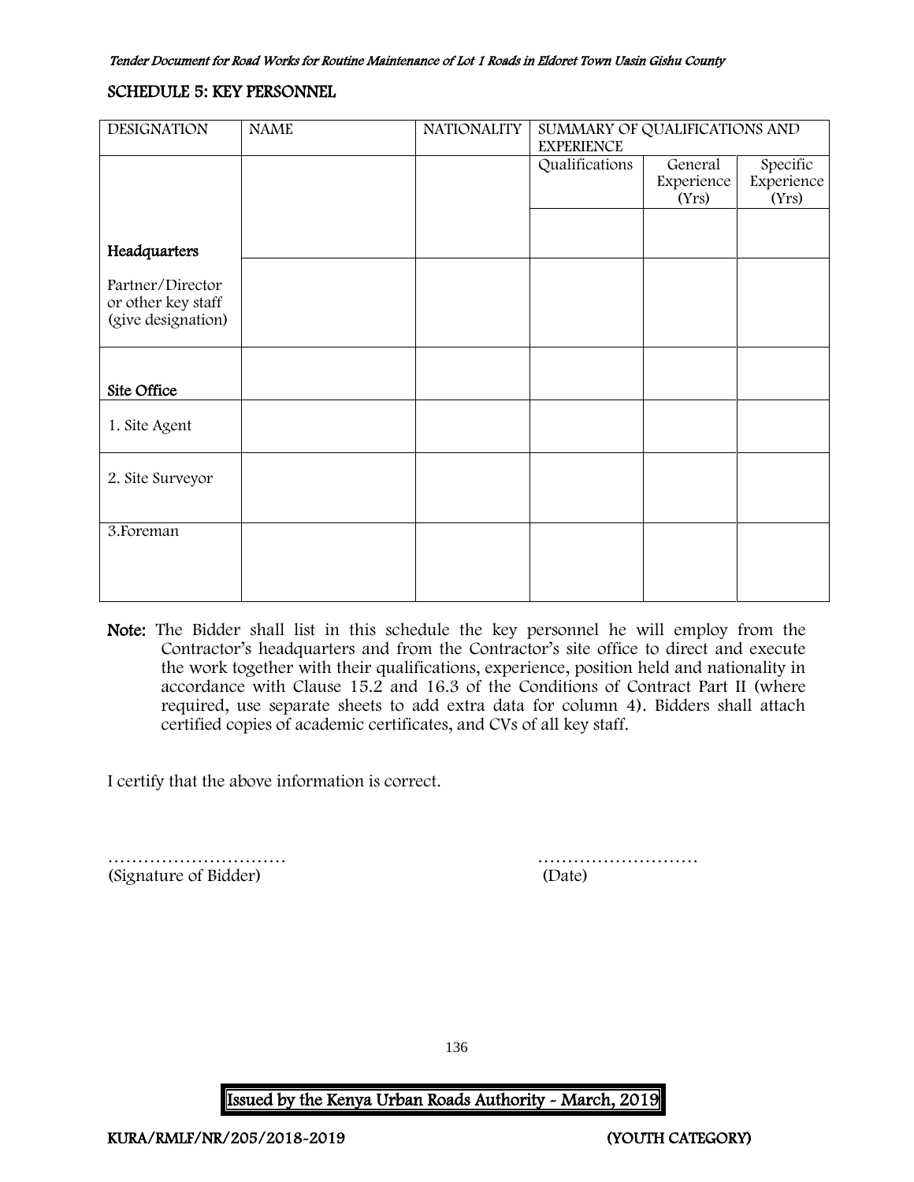## SCHEDULE 5: KEY PERSONNEL

| DESIGNATION | NAME | NATIONALITY | SUMMARY OF QUALIFICATIONS AND EXPERIENCE | | |
|---|---|---|---|---|---|
| | | | Qualifications | General Experience (Yrs) | Specific Experience (Yrs) |
| **Headquarters** | | | | | |
| Partner/Director or other key staff (give designation) | | | | | |
| **Site Office** | | | | | |
| 1. Site Agent | | | | | |
| 2. Site Surveyor | | | | | |
| 3.Foreman | | | | | |

**Note:** The Bidder shall list in this schedule the key personnel he will employ from the Contractor's headquarters and from the Contractor's site office to direct and execute the work together with their qualifications, experience, position held and nationality in accordance with Clause 15.2 and 16.3 of the Conditions of Contract Part II (where required, use separate sheets to add extra data for column 4). Bidders shall attach certified copies of academic certificates, and CVs of all key staff.

I certify that the above information is correct.

………………………… ………………………

(Signature of Bidder) (Date)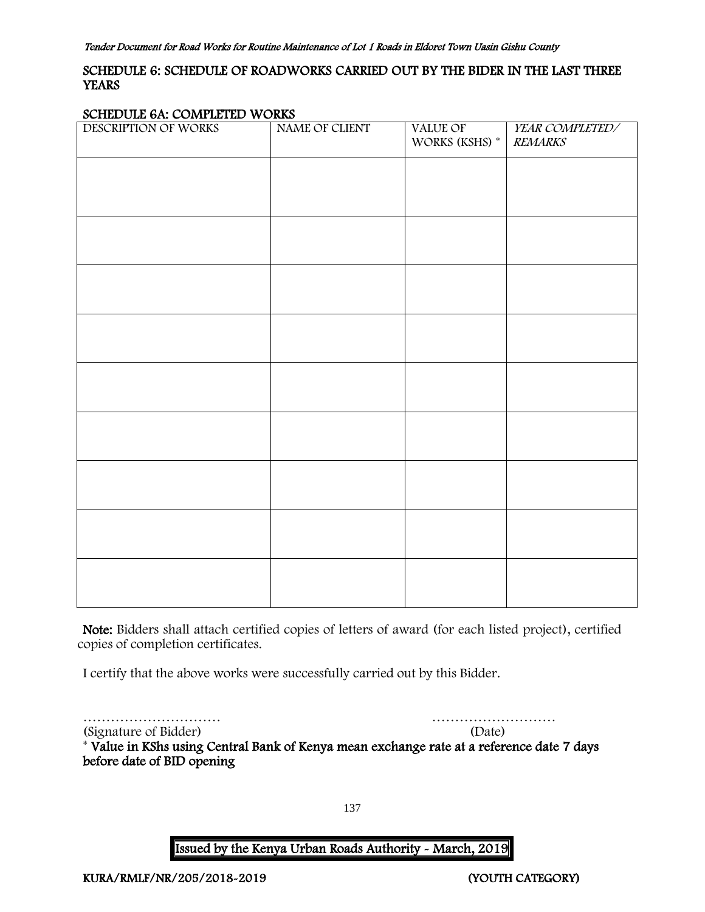## SCHEDULE 6: SCHEDULE OF ROADWORKS CARRIED OUT BY THE BIDER IN THE LAST THREE YEARS

### SCHEDULE 6A: COMPLETED WORKS

| DESCRIPTION OF WORKS | NAME OF CLIENT | VALUE OF WORKS (KSHS) * | *YEAR COMPLETED/ REMARKS* |
|---|---|---|---|
| | | | |
| | | | |
| | | | |
| | | | |
| | | | |
| | | | |
| | | | |
| | | | |
| | | | |

**Note:** Bidders shall attach certified copies of letters of award (for each listed project), certified copies of completion certificates.

I certify that the above works were successfully carried out by this Bidder.

………………………… ………………………

(Signature of Bidder) (Date)

\* **Value in KShs using Central Bank of Kenya mean exchange rate at a reference date 7 days before date of BID opening**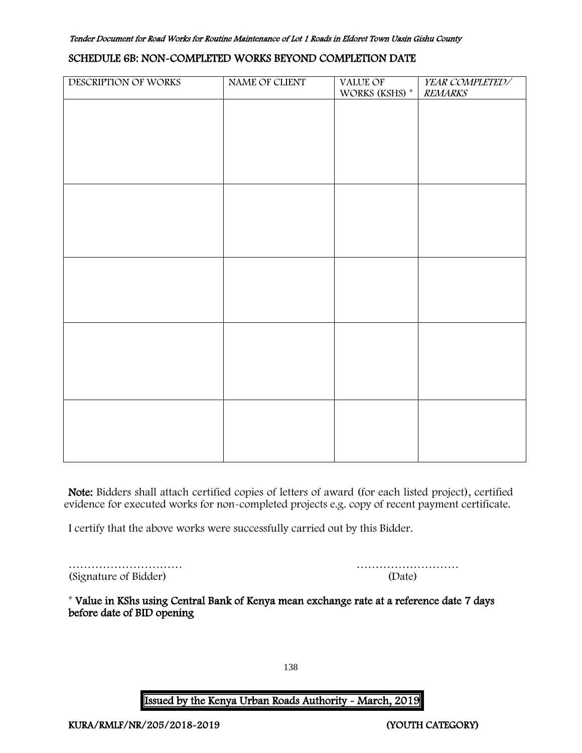## SCHEDULE 6B: NON-COMPLETED WORKS BEYOND COMPLETION DATE

| DESCRIPTION OF WORKS | NAME OF CLIENT | VALUE OF WORKS (KSHS) * | *YEAR COMPLETED/ REMARKS* |
|---|---|---|---|
| | | | |
| | | | |
| | | | |
| | | | |
| | | | |

**Note:** Bidders shall attach certified copies of letters of award (for each listed project), certified evidence for executed works for non-completed projects e.g. copy of recent payment certificate.

I certify that the above works were successfully carried out by this Bidder.

………………………… (Signature of Bidder)

……………………… (Date)

**\* Value in KShs using Central Bank of Kenya mean exchange rate at a reference date 7 days before date of BID opening**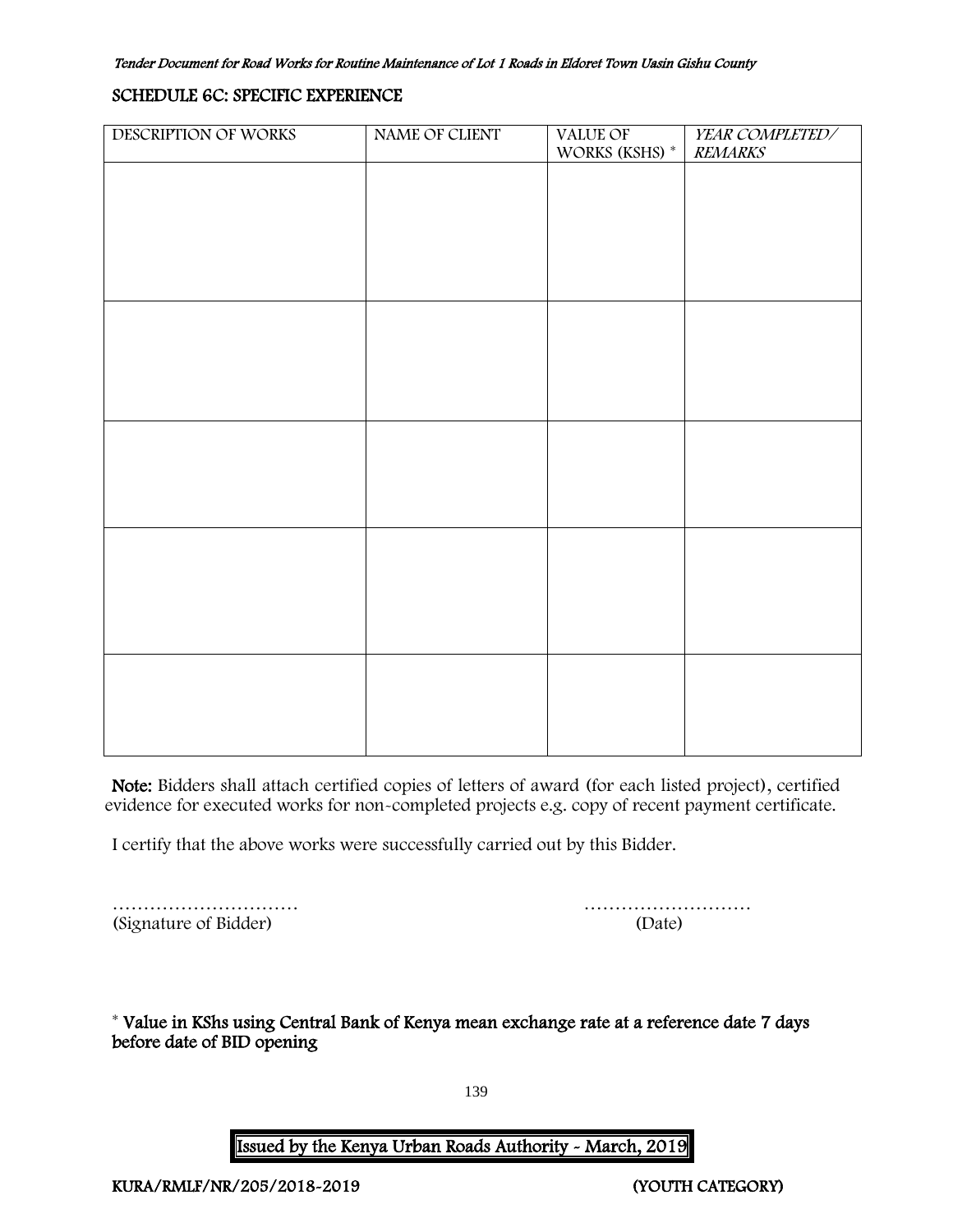## SCHEDULE 6C: SPECIFIC EXPERIENCE

| DESCRIPTION OF WORKS | NAME OF CLIENT | VALUE OF WORKS (KSHS) * | *YEAR COMPLETED/ REMARKS* |
|---|---|---|---|
| | | | |
| | | | |
| | | | |
| | | | |
| | | | |

**Note:** Bidders shall attach certified copies of letters of award (for each listed project), certified evidence for executed works for non-completed projects e.g. copy of recent payment certificate.

I certify that the above works were successfully carried out by this Bidder.

………………………… (Signature of Bidder)

……………………… (Date)

**\* Value in KShs using Central Bank of Kenya mean exchange rate at a reference date 7 days before date of BID opening**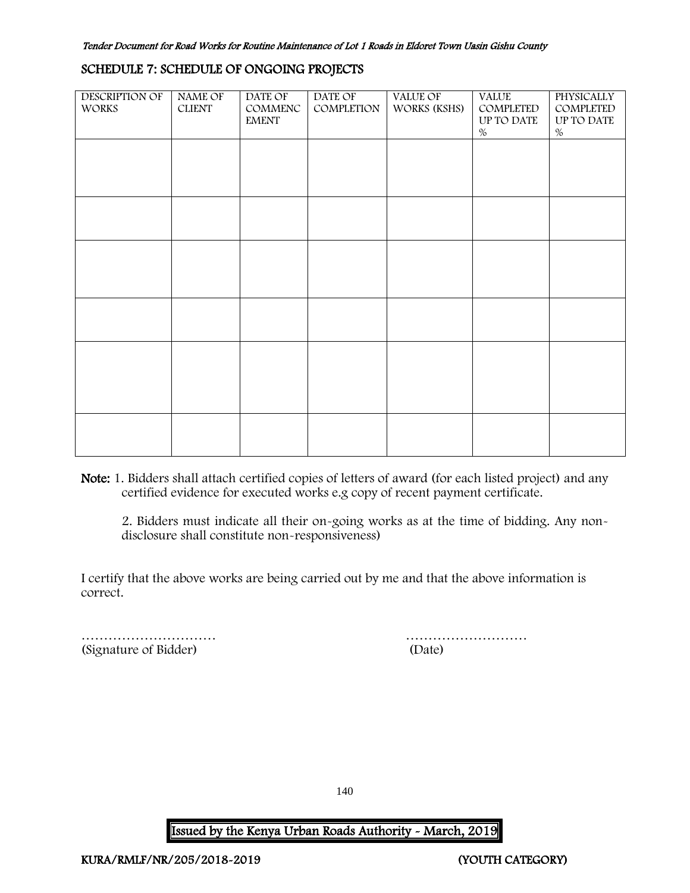## SCHEDULE 7: SCHEDULE OF ONGOING PROJECTS

| DESCRIPTION OF WORKS | NAME OF CLIENT | DATE OF COMMENCEMENT | DATE OF COMPLETION | VALUE OF WORKS (KSHS) | VALUE COMPLETED UP TO DATE % | PHYSICALLY COMPLETED UP TO DATE % |
|---|---|---|---|---|---|---|
| | | | | | | |
| | | | | | | |
| | | | | | | |
| | | | | | | |
| | | | | | | |
| | | | | | | |

**Note:** 1. Bidders shall attach certified copies of letters of award (for each listed project) and any certified evidence for executed works e.g copy of recent payment certificate.

2. Bidders must indicate all their on-going works as at the time of bidding. Any non-disclosure shall constitute non-responsiveness)

I certify that the above works are being carried out by me and that the above information is correct.

………………………… ………………………
(Signature of Bidder) (Date)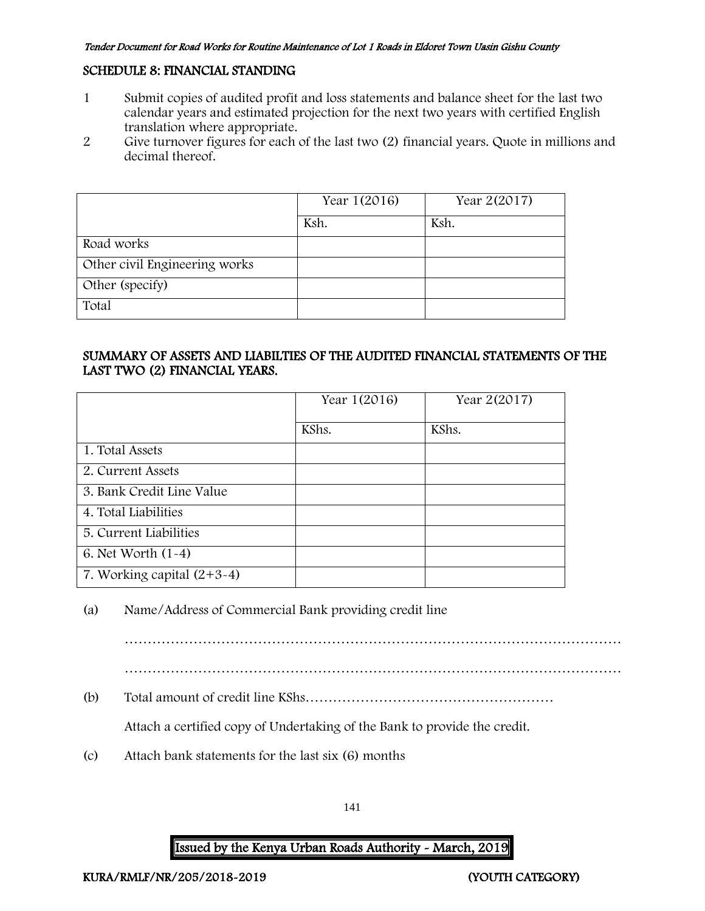## SCHEDULE 8: FINANCIAL STANDING

1. Submit copies of audited profit and loss statements and balance sheet for the last two calendar years and estimated projection for the next two years with certified English translation where appropriate.
2. Give turnover figures for each of the last two (2) financial years. Quote in millions and decimal thereof.

| | Year 1(2016) | Year 2(2017) |
|---|---|---|
| | Ksh. | Ksh. |
| Road works | | |
| Other civil Engineering works | | |
| Other (specify) | | |
| Total | | |

### SUMMARY OF ASSETS AND LIABILTIES OF THE AUDITED FINANCIAL STATEMENTS OF THE LAST TWO (2) FINANCIAL YEARS.

| | Year 1(2016) | Year 2(2017) |
|---|---|---|
| | KShs. | KShs. |
| 1. Total Assets | | |
| 2. Current Assets | | |
| 3. Bank Credit Line Value | | |
| 4. Total Liabilities | | |
| 5. Current Liabilities | | |
| 6. Net Worth (1-4) | | |
| 7. Working capital (2+3-4) | | |

(a) Name/Address of Commercial Bank providing credit line

…………………………………………………………………………………………………

…………………………………………………………………………………………………

(b) Total amount of credit line KShs………………………………………………

Attach a certified copy of Undertaking of the Bank to provide the credit.

(c) Attach bank statements for the last six (6) months

Issued by the Kenya Urban Roads Authority - March, 2019

KURA/RMLF/NR/205/2018-2019 (YOUTH CATEGORY)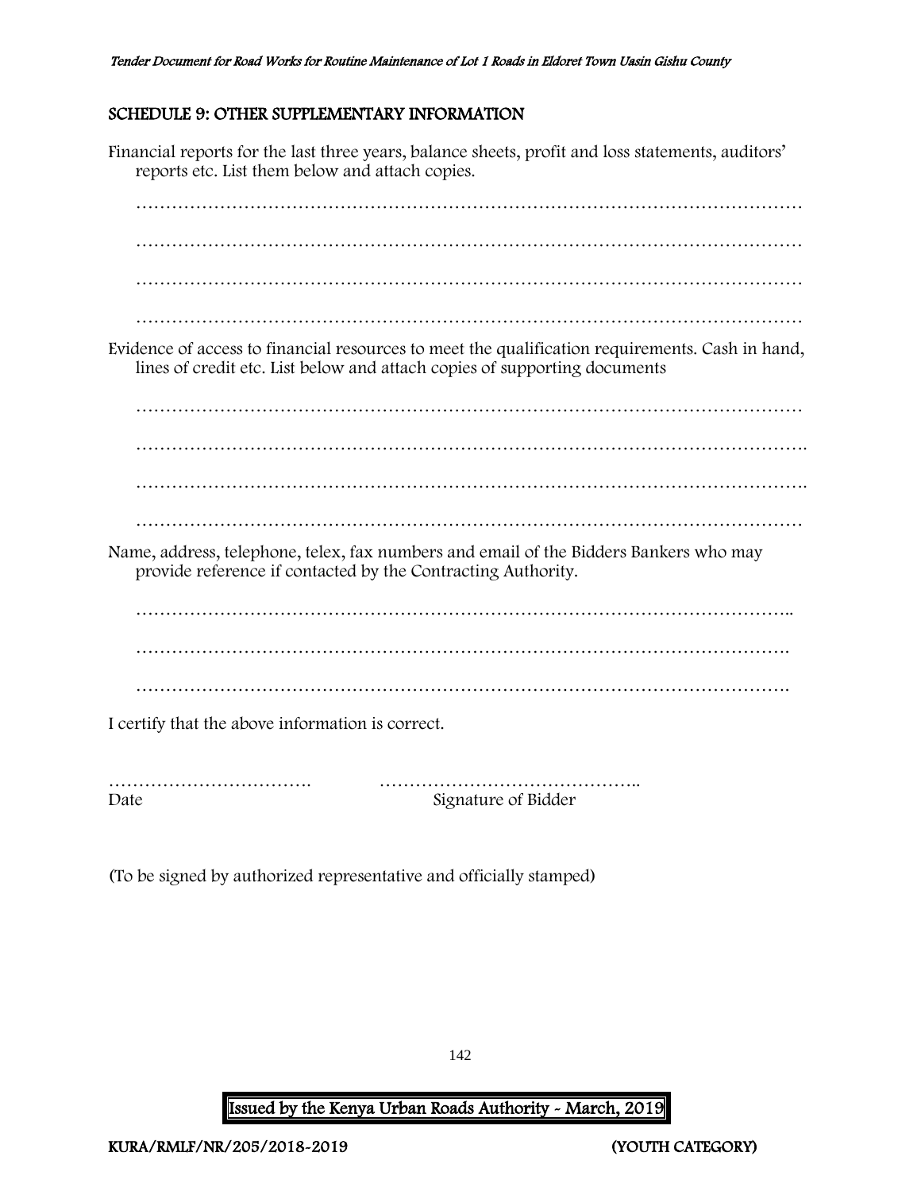## SCHEDULE 9: OTHER SUPPLEMENTARY INFORMATION

Financial reports for the last three years, balance sheets, profit and loss statements, auditors' reports etc. List them below and attach copies.

…………………………………………………………………………………………………

…………………………………………………………………………………………………

…………………………………………………………………………………………………

…………………………………………………………………………………………………

Evidence of access to financial resources to meet the qualification requirements. Cash in hand, lines of credit etc. List below and attach copies of supporting documents

…………………………………………………………………………………………………

………………………………………………………………………………………………….

………………………………………………………………………………………………….

…………………………………………………………………………………………………

Name, address, telephone, telex, fax numbers and email of the Bidders Bankers who may provide reference if contacted by the Contracting Authority.

………………………………………………………………………………………………..

……………………………………………………………………………………………….

……………………………………………………………………………………………….

I certify that the above information is correct.

……………………………. ……………………………………..

Date Signature of Bidder

(To be signed by authorized representative and officially stamped)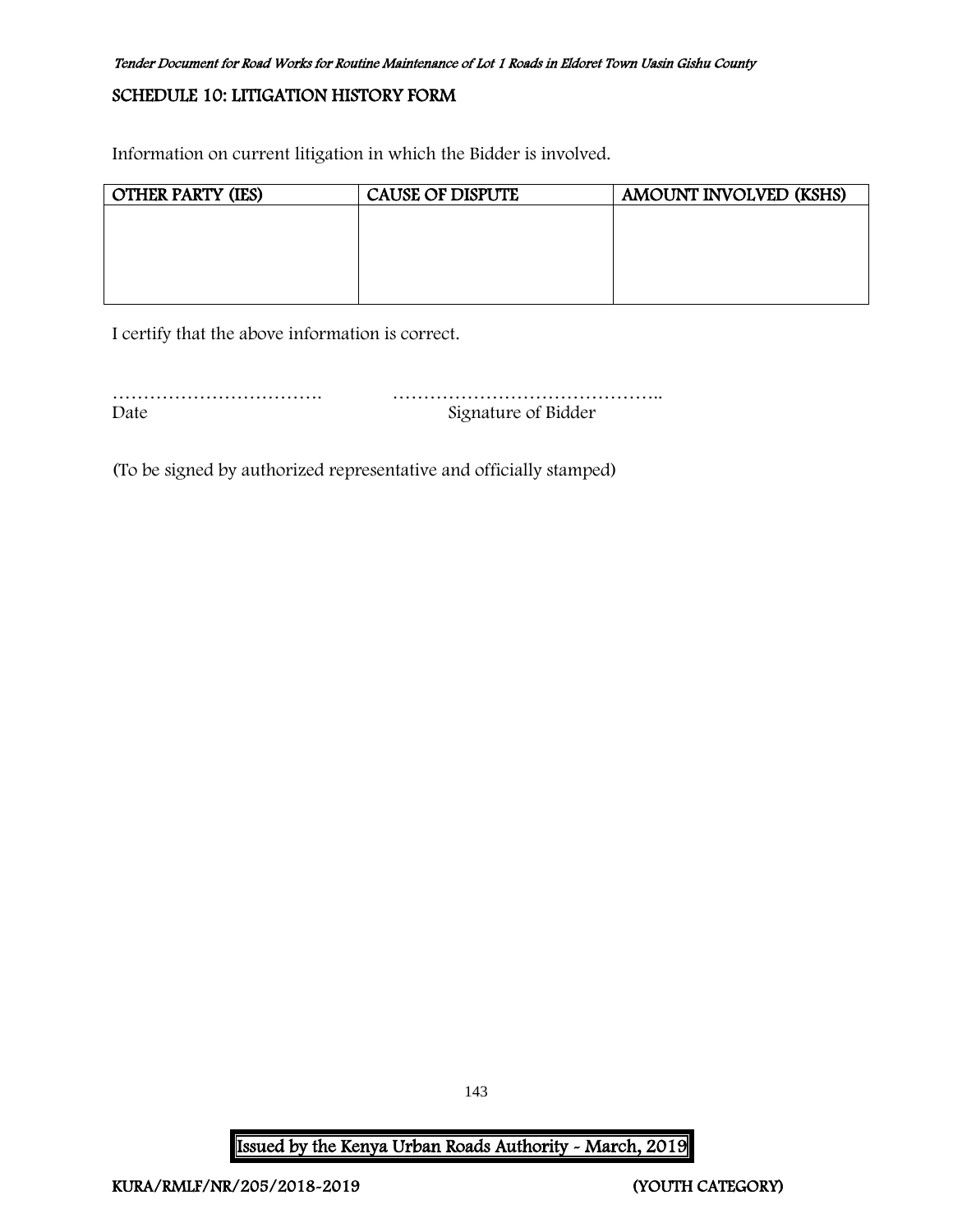## SCHEDULE 10: LITIGATION HISTORY FORM

Information on current litigation in which the Bidder is involved.

| OTHER PARTY (IES) | CAUSE OF DISPUTE | AMOUNT INVOLVED (KSHS) |
|---|---|---|
| | | |

I certify that the above information is correct.

……………………………. ……………………………………..
Date Signature of Bidder

(To be signed by authorized representative and officially stamped)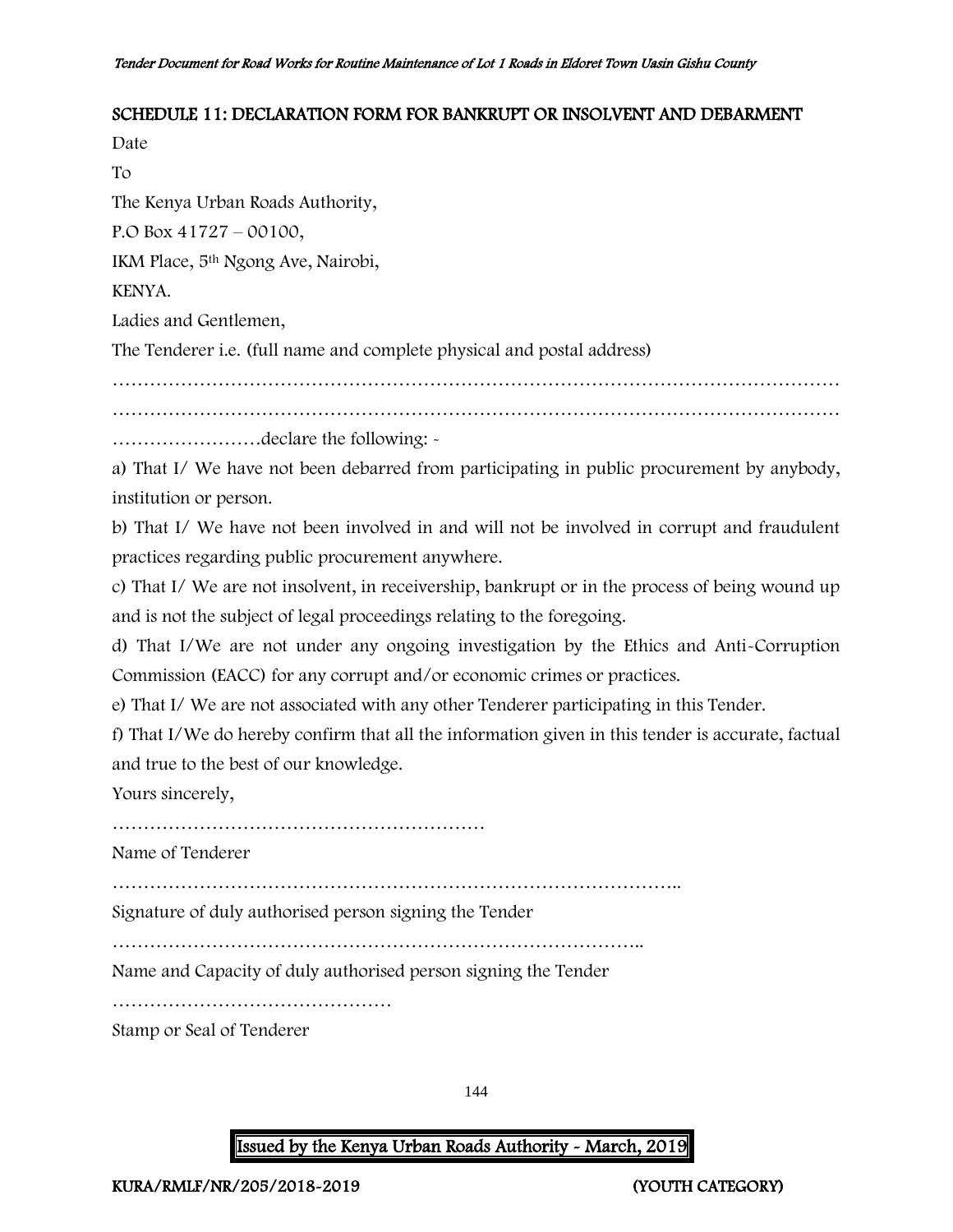## SCHEDULE 11: DECLARATION FORM FOR BANKRUPT OR INSOLVENT AND DEBARMENT

Date

To

The Kenya Urban Roads Authority,

P.O Box 41727 – 00100,

IKM Place, 5th Ngong Ave, Nairobi,

KENYA.

Ladies and Gentlemen,

The Tenderer i.e. (full name and complete physical and postal address)

…………………………………………………………………………………………………………

…………………………………………………………………………………………………………

……………………declare the following: -

a) That I/ We have not been debarred from participating in public procurement by anybody, institution or person.

b) That I/ We have not been involved in and will not be involved in corrupt and fraudulent practices regarding public procurement anywhere.

c) That I/ We are not insolvent, in receivership, bankrupt or in the process of being wound up and is not the subject of legal proceedings relating to the foregoing.

d) That I/We are not under any ongoing investigation by the Ethics and Anti-Corruption Commission (EACC) for any corrupt and/or economic crimes or practices.

e) That I/ We are not associated with any other Tenderer participating in this Tender.

f) That I/We do hereby confirm that all the information given in this tender is accurate, factual and true to the best of our knowledge.

Yours sincerely,

……………………………………………………

Name of Tenderer

………………………………………………………………………………..

Signature of duly authorised person signing the Tender

………………………………………………………………………..

Name and Capacity of duly authorised person signing the Tender

………………………………………

Stamp or Seal of Tenderer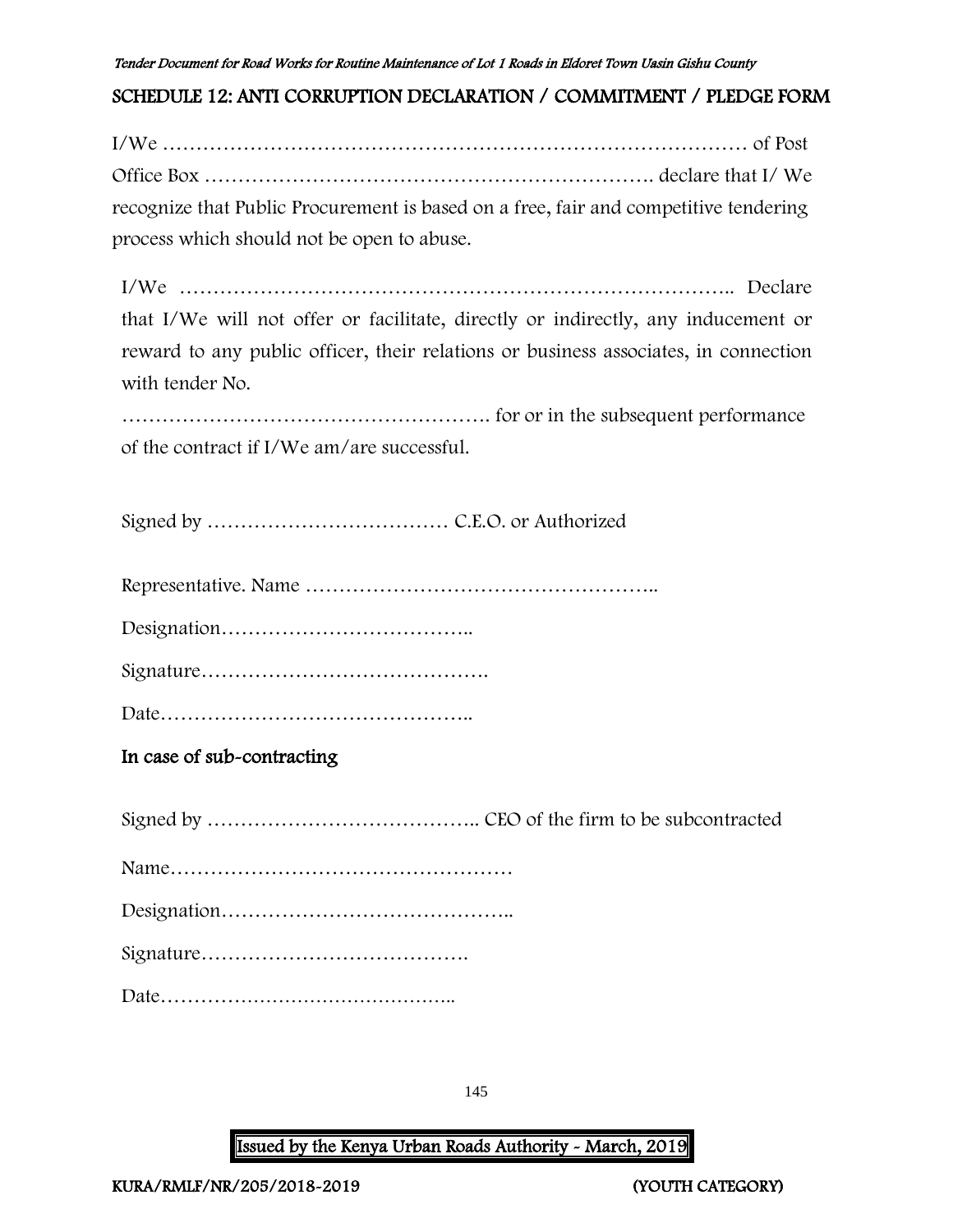## SCHEDULE 12: ANTI CORRUPTION DECLARATION / COMMITMENT / PLEDGE FORM

I/We …………………………………………………………………………… of Post Office Box ………………………………………………………. declare that I/ We recognize that Public Procurement is based on a free, fair and competitive tendering process which should not be open to abuse.

I/We ……………………………………………………………………….. Declare that I/We will not offer or facilitate, directly or indirectly, any inducement or reward to any public officer, their relations or business associates, in connection with tender No.

………………………………………………. for or in the subsequent performance of the contract if I/We am/are successful.

Signed by ……………………………… C.E.O. or Authorized

Representative. Name ……………………………………………..

Designation………………………………..

Signature…………………………………….

Date………………………………………..

### In case of sub-contracting

Signed by ………………………………….. CEO of the firm to be subcontracted

Name……………………………………………

Designation……………………………………..

Signature………………………………….

Date………………………………………..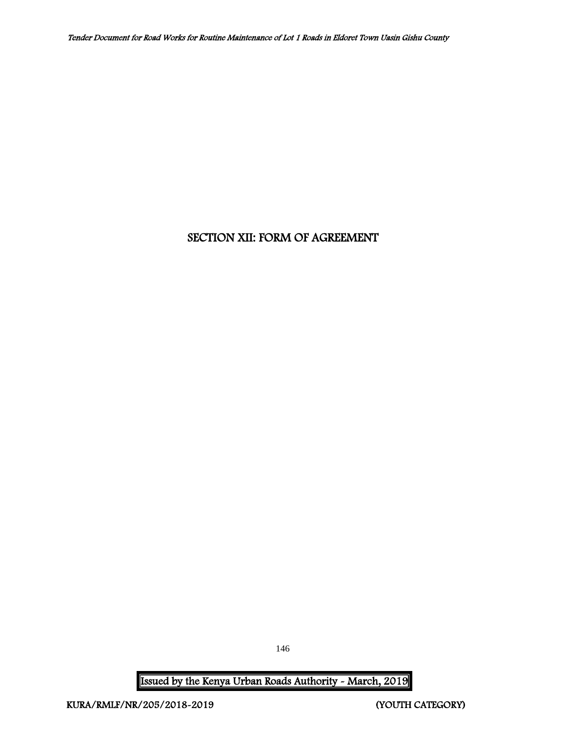# SECTION XII: FORM OF AGREEMENT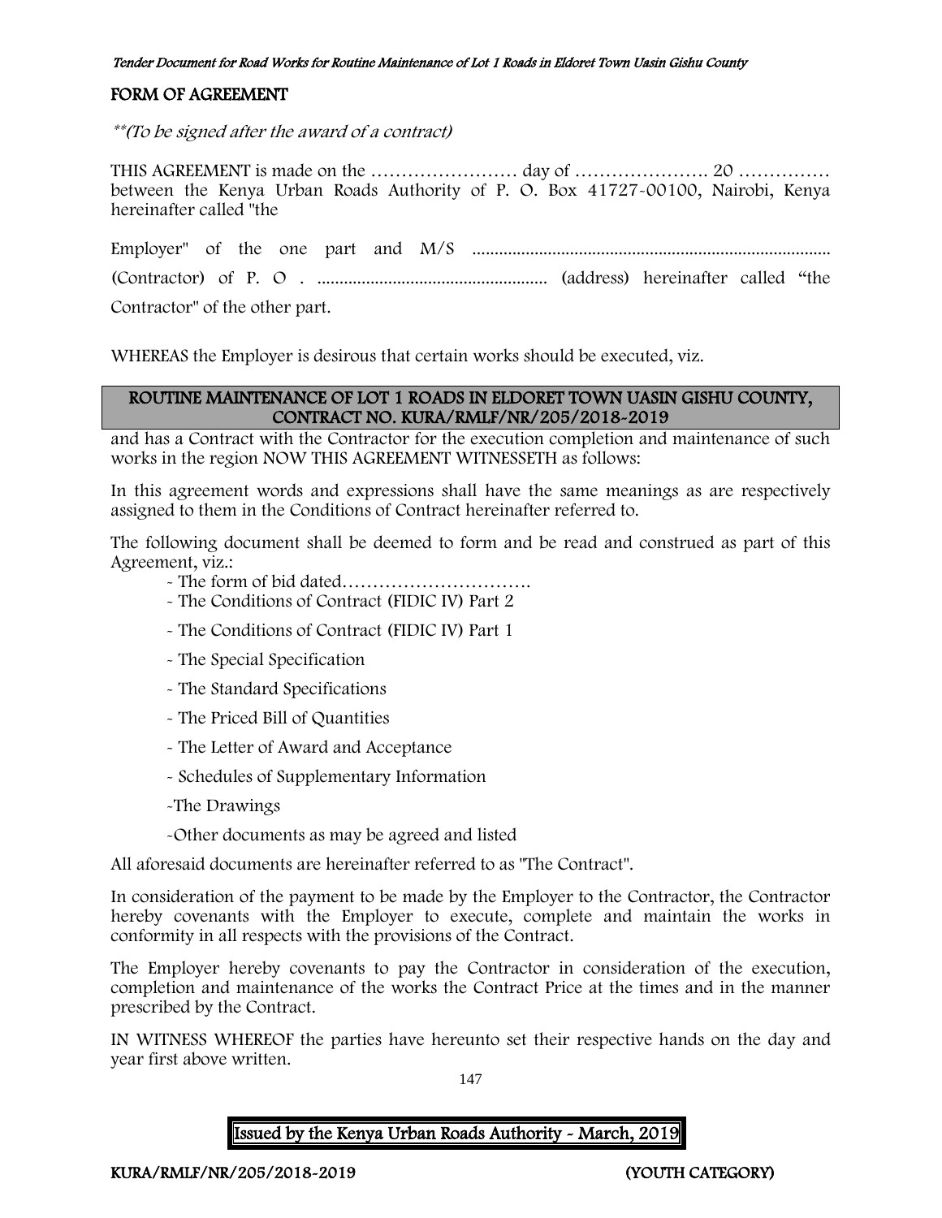## FORM OF AGREEMENT

*\*\*(To be signed after the award of a contract)*

THIS AGREEMENT is made on the …………………… day of …………………. 20 …………… between the Kenya Urban Roads Authority of P. O. Box 41727-00100, Nairobi, Kenya hereinafter called "the

Employer" of the one part and M/S ................................................................................ (Contractor) of P. O . ................................................... (address) hereinafter called "the Contractor" of the other part.

WHEREAS the Employer is desirous that certain works should be executed, viz.

**ROUTINE MAINTENANCE OF LOT 1 ROADS IN ELDORET TOWN UASIN GISHU COUNTY, CONTRACT NO. KURA/RMLF/NR/205/2018-2019**

and has a Contract with the Contractor for the execution completion and maintenance of such works in the region NOW THIS AGREEMENT WITNESSETH as follows:

In this agreement words and expressions shall have the same meanings as are respectively assigned to them in the Conditions of Contract hereinafter referred to.

The following document shall be deemed to form and be read and construed as part of this Agreement, viz.:

- The form of bid dated………………………….
- The Conditions of Contract (FIDIC IV) Part 2
- The Conditions of Contract (FIDIC IV) Part 1
- The Special Specification
- The Standard Specifications
- The Priced Bill of Quantities
- The Letter of Award and Acceptance
- Schedules of Supplementary Information
- The Drawings
- Other documents as may be agreed and listed

All aforesaid documents are hereinafter referred to as "The Contract".

In consideration of the payment to be made by the Employer to the Contractor, the Contractor hereby covenants with the Employer to execute, complete and maintain the works in conformity in all respects with the provisions of the Contract.

The Employer hereby covenants to pay the Contractor in consideration of the execution, completion and maintenance of the works the Contract Price at the times and in the manner prescribed by the Contract.

IN WITNESS WHEREOF the parties have hereunto set their respective hands on the day and year first above written.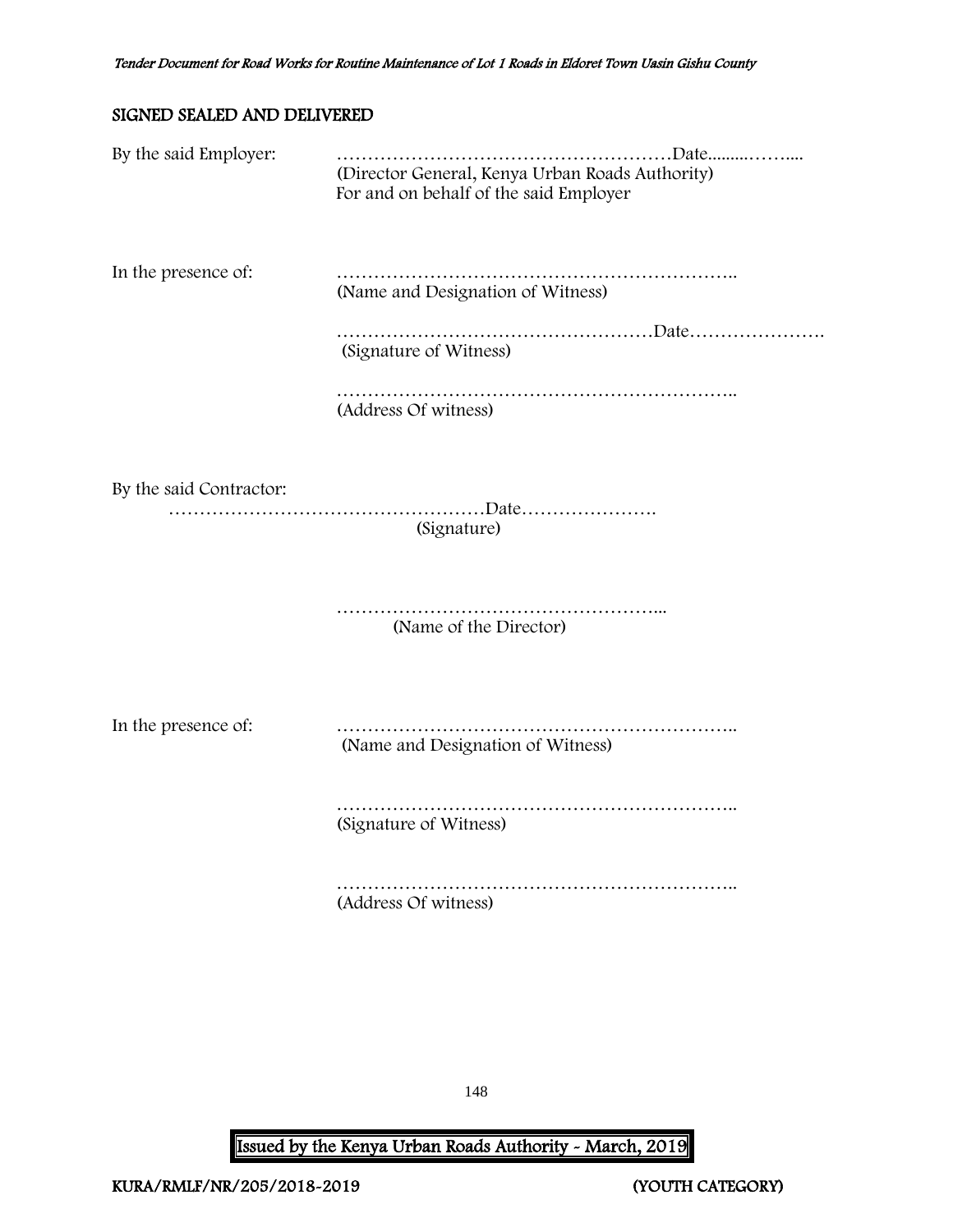## SIGNED SEALED AND DELIVERED

By the said Employer: ………………………………………………Date.........……....
(Director General, Kenya Urban Roads Authority)
For and on behalf of the said Employer

In the presence of: ………………………………………………………..
(Name and Designation of Witness)

……………………………………………Date………………….
(Signature of Witness)

………………………………………………………..
(Address Of witness)

By the said Contractor:
……………………………………………Date………………….
(Signature)

……………………………………………...
(Name of the Director)

In the presence of: ………………………………………………………..
(Name and Designation of Witness)

………………………………………………………..
(Signature of Witness)

………………………………………………………..
(Address Of witness)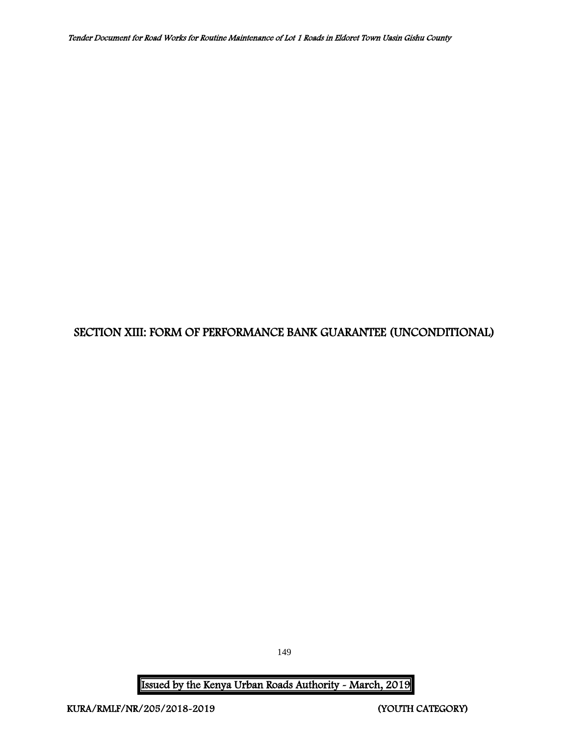# SECTION XIII: FORM OF PERFORMANCE BANK GUARANTEE (UNCONDITIONAL)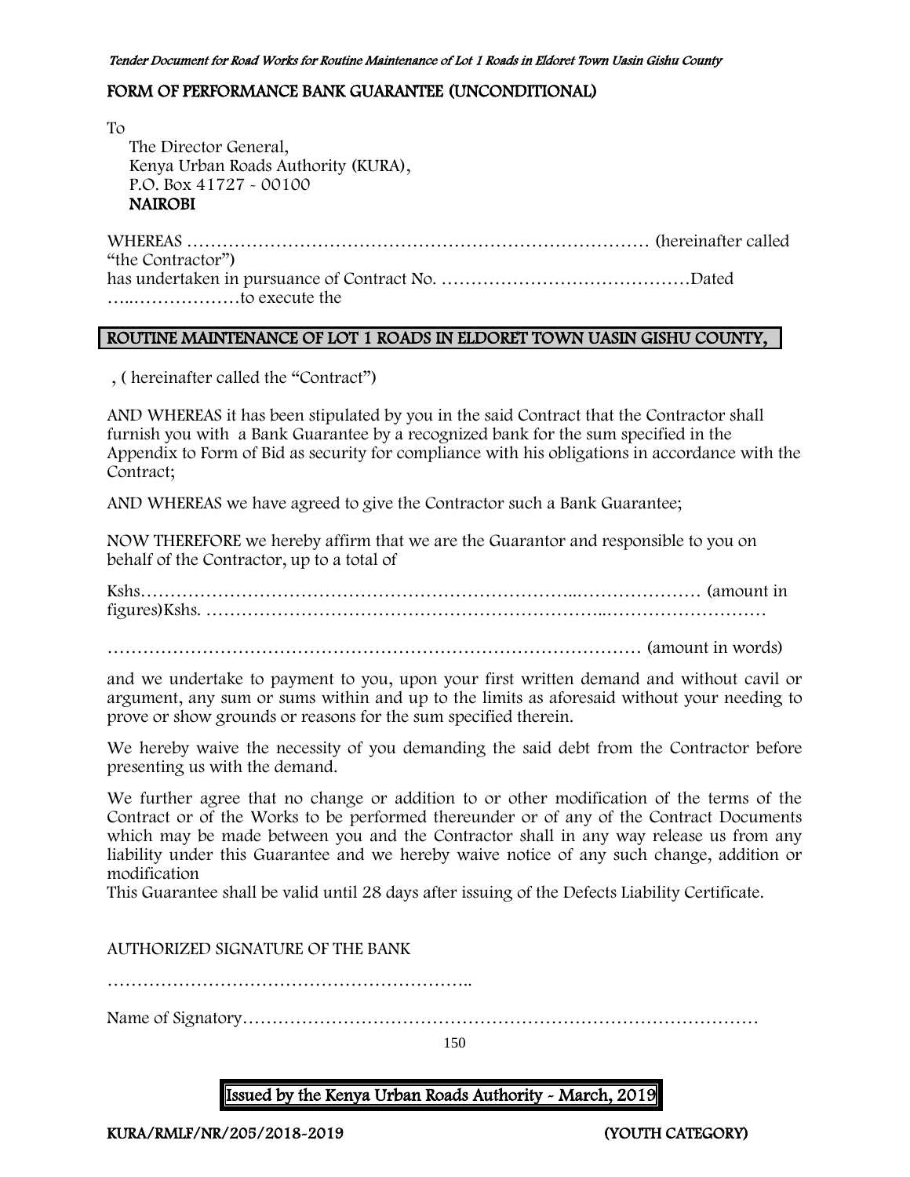## FORM OF PERFORMANCE BANK GUARANTEE (UNCONDITIONAL)

To
The Director General,
Kenya Urban Roads Authority (KURA),
P.O. Box 41727 - 00100
**NAIROBI**

WHEREAS ……………………………………………………………………… (hereinafter called "the Contractor")
has undertaken in pursuance of Contract No. ……………………………………Dated …..………………to execute the

**ROUTINE MAINTENANCE OF LOT 1 ROADS IN ELDORET TOWN UASIN GISHU COUNTY,**

, ( hereinafter called the "Contract")

AND WHEREAS it has been stipulated by you in the said Contract that the Contractor shall furnish you with a Bank Guarantee by a recognized bank for the sum specified in the Appendix to Form of Bid as security for compliance with his obligations in accordance with the Contract;

AND WHEREAS we have agreed to give the Contractor such a Bank Guarantee;

NOW THEREFORE we hereby affirm that we are the Guarantor and responsible to you on behalf of the Contractor, up to a total of

Kshs……………………………………………………………...………………… (amount in figures)Kshs. ………………………………………………………..………………………

……………………………………………………………………………… (amount in words)

and we undertake to payment to you, upon your first written demand and without cavil or argument, any sum or sums within and up to the limits as aforesaid without your needing to prove or show grounds or reasons for the sum specified therein.

We hereby waive the necessity of you demanding the said debt from the Contractor before presenting us with the demand.

We further agree that no change or addition to or other modification of the terms of the Contract or of the Works to be performed thereunder or of any of the Contract Documents which may be made between you and the Contractor shall in any way release us from any liability under this Guarantee and we hereby waive notice of any such change, addition or modification
This Guarantee shall be valid until 28 days after issuing of the Defects Liability Certificate.

AUTHORIZED SIGNATURE OF THE BANK

……………………………………………………..

Name of Signatory……………………………………………………………………………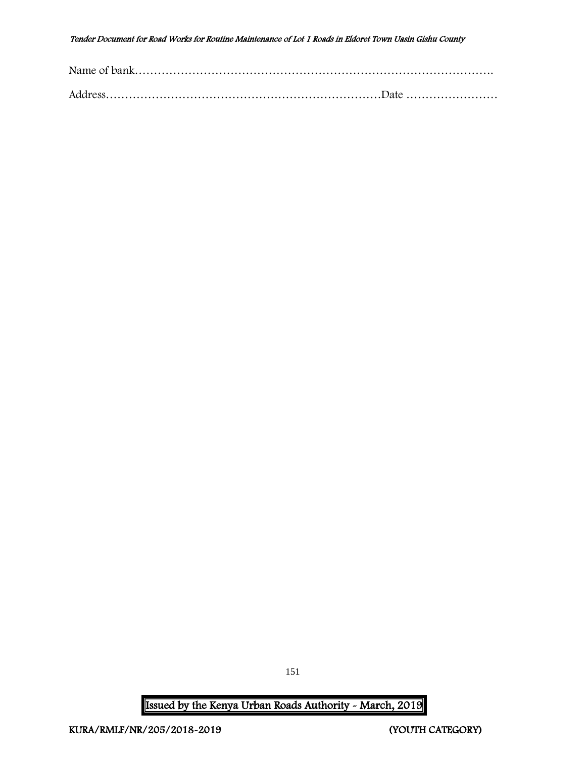Name of bank…………………………………………………………………………………….

Address………………………………………………………………Date ……………………